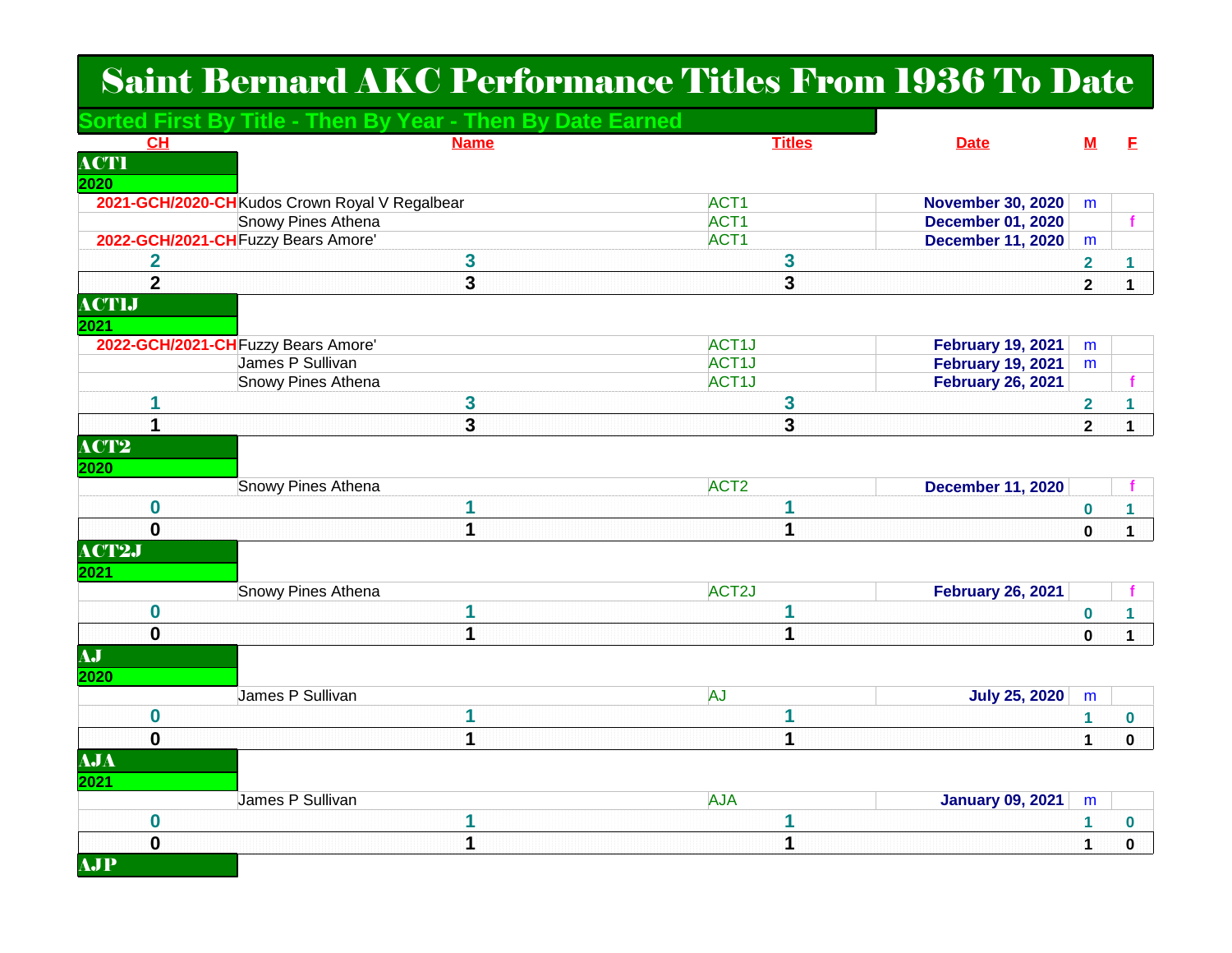# Saint Bernard AKC Performance Titles From 1936 To Date

## Sorted First By Title - Then By Year - Then By Date Earned

### ACT1

**2020**

| CH | Name | Titles | Date | M | F |
|---|---|---|---|---|---|
| 2021-GCH/2020-CH | Kudos Crown Royal V Regalbear | ACT1 | November 30, 2020 | m | |
| | Snowy Pines Athena | ACT1 | December 01, 2020 | | f |
| 2022-GCH/2021-CH | Fuzzy Bears Amore' | ACT1 | December 11, 2020 | m | |
| 2 | 3 | 3 | | 2 | 1 |
| 2 | 3 | 3 | | 2 | 1 |

### ACT1J

**2021**

| CH | Name | Titles | Date | M | F |
|---|---|---|---|---|---|
| 2022-GCH/2021-CH | Fuzzy Bears Amore' | ACT1J | February 19, 2021 | m | |
| | James P Sullivan | ACT1J | February 19, 2021 | m | |
| | Snowy Pines Athena | ACT1J | February 26, 2021 | | f |
| 1 | 3 | 3 | | 2 | 1 |
| 1 | 3 | 3 | | 2 | 1 |

### ACT2

**2020**

| CH | Name | Titles | Date | M | F |
|---|---|---|---|---|---|
| | Snowy Pines Athena | ACT2 | December 11, 2020 | | f |
| 0 | 1 | 1 | | 0 | 1 |
| 0 | 1 | 1 | | 0 | 1 |

### ACT2J

**2021**

| CH | Name | Titles | Date | M | F |
|---|---|---|---|---|---|
| | Snowy Pines Athena | ACT2J | February 26, 2021 | | f |
| 0 | 1 | 1 | | 0 | 1 |
| 0 | 1 | 1 | | 0 | 1 |

### AJ

**2020**

| CH | Name | Titles | Date | M | F |
|---|---|---|---|---|---|
| | James P Sullivan | AJ | July 25, 2020 | m | |
| 0 | 1 | 1 | | 1 | 0 |
| 0 | 1 | 1 | | 1 | 0 |

### AJA

**2021**

| CH | Name | Titles | Date | M | F |
|---|---|---|---|---|---|
| | James P Sullivan | AJA | January 09, 2021 | m | |
| 0 | 1 | 1 | | 1 | 0 |
| 0 | 1 | 1 | | 1 | 0 |

### AJP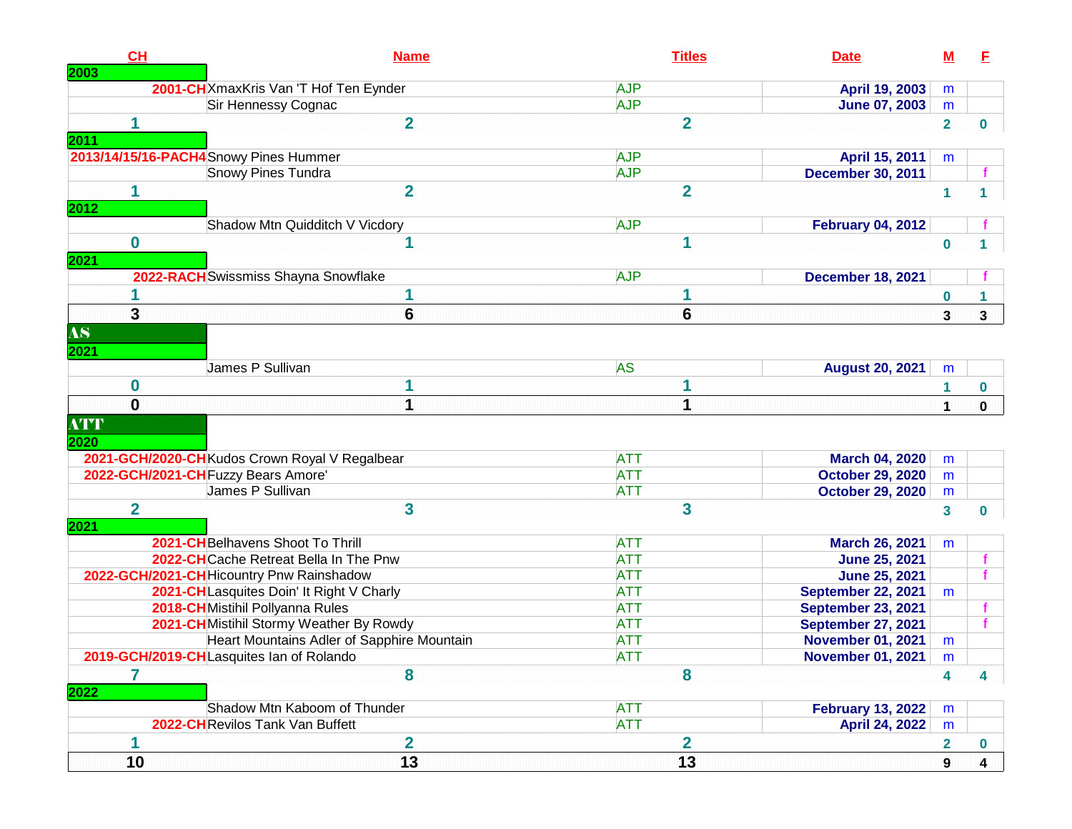| CH | Name | Titles | Date | M | F |
|---|---|---|---|---|---|
| **2003** | | | | | |
| 2001-CH | XmaxKris Van 'T Hof Ten Eynder | AJP | April 19, 2003 | m | |
| | Sir Hennessy Cognac | AJP | June 07, 2003 | m | |
| 1 | 2 | 2 | | 2 | 0 |
| **2011** | | | | | |
| 2013/14/15/16-PACH4 | Snowy Pines Hummer | AJP | April 15, 2011 | m | |
| | Snowy Pines Tundra | AJP | December 30, 2011 | | f |
| 1 | 2 | 2 | | 1 | 1 |
| **2012** | | | | | |
| | Shadow Mtn Quidditch V Vicdory | AJP | February 04, 2012 | | f |
| 0 | 1 | 1 | | 0 | 1 |
| **2021** | | | | | |
| 2022-RACH | Swissmiss Shayna Snowflake | AJP | December 18, 2021 | | f |
| 1 | 1 | 1 | | 0 | 1 |
| **3** | **6** | **6** | | **3** | **3** |
| **AS** | | | | | |
| **2021** | | | | | |
| | James P Sullivan | AS | August 20, 2021 | m | |
| 0 | 1 | 1 | | 1 | 0 |
| **0** | **1** | **1** | | **1** | **0** |
| **ATT** | | | | | |
| **2020** | | | | | |
| 2021-GCH/2020-CH | Kudos Crown Royal V Regalbear | ATT | March 04, 2020 | m | |
| 2022-GCH/2021-CH | Fuzzy Bears Amore' | ATT | October 29, 2020 | m | |
| | James P Sullivan | ATT | October 29, 2020 | m | |
| 2 | 3 | 3 | | 3 | 0 |
| **2021** | | | | | |
| 2021-CH | Belhavens Shoot To Thrill | ATT | March 26, 2021 | m | |
| 2022-CH | Cache Retreat Bella In The Pnw | ATT | June 25, 2021 | | f |
| 2022-GCH/2021-CH | Hicountry Pnw Rainshadow | ATT | June 25, 2021 | | f |
| 2021-CH | Lasquites Doin' It Right V Charly | ATT | September 22, 2021 | m | |
| 2018-CH | Mistihil Pollyanna Rules | ATT | September 23, 2021 | | f |
| 2021-CH | Mistihil Stormy Weather By Rowdy | ATT | September 27, 2021 | | f |
| | Heart Mountains Adler of Sapphire Mountain | ATT | November 01, 2021 | m | |
| 2019-GCH/2019-CH | Lasquites Ian of Rolando | ATT | November 01, 2021 | m | |
| 7 | 8 | 8 | | 4 | 4 |
| **2022** | | | | | |
| | Shadow Mtn Kaboom of Thunder | ATT | February 13, 2022 | m | |
| 2022-CH | Revilos Tank Van Buffett | ATT | April 24, 2022 | m | |
| 1 | 2 | 2 | | 2 | 0 |
| **10** | **13** | **13** | | **9** | **4** |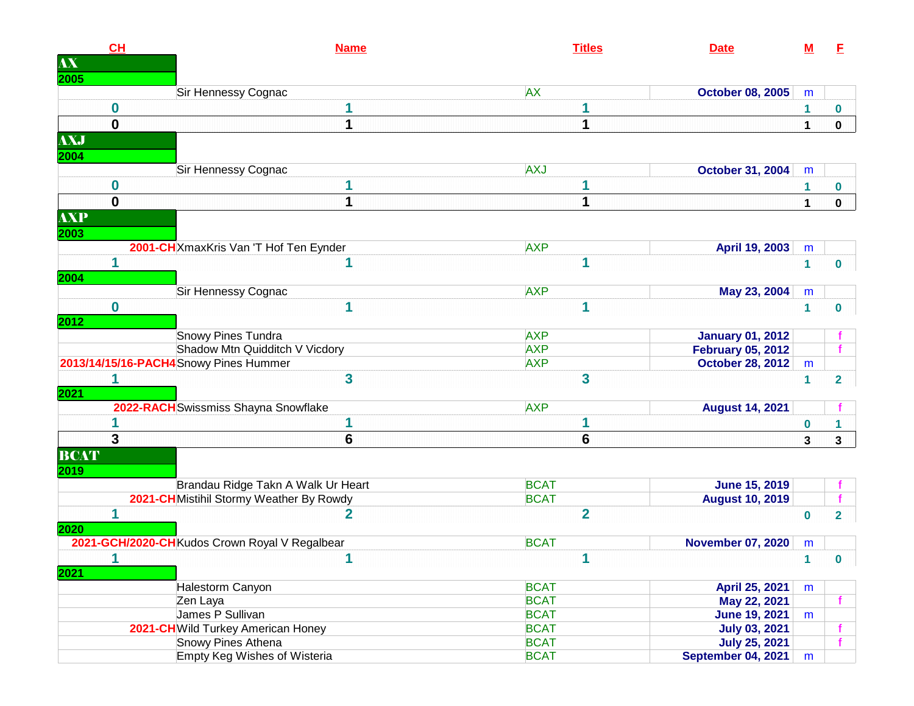| CH | Name | Titles | Date | M | F |
|---|---|---|---|---|---|
| **AX** | | | | | |
| **2005** | | | | | |
| | Sir Hennessy Cognac | AX | October 08, 2005 | m | |
| 0 | 1 | 1 | | 1 | 0 |
| **0** | **1** | **1** | | **1** | **0** |
| **AXJ** | | | | | |
| **2004** | | | | | |
| | Sir Hennessy Cognac | AXJ | October 31, 2004 | m | |
| 0 | 1 | 1 | | 1 | 0 |
| **0** | **1** | **1** | | **1** | **0** |
| **AXP** | | | | | |
| **2003** | | | | | |
| 2001-CH | XmaxKris Van 'T Hof Ten Eynder | AXP | April 19, 2003 | m | |
| 1 | 1 | 1 | | 1 | 0 |
| **2004** | | | | | |
| | Sir Hennessy Cognac | AXP | May 23, 2004 | m | |
| 0 | 1 | 1 | | 1 | 0 |
| **2012** | | | | | |
| | Snowy Pines Tundra | AXP | January 01, 2012 | | f |
| | Shadow Mtn Quidditch V Vicdory | AXP | February 05, 2012 | | f |
| 2013/14/15/16-PACH4 | Snowy Pines Hummer | AXP | October 28, 2012 | m | |
| 1 | 3 | 3 | | 1 | 2 |
| **2021** | | | | | |
| 2022-RACH | Swissmiss Shayna Snowflake | AXP | August 14, 2021 | | f |
| 1 | 1 | 1 | | 0 | 1 |
| **3** | **6** | **6** | | **3** | **3** |
| **BCAT** | | | | | |
| **2019** | | | | | |
| | Brandau Ridge Takn A Walk Ur Heart | BCAT | June 15, 2019 | | f |
| 2021-CH | Mistihil Stormy Weather By Rowdy | BCAT | August 10, 2019 | | f |
| 1 | 2 | 2 | | 0 | 2 |
| **2020** | | | | | |
| 2021-GCH/2020-CH | Kudos Crown Royal V Regalbear | BCAT | November 07, 2020 | m | |
| 1 | 1 | 1 | | 1 | 0 |
| **2021** | | | | | |
| | Halestorm Canyon | BCAT | April 25, 2021 | m | |
| | Zen Laya | BCAT | May 22, 2021 | | f |
| | James P Sullivan | BCAT | June 19, 2021 | m | |
| 2021-CH | Wild Turkey American Honey | BCAT | July 03, 2021 | | f |
| | Snowy Pines Athena | BCAT | July 25, 2021 | | f |
| | Empty Keg Wishes of Wisteria | BCAT | September 04, 2021 | m | |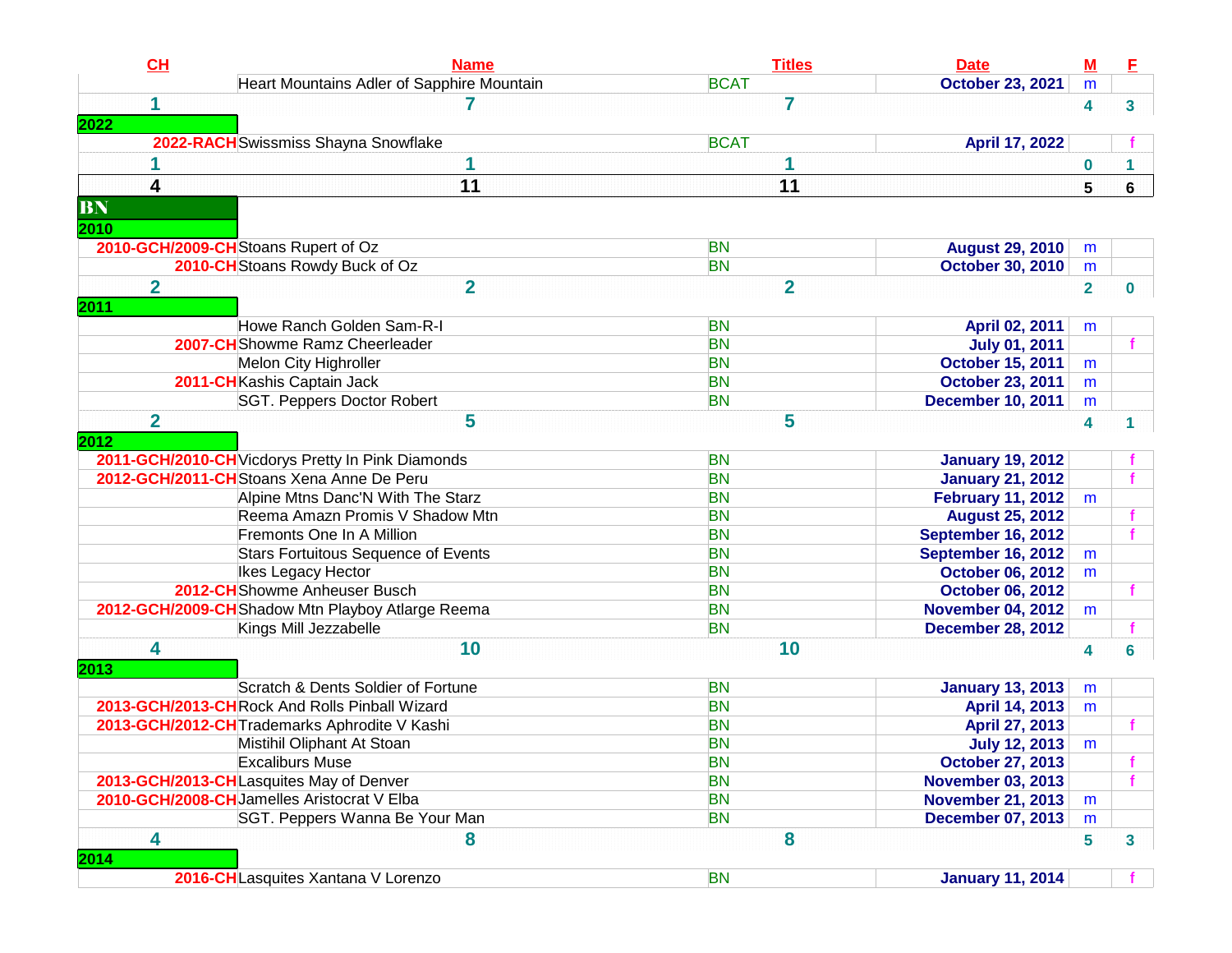| CH | Name | Titles | Date | M | F |
|---|---|---|---|---|---|
| | Heart Mountains Adler of Sapphire Mountain | BCAT | October 23, 2021 | m | |
| 1 | 7 | 7 | | 4 | 3 |
| 2022 | | | | | |
| 2022-RACH | Swissmiss Shayna Snowflake | BCAT | April 17, 2022 | | f |
| 1 | 1 | 1 | | 0 | 1 |
| 4 | 11 | 11 | | 5 | 6 |
| **BN** | | | | | |
| 2010 | | | | | |
| 2010-GCH/2009-CH | Stoans Rupert of Oz | BN | August 29, 2010 | m | |
| 2010-CH | Stoans Rowdy Buck of Oz | BN | October 30, 2010 | m | |
| 2 | 2 | 2 | | 2 | 0 |
| 2011 | | | | | |
| | Howe Ranch Golden Sam-R-I | BN | April 02, 2011 | m | |
| 2007-CH | Showme Ramz Cheerleader | BN | July 01, 2011 | | f |
| | Melon City Highroller | BN | October 15, 2011 | m | |
| 2011-CH | Kashis Captain Jack | BN | October 23, 2011 | m | |
| | SGT. Peppers Doctor Robert | BN | December 10, 2011 | m | |
| 2 | 5 | 5 | | 4 | 1 |
| 2012 | | | | | |
| 2011-GCH/2010-CH | Vicdorys Pretty In Pink Diamonds | BN | January 19, 2012 | | f |
| 2012-GCH/2011-CH | Stoans Xena Anne De Peru | BN | January 21, 2012 | | f |
| | Alpine Mtns Danc'N With The Starz | BN | February 11, 2012 | m | |
| | Reema Amazn Promis V Shadow Mtn | BN | August 25, 2012 | | f |
| | Fremonts One In A Million | BN | September 16, 2012 | | f |
| | Stars Fortuitous Sequence of Events | BN | September 16, 2012 | m | |
| | Ikes Legacy Hector | BN | October 06, 2012 | m | |
| 2012-CH | Showme Anheuser Busch | BN | October 06, 2012 | | f |
| 2012-GCH/2009-CH | Shadow Mtn Playboy Atlarge Reema | BN | November 04, 2012 | m | |
| | Kings Mill Jezzabelle | BN | December 28, 2012 | | f |
| 4 | 10 | 10 | | 4 | 6 |
| 2013 | | | | | |
| | Scratch & Dents Soldier of Fortune | BN | January 13, 2013 | m | |
| 2013-GCH/2013-CH | Rock And Rolls Pinball Wizard | BN | April 14, 2013 | m | |
| 2013-GCH/2012-CH | Trademarks Aphrodite V Kashi | BN | April 27, 2013 | | f |
| | Mistihil Oliphant At Stoan | BN | July 12, 2013 | m | |
| | Excaliburs Muse | BN | October 27, 2013 | | f |
| 2013-GCH/2013-CH | Lasquites May of Denver | BN | November 03, 2013 | | f |
| 2010-GCH/2008-CH | Jamelles Aristocrat V Elba | BN | November 21, 2013 | m | |
| | SGT. Peppers Wanna Be Your Man | BN | December 07, 2013 | m | |
| 4 | 8 | 8 | | 5 | 3 |
| 2014 | | | | | |
| 2016-CH | Lasquites Xantana V Lorenzo | BN | January 11, 2014 | | f |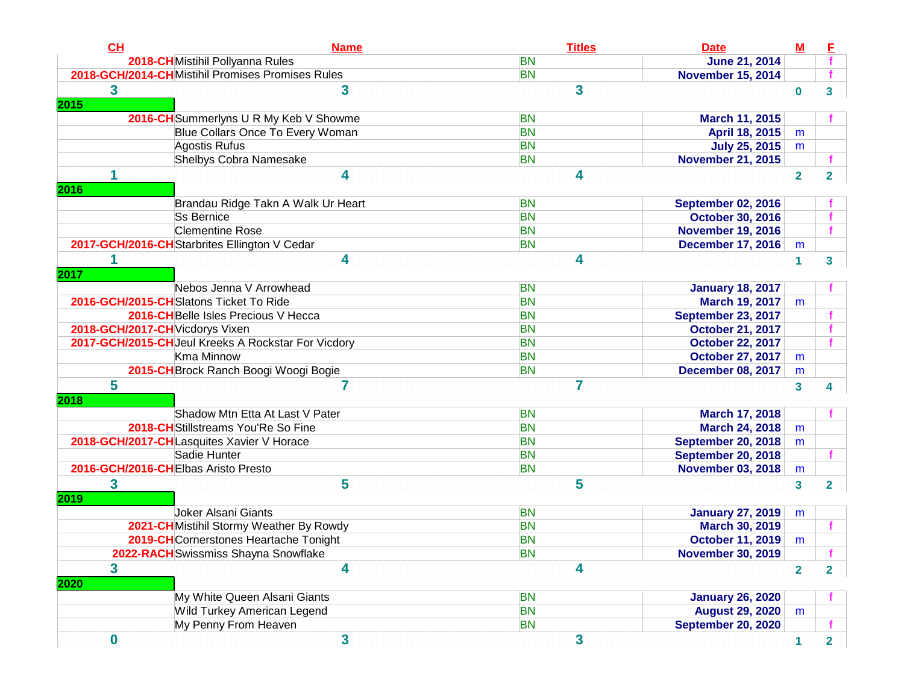| CH | Name | Titles | Date | M | F |
|---|---|---|---|---|---|
| 2018-CH | Mistihil Pollyanna Rules | BN | June 21, 2014 | | f |
| 2018-GCH/2014-CH | Mistihil Promises Promises Rules | BN | November 15, 2014 | | f |
| 3 | 3 | 3 | | 0 | 3 |
| 2015 | | | | | |
| 2016-CH | Summerlyns U R My Keb V Showme | BN | March 11, 2015 | | f |
| | Blue Collars Once To Every Woman | BN | April 18, 2015 | m | |
| | Agostis Rufus | BN | July 25, 2015 | m | |
| | Shelbys Cobra Namesake | BN | November 21, 2015 | | f |
| 1 | 4 | 4 | | 2 | 2 |
| 2016 | | | | | |
| | Brandau Ridge Takn A Walk Ur Heart | BN | September 02, 2016 | | f |
| | Ss Bernice | BN | October 30, 2016 | | f |
| | Clementine Rose | BN | November 19, 2016 | | f |
| 2017-GCH/2016-CH | Starbrites Ellington V Cedar | BN | December 17, 2016 | m | |
| 1 | 4 | 4 | | 1 | 3 |
| 2017 | | | | | |
| | Nebos Jenna V Arrowhead | BN | January 18, 2017 | | f |
| 2016-GCH/2015-CH | Slatons Ticket To Ride | BN | March 19, 2017 | m | |
| 2016-CH | Belle Isles Precious V Hecca | BN | September 23, 2017 | | f |
| 2018-GCH/2017-CH | Vicdorys Vixen | BN | October 21, 2017 | | f |
| 2017-GCH/2015-CH | Jeul Kreeks A Rockstar For Vicdory | BN | October 22, 2017 | | f |
| | Kma Minnow | BN | October 27, 2017 | m | |
| 2015-CH | Brock Ranch Boogi Woogi Bogie | BN | December 08, 2017 | m | |
| 5 | 7 | 7 | | 3 | 4 |
| 2018 | | | | | |
| | Shadow Mtn Etta At Last V Pater | BN | March 17, 2018 | | f |
| 2018-CH | Stillstreams You'Re So Fine | BN | March 24, 2018 | m | |
| 2018-GCH/2017-CH | Lasquites Xavier V Horace | BN | September 20, 2018 | m | |
| | Sadie Hunter | BN | September 20, 2018 | | f |
| 2016-GCH/2016-CH | Elbas Aristo Presto | BN | November 03, 2018 | m | |
| 3 | 5 | 5 | | 3 | 2 |
| 2019 | | | | | |
| | Joker Alsani Giants | BN | January 27, 2019 | m | |
| 2021-CH | Mistihil Stormy Weather By Rowdy | BN | March 30, 2019 | | f |
| 2019-CH | Cornerstones Heartache Tonight | BN | October 11, 2019 | m | |
| 2022-RACH | Swissmiss Shayna Snowflake | BN | November 30, 2019 | | f |
| 3 | 4 | 4 | | 2 | 2 |
| 2020 | | | | | |
| | My White Queen Alsani Giants | BN | January 26, 2020 | | f |
| | Wild Turkey American Legend | BN | August 29, 2020 | m | |
| | My Penny From Heaven | BN | September 20, 2020 | | f |
| 0 | 3 | 3 | | 1 | 2 |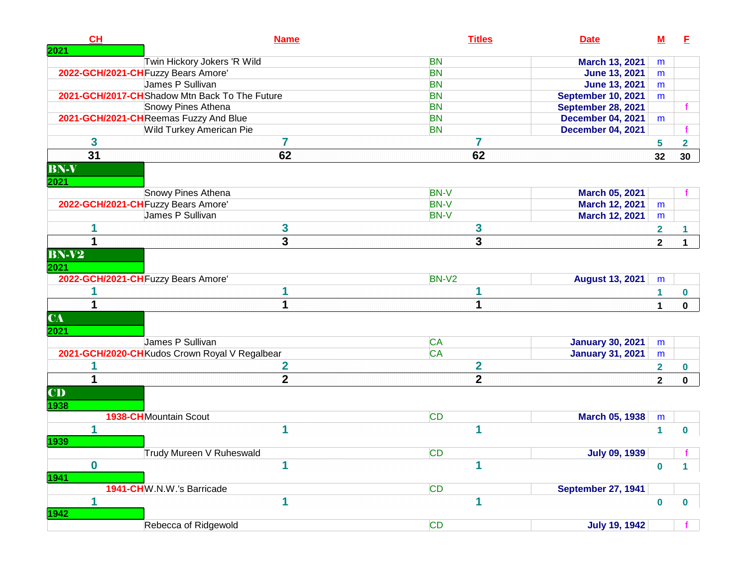| CH | Name | Titles | Date | M | F |
|---|---|---|---|---|---|
| **2021** | | | | | |
| | Twin Hickory Jokers 'R Wild | BN | March 13, 2021 | m | |
| 2022-GCH/2021-CH | Fuzzy Bears Amore' | BN | June 13, 2021 | m | |
| | James P Sullivan | BN | June 13, 2021 | m | |
| 2021-GCH/2017-CH | Shadow Mtn Back To The Future | BN | September 10, 2021 | m | |
| | Snowy Pines Athena | BN | September 28, 2021 | | f |
| 2021-GCH/2021-CH | Reemas Fuzzy And Blue | BN | December 04, 2021 | m | |
| | Wild Turkey American Pie | BN | December 04, 2021 | | f |
| 3 | 7 | 7 | | 5 | 2 |
| 31 | 62 | 62 | | 32 | 30 |
| **BN-V** | | | | | |
| **2021** | | | | | |
| | Snowy Pines Athena | BN-V | March 05, 2021 | | f |
| 2022-GCH/2021-CH | Fuzzy Bears Amore' | BN-V | March 12, 2021 | m | |
| | James P Sullivan | BN-V | March 12, 2021 | m | |
| 1 | 3 | 3 | | 2 | 1 |
| 1 | 3 | 3 | | 2 | 1 |
| **BN-V2** | | | | | |
| **2021** | | | | | |
| 2022-GCH/2021-CH | Fuzzy Bears Amore' | BN-V2 | August 13, 2021 | m | |
| 1 | 1 | 1 | | 1 | 0 |
| 1 | 1 | 1 | | 1 | 0 |
| **CA** | | | | | |
| **2021** | | | | | |
| | James P Sullivan | CA | January 30, 2021 | m | |
| 2021-GCH/2020-CH | Kudos Crown Royal V Regalbear | CA | January 31, 2021 | m | |
| 1 | 2 | 2 | | 2 | 0 |
| 1 | 2 | 2 | | 2 | 0 |
| **CD** | | | | | |
| **1938** | | | | | |
| 1938-CH | Mountain Scout | CD | March 05, 1938 | m | |
| 1 | 1 | 1 | | 1 | 0 |
| **1939** | | | | | |
| | Trudy Mureen V Ruheswald | CD | July 09, 1939 | | f |
| 0 | 1 | 1 | | 0 | 1 |
| **1941** | | | | | |
| 1941-CH | W.N.W.'s Barricade | CD | September 27, 1941 | | |
| 1 | 1 | 1 | | 0 | 0 |
| **1942** | | | | | |
| | Rebecca of Ridgewold | CD | July 19, 1942 | | f |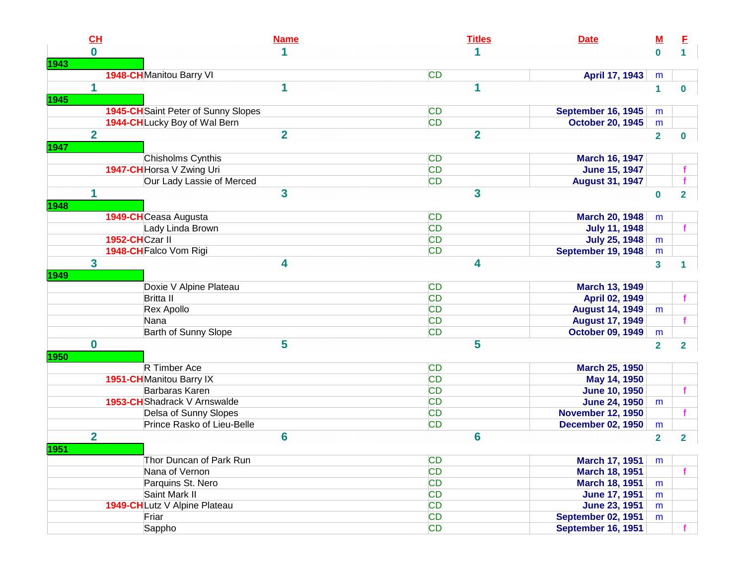| CH | Name | Titles | Date | M | F |
|---|---|---|---|---|---|
| 0 | 1 | 1 | | 0 | 1 |
| **1943** | | | | | |
| 1948-CH | Manitou Barry VI | CD | April 17, 1943 | m | |
| 1 | 1 | 1 | | 1 | 0 |
| **1945** | | | | | |
| 1945-CH | Saint Peter of Sunny Slopes | CD | September 16, 1945 | m | |
| 1944-CH | Lucky Boy of Wal Bern | CD | October 20, 1945 | m | |
| 2 | 2 | 2 | | 2 | 0 |
| **1947** | | | | | |
| | Chisholms Cynthis | CD | March 16, 1947 | | |
| 1947-CH | Horsa V Zwing Uri | CD | June 15, 1947 | | f |
| | Our Lady Lassie of Merced | CD | August 31, 1947 | | f |
| 1 | 3 | 3 | | 0 | 2 |
| **1948** | | | | | |
| 1949-CH | Ceasa Augusta | CD | March 20, 1948 | m | |
| | Lady Linda Brown | CD | July 11, 1948 | | f |
| 1952-CH | Czar II | CD | July 25, 1948 | m | |
| 1948-CH | Falco Vom Rigi | CD | September 19, 1948 | m | |
| 3 | 4 | 4 | | 3 | 1 |
| **1949** | | | | | |
| | Doxie V Alpine Plateau | CD | March 13, 1949 | | |
| | Britta II | CD | April 02, 1949 | | f |
| | Rex Apollo | CD | August 14, 1949 | m | |
| | Nana | CD | August 17, 1949 | | f |
| | Barth of Sunny Slope | CD | October 09, 1949 | m | |
| 0 | 5 | 5 | | 2 | 2 |
| **1950** | | | | | |
| | R Timber Ace | CD | March 25, 1950 | | |
| 1951-CH | Manitou Barry IX | CD | May 14, 1950 | | |
| | Barbaras Karen | CD | June 10, 1950 | | f |
| 1953-CH | Shadrack V Arnswalde | CD | June 24, 1950 | m | |
| | Delsa of Sunny Slopes | CD | November 12, 1950 | | f |
| | Prince Rasko of Lieu-Belle | CD | December 02, 1950 | m | |
| 2 | 6 | 6 | | 2 | 2 |
| **1951** | | | | | |
| | Thor Duncan of Park Run | CD | March 17, 1951 | m | |
| | Nana of Vernon | CD | March 18, 1951 | | f |
| | Parquins St. Nero | CD | March 18, 1951 | m | |
| | Saint Mark II | CD | June 17, 1951 | m | |
| 1949-CH | Lutz V Alpine Plateau | CD | June 23, 1951 | m | |
| | Friar | CD | September 02, 1951 | m | |
| | Sappho | CD | September 16, 1951 | | f |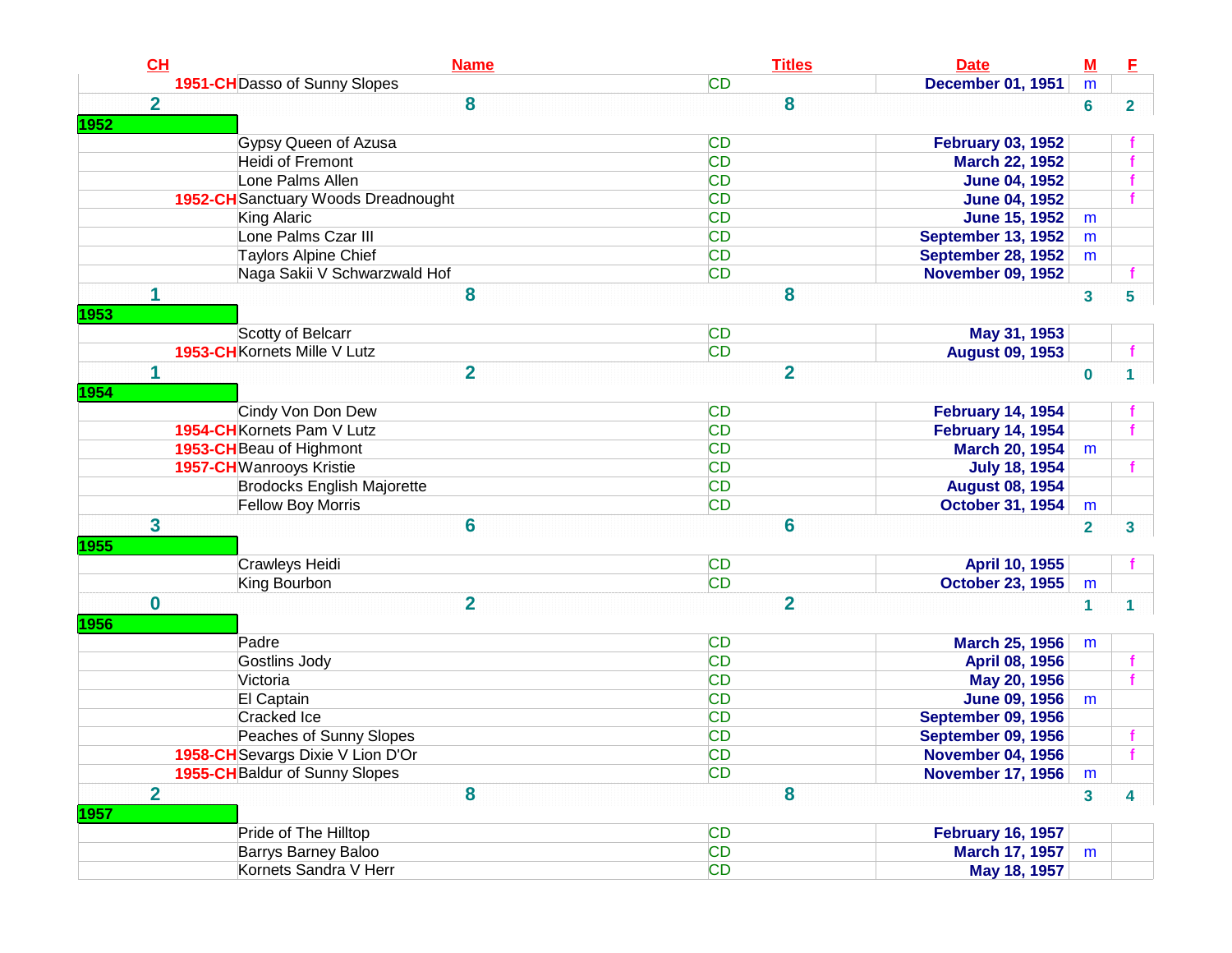| CH | Name | Titles | Date | M | F |
|---|---|---|---|---|---|
| 1951-CH | Dasso of Sunny Slopes | CD | December 01, 1951 | m | |
| 2 | 8 | 8 | | 6 | 2 |
| 1952 | | | | | |
| | Gypsy Queen of Azusa | CD | February 03, 1952 | | f |
| | Heidi of Fremont | CD | March 22, 1952 | | f |
| | Lone Palms Allen | CD | June 04, 1952 | | f |
| 1952-CH | Sanctuary Woods Dreadnought | CD | June 04, 1952 | | f |
| | King Alaric | CD | June 15, 1952 | m | |
| | Lone Palms Czar III | CD | September 13, 1952 | m | |
| | Taylors Alpine Chief | CD | September 28, 1952 | m | |
| | Naga Sakii V Schwarzwald Hof | CD | November 09, 1952 | | f |
| 1 | 8 | 8 | | 3 | 5 |
| 1953 | | | | | |
| | Scotty of Belcarr | CD | May 31, 1953 | | |
| 1953-CH | Kornets Mille V Lutz | CD | August 09, 1953 | | f |
| 1 | 2 | 2 | | 0 | 1 |
| 1954 | | | | | |
| | Cindy Von Don Dew | CD | February 14, 1954 | | f |
| 1954-CH | Kornets Pam V Lutz | CD | February 14, 1954 | | f |
| 1953-CH | Beau of Highmont | CD | March 20, 1954 | m | |
| 1957-CH | Wanrooys Kristie | CD | July 18, 1954 | | f |
| | Brodocks English Majorette | CD | August 08, 1954 | | |
| | Fellow Boy Morris | CD | October 31, 1954 | m | |
| 3 | 6 | 6 | | 2 | 3 |
| 1955 | | | | | |
| | Crawleys Heidi | CD | April 10, 1955 | | f |
| | King Bourbon | CD | October 23, 1955 | m | |
| 0 | 2 | 2 | | 1 | 1 |
| 1956 | | | | | |
| | Padre | CD | March 25, 1956 | m | |
| | Gostlins Jody | CD | April 08, 1956 | | f |
| | Victoria | CD | May 20, 1956 | | f |
| | El Captain | CD | June 09, 1956 | m | |
| | Cracked Ice | CD | September 09, 1956 | | |
| | Peaches of Sunny Slopes | CD | September 09, 1956 | | f |
| 1958-CH | Sevargs Dixie V Lion D'Or | CD | November 04, 1956 | | f |
| 1955-CH | Baldur of Sunny Slopes | CD | November 17, 1956 | m | |
| 2 | 8 | 8 | | 3 | 4 |
| 1957 | | | | | |
| | Pride of The Hilltop | CD | February 16, 1957 | | |
| | Barrys Barney Baloo | CD | March 17, 1957 | m | |
| | Kornets Sandra V Herr | CD | May 18, 1957 | | |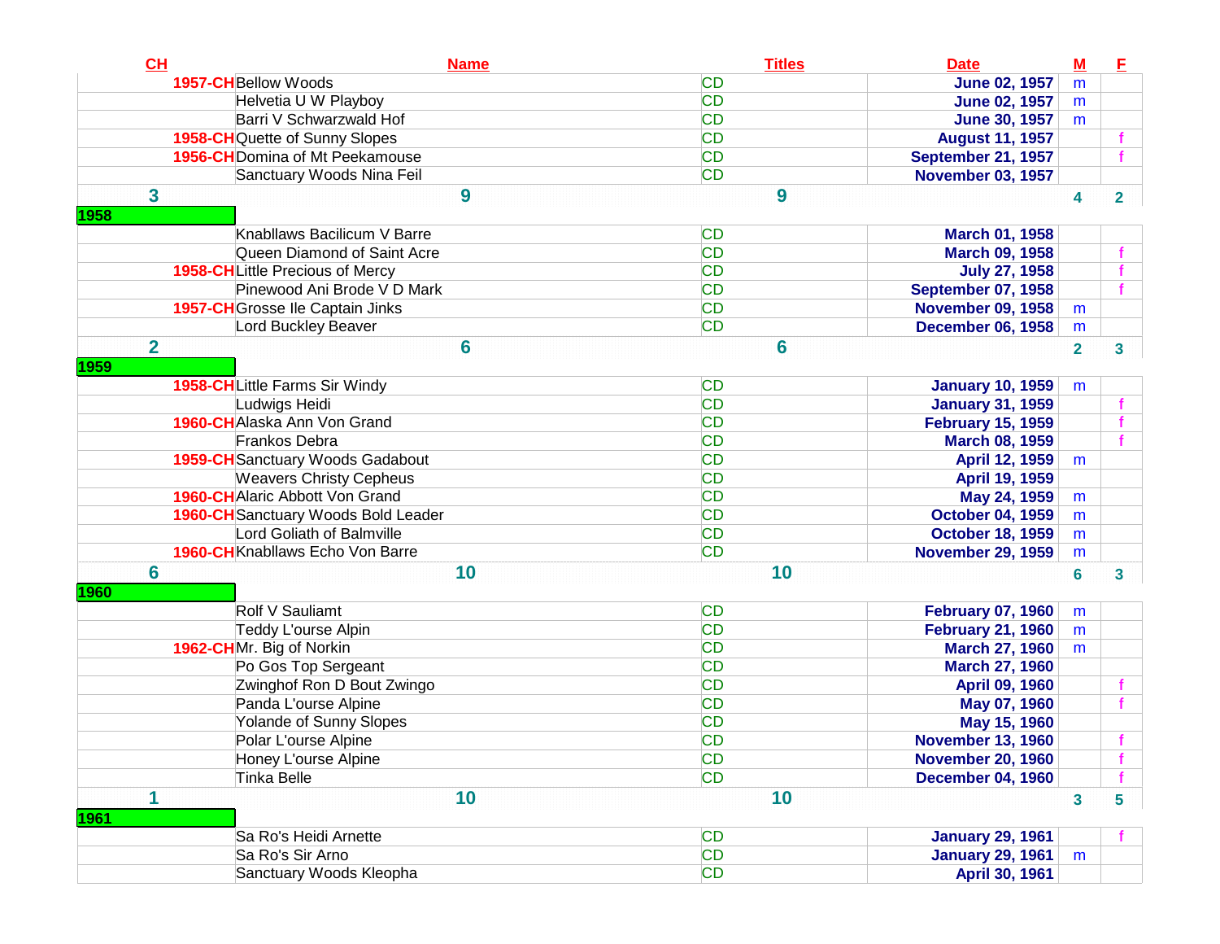| CH | Name | Titles | Date | M | F |
|---|---|---|---|---|---|
| 1957-CH | Bellow Woods | CD | June 02, 1957 | m | |
| | Helvetia U W Playboy | CD | June 02, 1957 | m | |
| | Barri V Schwarzwald Hof | CD | June 30, 1957 | m | |
| 1958-CH | Quette of Sunny Slopes | CD | August 11, 1957 | | f |
| 1956-CH | Domina of Mt Peekamouse | CD | September 21, 1957 | | f |
| | Sanctuary Woods Nina Feil | CD | November 03, 1957 | | |
| 3 | 9 | 9 | | 4 | 2 |
| 1958 | | | | | |
| | Knabllaws Bacilicum V Barre | CD | March 01, 1958 | | |
| | Queen Diamond of Saint Acre | CD | March 09, 1958 | | f |
| 1958-CH | Little Precious of Mercy | CD | July 27, 1958 | | f |
| | Pinewood Ani Brode V D Mark | CD | September 07, 1958 | | f |
| 1957-CH | Grosse Ile Captain Jinks | CD | November 09, 1958 | m | |
| | Lord Buckley Beaver | CD | December 06, 1958 | m | |
| 2 | 6 | 6 | | 2 | 3 |
| 1959 | | | | | |
| 1958-CH | Little Farms Sir Windy | CD | January 10, 1959 | m | |
| | Ludwigs Heidi | CD | January 31, 1959 | | f |
| 1960-CH | Alaska Ann Von Grand | CD | February 15, 1959 | | f |
| | Frankos Debra | CD | March 08, 1959 | | f |
| 1959-CH | Sanctuary Woods Gadabout | CD | April 12, 1959 | m | |
| | Weavers Christy Cepheus | CD | April 19, 1959 | | |
| 1960-CH | Alaric Abbott Von Grand | CD | May 24, 1959 | m | |
| 1960-CH | Sanctuary Woods Bold Leader | CD | October 04, 1959 | m | |
| | Lord Goliath of Balmville | CD | October 18, 1959 | m | |
| 1960-CH | Knabllaws Echo Von Barre | CD | November 29, 1959 | m | |
| 6 | 10 | 10 | | 6 | 3 |
| 1960 | | | | | |
| | Rolf V Sauliamt | CD | February 07, 1960 | m | |
| | Teddy L'ourse Alpin | CD | February 21, 1960 | m | |
| 1962-CH | Mr. Big of Norkin | CD | March 27, 1960 | m | |
| | Po Gos Top Sergeant | CD | March 27, 1960 | | |
| | Zwinghof Ron D Bout Zwingo | CD | April 09, 1960 | | f |
| | Panda L'ourse Alpine | CD | May 07, 1960 | | f |
| | Yolande of Sunny Slopes | CD | May 15, 1960 | | |
| | Polar L'ourse Alpine | CD | November 13, 1960 | | f |
| | Honey L'ourse Alpine | CD | November 20, 1960 | | f |
| | Tinka Belle | CD | December 04, 1960 | | f |
| 1 | 10 | 10 | | 3 | 5 |
| 1961 | | | | | |
| | Sa Ro's Heidi Arnette | CD | January 29, 1961 | | f |
| | Sa Ro's Sir Arno | CD | January 29, 1961 | m | |
| | Sanctuary Woods Kleopha | CD | April 30, 1961 | | |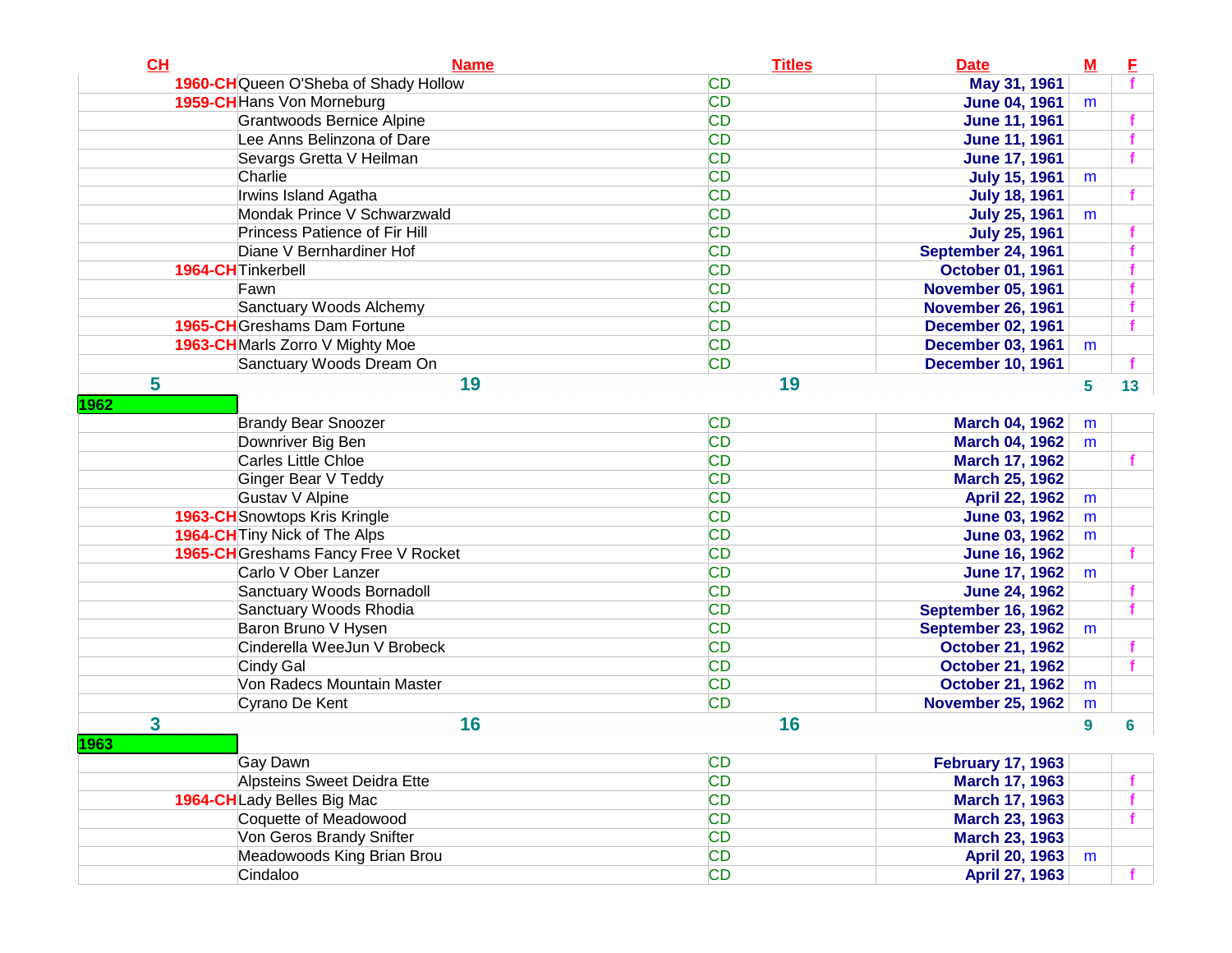| CH | Name | Titles | Date | M | F |
|---|---|---|---|---|---|
| 1960-CH | Queen O'Sheba of Shady Hollow | CD | May 31, 1961 | | f |
| 1959-CH | Hans Von Morneburg | CD | June 04, 1961 | m | |
| | Grantwoods Bernice Alpine | CD | June 11, 1961 | | f |
| | Lee Anns Belinzona of Dare | CD | June 11, 1961 | | f |
| | Sevargs Gretta V Heilman | CD | June 17, 1961 | | f |
| | Charlie | CD | July 15, 1961 | m | |
| | Irwins Island Agatha | CD | July 18, 1961 | | f |
| | Mondak Prince V Schwarzwald | CD | July 25, 1961 | m | |
| | Princess Patience of Fir Hill | CD | July 25, 1961 | | f |
| | Diane V Bernhardiner Hof | CD | September 24, 1961 | | f |
| 1964-CH | Tinkerbell | CD | October 01, 1961 | | f |
| | Fawn | CD | November 05, 1961 | | f |
| | Sanctuary Woods Alchemy | CD | November 26, 1961 | | f |
| 1965-CH | Greshams Dam Fortune | CD | December 02, 1961 | | f |
| 1963-CH | Marls Zorro V Mighty Moe | CD | December 03, 1961 | m | |
| | Sanctuary Woods Dream On | CD | December 10, 1961 | | f |
| 5 | 19 | 19 | | 5 | 13 |
| 1962 | | | | | |
| | Brandy Bear Snoozer | CD | March 04, 1962 | m | |
| | Downriver Big Ben | CD | March 04, 1962 | m | |
| | Carles Little Chloe | CD | March 17, 1962 | | f |
| | Ginger Bear V Teddy | CD | March 25, 1962 | | |
| | Gustav V Alpine | CD | April 22, 1962 | m | |
| 1963-CH | Snowtops Kris Kringle | CD | June 03, 1962 | m | |
| 1964-CH | Tiny Nick of The Alps | CD | June 03, 1962 | m | |
| 1965-CH | Greshams Fancy Free V Rocket | CD | June 16, 1962 | | f |
| | Carlo V Ober Lanzer | CD | June 17, 1962 | m | |
| | Sanctuary Woods Bornadoll | CD | June 24, 1962 | | f |
| | Sanctuary Woods Rhodia | CD | September 16, 1962 | | f |
| | Baron Bruno V Hysen | CD | September 23, 1962 | m | |
| | Cinderella WeeJun V Brobeck | CD | October 21, 1962 | | f |
| | Cindy Gal | CD | October 21, 1962 | | f |
| | Von Radecs Mountain Master | CD | October 21, 1962 | m | |
| | Cyrano De Kent | CD | November 25, 1962 | m | |
| 3 | 16 | 16 | | 9 | 6 |
| 1963 | | | | | |
| | Gay Dawn | CD | February 17, 1963 | | |
| | Alpsteins Sweet Deidra Ette | CD | March 17, 1963 | | f |
| 1964-CH | Lady Belles Big Mac | CD | March 17, 1963 | | f |
| | Coquette of Meadowood | CD | March 23, 1963 | | f |
| | Von Geros Brandy Snifter | CD | March 23, 1963 | | |
| | Meadowoods King Brian Brou | CD | April 20, 1963 | m | |
| | Cindaloo | CD | April 27, 1963 | | f |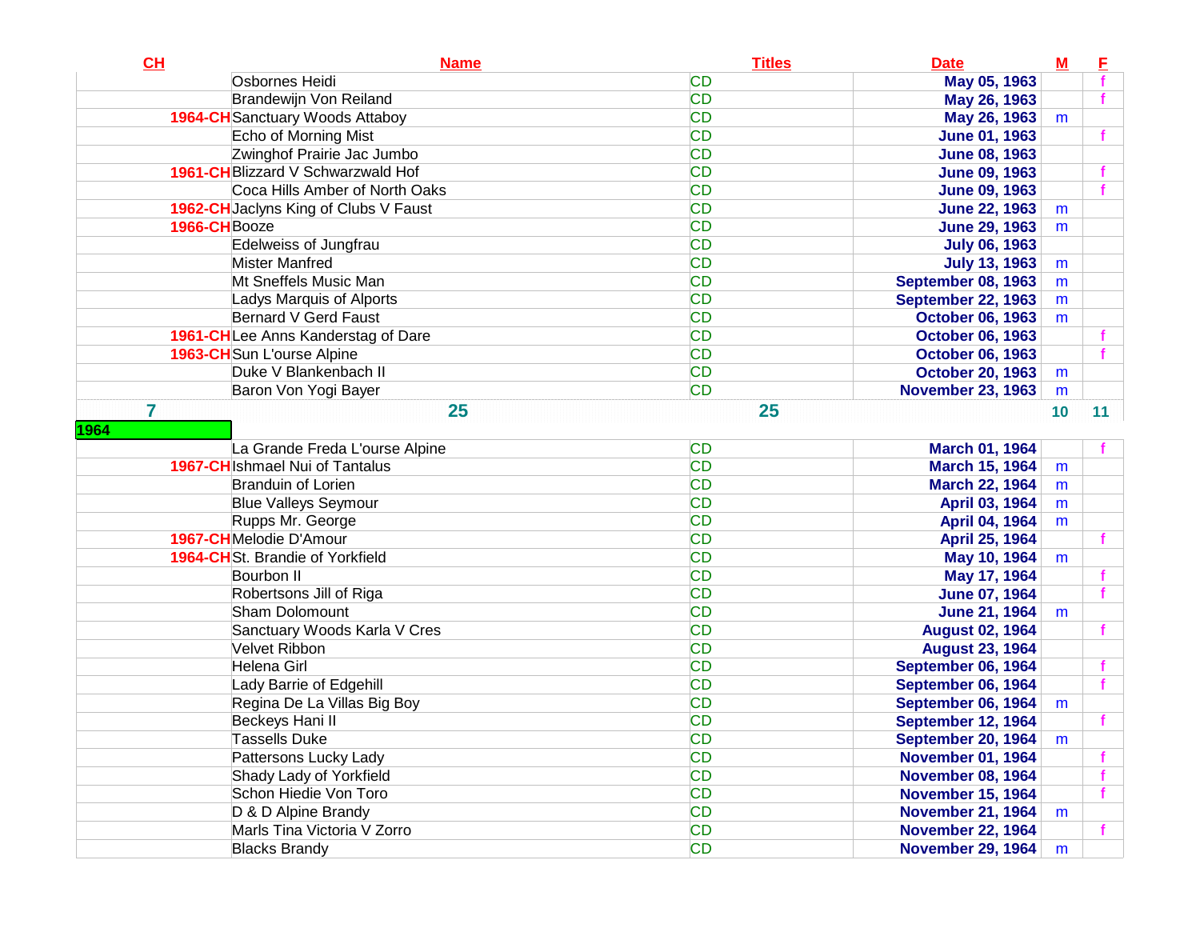| CH | Name | Titles | Date | M | F |
|---|---|---|---|---|---|
| | Osbornes Heidi | CD | May 05, 1963 | | f |
| | Brandewijn Von Reiland | CD | May 26, 1963 | | f |
| 1964-CH | Sanctuary Woods Attaboy | CD | May 26, 1963 | m | |
| | Echo of Morning Mist | CD | June 01, 1963 | | f |
| | Zwinghof Prairie Jac Jumbo | CD | June 08, 1963 | | |
| 1961-CH | Blizzard V Schwarzwald Hof | CD | June 09, 1963 | | f |
| | Coca Hills Amber of North Oaks | CD | June 09, 1963 | | f |
| 1962-CH | Jaclyns King of Clubs V Faust | CD | June 22, 1963 | m | |
| 1966-CH | Booze | CD | June 29, 1963 | m | |
| | Edelweiss of Jungfrau | CD | July 06, 1963 | | |
| | Mister Manfred | CD | July 13, 1963 | m | |
| | Mt Sneffels Music Man | CD | September 08, 1963 | m | |
| | Ladys Marquis of Alports | CD | September 22, 1963 | m | |
| | Bernard V Gerd Faust | CD | October 06, 1963 | m | |
| 1961-CH | Lee Anns Kanderstag of Dare | CD | October 06, 1963 | | f |
| 1963-CH | Sun L'ourse Alpine | CD | October 06, 1963 | | f |
| | Duke V Blankenbach II | CD | October 20, 1963 | m | |
| | Baron Von Yogi Bayer | CD | November 23, 1963 | m | |
| 7 | 25 | 25 | | 10 | 11 |
| 1964 | | | | | |
| | La Grande Freda L'ourse Alpine | CD | March 01, 1964 | | f |
| 1967-CH | Ishmael Nui of Tantalus | CD | March 15, 1964 | m | |
| | Branduin of Lorien | CD | March 22, 1964 | m | |
| | Blue Valleys Seymour | CD | April 03, 1964 | m | |
| | Rupps Mr. George | CD | April 04, 1964 | m | |
| 1967-CH | Melodie D'Amour | CD | April 25, 1964 | | f |
| 1964-CH | St. Brandie of Yorkfield | CD | May 10, 1964 | m | |
| | Bourbon II | CD | May 17, 1964 | | f |
| | Robertsons Jill of Riga | CD | June 07, 1964 | | f |
| | Sham Dolomount | CD | June 21, 1964 | m | |
| | Sanctuary Woods Karla V Cres | CD | August 02, 1964 | | f |
| | Velvet Ribbon | CD | August 23, 1964 | | |
| | Helena Girl | CD | September 06, 1964 | | f |
| | Lady Barrie of Edgehill | CD | September 06, 1964 | | f |
| | Regina De La Villas Big Boy | CD | September 06, 1964 | m | |
| | Beckeys Hani II | CD | September 12, 1964 | | f |
| | Tassells Duke | CD | September 20, 1964 | m | |
| | Pattersons Lucky Lady | CD | November 01, 1964 | | f |
| | Shady Lady of Yorkfield | CD | November 08, 1964 | | f |
| | Schon Hiedie Von Toro | CD | November 15, 1964 | | f |
| | D & D Alpine Brandy | CD | November 21, 1964 | m | |
| | Marls Tina Victoria V Zorro | CD | November 22, 1964 | | f |
| | Blacks Brandy | CD | November 29, 1964 | m | |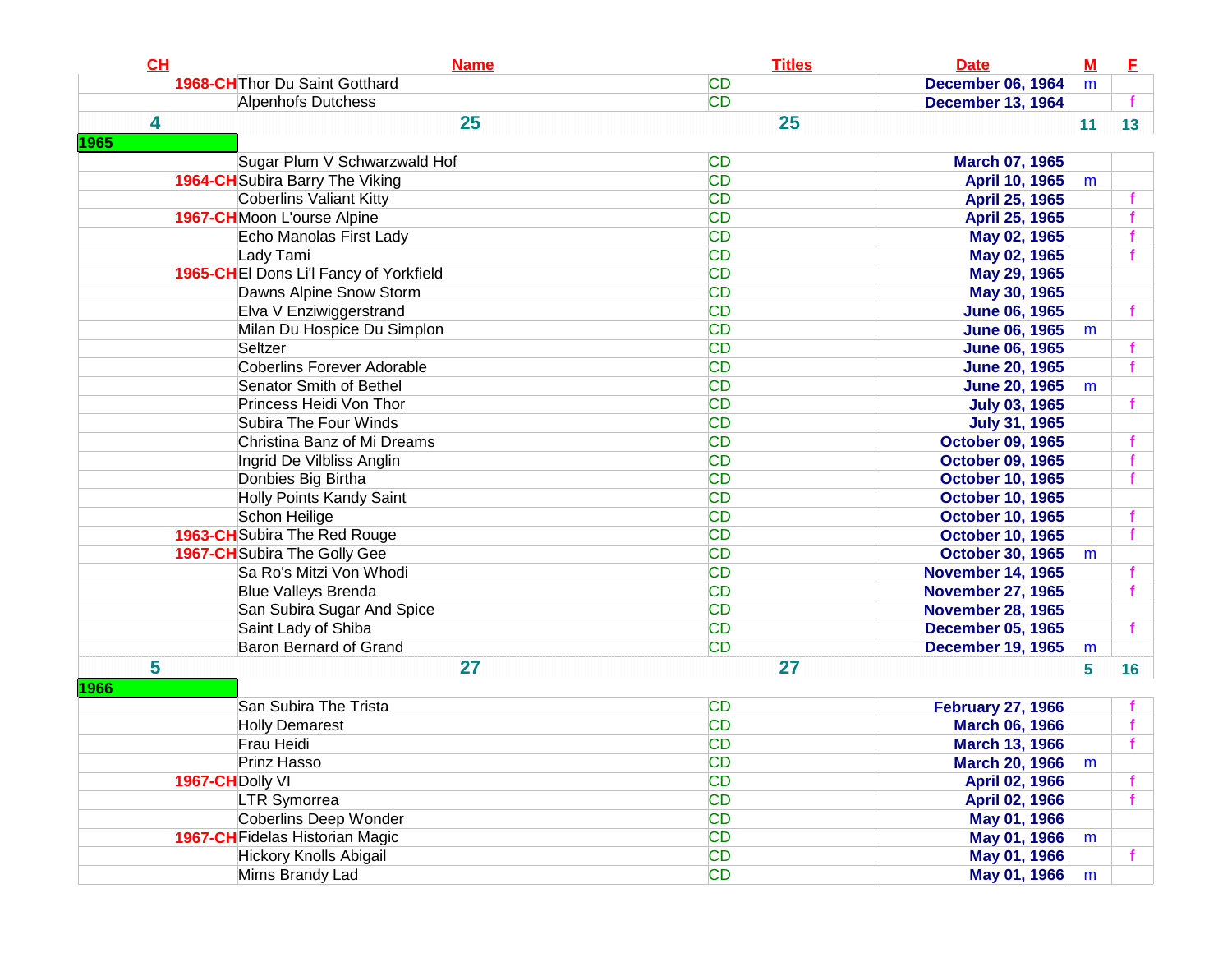| CH | Name | Titles | Date | M | F |
|---|---|---|---|---|---|
| 1968-CH | Thor Du Saint Gotthard | CD | December 06, 1964 | m | |
| | Alpenhofs Dutchess | CD | December 13, 1964 | | f |
| 4 | 25 | 25 | | 11 | 13 |
| 1965 | | | | | |
| | Sugar Plum V Schwarzwald Hof | CD | March 07, 1965 | | |
| 1964-CH | Subira Barry The Viking | CD | April 10, 1965 | m | |
| | Coberlins Valiant Kitty | CD | April 25, 1965 | | f |
| 1967-CH | Moon L'ourse Alpine | CD | April 25, 1965 | | f |
| | Echo Manolas First Lady | CD | May 02, 1965 | | f |
| | Lady Tami | CD | May 02, 1965 | | f |
| 1965-CH | El Dons Li'l Fancy of Yorkfield | CD | May 29, 1965 | | |
| | Dawns Alpine Snow Storm | CD | May 30, 1965 | | |
| | Elva V Enziwiggerstrand | CD | June 06, 1965 | | f |
| | Milan Du Hospice Du Simplon | CD | June 06, 1965 | m | |
| | Seltzer | CD | June 06, 1965 | | f |
| | Coberlins Forever Adorable | CD | June 20, 1965 | | f |
| | Senator Smith of Bethel | CD | June 20, 1965 | m | |
| | Princess Heidi Von Thor | CD | July 03, 1965 | | f |
| | Subira The Four Winds | CD | July 31, 1965 | | |
| | Christina Banz of Mi Dreams | CD | October 09, 1965 | | f |
| | Ingrid De Vilbliss Anglin | CD | October 09, 1965 | | f |
| | Donbies Big Birtha | CD | October 10, 1965 | | f |
| | Holly Points Kandy Saint | CD | October 10, 1965 | | |
| | Schon Heilige | CD | October 10, 1965 | | f |
| 1963-CH | Subira The Red Rouge | CD | October 10, 1965 | | f |
| 1967-CH | Subira The Golly Gee | CD | October 30, 1965 | m | |
| | Sa Ro's Mitzi Von Whodi | CD | November 14, 1965 | | f |
| | Blue Valleys Brenda | CD | November 27, 1965 | | f |
| | San Subira Sugar And Spice | CD | November 28, 1965 | | |
| | Saint Lady of Shiba | CD | December 05, 1965 | | f |
| | Baron Bernard of Grand | CD | December 19, 1965 | m | |
| 5 | 27 | 27 | | 5 | 16 |
| 1966 | | | | | |
| | San Subira The Trista | CD | February 27, 1966 | | f |
| | Holly Demarest | CD | March 06, 1966 | | f |
| | Frau Heidi | CD | March 13, 1966 | | f |
| | Prinz Hasso | CD | March 20, 1966 | m | |
| 1967-CH | Dolly VI | CD | April 02, 1966 | | f |
| | LTR Symorrea | CD | April 02, 1966 | | f |
| | Coberlins Deep Wonder | CD | May 01, 1966 | | |
| 1967-CH | Fidelas Historian Magic | CD | May 01, 1966 | m | |
| | Hickory Knolls Abigail | CD | May 01, 1966 | | f |
| | Mims Brandy Lad | CD | May 01, 1966 | m | |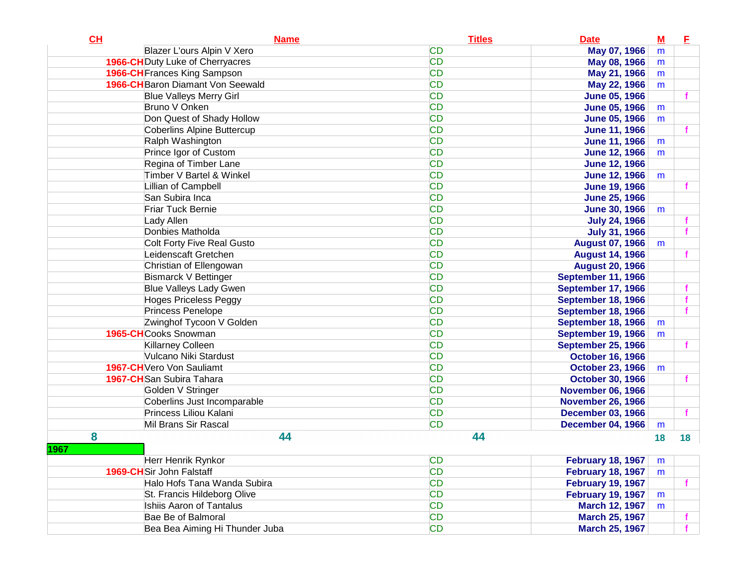| CH | Name | Titles | Date | M | F |
|---|---|---|---|---|---|
| | Blazer L'ours Alpin V Xero | CD | May 07, 1966 | m | |
| 1966-CH | Duty Luke of Cherryacres | CD | May 08, 1966 | m | |
| 1966-CH | Frances King Sampson | CD | May 21, 1966 | m | |
| 1966-CH | Baron Diamant Von Seewald | CD | May 22, 1966 | m | |
| | Blue Valleys Merry Girl | CD | June 05, 1966 | | f |
| | Bruno V Onken | CD | June 05, 1966 | m | |
| | Don Quest of Shady Hollow | CD | June 05, 1966 | m | |
| | Coberlins Alpine Buttercup | CD | June 11, 1966 | | f |
| | Ralph Washington | CD | June 11, 1966 | m | |
| | Prince Igor of Custom | CD | June 12, 1966 | m | |
| | Regina of Timber Lane | CD | June 12, 1966 | | |
| | Timber V Bartel & Winkel | CD | June 12, 1966 | m | |
| | Lillian of Campbell | CD | June 19, 1966 | | f |
| | San Subira Inca | CD | June 25, 1966 | | |
| | Friar Tuck Bernie | CD | June 30, 1966 | m | |
| | Lady Allen | CD | July 24, 1966 | | f |
| | Donbies Matholda | CD | July 31, 1966 | | f |
| | Colt Forty Five Real Gusto | CD | August 07, 1966 | m | |
| | Leidenscaft Gretchen | CD | August 14, 1966 | | f |
| | Christian of Ellengowan | CD | August 20, 1966 | | |
| | Bismarck V Bettinger | CD | September 11, 1966 | | |
| | Blue Valleys Lady Gwen | CD | September 17, 1966 | | f |
| | Hoges Priceless Peggy | CD | September 18, 1966 | | f |
| | Princess Penelope | CD | September 18, 1966 | | f |
| | Zwinghof Tycoon V Golden | CD | September 18, 1966 | m | |
| 1965-CH | Cooks Snowman | CD | September 19, 1966 | m | |
| | Killarney Colleen | CD | September 25, 1966 | | f |
| | Vulcano Niki Stardust | CD | October 16, 1966 | | |
| 1967-CH | Vero Von Sauliamt | CD | October 23, 1966 | m | |
| 1967-CH | San Subira Tahara | CD | October 30, 1966 | | f |
| | Golden V Stringer | CD | November 06, 1966 | | |
| | Coberlins Just Incomparable | CD | November 26, 1966 | | |
| | Princess Liliou Kalani | CD | December 03, 1966 | | f |
| | Mil Brans Sir Rascal | CD | December 04, 1966 | m | |
| 8 | 44 | 44 | | 18 | 18 |
| 1967 | | | | | |
| | Herr Henrik Rynkor | CD | February 18, 1967 | m | |
| 1969-CH | Sir John Falstaff | CD | February 18, 1967 | m | |
| | Halo Hofs Tana Wanda Subira | CD | February 19, 1967 | | f |
| | St. Francis Hildeborg Olive | CD | February 19, 1967 | m | |
| | Ishiis Aaron of Tantalus | CD | March 12, 1967 | m | |
| | Bae Be of Balmoral | CD | March 25, 1967 | | f |
| | Bea Bea Aiming Hi Thunder Juba | CD | March 25, 1967 | | f |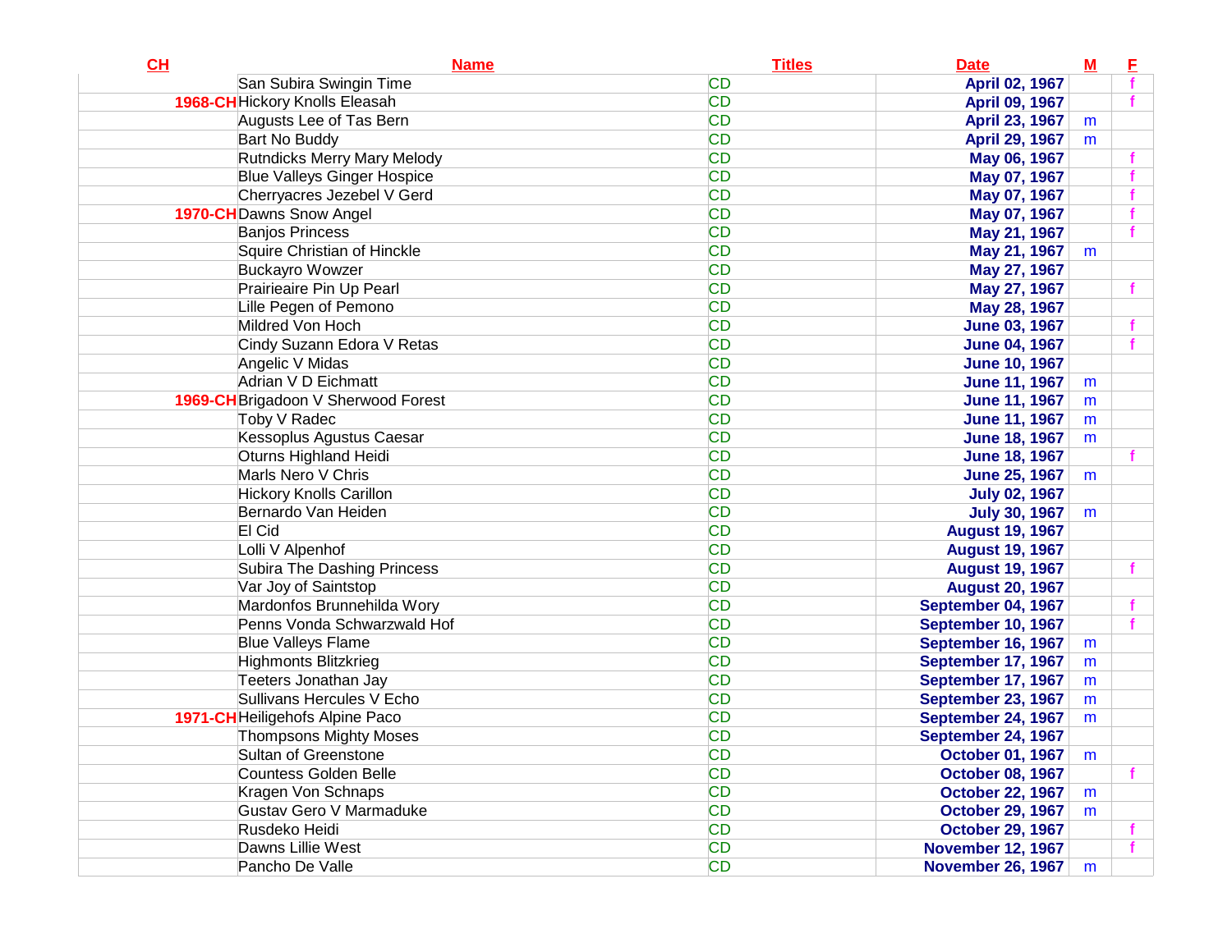| CH | Name | Titles | Date | M | F |
|---|---|---|---|---|---|
| | San Subira Swingin Time | CD | April 02, 1967 | | f |
| 1968-CH | Hickory Knolls Eleasah | CD | April 09, 1967 | | f |
| | Augusts Lee of Tas Bern | CD | April 23, 1967 | m | |
| | Bart No Buddy | CD | April 29, 1967 | m | |
| | Rutndicks Merry Mary Melody | CD | May 06, 1967 | | f |
| | Blue Valleys Ginger Hospice | CD | May 07, 1967 | | f |
| | Cherryacres Jezebel V Gerd | CD | May 07, 1967 | | f |
| 1970-CH | Dawns Snow Angel | CD | May 07, 1967 | | f |
| | Banjos Princess | CD | May 21, 1967 | | f |
| | Squire Christian of Hinckle | CD | May 21, 1967 | m | |
| | Buckayro Wowzer | CD | May 27, 1967 | | |
| | Prairieaire Pin Up Pearl | CD | May 27, 1967 | | f |
| | Lille Pegen of Pemono | CD | May 28, 1967 | | |
| | Mildred Von Hoch | CD | June 03, 1967 | | f |
| | Cindy Suzann Edora V Retas | CD | June 04, 1967 | | f |
| | Angelic V Midas | CD | June 10, 1967 | | |
| | Adrian V D Eichmatt | CD | June 11, 1967 | m | |
| 1969-CH | Brigadoon V Sherwood Forest | CD | June 11, 1967 | m | |
| | Toby V Radec | CD | June 11, 1967 | m | |
| | Kessoplus Agustus Caesar | CD | June 18, 1967 | m | |
| | Oturns Highland Heidi | CD | June 18, 1967 | | f |
| | Marls Nero V Chris | CD | June 25, 1967 | m | |
| | Hickory Knolls Carillon | CD | July 02, 1967 | | |
| | Bernardo Van Heiden | CD | July 30, 1967 | m | |
| | El Cid | CD | August 19, 1967 | | |
| | Lolli V Alpenhof | CD | August 19, 1967 | | |
| | Subira The Dashing Princess | CD | August 19, 1967 | | f |
| | Var Joy of Saintstop | CD | August 20, 1967 | | |
| | Mardonfos Brunnehilda Wory | CD | September 04, 1967 | | f |
| | Penns Vonda Schwarzwald Hof | CD | September 10, 1967 | | f |
| | Blue Valleys Flame | CD | September 16, 1967 | m | |
| | Highmonts Blitzkrieg | CD | September 17, 1967 | m | |
| | Teeters Jonathan Jay | CD | September 17, 1967 | m | |
| | Sullivans Hercules V Echo | CD | September 23, 1967 | m | |
| 1971-CH | Heiligehofs Alpine Paco | CD | September 24, 1967 | m | |
| | Thompsons Mighty Moses | CD | September 24, 1967 | | |
| | Sultan of Greenstone | CD | October 01, 1967 | m | |
| | Countess Golden Belle | CD | October 08, 1967 | | f |
| | Kragen Von Schnaps | CD | October 22, 1967 | m | |
| | Gustav Gero V Marmaduke | CD | October 29, 1967 | m | |
| | Rusdeko Heidi | CD | October 29, 1967 | | f |
| | Dawns Lillie West | CD | November 12, 1967 | | f |
| | Pancho De Valle | CD | November 26, 1967 | m | |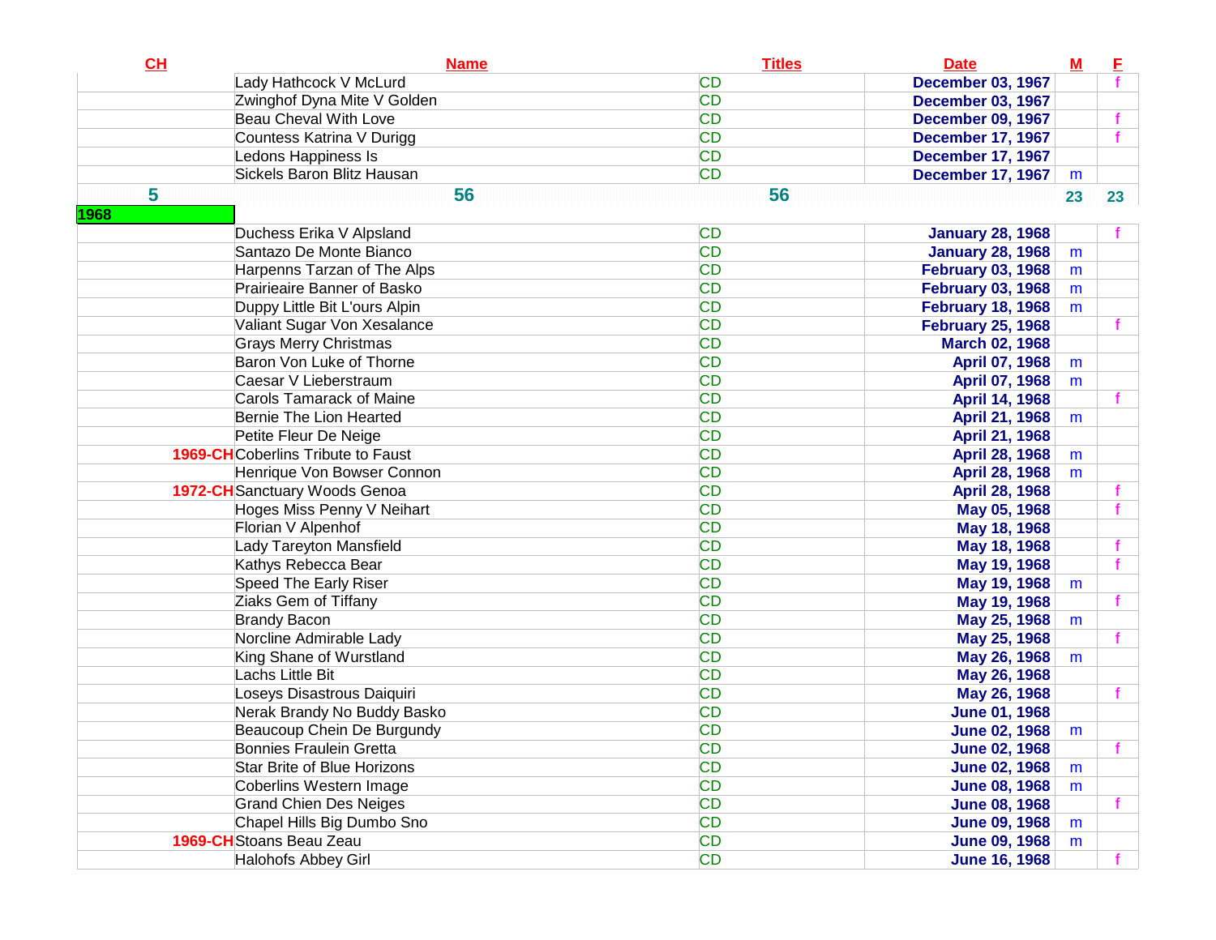| CH | Name | Titles | Date | M | F |
|---|---|---|---|---|---|
| | Lady Hathcock V McLurd | CD | December 03, 1967 | | f |
| | Zwinghof Dyna Mite V Golden | CD | December 03, 1967 | | |
| | Beau Cheval With Love | CD | December 09, 1967 | | f |
| | Countess Katrina V Durigg | CD | December 17, 1967 | | f |
| | Ledons Happiness Is | CD | December 17, 1967 | | |
| | Sickels Baron Blitz Hausan | CD | December 17, 1967 | m | |
| 5 | 56 | 56 | | 23 | 23 |
| 1968 | | | | | |
| | Duchess Erika V Alpsland | CD | January 28, 1968 | | f |
| | Santazo De Monte Bianco | CD | January 28, 1968 | m | |
| | Harpenns Tarzan of The Alps | CD | February 03, 1968 | m | |
| | Prairieaire Banner of Basko | CD | February 03, 1968 | m | |
| | Duppy Little Bit L'ours Alpin | CD | February 18, 1968 | m | |
| | Valiant Sugar Von Xesalance | CD | February 25, 1968 | | f |
| | Grays Merry Christmas | CD | March 02, 1968 | | |
| | Baron Von Luke of Thorne | CD | April 07, 1968 | m | |
| | Caesar V Lieberstraum | CD | April 07, 1968 | m | |
| | Carols Tamarack of Maine | CD | April 14, 1968 | | f |
| | Bernie The Lion Hearted | CD | April 21, 1968 | m | |
| | Petite Fleur De Neige | CD | April 21, 1968 | | |
| 1969-CH | Coberlins Tribute to Faust | CD | April 28, 1968 | m | |
| | Henrique Von Bowser Connon | CD | April 28, 1968 | m | |
| 1972-CH | Sanctuary Woods Genoa | CD | April 28, 1968 | | f |
| | Hoges Miss Penny V Neihart | CD | May 05, 1968 | | f |
| | Florian V Alpenhof | CD | May 18, 1968 | | |
| | Lady Tareyton Mansfield | CD | May 18, 1968 | | f |
| | Kathys Rebecca Bear | CD | May 19, 1968 | | f |
| | Speed The Early Riser | CD | May 19, 1968 | m | |
| | Ziaks Gem of Tiffany | CD | May 19, 1968 | | f |
| | Brandy Bacon | CD | May 25, 1968 | m | |
| | Norcline Admirable Lady | CD | May 25, 1968 | | f |
| | King Shane of Wurstland | CD | May 26, 1968 | m | |
| | Lachs Little Bit | CD | May 26, 1968 | | |
| | Loseys Disastrous Daiquiri | CD | May 26, 1968 | | f |
| | Nerak Brandy No Buddy Basko | CD | June 01, 1968 | | |
| | Beaucoup Chein De Burgundy | CD | June 02, 1968 | m | |
| | Bonnies Fraulein Gretta | CD | June 02, 1968 | | f |
| | Star Brite of Blue Horizons | CD | June 02, 1968 | m | |
| | Coberlins Western Image | CD | June 08, 1968 | m | |
| | Grand Chien Des Neiges | CD | June 08, 1968 | | f |
| | Chapel Hills Big Dumbo Sno | CD | June 09, 1968 | m | |
| 1969-CH | Stoans Beau Zeau | CD | June 09, 1968 | m | |
| | Halohofs Abbey Girl | CD | June 16, 1968 | | f |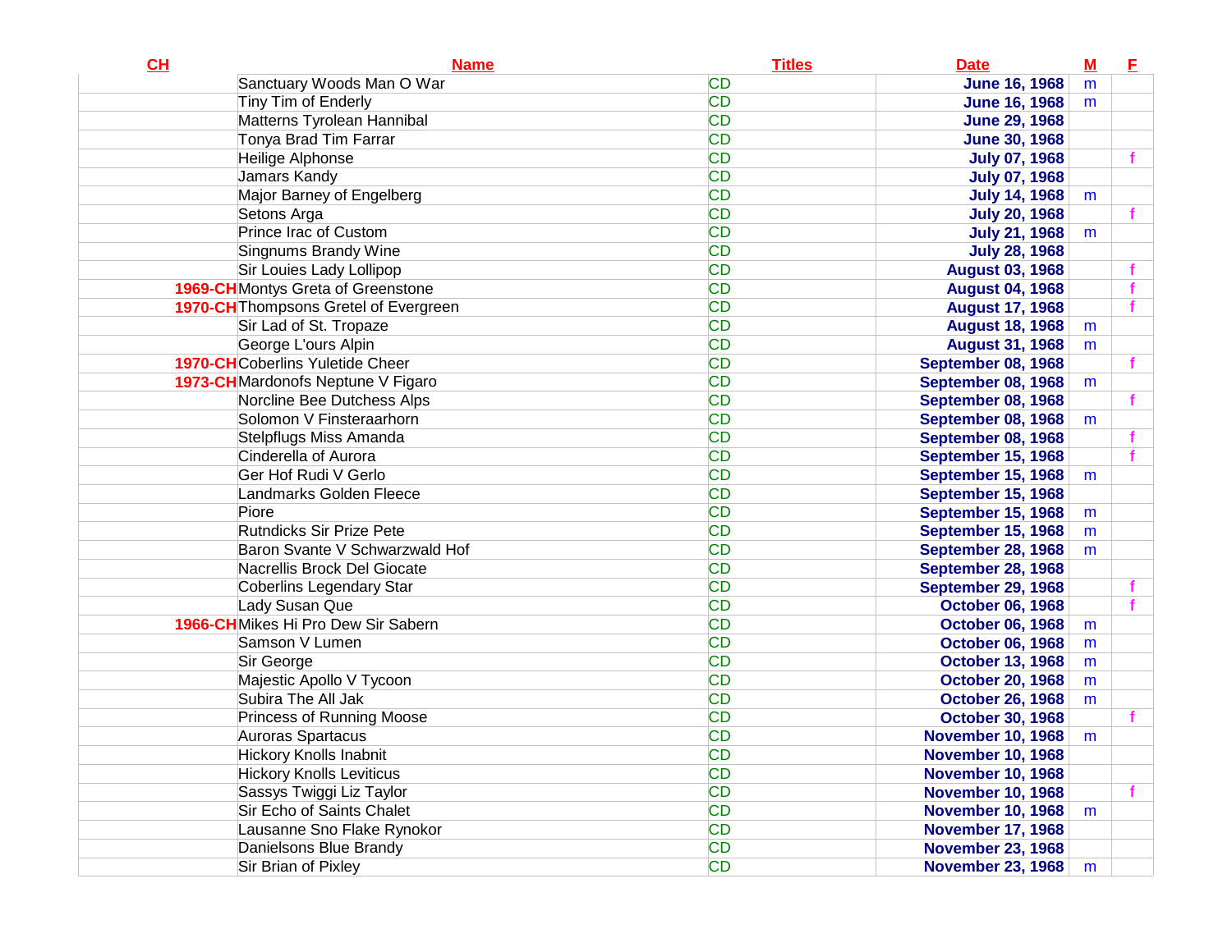| CH | Name | Titles | Date | M | F |
|---|---|---|---|---|---|
| | Sanctuary Woods Man O War | CD | June 16, 1968 | m | |
| | Tiny Tim of Enderly | CD | June 16, 1968 | m | |
| | Matterns Tyrolean Hannibal | CD | June 29, 1968 | | |
| | Tonya Brad Tim Farrar | CD | June 30, 1968 | | |
| | Heilige Alphonse | CD | July 07, 1968 | | f |
| | Jamars Kandy | CD | July 07, 1968 | | |
| | Major Barney of Engelberg | CD | July 14, 1968 | m | |
| | Setons Arga | CD | July 20, 1968 | | f |
| | Prince Irac of Custom | CD | July 21, 1968 | m | |
| | Singnums Brandy Wine | CD | July 28, 1968 | | |
| | Sir Louies Lady Lollipop | CD | August 03, 1968 | | f |
| 1969-CH | Montys Greta of Greenstone | CD | August 04, 1968 | | f |
| 1970-CH | Thompsons Gretel of Evergreen | CD | August 17, 1968 | | f |
| | Sir Lad of St. Tropaze | CD | August 18, 1968 | m | |
| | George L'ours Alpin | CD | August 31, 1968 | m | |
| 1970-CH | Coberlins Yuletide Cheer | CD | September 08, 1968 | | f |
| 1973-CH | Mardonofs Neptune V Figaro | CD | September 08, 1968 | m | |
| | Norcline Bee Dutchess Alps | CD | September 08, 1968 | | f |
| | Solomon V Finsteraarhorn | CD | September 08, 1968 | m | |
| | Stelpflugs Miss Amanda | CD | September 08, 1968 | | f |
| | Cinderella of Aurora | CD | September 15, 1968 | | f |
| | Ger Hof Rudi V Gerlo | CD | September 15, 1968 | m | |
| | Landmarks Golden Fleece | CD | September 15, 1968 | | |
| | Piore | CD | September 15, 1968 | m | |
| | Rutndicks Sir Prize Pete | CD | September 15, 1968 | m | |
| | Baron Svante V Schwarzwald Hof | CD | September 28, 1968 | m | |
| | Nacrellis Brock Del Giocate | CD | September 28, 1968 | | |
| | Coberlins Legendary Star | CD | September 29, 1968 | | f |
| | Lady Susan Que | CD | October 06, 1968 | | f |
| 1966-CH | Mikes Hi Pro Dew Sir Sabern | CD | October 06, 1968 | m | |
| | Samson V Lumen | CD | October 06, 1968 | m | |
| | Sir George | CD | October 13, 1968 | m | |
| | Majestic Apollo V Tycoon | CD | October 20, 1968 | m | |
| | Subira The All Jak | CD | October 26, 1968 | m | |
| | Princess of Running Moose | CD | October 30, 1968 | | f |
| | Auroras Spartacus | CD | November 10, 1968 | m | |
| | Hickory Knolls Inabnit | CD | November 10, 1968 | | |
| | Hickory Knolls Leviticus | CD | November 10, 1968 | | |
| | Sassys Twiggi Liz Taylor | CD | November 10, 1968 | | f |
| | Sir Echo of Saints Chalet | CD | November 10, 1968 | m | |
| | Lausanne Sno Flake Rynokor | CD | November 17, 1968 | | |
| | Danielsons Blue Brandy | CD | November 23, 1968 | | |
| | Sir Brian of Pixley | CD | November 23, 1968 | m | |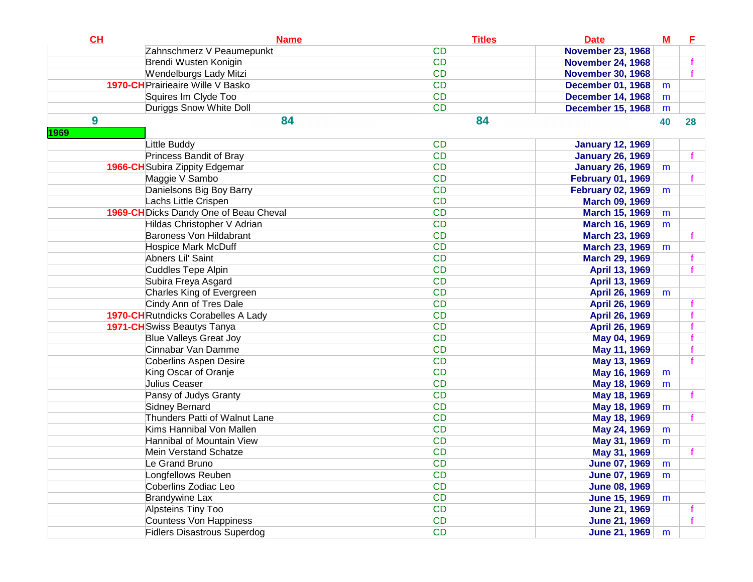| CH | Name | Titles | Date | M | F |
|---|---|---|---|---|---|
| | Zahnschmerz V Peaumepunkt | CD | November 23, 1968 | | |
| | Brendi Wusten Konigin | CD | November 24, 1968 | | f |
| | Wendelburgs Lady Mitzi | CD | November 30, 1968 | | f |
| 1970-CH | Prairieaire Wille V Basko | CD | December 01, 1968 | m | |
| | Squires Im Clyde Too | CD | December 14, 1968 | m | |
| | Duriggs Snow White Doll | CD | December 15, 1968 | m | |
| 9 | 84 | 84 | | 40 | 28 |
| 1969 | | | | | |
| | Little Buddy | CD | January 12, 1969 | | |
| | Princess Bandit of Bray | CD | January 26, 1969 | | f |
| 1966-CH | Subira Zippity Edgemar | CD | January 26, 1969 | m | |
| | Maggie V Sambo | CD | February 01, 1969 | | f |
| | Danielsons Big Boy Barry | CD | February 02, 1969 | m | |
| | Lachs Little Crispen | CD | March 09, 1969 | | |
| 1969-CH | Dicks Dandy One of Beau Cheval | CD | March 15, 1969 | m | |
| | Hildas Christopher V Adrian | CD | March 16, 1969 | m | |
| | Baroness Von Hildabrant | CD | March 23, 1969 | | f |
| | Hospice Mark McDuff | CD | March 23, 1969 | m | |
| | Abners Lil' Saint | CD | March 29, 1969 | | f |
| | Cuddles Tepe Alpin | CD | April 13, 1969 | | f |
| | Subira Freya Asgard | CD | April 13, 1969 | | |
| | Charles King of Evergreen | CD | April 26, 1969 | m | |
| | Cindy Ann of Tres Dale | CD | April 26, 1969 | | f |
| 1970-CH | Rutndicks Corabelles A Lady | CD | April 26, 1969 | | f |
| 1971-CH | Swiss Beautys Tanya | CD | April 26, 1969 | | f |
| | Blue Valleys Great Joy | CD | May 04, 1969 | | f |
| | Cinnabar Van Damme | CD | May 11, 1969 | | f |
| | Coberlins Aspen Desire | CD | May 13, 1969 | | f |
| | King Oscar of Oranje | CD | May 16, 1969 | m | |
| | Julius Ceaser | CD | May 18, 1969 | m | |
| | Pansy of Judys Granty | CD | May 18, 1969 | | f |
| | Sidney Bernard | CD | May 18, 1969 | m | |
| | Thunders Patti of Walnut Lane | CD | May 18, 1969 | | f |
| | Kims Hannibal Von Mallen | CD | May 24, 1969 | m | |
| | Hannibal of Mountain View | CD | May 31, 1969 | m | |
| | Mein Verstand Schatze | CD | May 31, 1969 | | f |
| | Le Grand Bruno | CD | June 07, 1969 | m | |
| | Longfellows Reuben | CD | June 07, 1969 | m | |
| | Coberlins Zodiac Leo | CD | June 08, 1969 | | |
| | Brandywine Lax | CD | June 15, 1969 | m | |
| | Alpsteins Tiny Too | CD | June 21, 1969 | | f |
| | Countess Von Happiness | CD | June 21, 1969 | | f |
| | Fidlers Disastrous Superdog | CD | June 21, 1969 | m | |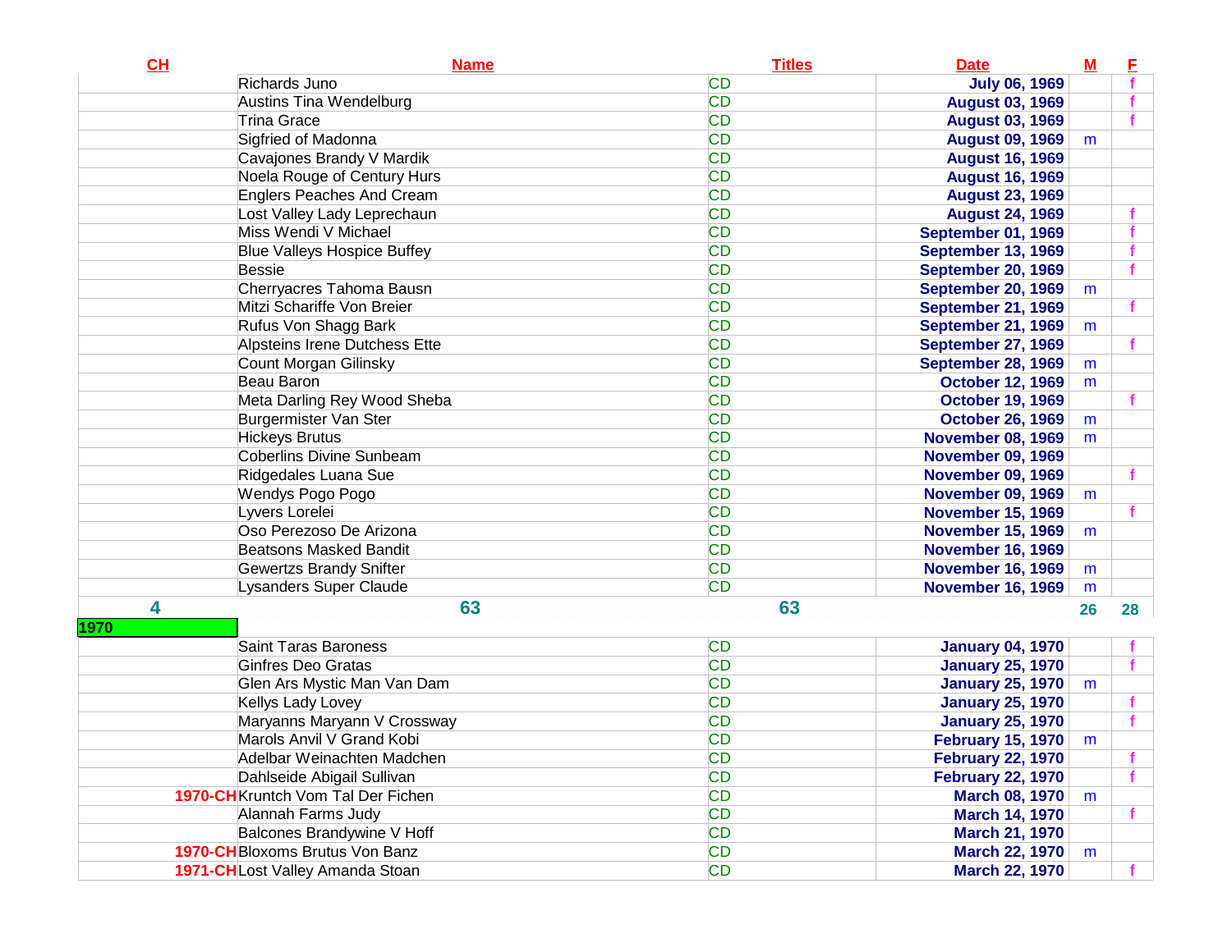| CH | Name | Titles | Date | M | F |
|---|---|---|---|---|---|
| | Richards Juno | CD | July 06, 1969 | | f |
| | Austins Tina Wendelburg | CD | August 03, 1969 | | f |
| | Trina Grace | CD | August 03, 1969 | | f |
| | Sigfried of Madonna | CD | August 09, 1969 | m | |
| | Cavajones Brandy V Mardik | CD | August 16, 1969 | | |
| | Noela Rouge of Century Hurs | CD | August 16, 1969 | | |
| | Englers Peaches And Cream | CD | August 23, 1969 | | |
| | Lost Valley Lady Leprechaun | CD | August 24, 1969 | | f |
| | Miss Wendi V Michael | CD | September 01, 1969 | | f |
| | Blue Valleys Hospice Buffey | CD | September 13, 1969 | | f |
| | Bessie | CD | September 20, 1969 | | f |
| | Cherryacres Tahoma Bausn | CD | September 20, 1969 | m | |
| | Mitzi Schariffe Von Breier | CD | September 21, 1969 | | f |
| | Rufus Von Shagg Bark | CD | September 21, 1969 | m | |
| | Alpsteins Irene Dutchess Ette | CD | September 27, 1969 | | f |
| | Count Morgan Gilinsky | CD | September 28, 1969 | m | |
| | Beau Baron | CD | October 12, 1969 | m | |
| | Meta Darling Rey Wood Sheba | CD | October 19, 1969 | | f |
| | Burgermister Van Ster | CD | October 26, 1969 | m | |
| | Hickeys Brutus | CD | November 08, 1969 | m | |
| | Coberlins Divine Sunbeam | CD | November 09, 1969 | | |
| | Ridgedales Luana Sue | CD | November 09, 1969 | | f |
| | Wendys Pogo Pogo | CD | November 09, 1969 | m | |
| | Lyvers Lorelei | CD | November 15, 1969 | | f |
| | Oso Perezoso De Arizona | CD | November 15, 1969 | m | |
| | Beatsons Masked Bandit | CD | November 16, 1969 | | |
| | Gewertzs Brandy Snifter | CD | November 16, 1969 | m | |
| | Lysanders Super Claude | CD | November 16, 1969 | m | |
| 4 | 63 | 63 | | 26 | 28 |
| 1970 | | | | | |
| | Saint Taras Baroness | CD | January 04, 1970 | | f |
| | Ginfres Deo Gratas | CD | January 25, 1970 | | f |
| | Glen Ars Mystic Man Van Dam | CD | January 25, 1970 | m | |
| | Kellys Lady Lovey | CD | January 25, 1970 | | f |
| | Maryanns Maryann V Crossway | CD | January 25, 1970 | | f |
| | Marols Anvil V Grand Kobi | CD | February 15, 1970 | m | |
| | Adelbar Weinachten Madchen | CD | February 22, 1970 | | f |
| | Dahlseide Abigail Sullivan | CD | February 22, 1970 | | f |
| 1970-CH | Kruntch Vom Tal Der Fichen | CD | March 08, 1970 | m | |
| | Alannah Farms Judy | CD | March 14, 1970 | | f |
| | Balcones Brandywine V Hoff | CD | March 21, 1970 | | |
| 1970-CH | Bloxoms Brutus Von Banz | CD | March 22, 1970 | m | |
| 1971-CH | Lost Valley Amanda Stoan | CD | March 22, 1970 | | f |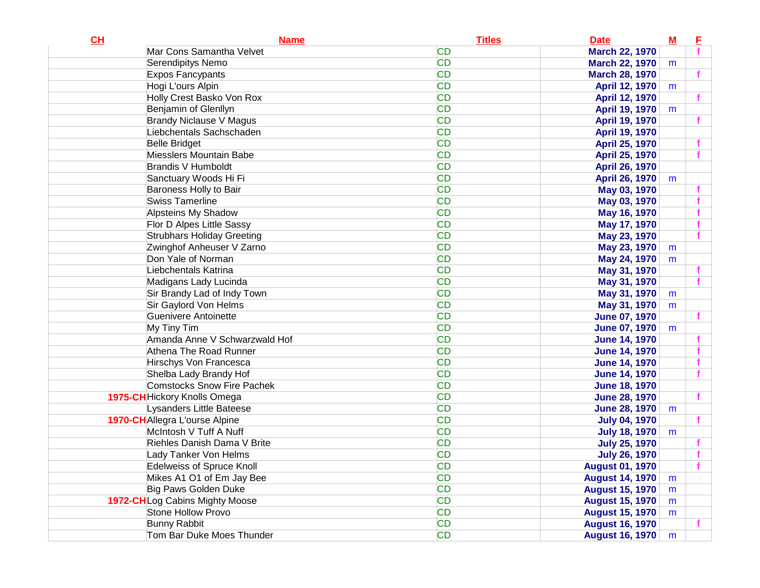| CH | Name | Titles | Date | M | F |
|---|---|---|---|---|---|
| | Mar Cons Samantha Velvet | CD | March 22, 1970 | | f |
| | Serendipitys Nemo | CD | March 22, 1970 | m | |
| | Expos Fancypants | CD | March 28, 1970 | | f |
| | Hogi L'ours Alpin | CD | April 12, 1970 | m | |
| | Holly Crest Basko Von Rox | CD | April 12, 1970 | | f |
| | Benjamin of Glenllyn | CD | April 19, 1970 | m | |
| | Brandy Niclause V Magus | CD | April 19, 1970 | | f |
| | Liebchentals Sachschaden | CD | April 19, 1970 | | |
| | Belle Bridget | CD | April 25, 1970 | | f |
| | Miesslers Mountain Babe | CD | April 25, 1970 | | f |
| | Brandis V Humboldt | CD | April 26, 1970 | | |
| | Sanctuary Woods Hi Fi | CD | April 26, 1970 | m | |
| | Baroness Holly to Bair | CD | May 03, 1970 | | f |
| | Swiss Tamerline | CD | May 03, 1970 | | f |
| | Alpsteins My Shadow | CD | May 16, 1970 | | f |
| | Flor D Alpes Little Sassy | CD | May 17, 1970 | | f |
| | Strubhars Holiday Greeting | CD | May 23, 1970 | | f |
| | Zwinghof Anheuser V Zarno | CD | May 23, 1970 | m | |
| | Don Yale of Norman | CD | May 24, 1970 | m | |
| | Liebchentals Katrina | CD | May 31, 1970 | | f |
| | Madigans Lady Lucinda | CD | May 31, 1970 | | f |
| | Sir Brandy Lad of Indy Town | CD | May 31, 1970 | m | |
| | Sir Gaylord Von Helms | CD | May 31, 1970 | m | |
| | Guenivere Antoinette | CD | June 07, 1970 | | f |
| | My Tiny Tim | CD | June 07, 1970 | m | |
| | Amanda Anne V Schwarzwald Hof | CD | June 14, 1970 | | f |
| | Athena The Road Runner | CD | June 14, 1970 | | f |
| | Hirschys Von Francesca | CD | June 14, 1970 | | f |
| | Shelba Lady Brandy Hof | CD | June 14, 1970 | | f |
| | Comstocks Snow Fire Pachek | CD | June 18, 1970 | | |
| 1975-CH | Hickory Knolls Omega | CD | June 28, 1970 | | f |
| | Lysanders Little Bateese | CD | June 28, 1970 | m | |
| 1970-CH | Allegra L'ourse Alpine | CD | July 04, 1970 | | f |
| | McIntosh V Tuff A Nuff | CD | July 18, 1970 | m | |
| | Riehles Danish Dama V Brite | CD | July 25, 1970 | | f |
| | Lady Tanker Von Helms | CD | July 26, 1970 | | f |
| | Edelweiss of Spruce Knoll | CD | August 01, 1970 | | f |
| | Mikes A1 O1 of Em Jay Bee | CD | August 14, 1970 | m | |
| | Big Paws Golden Duke | CD | August 15, 1970 | m | |
| 1972-CH | Log Cabins Mighty Moose | CD | August 15, 1970 | m | |
| | Stone Hollow Provo | CD | August 15, 1970 | m | |
| | Bunny Rabbit | CD | August 16, 1970 | | f |
| | Tom Bar Duke Moes Thunder | CD | August 16, 1970 | m | |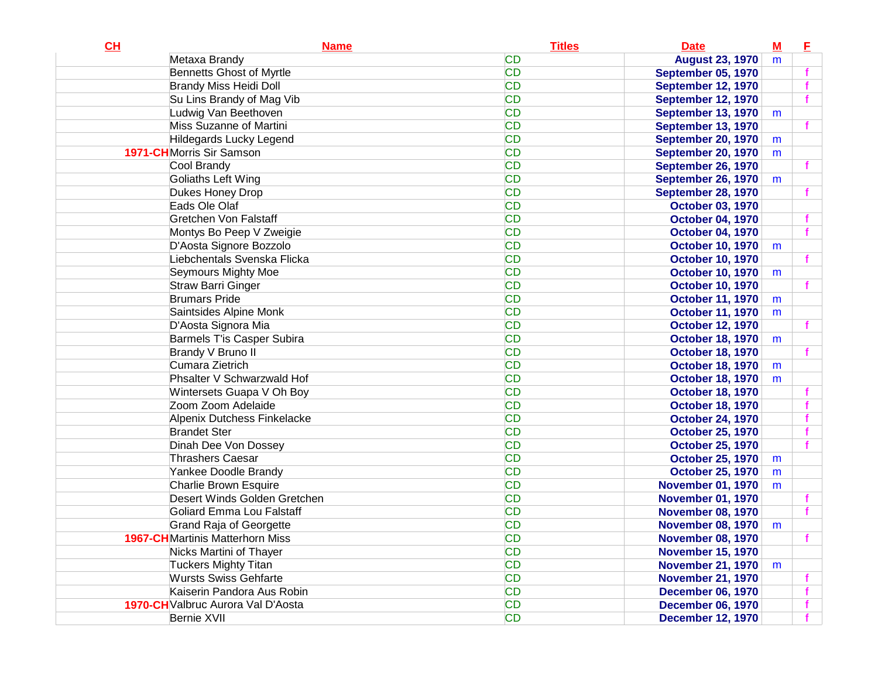| CH | Name | Titles | Date | M | F |
| --- | --- | --- | --- | --- | --- |
| | Metaxa Brandy | CD | August 23, 1970 | m | |
| | Bennetts Ghost of Myrtle | CD | September 05, 1970 | | f |
| | Brandy Miss Heidi Doll | CD | September 12, 1970 | | f |
| | Su Lins Brandy of Mag Vib | CD | September 12, 1970 | | f |
| | Ludwig Van Beethoven | CD | September 13, 1970 | m | |
| | Miss Suzanne of Martini | CD | September 13, 1970 | | f |
| | Hildegards Lucky Legend | CD | September 20, 1970 | m | |
| 1971-CH | Morris Sir Samson | CD | September 20, 1970 | m | |
| | Cool Brandy | CD | September 26, 1970 | | f |
| | Goliaths Left Wing | CD | September 26, 1970 | m | |
| | Dukes Honey Drop | CD | September 28, 1970 | | f |
| | Eads Ole Olaf | CD | October 03, 1970 | | |
| | Gretchen Von Falstaff | CD | October 04, 1970 | | f |
| | Montys Bo Peep V Zweigie | CD | October 04, 1970 | | f |
| | D'Aosta Signore Bozzolo | CD | October 10, 1970 | m | |
| | Liebchentals Svenska Flicka | CD | October 10, 1970 | | f |
| | Seymours Mighty Moe | CD | October 10, 1970 | m | |
| | Straw Barri Ginger | CD | October 10, 1970 | | f |
| | Brumars Pride | CD | October 11, 1970 | m | |
| | Saintsides Alpine Monk | CD | October 11, 1970 | m | |
| | D'Aosta Signora Mia | CD | October 12, 1970 | | f |
| | Barmels T'is Casper Subira | CD | October 18, 1970 | m | |
| | Brandy V Bruno II | CD | October 18, 1970 | | f |
| | Cumara Zietrich | CD | October 18, 1970 | m | |
| | Phsalter V Schwarzwald Hof | CD | October 18, 1970 | m | |
| | Wintersets Guapa V Oh Boy | CD | October 18, 1970 | | f |
| | Zoom Zoom Adelaide | CD | October 18, 1970 | | f |
| | Alpenix Dutchess Finkelacke | CD | October 24, 1970 | | f |
| | Brandet Ster | CD | October 25, 1970 | | f |
| | Dinah Dee Von Dossey | CD | October 25, 1970 | | f |
| | Thrashers Caesar | CD | October 25, 1970 | m | |
| | Yankee Doodle Brandy | CD | October 25, 1970 | m | |
| | Charlie Brown Esquire | CD | November 01, 1970 | m | |
| | Desert Winds Golden Gretchen | CD | November 01, 1970 | | f |
| | Goliard Emma Lou Falstaff | CD | November 08, 1970 | | f |
| | Grand Raja of Georgette | CD | November 08, 1970 | m | |
| 1967-CH | Martinis Matterhorn Miss | CD | November 08, 1970 | | f |
| | Nicks Martini of Thayer | CD | November 15, 1970 | | |
| | Tuckers Mighty Titan | CD | November 21, 1970 | m | |
| | Wursts Swiss Gehfarte | CD | November 21, 1970 | | f |
| | Kaiserin Pandora Aus Robin | CD | December 06, 1970 | | f |
| 1970-CH | Valbruc Aurora Val D'Aosta | CD | December 06, 1970 | | f |
| | Bernie XVII | CD | December 12, 1970 | | f |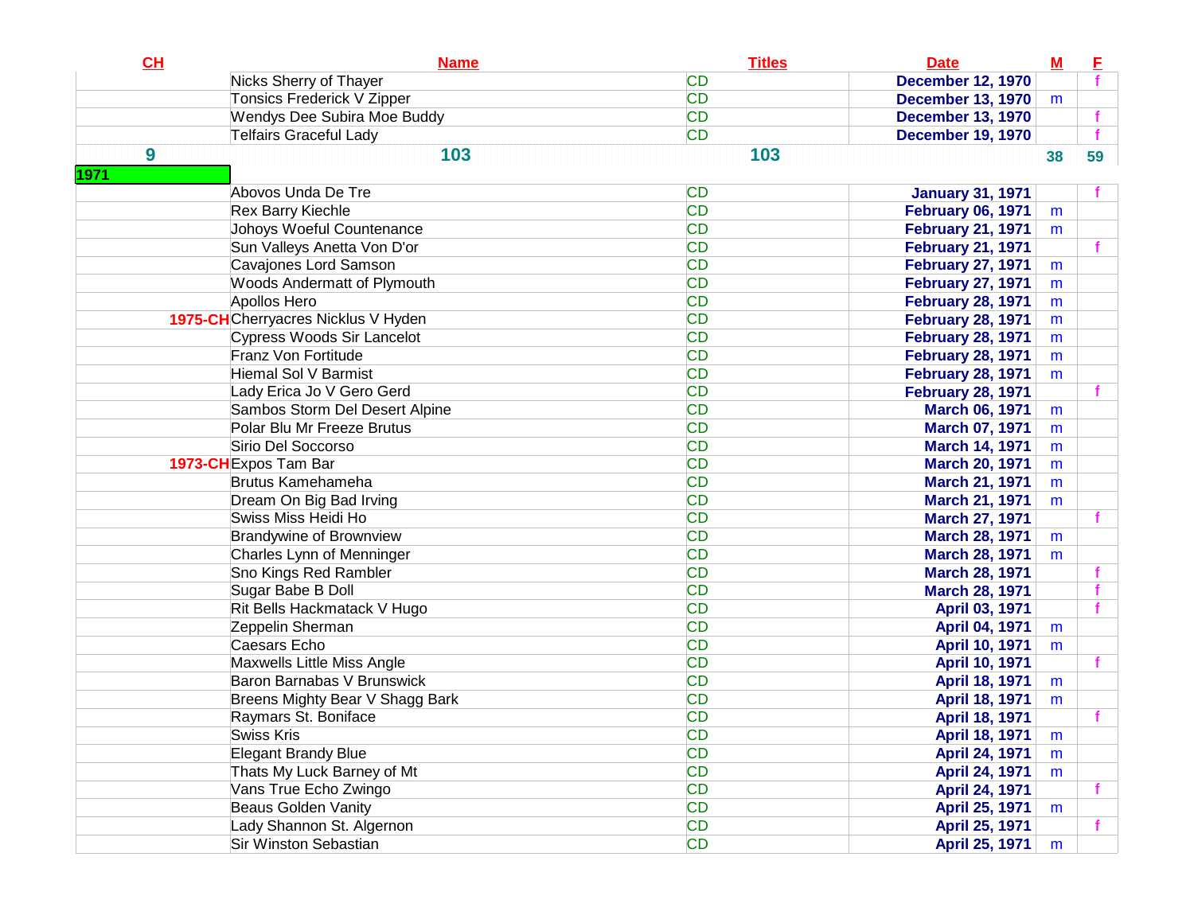| CH | Name | Titles | Date | M | F |
|---|---|---|---|---|---|
| | Nicks Sherry of Thayer | CD | December 12, 1970 | | f |
| | Tonsics Frederick V Zipper | CD | December 13, 1970 | m | |
| | Wendys Dee Subira Moe Buddy | CD | December 13, 1970 | | f |
| | Telfairs Graceful Lady | CD | December 19, 1970 | | f |
| 9 | 103 | 103 | | 38 | 59 |
| 1971 | | | | | |
| | Abovos Unda De Tre | CD | January 31, 1971 | | f |
| | Rex Barry Kiechle | CD | February 06, 1971 | m | |
| | Johoys Woeful Countenance | CD | February 21, 1971 | m | |
| | Sun Valleys Anetta Von D'or | CD | February 21, 1971 | | f |
| | Cavajones Lord Samson | CD | February 27, 1971 | m | |
| | Woods Andermatt of Plymouth | CD | February 27, 1971 | m | |
| | Apollos Hero | CD | February 28, 1971 | m | |
| 1975-CH | Cherryacres Nicklus V Hyden | CD | February 28, 1971 | m | |
| | Cypress Woods Sir Lancelot | CD | February 28, 1971 | m | |
| | Franz Von Fortitude | CD | February 28, 1971 | m | |
| | Hiemal Sol V Barmist | CD | February 28, 1971 | m | |
| | Lady Erica Jo V Gero Gerd | CD | February 28, 1971 | | f |
| | Sambos Storm Del Desert Alpine | CD | March 06, 1971 | m | |
| | Polar Blu Mr Freeze Brutus | CD | March 07, 1971 | m | |
| | Sirio Del Soccorso | CD | March 14, 1971 | m | |
| 1973-CH | Expos Tam Bar | CD | March 20, 1971 | m | |
| | Brutus Kamehameha | CD | March 21, 1971 | m | |
| | Dream On Big Bad Irving | CD | March 21, 1971 | m | |
| | Swiss Miss Heidi Ho | CD | March 27, 1971 | | f |
| | Brandywine of Brownview | CD | March 28, 1971 | m | |
| | Charles Lynn of Menninger | CD | March 28, 1971 | m | |
| | Sno Kings Red Rambler | CD | March 28, 1971 | | f |
| | Sugar Babe B Doll | CD | March 28, 1971 | | f |
| | Rit Bells Hackmatack V Hugo | CD | April 03, 1971 | | f |
| | Zeppelin Sherman | CD | April 04, 1971 | m | |
| | Caesars Echo | CD | April 10, 1971 | m | |
| | Maxwells Little Miss Angle | CD | April 10, 1971 | | f |
| | Baron Barnabas V Brunswick | CD | April 18, 1971 | m | |
| | Breens Mighty Bear V Shagg Bark | CD | April 18, 1971 | m | |
| | Raymars St. Boniface | CD | April 18, 1971 | | f |
| | Swiss Kris | CD | April 18, 1971 | m | |
| | Elegant Brandy Blue | CD | April 24, 1971 | m | |
| | Thats My Luck Barney of Mt | CD | April 24, 1971 | m | |
| | Vans True Echo Zwingo | CD | April 24, 1971 | | f |
| | Beaus Golden Vanity | CD | April 25, 1971 | m | |
| | Lady Shannon St. Algernon | CD | April 25, 1971 | | f |
| | Sir Winston Sebastian | CD | April 25, 1971 | m | |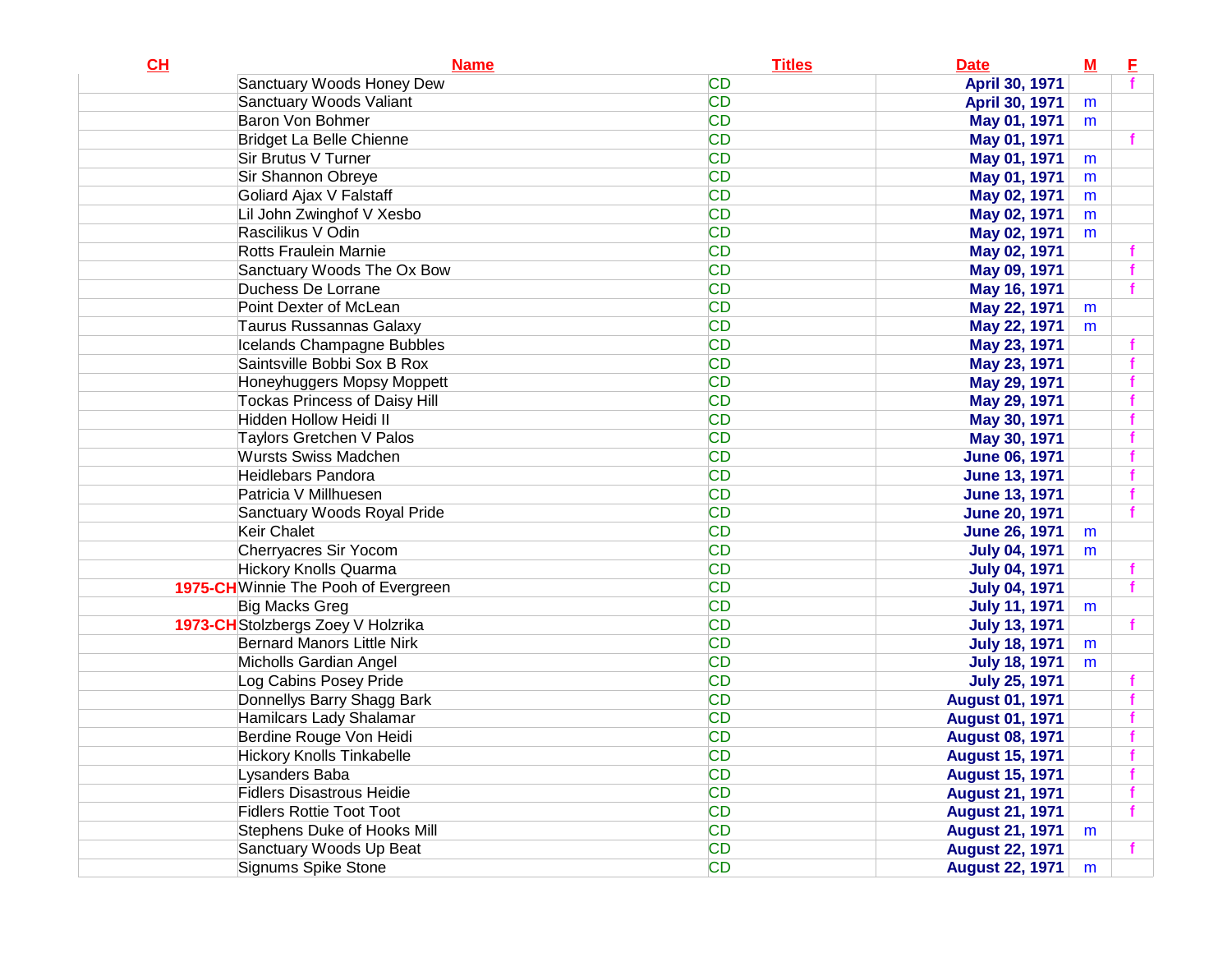| CH | Name | Titles | Date | M | F |
|---|---|---|---|---|---|
| | Sanctuary Woods Honey Dew | CD | April 30, 1971 | | f |
| | Sanctuary Woods Valiant | CD | April 30, 1971 | m | |
| | Baron Von Bohmer | CD | May 01, 1971 | m | |
| | Bridget La Belle Chienne | CD | May 01, 1971 | | f |
| | Sir Brutus V Turner | CD | May 01, 1971 | m | |
| | Sir Shannon Obreye | CD | May 01, 1971 | m | |
| | Goliard Ajax V Falstaff | CD | May 02, 1971 | m | |
| | Lil John Zwinghof V Xesbo | CD | May 02, 1971 | m | |
| | Rascilikus V Odin | CD | May 02, 1971 | m | |
| | Rotts Fraulein Marnie | CD | May 02, 1971 | | f |
| | Sanctuary Woods The Ox Bow | CD | May 09, 1971 | | f |
| | Duchess De Lorrane | CD | May 16, 1971 | | f |
| | Point Dexter of McLean | CD | May 22, 1971 | m | |
| | Taurus Russannas Galaxy | CD | May 22, 1971 | m | |
| | Icelands Champagne Bubbles | CD | May 23, 1971 | | f |
| | Saintsville Bobbi Sox B Rox | CD | May 23, 1971 | | f |
| | Honeyhuggers Mopsy Moppett | CD | May 29, 1971 | | f |
| | Tockas Princess of Daisy Hill | CD | May 29, 1971 | | f |
| | Hidden Hollow Heidi II | CD | May 30, 1971 | | f |
| | Taylors Gretchen V Palos | CD | May 30, 1971 | | f |
| | Wursts Swiss Madchen | CD | June 06, 1971 | | f |
| | Heidlebars Pandora | CD | June 13, 1971 | | f |
| | Patricia V Millhuesen | CD | June 13, 1971 | | f |
| | Sanctuary Woods Royal Pride | CD | June 20, 1971 | | f |
| | Keir Chalet | CD | June 26, 1971 | m | |
| | Cherryacres Sir Yocom | CD | July 04, 1971 | m | |
| | Hickory Knolls Quarma | CD | July 04, 1971 | | f |
| 1975-CH | Winnie The Pooh of Evergreen | CD | July 04, 1971 | | f |
| | Big Macks Greg | CD | July 11, 1971 | m | |
| 1973-CH | Stolzbergs Zoey V Holzrika | CD | July 13, 1971 | | f |
| | Bernard Manors Little Nirk | CD | July 18, 1971 | m | |
| | Micholls Gardian Angel | CD | July 18, 1971 | m | |
| | Log Cabins Posey Pride | CD | July 25, 1971 | | f |
| | Donnellys Barry Shagg Bark | CD | August 01, 1971 | | f |
| | Hamilcars Lady Shalamar | CD | August 01, 1971 | | f |
| | Berdine Rouge Von Heidi | CD | August 08, 1971 | | f |
| | Hickory Knolls Tinkabelle | CD | August 15, 1971 | | f |
| | Lysanders Baba | CD | August 15, 1971 | | f |
| | Fidlers Disastrous Heidie | CD | August 21, 1971 | | f |
| | Fidlers Rottie Toot Toot | CD | August 21, 1971 | | f |
| | Stephens Duke of Hooks Mill | CD | August 21, 1971 | m | |
| | Sanctuary Woods Up Beat | CD | August 22, 1971 | | f |
| | Signums Spike Stone | CD | August 22, 1971 | m | |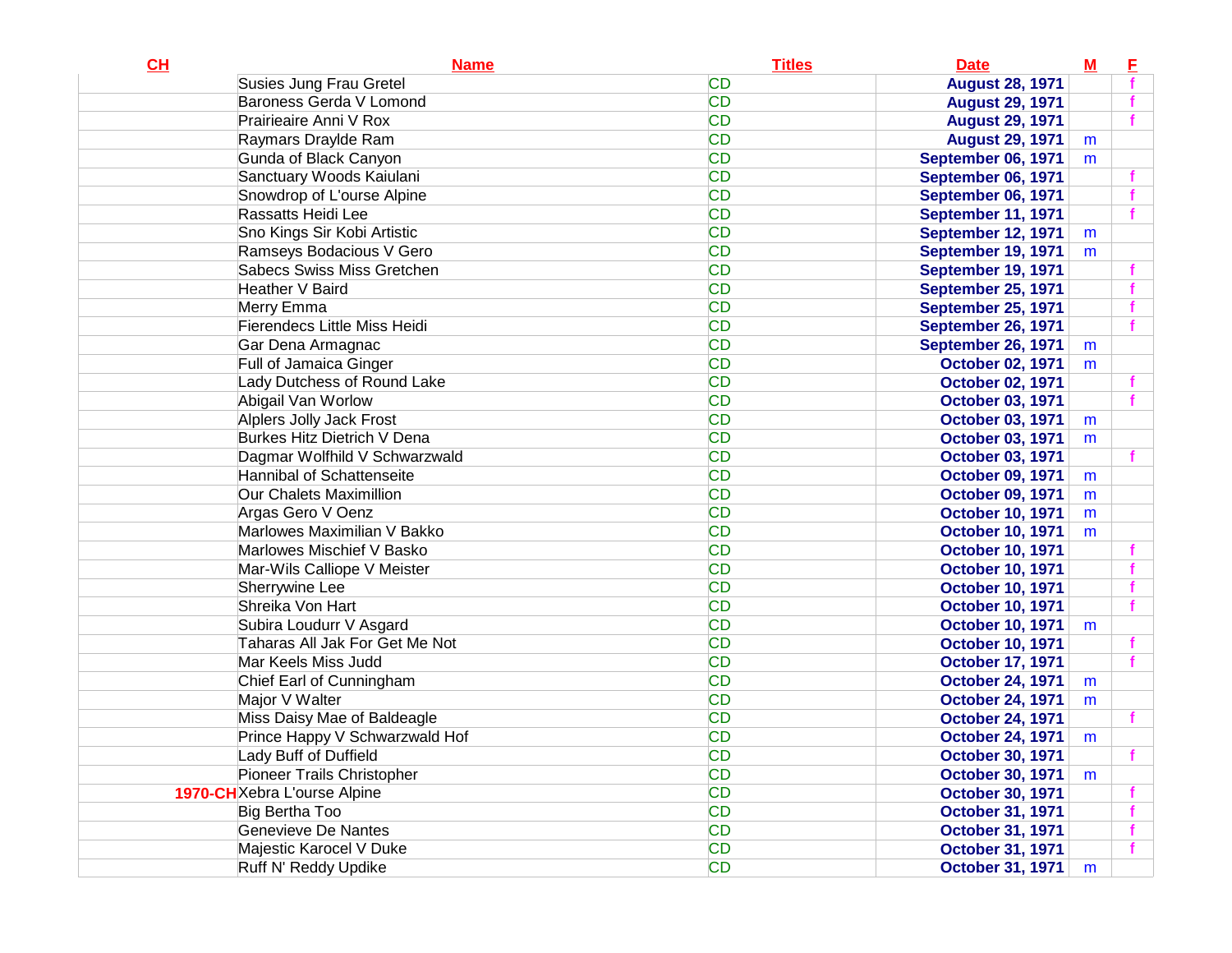| CH | Name | Titles | Date | M | F |
|---|---|---|---|---|---|
| | Susies Jung Frau Gretel | CD | August 28, 1971 | | f |
| | Baroness Gerda V Lomond | CD | August 29, 1971 | | f |
| | Prairieaire Anni V Rox | CD | August 29, 1971 | | f |
| | Raymars Draylde Ram | CD | August 29, 1971 | m | |
| | Gunda of Black Canyon | CD | September 06, 1971 | m | |
| | Sanctuary Woods Kaiulani | CD | September 06, 1971 | | f |
| | Snowdrop of L'ourse Alpine | CD | September 06, 1971 | | f |
| | Rassatts Heidi Lee | CD | September 11, 1971 | | f |
| | Sno Kings Sir Kobi Artistic | CD | September 12, 1971 | m | |
| | Ramseys Bodacious V Gero | CD | September 19, 1971 | m | |
| | Sabecs Swiss Miss Gretchen | CD | September 19, 1971 | | f |
| | Heather V Baird | CD | September 25, 1971 | | f |
| | Merry Emma | CD | September 25, 1971 | | f |
| | Fierendecs Little Miss Heidi | CD | September 26, 1971 | | f |
| | Gar Dena Armagnac | CD | September 26, 1971 | m | |
| | Full of Jamaica Ginger | CD | October 02, 1971 | m | |
| | Lady Dutchess of Round Lake | CD | October 02, 1971 | | f |
| | Abigail Van Worlow | CD | October 03, 1971 | | f |
| | Alplers Jolly Jack Frost | CD | October 03, 1971 | m | |
| | Burkes Hitz Dietrich V Dena | CD | October 03, 1971 | m | |
| | Dagmar Wolfhild V Schwarzwald | CD | October 03, 1971 | | f |
| | Hannibal of Schattenseite | CD | October 09, 1971 | m | |
| | Our Chalets Maximillion | CD | October 09, 1971 | m | |
| | Argas Gero V Oenz | CD | October 10, 1971 | m | |
| | Marlowes Maximilian V Bakko | CD | October 10, 1971 | m | |
| | Marlowes Mischief V Basko | CD | October 10, 1971 | | f |
| | Mar-Wils Calliope V Meister | CD | October 10, 1971 | | f |
| | Sherrywine Lee | CD | October 10, 1971 | | f |
| | Shreika Von Hart | CD | October 10, 1971 | | f |
| | Subira Loudurr V Asgard | CD | October 10, 1971 | m | |
| | Taharas All Jak For Get Me Not | CD | October 10, 1971 | | f |
| | Mar Keels Miss Judd | CD | October 17, 1971 | | f |
| | Chief Earl of Cunningham | CD | October 24, 1971 | m | |
| | Major V Walter | CD | October 24, 1971 | m | |
| | Miss Daisy Mae of Baldeagle | CD | October 24, 1971 | | f |
| | Prince Happy V Schwarzwald Hof | CD | October 24, 1971 | m | |
| | Lady Buff of Duffield | CD | October 30, 1971 | | f |
| | Pioneer Trails Christopher | CD | October 30, 1971 | m | |
| 1970-CH | Xebra L'ourse Alpine | CD | October 30, 1971 | | f |
| | Big Bertha Too | CD | October 31, 1971 | | f |
| | Genevieve De Nantes | CD | October 31, 1971 | | f |
| | Majestic Karocel V Duke | CD | October 31, 1971 | | f |
| | Ruff N' Reddy Updike | CD | October 31, 1971 | m | |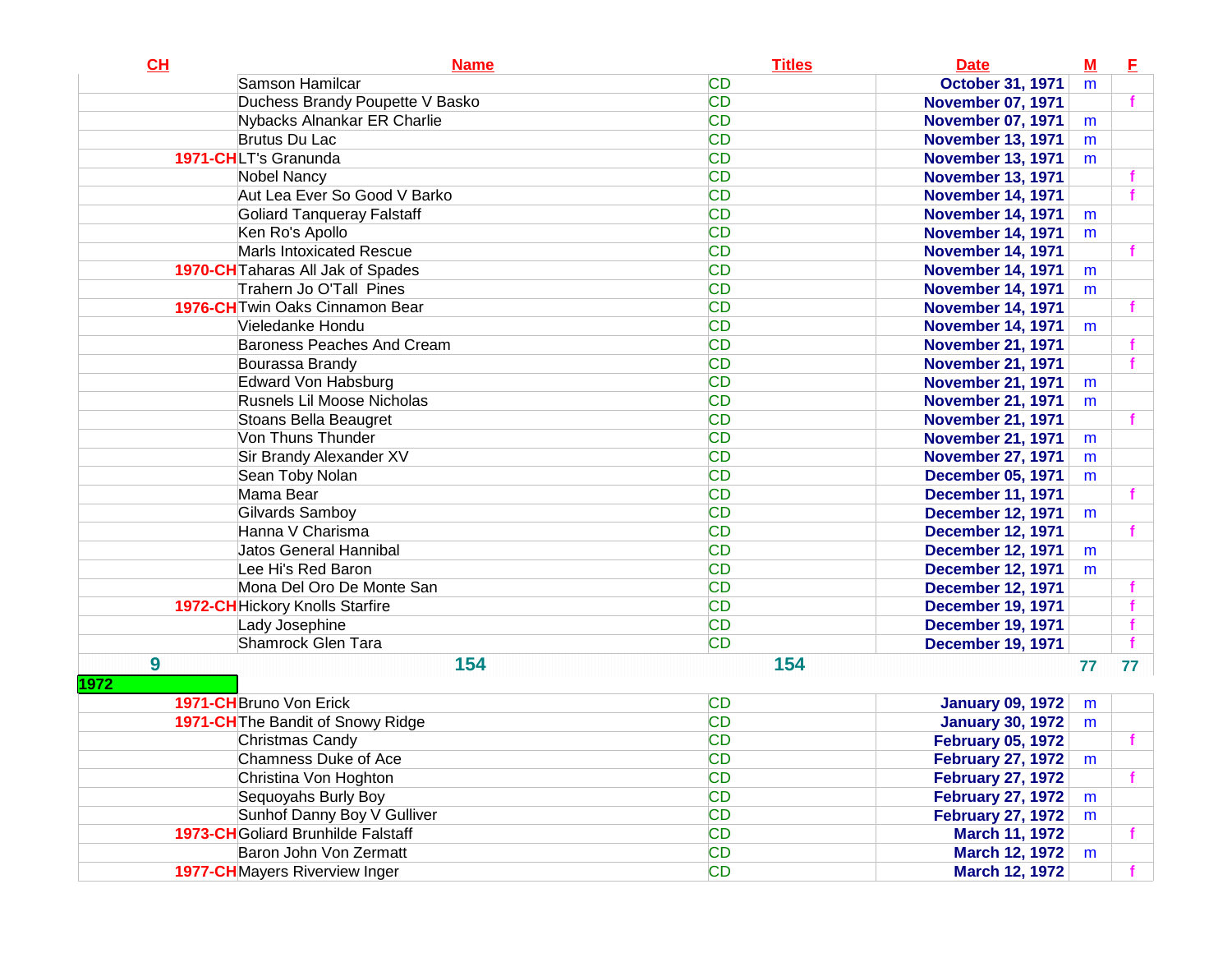| CH | Name | Titles | Date | M | F |
|---|---|---|---|---|---|
| | Samson Hamilcar | CD | October 31, 1971 | m | |
| | Duchess Brandy Poupette V Basko | CD | November 07, 1971 | | f |
| | Nybacks Alnankar ER Charlie | CD | November 07, 1971 | m | |
| | Brutus Du Lac | CD | November 13, 1971 | m | |
| 1971-CH | LT's Granunda | CD | November 13, 1971 | m | |
| | Nobel Nancy | CD | November 13, 1971 | | f |
| | Aut Lea Ever So Good V Barko | CD | November 14, 1971 | | f |
| | Goliard Tanqueray Falstaff | CD | November 14, 1971 | m | |
| | Ken Ro's Apollo | CD | November 14, 1971 | m | |
| | Marls Intoxicated Rescue | CD | November 14, 1971 | | f |
| 1970-CH | Taharas All Jak of Spades | CD | November 14, 1971 | m | |
| | Trahern Jo O'Tall Pines | CD | November 14, 1971 | m | |
| 1976-CH | Twin Oaks Cinnamon Bear | CD | November 14, 1971 | | f |
| | Vieledanke Hondu | CD | November 14, 1971 | m | |
| | Baroness Peaches And Cream | CD | November 21, 1971 | | f |
| | Bourassa Brandy | CD | November 21, 1971 | | f |
| | Edward Von Habsburg | CD | November 21, 1971 | m | |
| | Rusnels Lil Moose Nicholas | CD | November 21, 1971 | m | |
| | Stoans Bella Beaugret | CD | November 21, 1971 | | f |
| | Von Thuns Thunder | CD | November 21, 1971 | m | |
| | Sir Brandy Alexander XV | CD | November 27, 1971 | m | |
| | Sean Toby Nolan | CD | December 05, 1971 | m | |
| | Mama Bear | CD | December 11, 1971 | | f |
| | Gilvards Samboy | CD | December 12, 1971 | m | |
| | Hanna V Charisma | CD | December 12, 1971 | | f |
| | Jatos General Hannibal | CD | December 12, 1971 | m | |
| | Lee Hi's Red Baron | CD | December 12, 1971 | m | |
| | Mona Del Oro De Monte San | CD | December 12, 1971 | | f |
| 1972-CH | Hickory Knolls Starfire | CD | December 19, 1971 | | f |
| | Lady Josephine | CD | December 19, 1971 | | f |
| | Shamrock Glen Tara | CD | December 19, 1971 | | f |
| 9 | 154 | 154 | | 77 | 77 |
| 1972 | | | | | |
| 1971-CH | Bruno Von Erick | CD | January 09, 1972 | m | |
| 1971-CH | The Bandit of Snowy Ridge | CD | January 30, 1972 | m | |
| | Christmas Candy | CD | February 05, 1972 | | f |
| | Chamness Duke of Ace | CD | February 27, 1972 | m | |
| | Christina Von Hoghton | CD | February 27, 1972 | | f |
| | Sequoyahs Burly Boy | CD | February 27, 1972 | m | |
| | Sunhof Danny Boy V Gulliver | CD | February 27, 1972 | m | |
| 1973-CH | Goliard Brunhilde Falstaff | CD | March 11, 1972 | | f |
| | Baron John Von Zermatt | CD | March 12, 1972 | m | |
| 1977-CH | Mayers Riverview Inger | CD | March 12, 1972 | | f |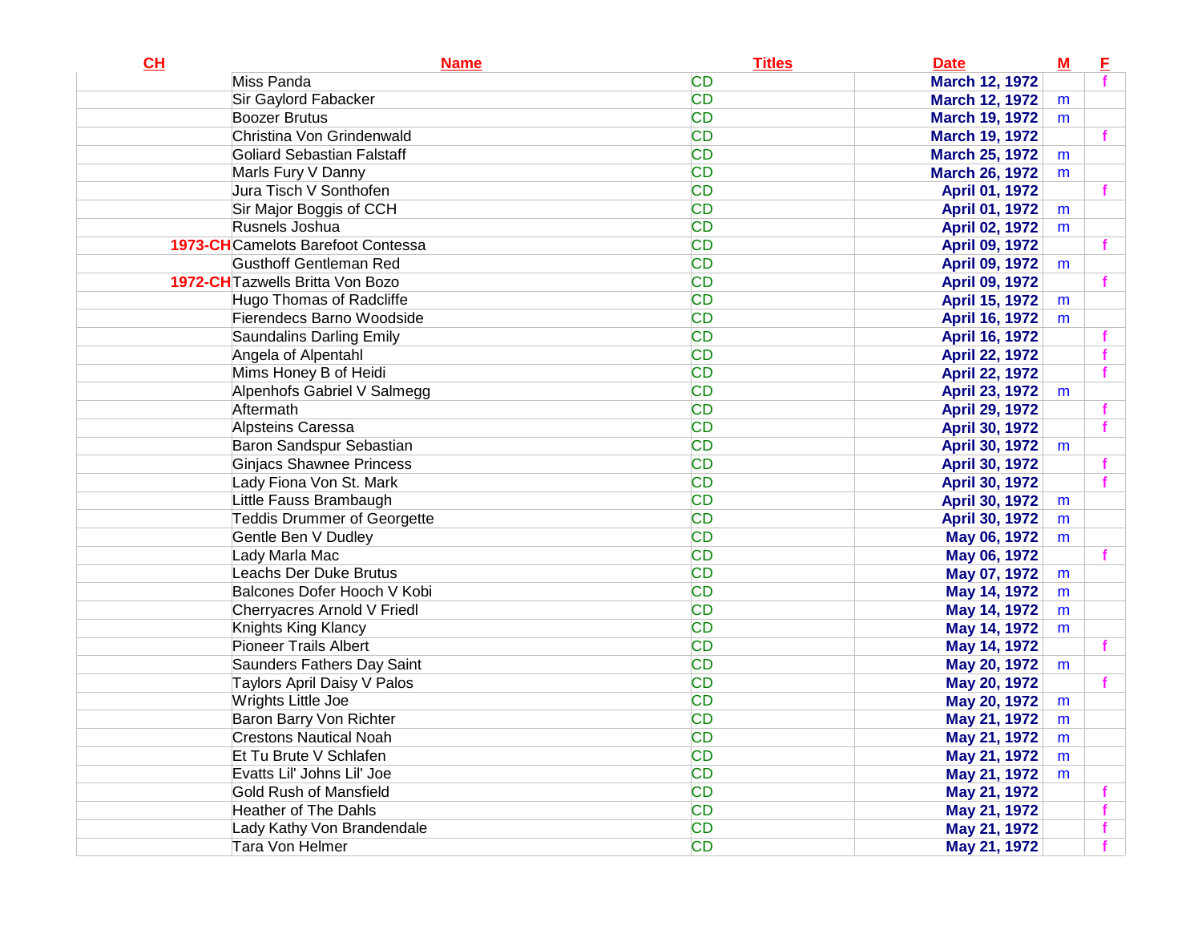| CH | Name | Titles | Date | M | F |
|---|---|---|---|---|---|
| | Miss Panda | CD | March 12, 1972 | | f |
| | Sir Gaylord Fabacker | CD | March 12, 1972 | m | |
| | Boozer Brutus | CD | March 19, 1972 | m | |
| | Christina Von Grindenwald | CD | March 19, 1972 | | f |
| | Goliard Sebastian Falstaff | CD | March 25, 1972 | m | |
| | Marls Fury V Danny | CD | March 26, 1972 | m | |
| | Jura Tisch V Sonthofen | CD | April 01, 1972 | | f |
| | Sir Major Boggis of CCH | CD | April 01, 1972 | m | |
| | Rusnels Joshua | CD | April 02, 1972 | m | |
| 1973-CH | Camelots Barefoot Contessa | CD | April 09, 1972 | | f |
| | Gusthoff Gentleman Red | CD | April 09, 1972 | m | |
| 1972-CH | Tazwells Britta Von Bozo | CD | April 09, 1972 | | f |
| | Hugo Thomas of Radcliffe | CD | April 15, 1972 | m | |
| | Fierendecs Barno Woodside | CD | April 16, 1972 | m | |
| | Saundalins Darling Emily | CD | April 16, 1972 | | f |
| | Angela of Alpentahl | CD | April 22, 1972 | | f |
| | Mims Honey B of Heidi | CD | April 22, 1972 | | f |
| | Alpenhofs Gabriel V Salmegg | CD | April 23, 1972 | m | |
| | Aftermath | CD | April 29, 1972 | | f |
| | Alpsteins Caressa | CD | April 30, 1972 | | f |
| | Baron Sandspur Sebastian | CD | April 30, 1972 | m | |
| | Ginjacs Shawnee Princess | CD | April 30, 1972 | | f |
| | Lady Fiona Von St. Mark | CD | April 30, 1972 | | f |
| | Little Fauss Brambaugh | CD | April 30, 1972 | m | |
| | Teddis Drummer of Georgette | CD | April 30, 1972 | m | |
| | Gentle Ben V Dudley | CD | May 06, 1972 | m | |
| | Lady Marla Mac | CD | May 06, 1972 | | f |
| | Leachs Der Duke Brutus | CD | May 07, 1972 | m | |
| | Balcones Dofer Hooch V Kobi | CD | May 14, 1972 | m | |
| | Cherryacres Arnold V Friedl | CD | May 14, 1972 | m | |
| | Knights King Klancy | CD | May 14, 1972 | m | |
| | Pioneer Trails Albert | CD | May 14, 1972 | | f |
| | Saunders Fathers Day Saint | CD | May 20, 1972 | m | |
| | Taylors April Daisy V Palos | CD | May 20, 1972 | | f |
| | Wrights Little Joe | CD | May 20, 1972 | m | |
| | Baron Barry Von Richter | CD | May 21, 1972 | m | |
| | Crestons Nautical Noah | CD | May 21, 1972 | m | |
| | Et Tu Brute V Schlafen | CD | May 21, 1972 | m | |
| | Evatts Lil' Johns Lil' Joe | CD | May 21, 1972 | m | |
| | Gold Rush of Mansfield | CD | May 21, 1972 | | f |
| | Heather of The Dahls | CD | May 21, 1972 | | f |
| | Lady Kathy Von Brandendale | CD | May 21, 1972 | | f |
| | Tara Von Helmer | CD | May 21, 1972 | | f |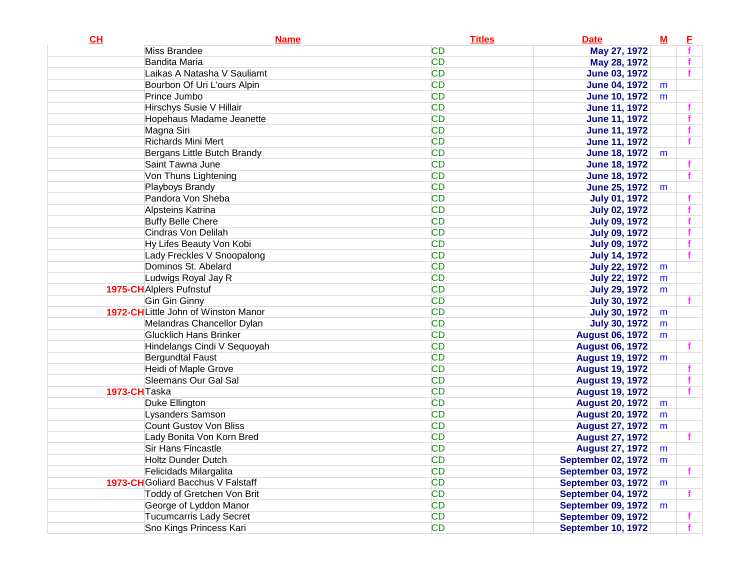| CH | Name | Titles | Date | M | F |
|---|---|---|---|---|---|
| | Miss Brandee | CD | May 27, 1972 | | f |
| | Bandita Maria | CD | May 28, 1972 | | f |
| | Laikas A Natasha V Sauliamt | CD | June 03, 1972 | | f |
| | Bourbon Of Uri L'ours Alpin | CD | June 04, 1972 | m | |
| | Prince Jumbo | CD | June 10, 1972 | m | |
| | Hirschys Susie V Hillair | CD | June 11, 1972 | | f |
| | Hopehaus Madame Jeanette | CD | June 11, 1972 | | f |
| | Magna Siri | CD | June 11, 1972 | | f |
| | Richards Mini Mert | CD | June 11, 1972 | | f |
| | Bergans Little Butch Brandy | CD | June 18, 1972 | m | |
| | Saint Tawna June | CD | June 18, 1972 | | f |
| | Von Thuns Lightening | CD | June 18, 1972 | | f |
| | Playboys Brandy | CD | June 25, 1972 | m | |
| | Pandora Von Sheba | CD | July 01, 1972 | | f |
| | Alpsteins Katrina | CD | July 02, 1972 | | f |
| | Buffy Belle Chere | CD | July 09, 1972 | | f |
| | Cindras Von Delilah | CD | July 09, 1972 | | f |
| | Hy Lifes Beauty Von Kobi | CD | July 09, 1972 | | f |
| | Lady Freckles V Snoopalong | CD | July 14, 1972 | | f |
| | Dominos St. Abelard | CD | July 22, 1972 | m | |
| | Ludwigs Royal Jay R | CD | July 22, 1972 | m | |
| 1975-CH | Alplers Pufnstuf | CD | July 29, 1972 | m | |
| | Gin Gin Ginny | CD | July 30, 1972 | | f |
| 1972-CH | Little John of Winston Manor | CD | July 30, 1972 | m | |
| | Melandras Chancellor Dylan | CD | July 30, 1972 | m | |
| | Glucklich Hans Brinker | CD | August 06, 1972 | m | |
| | Hindelangs Cindi V Sequoyah | CD | August 06, 1972 | | f |
| | Bergundtal Faust | CD | August 19, 1972 | m | |
| | Heidi of Maple Grove | CD | August 19, 1972 | | f |
| | Sleemans Our Gal Sal | CD | August 19, 1972 | | f |
| 1973-CH | Taska | CD | August 19, 1972 | | f |
| | Duke Ellington | CD | August 20, 1972 | m | |
| | Lysanders Samson | CD | August 20, 1972 | m | |
| | Count Gustov Von Bliss | CD | August 27, 1972 | m | |
| | Lady Bonita Von Korn Bred | CD | August 27, 1972 | | f |
| | Sir Hans Fincastle | CD | August 27, 1972 | m | |
| | Holtz Dunder Dutch | CD | September 02, 1972 | m | |
| | Felicidads Milargalita | CD | September 03, 1972 | | f |
| 1973-CH | Goliard Bacchus V Falstaff | CD | September 03, 1972 | m | |
| | Toddy of Gretchen Von Brit | CD | September 04, 1972 | | f |
| | George of Lyddon Manor | CD | September 09, 1972 | m | |
| | Tucumcarris Lady Secret | CD | September 09, 1972 | | f |
| | Sno Kings Princess Kari | CD | September 10, 1972 | | f |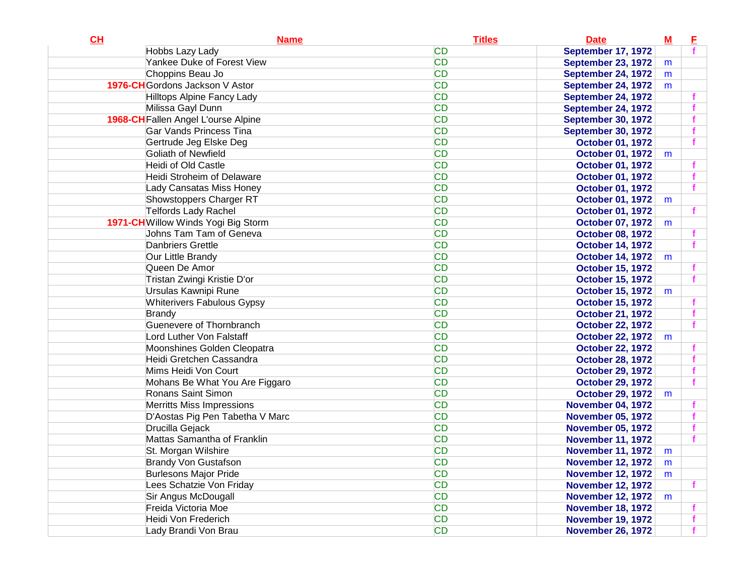| CH | Name | Titles | Date | M | F |
|---|---|---|---|---|---|
| | Hobbs Lazy Lady | CD | September 17, 1972 | | f |
| | Yankee Duke of Forest View | CD | September 23, 1972 | m | |
| | Choppins Beau Jo | CD | September 24, 1972 | m | |
| 1976-CH | Gordons Jackson V Astor | CD | September 24, 1972 | m | |
| | Hilltops Alpine Fancy Lady | CD | September 24, 1972 | | f |
| | Milissa Gayl Dunn | CD | September 24, 1972 | | f |
| 1968-CH | Fallen Angel L'ourse Alpine | CD | September 30, 1972 | | f |
| | Gar Vands Princess Tina | CD | September 30, 1972 | | f |
| | Gertrude Jeg Elske Deg | CD | October 01, 1972 | | f |
| | Goliath of Newfield | CD | October 01, 1972 | m | |
| | Heidi of Old Castle | CD | October 01, 1972 | | f |
| | Heidi Stroheim of Delaware | CD | October 01, 1972 | | f |
| | Lady Cansatas Miss Honey | CD | October 01, 1972 | | f |
| | Showstoppers Charger RT | CD | October 01, 1972 | m | |
| | Telfords Lady Rachel | CD | October 01, 1972 | | f |
| 1971-CH | Willow Winds Yogi Big Storm | CD | October 07, 1972 | m | |
| | Johns Tam Tam of Geneva | CD | October 08, 1972 | | f |
| | Danbriers Grettle | CD | October 14, 1972 | | f |
| | Our Little Brandy | CD | October 14, 1972 | m | |
| | Queen De Amor | CD | October 15, 1972 | | f |
| | Tristan Zwingi Kristie D'or | CD | October 15, 1972 | | f |
| | Ursulas Kawnipi Rune | CD | October 15, 1972 | m | |
| | Whiterivers Fabulous Gypsy | CD | October 15, 1972 | | f |
| | Brandy | CD | October 21, 1972 | | f |
| | Guenevere of Thornbranch | CD | October 22, 1972 | | f |
| | Lord Luther Von Falstaff | CD | October 22, 1972 | m | |
| | Moonshines Golden Cleopatra | CD | October 22, 1972 | | f |
| | Heidi Gretchen Cassandra | CD | October 28, 1972 | | f |
| | Mims Heidi Von Court | CD | October 29, 1972 | | f |
| | Mohans Be What You Are Figgaro | CD | October 29, 1972 | | f |
| | Ronans Saint Simon | CD | October 29, 1972 | m | |
| | Merritts Miss Impressions | CD | November 04, 1972 | | f |
| | D'Aostas Pig Pen Tabetha V Marc | CD | November 05, 1972 | | f |
| | Drucilla Gejack | CD | November 05, 1972 | | f |
| | Mattas Samantha of Franklin | CD | November 11, 1972 | | f |
| | St. Morgan Wilshire | CD | November 11, 1972 | m | |
| | Brandy Von Gustafson | CD | November 12, 1972 | m | |
| | Burlesons Major Pride | CD | November 12, 1972 | m | |
| | Lees Schatzie Von Friday | CD | November 12, 1972 | | f |
| | Sir Angus McDougall | CD | November 12, 1972 | m | |
| | Freida Victoria Moe | CD | November 18, 1972 | | f |
| | Heidi Von Frederich | CD | November 19, 1972 | | f |
| | Lady Brandi Von Brau | CD | November 26, 1972 | | f |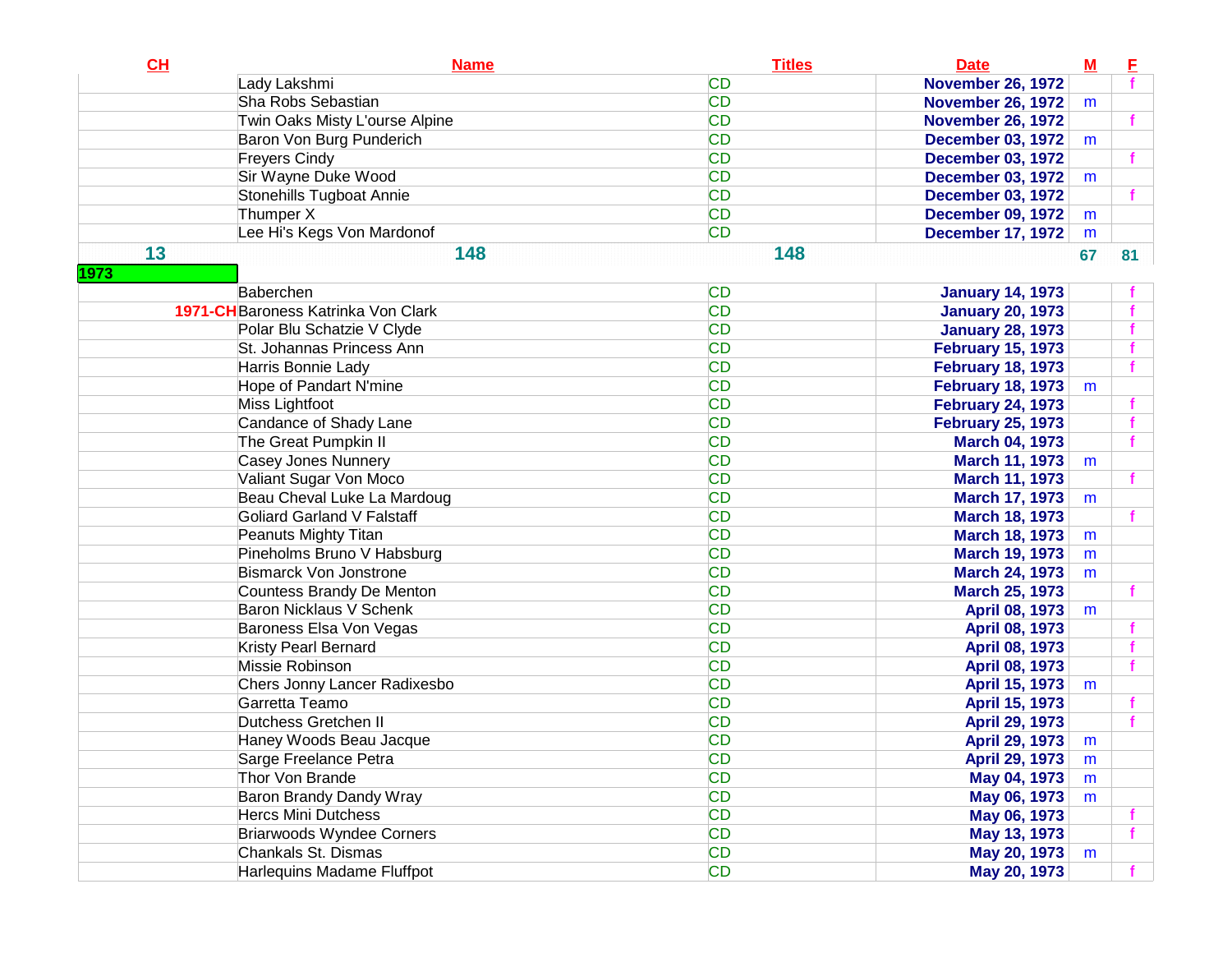| CH | Name | Titles | Date | M | F |
|---|---|---|---|---|---|
| | Lady Lakshmi | CD | November 26, 1972 | | f |
| | Sha Robs Sebastian | CD | November 26, 1972 | m | |
| | Twin Oaks Misty L'ourse Alpine | CD | November 26, 1972 | | f |
| | Baron Von Burg Punderich | CD | December 03, 1972 | m | |
| | Freyers Cindy | CD | December 03, 1972 | | f |
| | Sir Wayne Duke Wood | CD | December 03, 1972 | m | |
| | Stonehills Tugboat Annie | CD | December 03, 1972 | | f |
| | Thumper X | CD | December 09, 1972 | m | |
| | Lee Hi's Kegs Von Mardonof | CD | December 17, 1972 | m | |
| 13 | 148 | 148 | | 67 | 81 |
| 1973 | | | | | |
| | Baberchen | CD | January 14, 1973 | | f |
| 1971-CH | Baroness Katrinka Von Clark | CD | January 20, 1973 | | f |
| | Polar Blu Schatzie V Clyde | CD | January 28, 1973 | | f |
| | St. Johannas Princess Ann | CD | February 15, 1973 | | f |
| | Harris Bonnie Lady | CD | February 18, 1973 | | f |
| | Hope of Pandart N'mine | CD | February 18, 1973 | m | |
| | Miss Lightfoot | CD | February 24, 1973 | | f |
| | Candance of Shady Lane | CD | February 25, 1973 | | f |
| | The Great Pumpkin II | CD | March 04, 1973 | | f |
| | Casey Jones Nunnery | CD | March 11, 1973 | m | |
| | Valiant Sugar Von Moco | CD | March 11, 1973 | | f |
| | Beau Cheval Luke La Mardoug | CD | March 17, 1973 | m | |
| | Goliard Garland V Falstaff | CD | March 18, 1973 | | f |
| | Peanuts Mighty Titan | CD | March 18, 1973 | m | |
| | Pineholms Bruno V Habsburg | CD | March 19, 1973 | m | |
| | Bismarck Von Jonstrone | CD | March 24, 1973 | m | |
| | Countess Brandy De Menton | CD | March 25, 1973 | | f |
| | Baron Nicklaus V Schenk | CD | April 08, 1973 | m | |
| | Baroness Elsa Von Vegas | CD | April 08, 1973 | | f |
| | Kristy Pearl Bernard | CD | April 08, 1973 | | f |
| | Missie Robinson | CD | April 08, 1973 | | f |
| | Chers Jonny Lancer Radixesbo | CD | April 15, 1973 | m | |
| | Garretta Teamo | CD | April 15, 1973 | | f |
| | Dutchess Gretchen II | CD | April 29, 1973 | | f |
| | Haney Woods Beau Jacque | CD | April 29, 1973 | m | |
| | Sarge Freelance Petra | CD | April 29, 1973 | m | |
| | Thor Von Brande | CD | May 04, 1973 | m | |
| | Baron Brandy Dandy Wray | CD | May 06, 1973 | m | |
| | Hercs Mini Dutchess | CD | May 06, 1973 | | f |
| | Briarwoods Wyndee Corners | CD | May 13, 1973 | | f |
| | Chankals St. Dismas | CD | May 20, 1973 | m | |
| | Harlequins Madame Fluffpot | CD | May 20, 1973 | | f |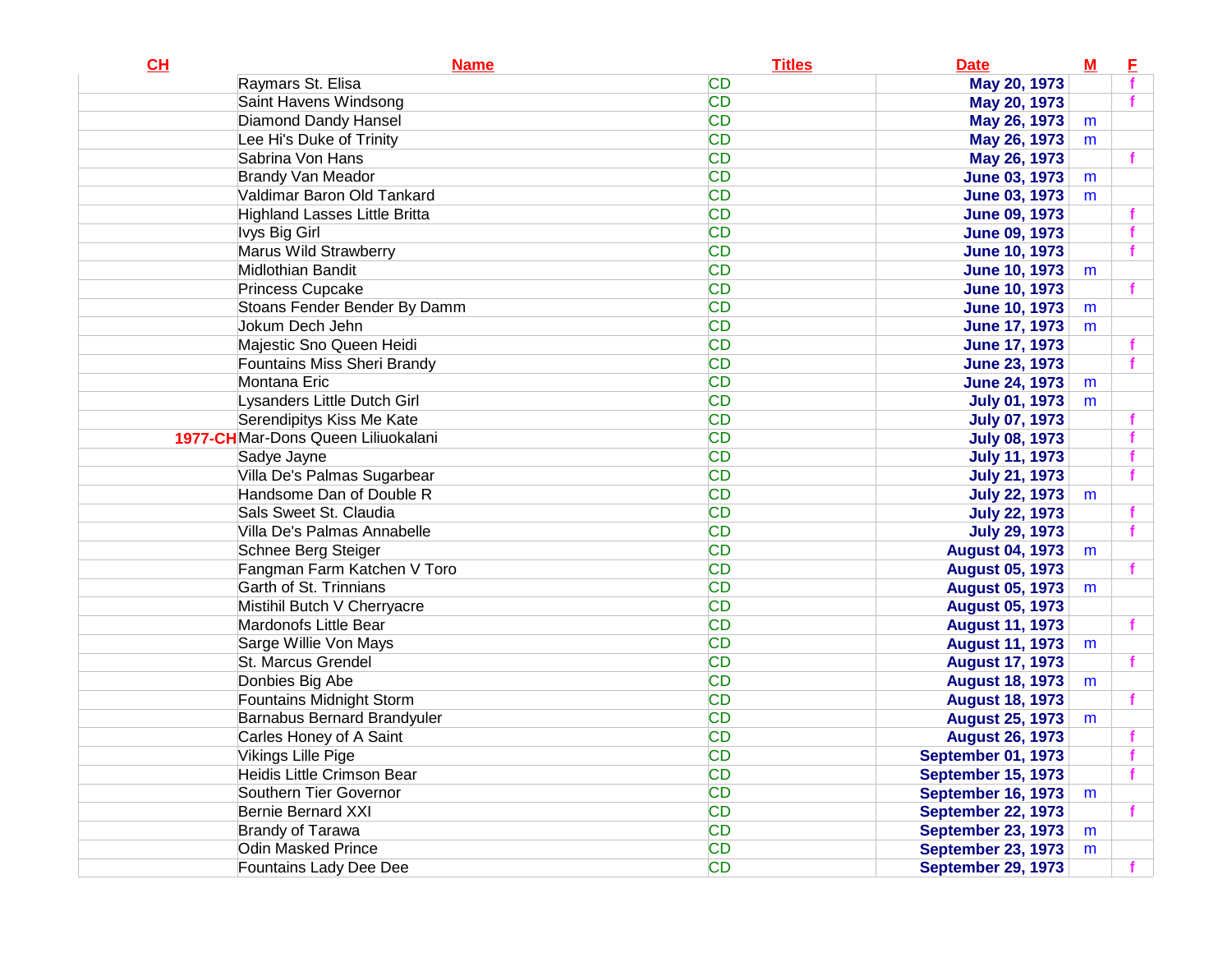| CH | Name | Titles | Date | M | F |
|---|---|---|---|---|---|
| | Raymars St. Elisa | CD | May 20, 1973 | | f |
| | Saint Havens Windsong | CD | May 20, 1973 | | f |
| | Diamond Dandy Hansel | CD | May 26, 1973 | m | |
| | Lee Hi's Duke of Trinity | CD | May 26, 1973 | m | |
| | Sabrina Von Hans | CD | May 26, 1973 | | f |
| | Brandy Van Meador | CD | June 03, 1973 | m | |
| | Valdimar Baron Old Tankard | CD | June 03, 1973 | m | |
| | Highland Lasses Little Britta | CD | June 09, 1973 | | f |
| | Ivys Big Girl | CD | June 09, 1973 | | f |
| | Marus Wild Strawberry | CD | June 10, 1973 | | f |
| | Midlothian Bandit | CD | June 10, 1973 | m | |
| | Princess Cupcake | CD | June 10, 1973 | | f |
| | Stoans Fender Bender By Damm | CD | June 10, 1973 | m | |
| | Jokum Dech Jehn | CD | June 17, 1973 | m | |
| | Majestic Sno Queen Heidi | CD | June 17, 1973 | | f |
| | Fountains Miss Sheri Brandy | CD | June 23, 1973 | | f |
| | Montana Eric | CD | June 24, 1973 | m | |
| | Lysanders Little Dutch Girl | CD | July 01, 1973 | m | |
| | Serendipitys Kiss Me Kate | CD | July 07, 1973 | | f |
| 1977-CH | Mar-Dons Queen Liliuokalani | CD | July 08, 1973 | | f |
| | Sadye Jayne | CD | July 11, 1973 | | f |
| | Villa De's Palmas Sugarbear | CD | July 21, 1973 | | f |
| | Handsome Dan of Double R | CD | July 22, 1973 | m | |
| | Sals Sweet St. Claudia | CD | July 22, 1973 | | f |
| | Villa De's Palmas Annabelle | CD | July 29, 1973 | | f |
| | Schnee Berg Steiger | CD | August 04, 1973 | m | |
| | Fangman Farm Katchen V Toro | CD | August 05, 1973 | | f |
| | Garth of St. Trinnians | CD | August 05, 1973 | m | |
| | Mistihil Butch V Cherryacre | CD | August 05, 1973 | | |
| | Mardonofs Little Bear | CD | August 11, 1973 | | f |
| | Sarge Willie Von Mays | CD | August 11, 1973 | m | |
| | St. Marcus Grendel | CD | August 17, 1973 | | f |
| | Donbies Big Abe | CD | August 18, 1973 | m | |
| | Fountains Midnight Storm | CD | August 18, 1973 | | f |
| | Barnabus Bernard Brandyuler | CD | August 25, 1973 | m | |
| | Carles Honey of A Saint | CD | August 26, 1973 | | f |
| | Vikings Lille Pige | CD | September 01, 1973 | | f |
| | Heidis Little Crimson Bear | CD | September 15, 1973 | | f |
| | Southern Tier Governor | CD | September 16, 1973 | m | |
| | Bernie Bernard XXI | CD | September 22, 1973 | | f |
| | Brandy of Tarawa | CD | September 23, 1973 | m | |
| | Odin Masked Prince | CD | September 23, 1973 | m | |
| | Fountains Lady Dee Dee | CD | September 29, 1973 | | f |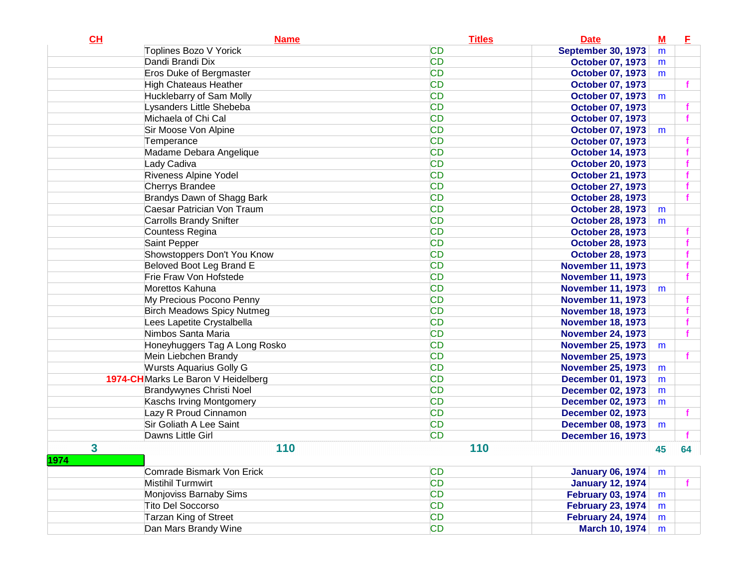| CH | Name | Titles | Date | M | F |
|---|---|---|---|---|---|
| | Toplines Bozo V Yorick | CD | September 30, 1973 | m | |
| | Dandi Brandi Dix | CD | October 07, 1973 | m | |
| | Eros Duke of Bergmaster | CD | October 07, 1973 | m | |
| | High Chateaus Heather | CD | October 07, 1973 | | f |
| | Hucklebarry of Sam Molly | CD | October 07, 1973 | m | |
| | Lysanders Little Shebeba | CD | October 07, 1973 | | f |
| | Michaela of Chi Cal | CD | October 07, 1973 | | f |
| | Sir Moose Von Alpine | CD | October 07, 1973 | m | |
| | Temperance | CD | October 07, 1973 | | f |
| | Madame Debara Angelique | CD | October 14, 1973 | | f |
| | Lady Cadiva | CD | October 20, 1973 | | f |
| | Riveness Alpine Yodel | CD | October 21, 1973 | | f |
| | Cherrys Brandee | CD | October 27, 1973 | | f |
| | Brandys Dawn of Shagg Bark | CD | October 28, 1973 | | f |
| | Caesar Patrician Von Traum | CD | October 28, 1973 | m | |
| | Carrolls Brandy Snifter | CD | October 28, 1973 | m | |
| | Countess Regina | CD | October 28, 1973 | | f |
| | Saint Pepper | CD | October 28, 1973 | | f |
| | Showstoppers Don't You Know | CD | October 28, 1973 | | f |
| | Beloved Boot Leg Brand E | CD | November 11, 1973 | | f |
| | Frie Fraw Von Hofstede | CD | November 11, 1973 | | f |
| | Morettos Kahuna | CD | November 11, 1973 | m | |
| | My Precious Pocono Penny | CD | November 11, 1973 | | f |
| | Birch Meadows Spicy Nutmeg | CD | November 18, 1973 | | f |
| | Lees Lapetite Crystalbella | CD | November 18, 1973 | | f |
| | Nimbos Santa Maria | CD | November 24, 1973 | | f |
| | Honeyhuggers Tag A Long Rosko | CD | November 25, 1973 | m | |
| | Mein Liebchen Brandy | CD | November 25, 1973 | | f |
| | Wursts Aquarius Golly G | CD | November 25, 1973 | m | |
| 1974-CH | Marks Le Baron V Heidelberg | CD | December 01, 1973 | m | |
| | Brandywynes Christi Noel | CD | December 02, 1973 | m | |
| | Kaschs Irving Montgomery | CD | December 02, 1973 | m | |
| | Lazy R Proud Cinnamon | CD | December 02, 1973 | | f |
| | Sir Goliath A Lee Saint | CD | December 08, 1973 | m | |
| | Dawns Little Girl | CD | December 16, 1973 | | f |
| 3 | 110 | 110 | | 45 | 64 |
| 1974 | | | | | |
| | Comrade Bismark Von Erick | CD | January 06, 1974 | m | |
| | Mistihil Turmwirt | CD | January 12, 1974 | | f |
| | Monjoviss Barnaby Sims | CD | February 03, 1974 | m | |
| | Tito Del Soccorso | CD | February 23, 1974 | m | |
| | Tarzan King of Street | CD | February 24, 1974 | m | |
| | Dan Mars Brandy Wine | CD | March 10, 1974 | m | |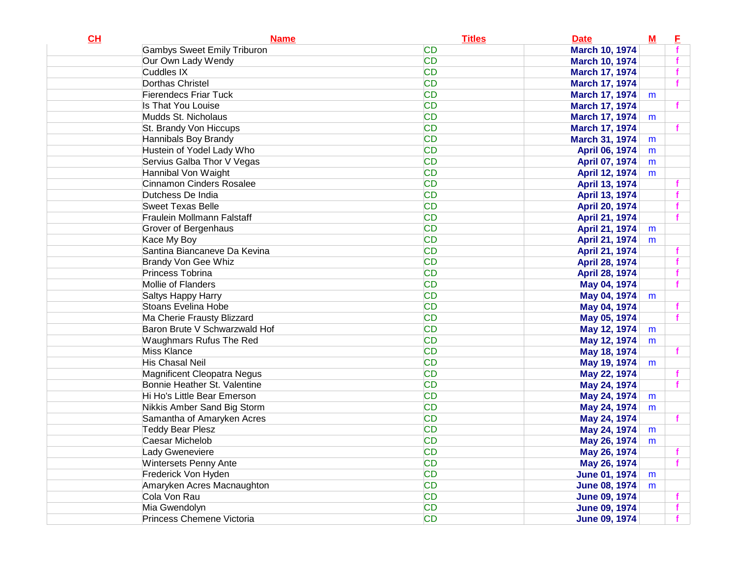| CH | Name | Titles | Date | M | F |
|---|---|---|---|---|---|
| | Gambys Sweet Emily Triburon | CD | March 10, 1974 | | f |
| | Our Own Lady Wendy | CD | March 10, 1974 | | f |
| | Cuddles IX | CD | March 17, 1974 | | f |
| | Dorthas Christel | CD | March 17, 1974 | | f |
| | Fierendecs Friar Tuck | CD | March 17, 1974 | m | |
| | Is That You Louise | CD | March 17, 1974 | | f |
| | Mudds St. Nicholaus | CD | March 17, 1974 | m | |
| | St. Brandy Von Hiccups | CD | March 17, 1974 | | f |
| | Hannibals Boy Brandy | CD | March 31, 1974 | m | |
| | Hustein of Yodel Lady Who | CD | April 06, 1974 | m | |
| | Servius Galba Thor V Vegas | CD | April 07, 1974 | m | |
| | Hannibal Von Waight | CD | April 12, 1974 | m | |
| | Cinnamon Cinders Rosalee | CD | April 13, 1974 | | f |
| | Dutchess De India | CD | April 13, 1974 | | f |
| | Sweet Texas Belle | CD | April 20, 1974 | | f |
| | Fraulein Mollmann Falstaff | CD | April 21, 1974 | | f |
| | Grover of Bergenhaus | CD | April 21, 1974 | m | |
| | Kace My Boy | CD | April 21, 1974 | m | |
| | Santina Biancaneve Da Kevina | CD | April 21, 1974 | | f |
| | Brandy Von Gee Whiz | CD | April 28, 1974 | | f |
| | Princess Tobrina | CD | April 28, 1974 | | f |
| | Mollie of Flanders | CD | May 04, 1974 | | f |
| | Saltys Happy Harry | CD | May 04, 1974 | m | |
| | Stoans Evelina Hobe | CD | May 04, 1974 | | f |
| | Ma Cherie Frausty Blizzard | CD | May 05, 1974 | | f |
| | Baron Brute V Schwarzwald Hof | CD | May 12, 1974 | m | |
| | Waughmars Rufus The Red | CD | May 12, 1974 | m | |
| | Miss Klance | CD | May 18, 1974 | | f |
| | His Chasal Neil | CD | May 19, 1974 | m | |
| | Magnificent Cleopatra Negus | CD | May 22, 1974 | | f |
| | Bonnie Heather St. Valentine | CD | May 24, 1974 | | f |
| | Hi Ho's Little Bear Emerson | CD | May 24, 1974 | m | |
| | Nikkis Amber Sand Big Storm | CD | May 24, 1974 | m | |
| | Samantha of Amaryken Acres | CD | May 24, 1974 | | f |
| | Teddy Bear Plesz | CD | May 24, 1974 | m | |
| | Caesar Michelob | CD | May 26, 1974 | m | |
| | Lady Gweneviere | CD | May 26, 1974 | | f |
| | Wintersets Penny Ante | CD | May 26, 1974 | | f |
| | Frederick Von Hyden | CD | June 01, 1974 | m | |
| | Amaryken Acres Macnaughton | CD | June 08, 1974 | m | |
| | Cola Von Rau | CD | June 09, 1974 | | f |
| | Mia Gwendolyn | CD | June 09, 1974 | | f |
| | Princess Chemene Victoria | CD | June 09, 1974 | | f |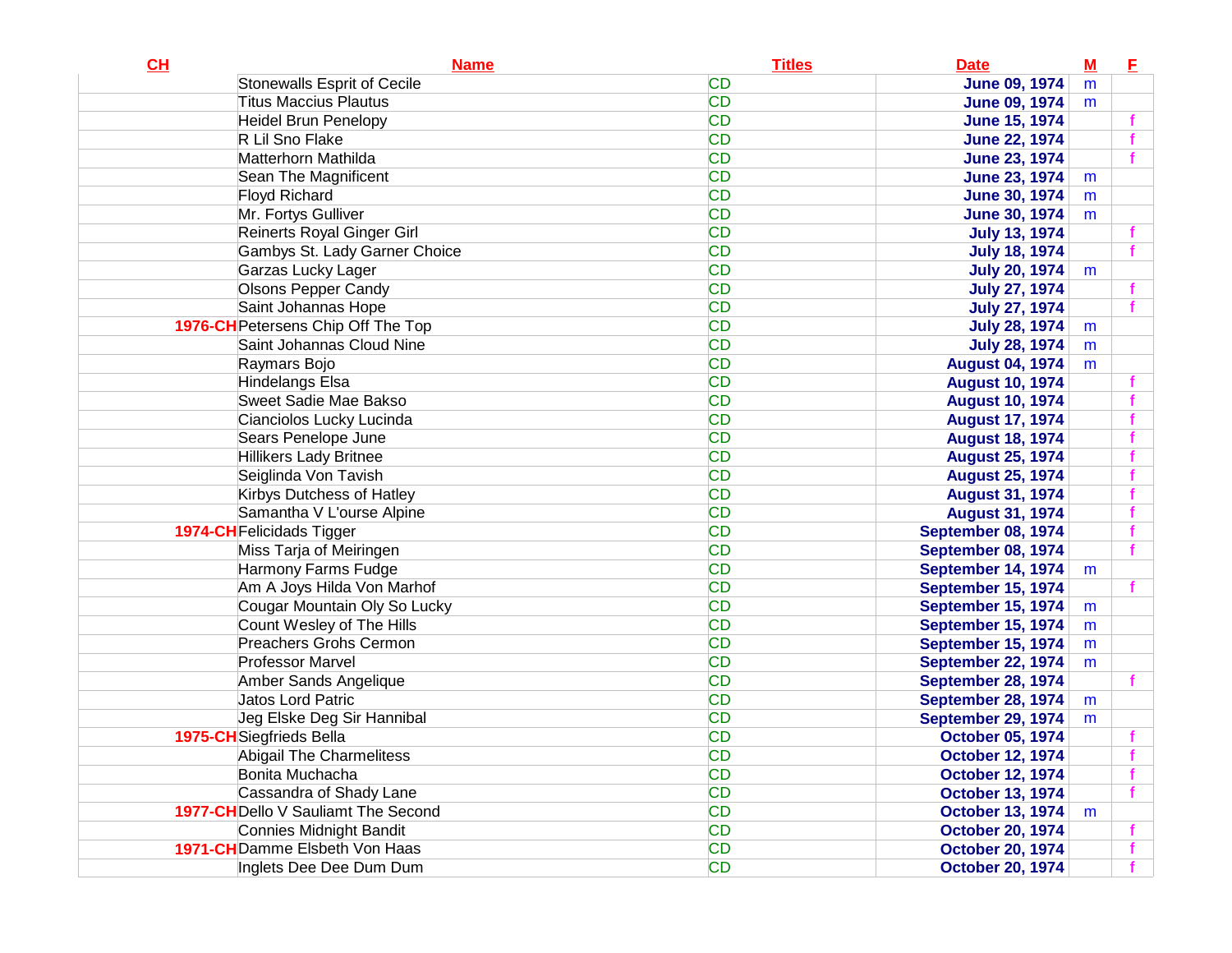| CH | Name | Titles | Date | M | F |
|---|---|---|---|---|---|
| | Stonewalls Esprit of Cecile | CD | June 09, 1974 | m | |
| | Titus Maccius Plautus | CD | June 09, 1974 | m | |
| | Heidel Brun Penelopy | CD | June 15, 1974 | | f |
| | R Lil Sno Flake | CD | June 22, 1974 | | f |
| | Matterhorn Mathilda | CD | June 23, 1974 | | f |
| | Sean The Magnificent | CD | June 23, 1974 | m | |
| | Floyd Richard | CD | June 30, 1974 | m | |
| | Mr. Fortys Gulliver | CD | June 30, 1974 | m | |
| | Reinerts Royal Ginger Girl | CD | July 13, 1974 | | f |
| | Gambys St. Lady Garner Choice | CD | July 18, 1974 | | f |
| | Garzas Lucky Lager | CD | July 20, 1974 | m | |
| | Olsons Pepper Candy | CD | July 27, 1974 | | f |
| | Saint Johannas Hope | CD | July 27, 1974 | | f |
| 1976-CH | Petersens Chip Off The Top | CD | July 28, 1974 | m | |
| | Saint Johannas Cloud Nine | CD | July 28, 1974 | m | |
| | Raymars Bojo | CD | August 04, 1974 | m | |
| | Hindelangs Elsa | CD | August 10, 1974 | | f |
| | Sweet Sadie Mae Bakso | CD | August 10, 1974 | | f |
| | Cianciolos Lucky Lucinda | CD | August 17, 1974 | | f |
| | Sears Penelope June | CD | August 18, 1974 | | f |
| | Hillikers Lady Britnee | CD | August 25, 1974 | | f |
| | Seiglinda Von Tavish | CD | August 25, 1974 | | f |
| | Kirbys Dutchess of Hatley | CD | August 31, 1974 | | f |
| | Samantha V L'ourse Alpine | CD | August 31, 1974 | | f |
| 1974-CH | Felicidads Tigger | CD | September 08, 1974 | | f |
| | Miss Tarja of Meiringen | CD | September 08, 1974 | | f |
| | Harmony Farms Fudge | CD | September 14, 1974 | m | |
| | Am A Joys Hilda Von Marhof | CD | September 15, 1974 | | f |
| | Cougar Mountain Oly So Lucky | CD | September 15, 1974 | m | |
| | Count Wesley of The Hills | CD | September 15, 1974 | m | |
| | Preachers Grohs Cermon | CD | September 15, 1974 | m | |
| | Professor Marvel | CD | September 22, 1974 | m | |
| | Amber Sands Angelique | CD | September 28, 1974 | | f |
| | Jatos Lord Patric | CD | September 28, 1974 | m | |
| | Jeg Elske Deg Sir Hannibal | CD | September 29, 1974 | m | |
| 1975-CH | Siegfrieds Bella | CD | October 05, 1974 | | f |
| | Abigail The Charmelitess | CD | October 12, 1974 | | f |
| | Bonita Muchacha | CD | October 12, 1974 | | f |
| | Cassandra of Shady Lane | CD | October 13, 1974 | | f |
| 1977-CH | Dello V Sauliamt The Second | CD | October 13, 1974 | m | |
| | Connies Midnight Bandit | CD | October 20, 1974 | | f |
| 1971-CH | Damme Elsbeth Von Haas | CD | October 20, 1974 | | f |
| | Inglets Dee Dee Dum Dum | CD | October 20, 1974 | | f |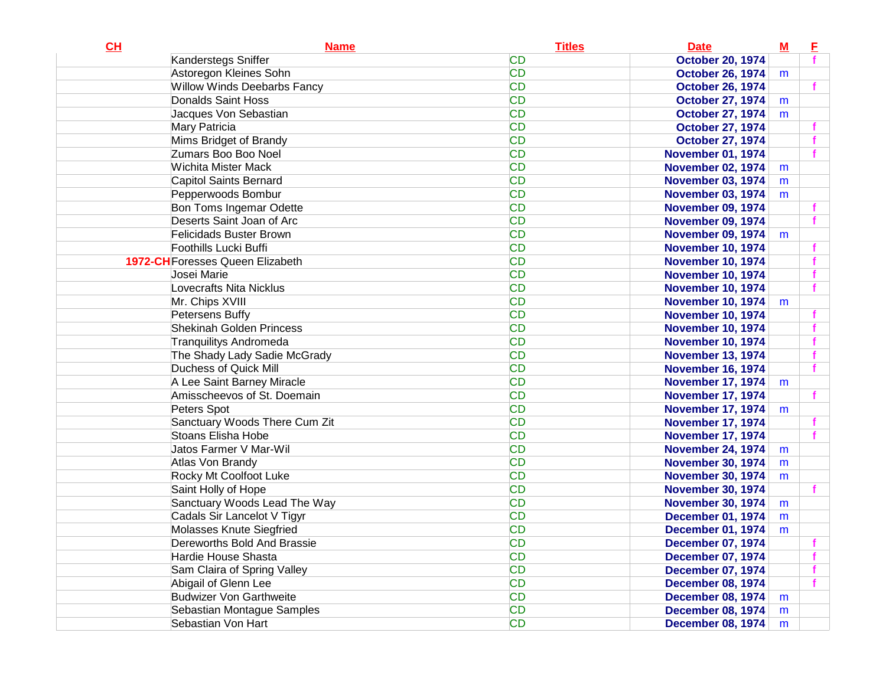| CH | Name | Titles | Date | M | F |
|---|---|---|---|---|---|
| | Kanderstegs Sniffer | CD | October 20, 1974 | | f |
| | Astoregon Kleines Sohn | CD | October 26, 1974 | m | |
| | Willow Winds Deebarbs Fancy | CD | October 26, 1974 | | f |
| | Donalds Saint Hoss | CD | October 27, 1974 | m | |
| | Jacques Von Sebastian | CD | October 27, 1974 | m | |
| | Mary Patricia | CD | October 27, 1974 | | f |
| | Mims Bridget of Brandy | CD | October 27, 1974 | | f |
| | Zumars Boo Boo Noel | CD | November 01, 1974 | | f |
| | Wichita Mister Mack | CD | November 02, 1974 | m | |
| | Capitol Saints Bernard | CD | November 03, 1974 | m | |
| | Pepperwoods Bombur | CD | November 03, 1974 | m | |
| | Bon Toms Ingemar Odette | CD | November 09, 1974 | | f |
| | Deserts Saint Joan of Arc | CD | November 09, 1974 | | f |
| | Felicidads Buster Brown | CD | November 09, 1974 | m | |
| | Foothills Lucki Buffi | CD | November 10, 1974 | | f |
| 1972-CH | Foresses Queen Elizabeth | CD | November 10, 1974 | | f |
| | Josei Marie | CD | November 10, 1974 | | f |
| | Lovecrafts Nita Nicklus | CD | November 10, 1974 | | f |
| | Mr. Chips XVIII | CD | November 10, 1974 | m | |
| | Petersens Buffy | CD | November 10, 1974 | | f |
| | Shekinah Golden Princess | CD | November 10, 1974 | | f |
| | Tranquilitys Andromeda | CD | November 10, 1974 | | f |
| | The Shady Lady Sadie McGrady | CD | November 13, 1974 | | f |
| | Duchess of Quick Mill | CD | November 16, 1974 | | f |
| | A Lee Saint Barney Miracle | CD | November 17, 1974 | m | |
| | Amisscheevos of St. Doemain | CD | November 17, 1974 | | f |
| | Peters Spot | CD | November 17, 1974 | m | |
| | Sanctuary Woods There Cum Zit | CD | November 17, 1974 | | f |
| | Stoans Elisha Hobe | CD | November 17, 1974 | | f |
| | Jatos Farmer V Mar-Wil | CD | November 24, 1974 | m | |
| | Atlas Von Brandy | CD | November 30, 1974 | m | |
| | Rocky Mt Coolfoot Luke | CD | November 30, 1974 | m | |
| | Saint Holly of Hope | CD | November 30, 1974 | | f |
| | Sanctuary Woods Lead The Way | CD | November 30, 1974 | m | |
| | Cadals Sir Lancelot V Tigyr | CD | December 01, 1974 | m | |
| | Molasses Knute Siegfried | CD | December 01, 1974 | m | |
| | Dereworths Bold And Brassie | CD | December 07, 1974 | | f |
| | Hardie House Shasta | CD | December 07, 1974 | | f |
| | Sam Claira of Spring Valley | CD | December 07, 1974 | | f |
| | Abigail of Glenn Lee | CD | December 08, 1974 | | f |
| | Budwizer Von Garthweite | CD | December 08, 1974 | m | |
| | Sebastian Montague Samples | CD | December 08, 1974 | m | |
| | Sebastian Von Hart | CD | December 08, 1974 | m | |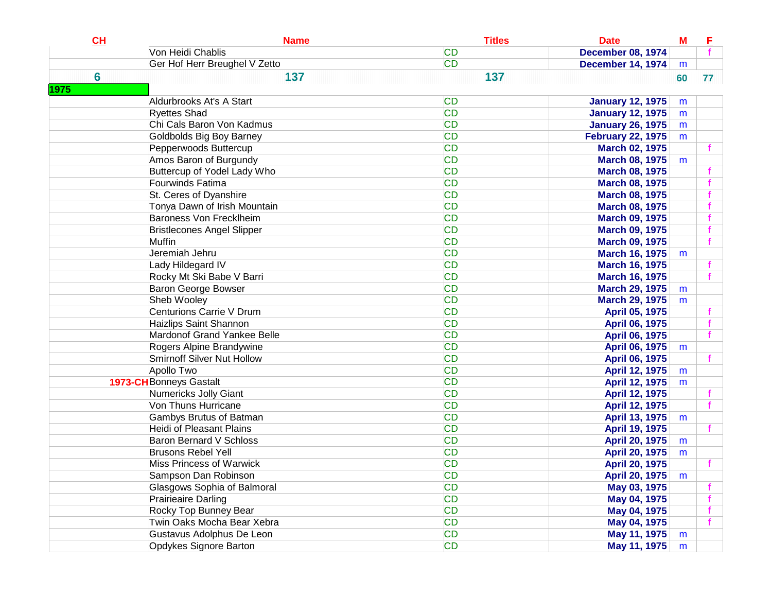| CH | Name | Titles | Date | M | F |
|---|---|---|---|---|---|
| | Von Heidi Chablis | CD | December 08, 1974 | | f |
| | Ger Hof Herr Breughel V Zetto | CD | December 14, 1974 | m | |
| 6 | 137 | 137 | | 60 | 77 |
| 1975 | | | | | |
| | Aldurbrooks At's A Start | CD | January 12, 1975 | m | |
| | Ryettes Shad | CD | January 12, 1975 | m | |
| | Chi Cals Baron Von Kadmus | CD | January 26, 1975 | m | |
| | Goldbolds Big Boy Barney | CD | February 22, 1975 | m | |
| | Pepperwoods Buttercup | CD | March 02, 1975 | | f |
| | Amos Baron of Burgundy | CD | March 08, 1975 | m | |
| | Buttercup of Yodel Lady Who | CD | March 08, 1975 | | f |
| | Fourwinds Fatima | CD | March 08, 1975 | | f |
| | St. Ceres of Dyanshire | CD | March 08, 1975 | | f |
| | Tonya Dawn of Irish Mountain | CD | March 08, 1975 | | f |
| | Baroness Von Frecklheim | CD | March 09, 1975 | | f |
| | Bristlecones Angel Slipper | CD | March 09, 1975 | | f |
| | Muffin | CD | March 09, 1975 | | f |
| | Jeremiah Jehru | CD | March 16, 1975 | m | |
| | Lady Hildegard IV | CD | March 16, 1975 | | f |
| | Rocky Mt Ski Babe V Barri | CD | March 16, 1975 | | f |
| | Baron George Bowser | CD | March 29, 1975 | m | |
| | Sheb Wooley | CD | March 29, 1975 | m | |
| | Centurions Carrie V Drum | CD | April 05, 1975 | | f |
| | Haizlips Saint Shannon | CD | April 06, 1975 | | f |
| | Mardonof Grand Yankee Belle | CD | April 06, 1975 | | f |
| | Rogers Alpine Brandywine | CD | April 06, 1975 | m | |
| | Smirnoff Silver Nut Hollow | CD | April 06, 1975 | | f |
| | Apollo Two | CD | April 12, 1975 | m | |
| 1973-CH | Bonneys Gastalt | CD | April 12, 1975 | m | |
| | Numericks Jolly Giant | CD | April 12, 1975 | | f |
| | Von Thuns Hurricane | CD | April 12, 1975 | | f |
| | Gambys Brutus of Batman | CD | April 13, 1975 | m | |
| | Heidi of Pleasant Plains | CD | April 19, 1975 | | f |
| | Baron Bernard V Schloss | CD | April 20, 1975 | m | |
| | Brusons Rebel Yell | CD | April 20, 1975 | m | |
| | Miss Princess of Warwick | CD | April 20, 1975 | | f |
| | Sampson Dan Robinson | CD | April 20, 1975 | m | |
| | Glasgows Sophia of Balmoral | CD | May 03, 1975 | | f |
| | Prairieaire Darling | CD | May 04, 1975 | | f |
| | Rocky Top Bunney Bear | CD | May 04, 1975 | | f |
| | Twin Oaks Mocha Bear Xebra | CD | May 04, 1975 | | f |
| | Gustavus Adolphus De Leon | CD | May 11, 1975 | m | |
| | Opdykes Signore Barton | CD | May 11, 1975 | m | |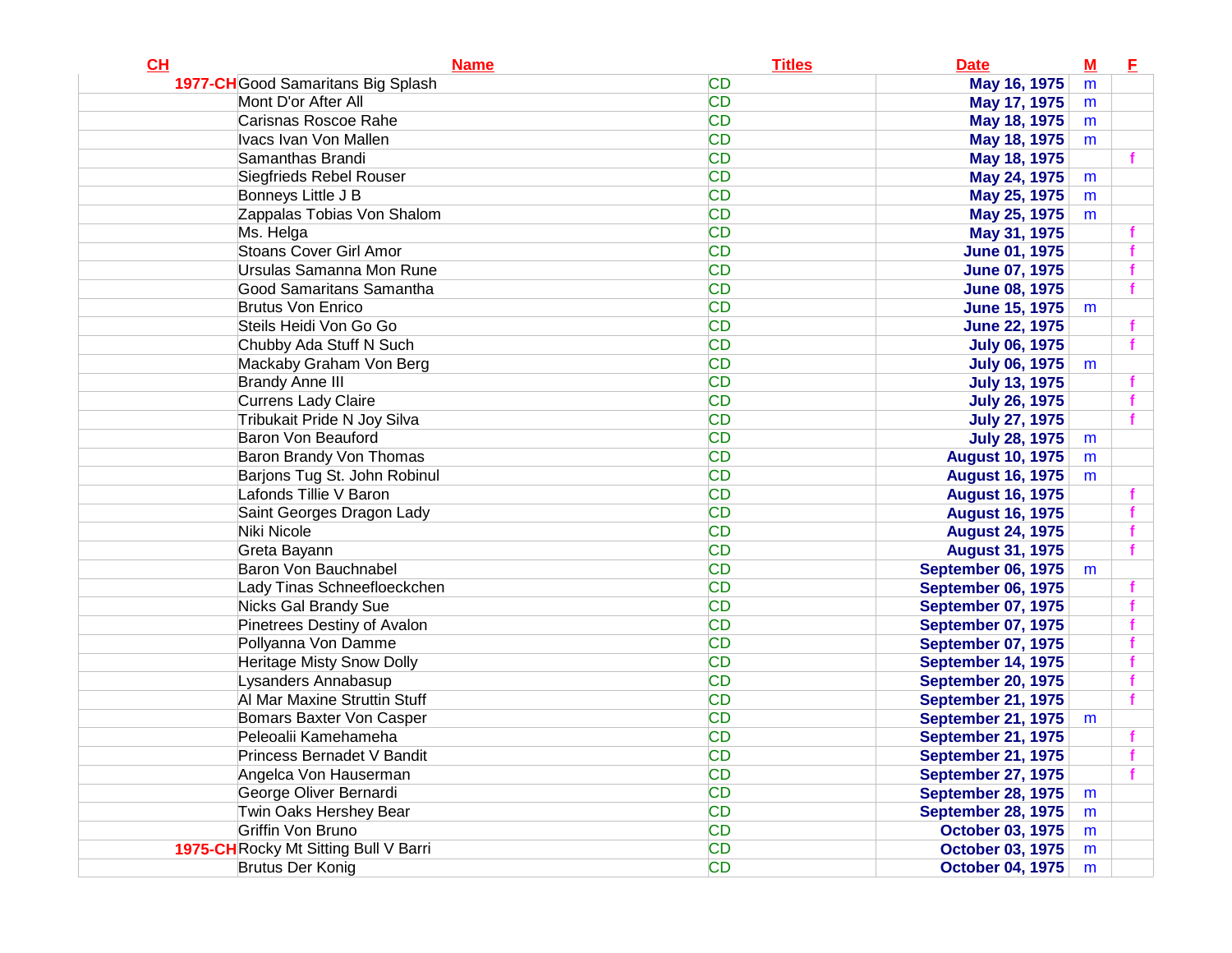| CH | Name | Titles | Date | M | F |
|---|---|---|---|---|---|
| 1977-CH | Good Samaritans Big Splash | CD | May 16, 1975 | m | |
| | Mont D'or After All | CD | May 17, 1975 | m | |
| | Carisnas Roscoe Rahe | CD | May 18, 1975 | m | |
| | Ivacs Ivan Von Mallen | CD | May 18, 1975 | m | |
| | Samanthas Brandi | CD | May 18, 1975 | | f |
| | Siegfrieds Rebel Rouser | CD | May 24, 1975 | m | |
| | Bonneys Little J B | CD | May 25, 1975 | m | |
| | Zappalas Tobias Von Shalom | CD | May 25, 1975 | m | |
| | Ms. Helga | CD | May 31, 1975 | | f |
| | Stoans Cover Girl Amor | CD | June 01, 1975 | | f |
| | Ursulas Samanna Mon Rune | CD | June 07, 1975 | | f |
| | Good Samaritans Samantha | CD | June 08, 1975 | | f |
| | Brutus Von Enrico | CD | June 15, 1975 | m | |
| | Steils Heidi Von Go Go | CD | June 22, 1975 | | f |
| | Chubby Ada Stuff N Such | CD | July 06, 1975 | | f |
| | Mackaby Graham Von Berg | CD | July 06, 1975 | m | |
| | Brandy Anne III | CD | July 13, 1975 | | f |
| | Currens Lady Claire | CD | July 26, 1975 | | f |
| | Tribukait Pride N Joy Silva | CD | July 27, 1975 | | f |
| | Baron Von Beauford | CD | July 28, 1975 | m | |
| | Baron Brandy Von Thomas | CD | August 10, 1975 | m | |
| | Barjons Tug St. John Robinul | CD | August 16, 1975 | m | |
| | Lafonds Tillie V Baron | CD | August 16, 1975 | | f |
| | Saint Georges Dragon Lady | CD | August 16, 1975 | | f |
| | Niki Nicole | CD | August 24, 1975 | | f |
| | Greta Bayann | CD | August 31, 1975 | | f |
| | Baron Von Bauchnabel | CD | September 06, 1975 | m | |
| | Lady Tinas Schneefloeckchen | CD | September 06, 1975 | | f |
| | Nicks Gal Brandy Sue | CD | September 07, 1975 | | f |
| | Pinetrees Destiny of Avalon | CD | September 07, 1975 | | f |
| | Pollyanna Von Damme | CD | September 07, 1975 | | f |
| | Heritage Misty Snow Dolly | CD | September 14, 1975 | | f |
| | Lysanders Annabasup | CD | September 20, 1975 | | f |
| | Al Mar Maxine Struttin Stuff | CD | September 21, 1975 | | f |
| | Bomars Baxter Von Casper | CD | September 21, 1975 | m | |
| | Peleoalii Kamehameha | CD | September 21, 1975 | | f |
| | Princess Bernadet V Bandit | CD | September 21, 1975 | | f |
| | Angelca Von Hauserman | CD | September 27, 1975 | | f |
| | George Oliver Bernardi | CD | September 28, 1975 | m | |
| | Twin Oaks Hershey Bear | CD | September 28, 1975 | m | |
| | Griffin Von Bruno | CD | October 03, 1975 | m | |
| 1975-CH | Rocky Mt Sitting Bull V Barri | CD | October 03, 1975 | m | |
| | Brutus Der Konig | CD | October 04, 1975 | m | |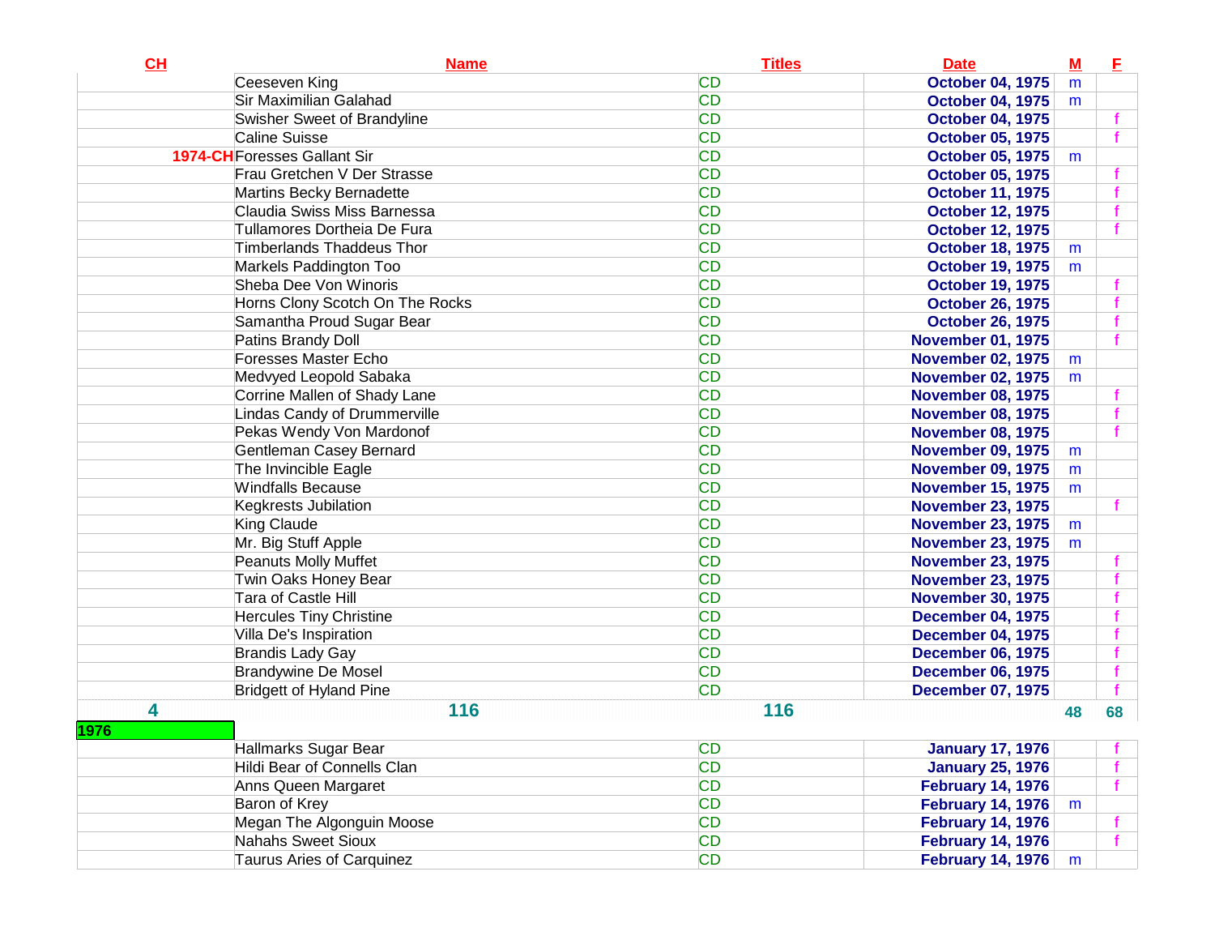| CH | Name | Titles | Date | M | F |
|---|---|---|---|---|---|
| | Ceeseven King | CD | October 04, 1975 | m | |
| | Sir Maximilian Galahad | CD | October 04, 1975 | m | |
| | Swisher Sweet of Brandyline | CD | October 04, 1975 | | f |
| | Caline Suisse | CD | October 05, 1975 | | f |
| 1974-CH | Foresses Gallant Sir | CD | October 05, 1975 | m | |
| | Frau Gretchen V Der Strasse | CD | October 05, 1975 | | f |
| | Martins Becky Bernadette | CD | October 11, 1975 | | f |
| | Claudia Swiss Miss Barnessa | CD | October 12, 1975 | | f |
| | Tullamores Dortheia De Fura | CD | October 12, 1975 | | f |
| | Timberlands Thaddeus Thor | CD | October 18, 1975 | m | |
| | Markels Paddington Too | CD | October 19, 1975 | m | |
| | Sheba Dee Von Winoris | CD | October 19, 1975 | | f |
| | Horns Clony Scotch On The Rocks | CD | October 26, 1975 | | f |
| | Samantha Proud Sugar Bear | CD | October 26, 1975 | | f |
| | Patins Brandy Doll | CD | November 01, 1975 | | f |
| | Foresses Master Echo | CD | November 02, 1975 | m | |
| | Medvyed Leopold Sabaka | CD | November 02, 1975 | m | |
| | Corrine Mallen of Shady Lane | CD | November 08, 1975 | | f |
| | Lindas Candy of Drummerville | CD | November 08, 1975 | | f |
| | Pekas Wendy Von Mardonof | CD | November 08, 1975 | | f |
| | Gentleman Casey Bernard | CD | November 09, 1975 | m | |
| | The Invincible Eagle | CD | November 09, 1975 | m | |
| | Windfalls Because | CD | November 15, 1975 | m | |
| | Kegkrests Jubilation | CD | November 23, 1975 | | f |
| | King Claude | CD | November 23, 1975 | m | |
| | Mr. Big Stuff Apple | CD | November 23, 1975 | m | |
| | Peanuts Molly Muffet | CD | November 23, 1975 | | f |
| | Twin Oaks Honey Bear | CD | November 23, 1975 | | f |
| | Tara of Castle Hill | CD | November 30, 1975 | | f |
| | Hercules Tiny Christine | CD | December 04, 1975 | | f |
| | Villa De's Inspiration | CD | December 04, 1975 | | f |
| | Brandis Lady Gay | CD | December 06, 1975 | | f |
| | Brandywine De Mosel | CD | December 06, 1975 | | f |
| | Bridgett of Hyland Pine | CD | December 07, 1975 | | f |
| 4 | 116 | 116 | | 48 | 68 |
| 1976 | | | | | |
| | Hallmarks Sugar Bear | CD | January 17, 1976 | | f |
| | Hildi Bear of Connells Clan | CD | January 25, 1976 | | f |
| | Anns Queen Margaret | CD | February 14, 1976 | | f |
| | Baron of Krey | CD | February 14, 1976 | m | |
| | Megan The Algonguin Moose | CD | February 14, 1976 | | f |
| | Nahahs Sweet Sioux | CD | February 14, 1976 | | f |
| | Taurus Aries of Carquinez | CD | February 14, 1976 | m | |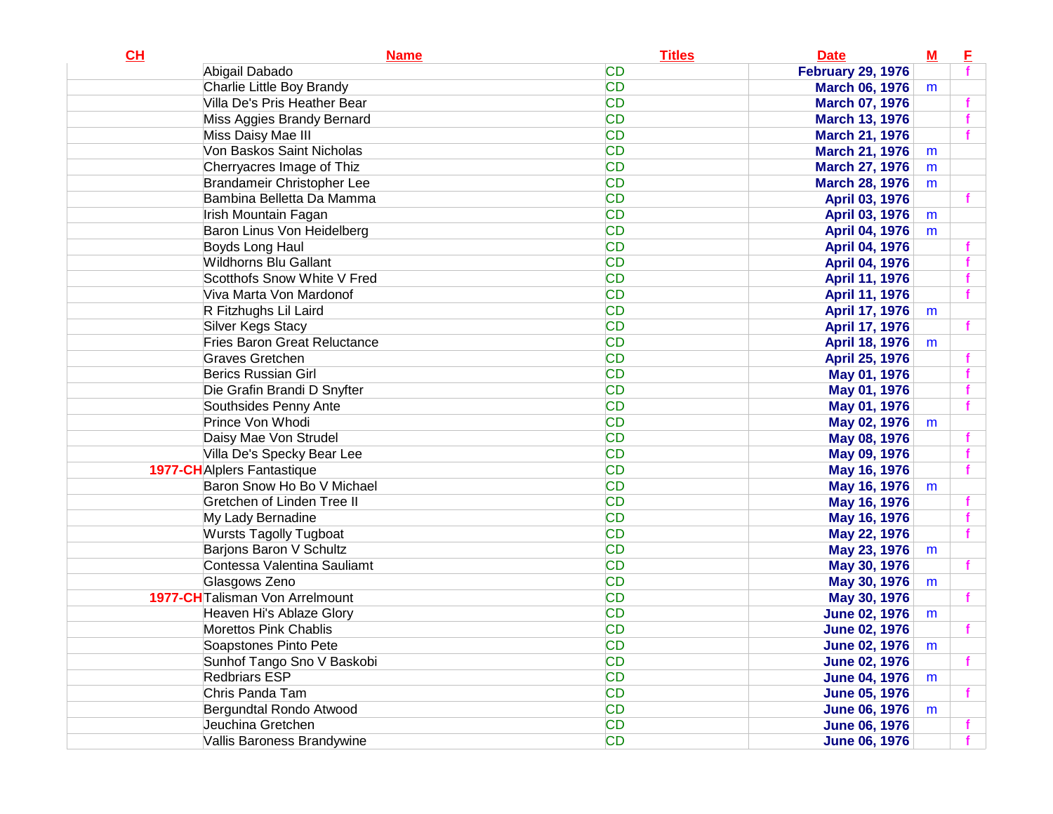| CH | Name | Titles | Date | M | F |
|---|---|---|---|---|---|
| | Abigail Dabado | CD | February 29, 1976 | | f |
| | Charlie Little Boy Brandy | CD | March 06, 1976 | m | |
| | Villa De's Pris Heather Bear | CD | March 07, 1976 | | f |
| | Miss Aggies Brandy Bernard | CD | March 13, 1976 | | f |
| | Miss Daisy Mae III | CD | March 21, 1976 | | f |
| | Von Baskos Saint Nicholas | CD | March 21, 1976 | m | |
| | Cherryacres Image of Thiz | CD | March 27, 1976 | m | |
| | Brandameir Christopher Lee | CD | March 28, 1976 | m | |
| | Bambina Belletta Da Mamma | CD | April 03, 1976 | | f |
| | Irish Mountain Fagan | CD | April 03, 1976 | m | |
| | Baron Linus Von Heidelberg | CD | April 04, 1976 | m | |
| | Boyds Long Haul | CD | April 04, 1976 | | f |
| | Wildhorns Blu Gallant | CD | April 04, 1976 | | f |
| | Scotthofs Snow White V Fred | CD | April 11, 1976 | | f |
| | Viva Marta Von Mardonof | CD | April 11, 1976 | | f |
| | R Fitzhughs Lil Laird | CD | April 17, 1976 | m | |
| | Silver Kegs Stacy | CD | April 17, 1976 | | f |
| | Fries Baron Great Reluctance | CD | April 18, 1976 | m | |
| | Graves Gretchen | CD | April 25, 1976 | | f |
| | Berics Russian Girl | CD | May 01, 1976 | | f |
| | Die Grafin Brandi D Snyfter | CD | May 01, 1976 | | f |
| | Southsides Penny Ante | CD | May 01, 1976 | | f |
| | Prince Von Whodi | CD | May 02, 1976 | m | |
| | Daisy Mae Von Strudel | CD | May 08, 1976 | | f |
| | Villa De's Specky Bear Lee | CD | May 09, 1976 | | f |
| 1977-CH | Alplers Fantastique | CD | May 16, 1976 | | f |
| | Baron Snow Ho Bo V Michael | CD | May 16, 1976 | m | |
| | Gretchen of Linden Tree II | CD | May 16, 1976 | | f |
| | My Lady Bernadine | CD | May 16, 1976 | | f |
| | Wursts Tagolly Tugboat | CD | May 22, 1976 | | f |
| | Barjons Baron V Schultz | CD | May 23, 1976 | m | |
| | Contessa Valentina Sauliamt | CD | May 30, 1976 | | f |
| | Glasgows Zeno | CD | May 30, 1976 | m | |
| 1977-CH | Talisman Von Arrelmount | CD | May 30, 1976 | | f |
| | Heaven Hi's Ablaze Glory | CD | June 02, 1976 | m | |
| | Morettos Pink Chablis | CD | June 02, 1976 | | f |
| | Soapstones Pinto Pete | CD | June 02, 1976 | m | |
| | Sunhof Tango Sno V Baskobi | CD | June 02, 1976 | | f |
| | Redbriars ESP | CD | June 04, 1976 | m | |
| | Chris Panda Tam | CD | June 05, 1976 | | f |
| | Bergundtal Rondo Atwood | CD | June 06, 1976 | m | |
| | Jeuchina Gretchen | CD | June 06, 1976 | | f |
| | Vallis Baroness Brandywine | CD | June 06, 1976 | | f |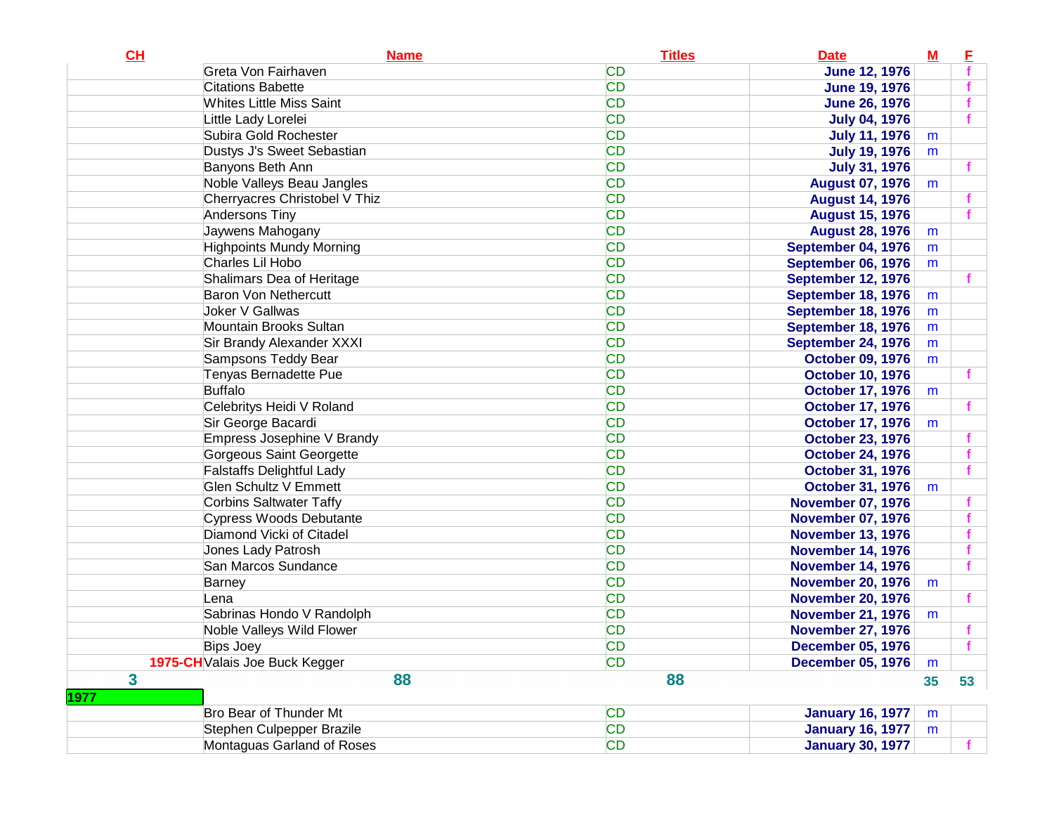| CH | Name | Titles | Date | M | F |
|---|---|---|---|---|---|
| | Greta Von Fairhaven | CD | June 12, 1976 | | f |
| | Citations Babette | CD | June 19, 1976 | | f |
| | Whites Little Miss Saint | CD | June 26, 1976 | | f |
| | Little Lady Lorelei | CD | July 04, 1976 | | f |
| | Subira Gold Rochester | CD | July 11, 1976 | m | |
| | Dustys J's Sweet Sebastian | CD | July 19, 1976 | m | |
| | Banyons Beth Ann | CD | July 31, 1976 | | f |
| | Noble Valleys Beau Jangles | CD | August 07, 1976 | m | |
| | Cherryacres Christobel V Thiz | CD | August 14, 1976 | | f |
| | Andersons Tiny | CD | August 15, 1976 | | f |
| | Jaywens Mahogany | CD | August 28, 1976 | m | |
| | Highpoints Mundy Morning | CD | September 04, 1976 | m | |
| | Charles Lil Hobo | CD | September 06, 1976 | m | |
| | Shalimars Dea of Heritage | CD | September 12, 1976 | | f |
| | Baron Von Nethercutt | CD | September 18, 1976 | m | |
| | Joker V Gallwas | CD | September 18, 1976 | m | |
| | Mountain Brooks Sultan | CD | September 18, 1976 | m | |
| | Sir Brandy Alexander XXXI | CD | September 24, 1976 | m | |
| | Sampsons Teddy Bear | CD | October 09, 1976 | m | |
| | Tenyas Bernadette Pue | CD | October 10, 1976 | | f |
| | Buffalo | CD | October 17, 1976 | m | |
| | Celebritys Heidi V Roland | CD | October 17, 1976 | | f |
| | Sir George Bacardi | CD | October 17, 1976 | m | |
| | Empress Josephine V Brandy | CD | October 23, 1976 | | f |
| | Gorgeous Saint Georgette | CD | October 24, 1976 | | f |
| | Falstaffs Delightful Lady | CD | October 31, 1976 | | f |
| | Glen Schultz V Emmett | CD | October 31, 1976 | m | |
| | Corbins Saltwater Taffy | CD | November 07, 1976 | | f |
| | Cypress Woods Debutante | CD | November 07, 1976 | | f |
| | Diamond Vicki of Citadel | CD | November 13, 1976 | | f |
| | Jones Lady Patrosh | CD | November 14, 1976 | | f |
| | San Marcos Sundance | CD | November 14, 1976 | | f |
| | Barney | CD | November 20, 1976 | m | |
| | Lena | CD | November 20, 1976 | | f |
| | Sabrinas Hondo V Randolph | CD | November 21, 1976 | m | |
| | Noble Valleys Wild Flower | CD | November 27, 1976 | | f |
| | Bips Joey | CD | December 05, 1976 | | f |
| 1975-CH | Valais Joe Buck Kegger | CD | December 05, 1976 | m | |
| 3 | 88 | 88 | | 35 | 53 |
| 1977 | | | | | |
| | Bro Bear of Thunder Mt | CD | January 16, 1977 | m | |
| | Stephen Culpepper Brazile | CD | January 16, 1977 | m | |
| | Montaguas Garland of Roses | CD | January 30, 1977 | | f |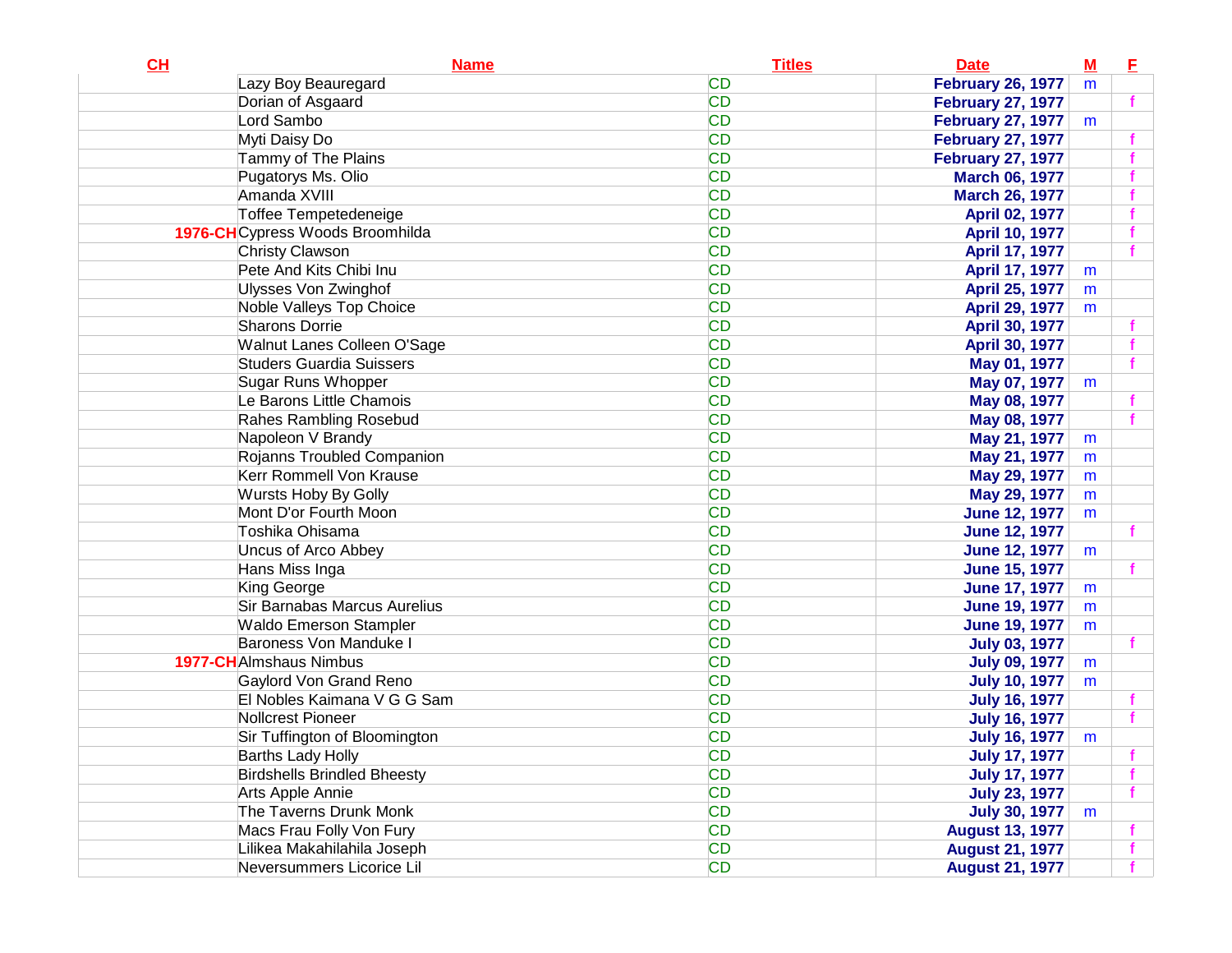| CH | Name | Titles | Date | M | F |
|---|---|---|---|---|---|
| | Lazy Boy Beauregard | CD | February 26, 1977 | m | |
| | Dorian of Asgaard | CD | February 27, 1977 | | f |
| | Lord Sambo | CD | February 27, 1977 | m | |
| | Myti Daisy Do | CD | February 27, 1977 | | f |
| | Tammy of The Plains | CD | February 27, 1977 | | f |
| | Pugatorys Ms. Olio | CD | March 06, 1977 | | f |
| | Amanda XVIII | CD | March 26, 1977 | | f |
| | Toffee Tempetedeneige | CD | April 02, 1977 | | f |
| 1976-CH | Cypress Woods Broomhilda | CD | April 10, 1977 | | f |
| | Christy Clawson | CD | April 17, 1977 | | f |
| | Pete And Kits Chibi Inu | CD | April 17, 1977 | m | |
| | Ulysses Von Zwinghof | CD | April 25, 1977 | m | |
| | Noble Valleys Top Choice | CD | April 29, 1977 | m | |
| | Sharons Dorrie | CD | April 30, 1977 | | f |
| | Walnut Lanes Colleen O'Sage | CD | April 30, 1977 | | f |
| | Studers Guardia Suissers | CD | May 01, 1977 | | f |
| | Sugar Runs Whopper | CD | May 07, 1977 | m | |
| | Le Barons Little Chamois | CD | May 08, 1977 | | f |
| | Rahes Rambling Rosebud | CD | May 08, 1977 | | f |
| | Napoleon V Brandy | CD | May 21, 1977 | m | |
| | Rojanns Troubled Companion | CD | May 21, 1977 | m | |
| | Kerr Rommell Von Krause | CD | May 29, 1977 | m | |
| | Wursts Hoby By Golly | CD | May 29, 1977 | m | |
| | Mont D'or Fourth Moon | CD | June 12, 1977 | m | |
| | Toshika Ohisama | CD | June 12, 1977 | | f |
| | Uncus of Arco Abbey | CD | June 12, 1977 | m | |
| | Hans Miss Inga | CD | June 15, 1977 | | f |
| | King George | CD | June 17, 1977 | m | |
| | Sir Barnabas Marcus Aurelius | CD | June 19, 1977 | m | |
| | Waldo Emerson Stampler | CD | June 19, 1977 | m | |
| | Baroness Von Manduke I | CD | July 03, 1977 | | f |
| 1977-CH | Almshaus Nimbus | CD | July 09, 1977 | m | |
| | Gaylord Von Grand Reno | CD | July 10, 1977 | m | |
| | El Nobles Kaimana V G G Sam | CD | July 16, 1977 | | f |
| | Nollcrest Pioneer | CD | July 16, 1977 | | f |
| | Sir Tuffington of Bloomington | CD | July 16, 1977 | m | |
| | Barths Lady Holly | CD | July 17, 1977 | | f |
| | Birdshells Brindled Bheesty | CD | July 17, 1977 | | f |
| | Arts Apple Annie | CD | July 23, 1977 | | f |
| | The Taverns Drunk Monk | CD | July 30, 1977 | m | |
| | Macs Frau Folly Von Fury | CD | August 13, 1977 | | f |
| | Lilikea Makahilahila Joseph | CD | August 21, 1977 | | f |
| | Neversummers Licorice Lil | CD | August 21, 1977 | | f |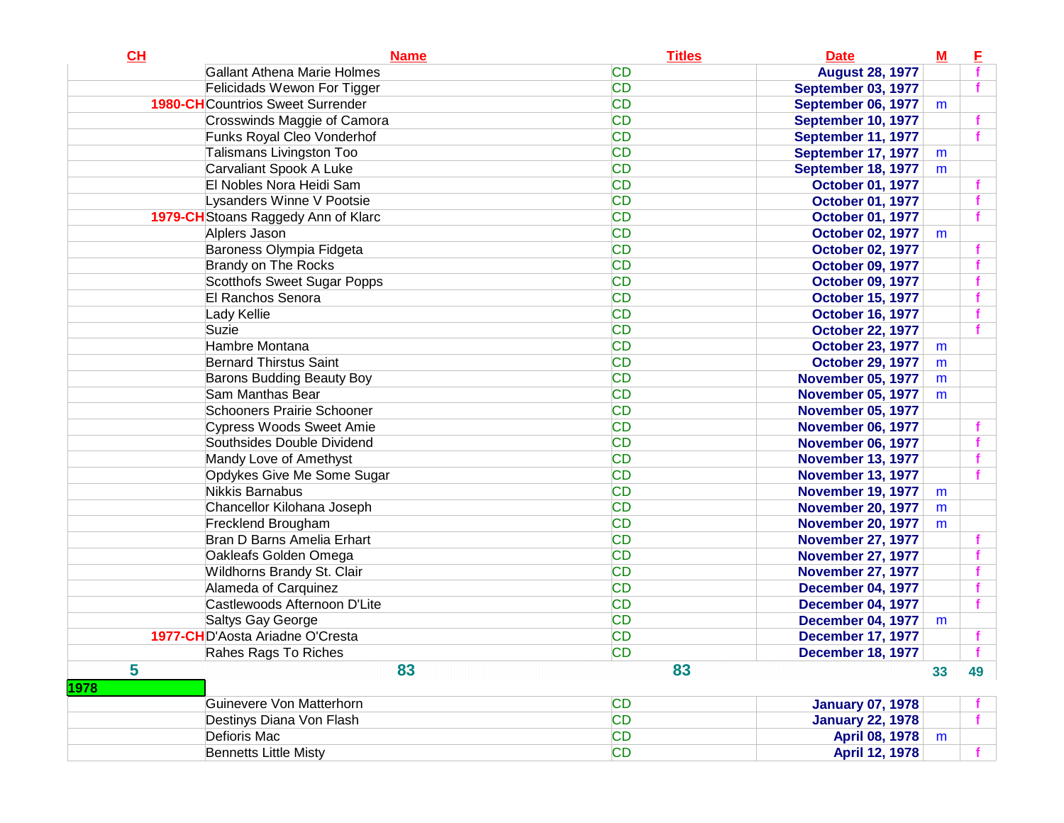| CH | Name | Titles | Date | M | F |
|---|---|---|---|---|---|
| | Gallant Athena Marie Holmes | CD | August 28, 1977 | | f |
| | Felicidads Wewon For Tigger | CD | September 03, 1977 | | f |
| 1980-CH | Countrios Sweet Surrender | CD | September 06, 1977 | m | |
| | Crosswinds Maggie of Camora | CD | September 10, 1977 | | f |
| | Funks Royal Cleo Vonderhof | CD | September 11, 1977 | | f |
| | Talismans Livingston Too | CD | September 17, 1977 | m | |
| | Carvaliant Spook A Luke | CD | September 18, 1977 | m | |
| | El Nobles Nora Heidi Sam | CD | October 01, 1977 | | f |
| | Lysanders Winne V Pootsie | CD | October 01, 1977 | | f |
| 1979-CH | Stoans Raggedy Ann of Klarc | CD | October 01, 1977 | | f |
| | Alplers Jason | CD | October 02, 1977 | m | |
| | Baroness Olympia Fidgeta | CD | October 02, 1977 | | f |
| | Brandy on The Rocks | CD | October 09, 1977 | | f |
| | Scotthofs Sweet Sugar Popps | CD | October 09, 1977 | | f |
| | El Ranchos Senora | CD | October 15, 1977 | | f |
| | Lady Kellie | CD | October 16, 1977 | | f |
| | Suzie | CD | October 22, 1977 | | f |
| | Hambre Montana | CD | October 23, 1977 | m | |
| | Bernard Thirstus Saint | CD | October 29, 1977 | m | |
| | Barons Budding Beauty Boy | CD | November 05, 1977 | m | |
| | Sam Manthas Bear | CD | November 05, 1977 | m | |
| | Schooners Prairie Schooner | CD | November 05, 1977 | | |
| | Cypress Woods Sweet Amie | CD | November 06, 1977 | | f |
| | Southsides Double Dividend | CD | November 06, 1977 | | f |
| | Mandy Love of Amethyst | CD | November 13, 1977 | | f |
| | Opdykes Give Me Some Sugar | CD | November 13, 1977 | | f |
| | Nikkis Barnabus | CD | November 19, 1977 | m | |
| | Chancellor Kilohana Joseph | CD | November 20, 1977 | m | |
| | Frecklend Brougham | CD | November 20, 1977 | m | |
| | Bran D Barns Amelia Erhart | CD | November 27, 1977 | | f |
| | Oakleafs Golden Omega | CD | November 27, 1977 | | f |
| | Wildhorns Brandy St. Clair | CD | November 27, 1977 | | f |
| | Alameda of Carquinez | CD | December 04, 1977 | | f |
| | Castlewoods Afternoon D'Lite | CD | December 04, 1977 | | f |
| | Saltys Gay George | CD | December 04, 1977 | m | |
| 1977-CH | D'Aosta Ariadne O'Cresta | CD | December 17, 1977 | | f |
| | Rahes Rags To Riches | CD | December 18, 1977 | | f |
| 5 | 83 | 83 | | 33 | 49 |
| 1978 | | | | | |
| | Guinevere Von Matterhorn | CD | January 07, 1978 | | f |
| | Destinys Diana Von Flash | CD | January 22, 1978 | | f |
| | Defioris Mac | CD | April 08, 1978 | m | |
| | Bennetts Little Misty | CD | April 12, 1978 | | f |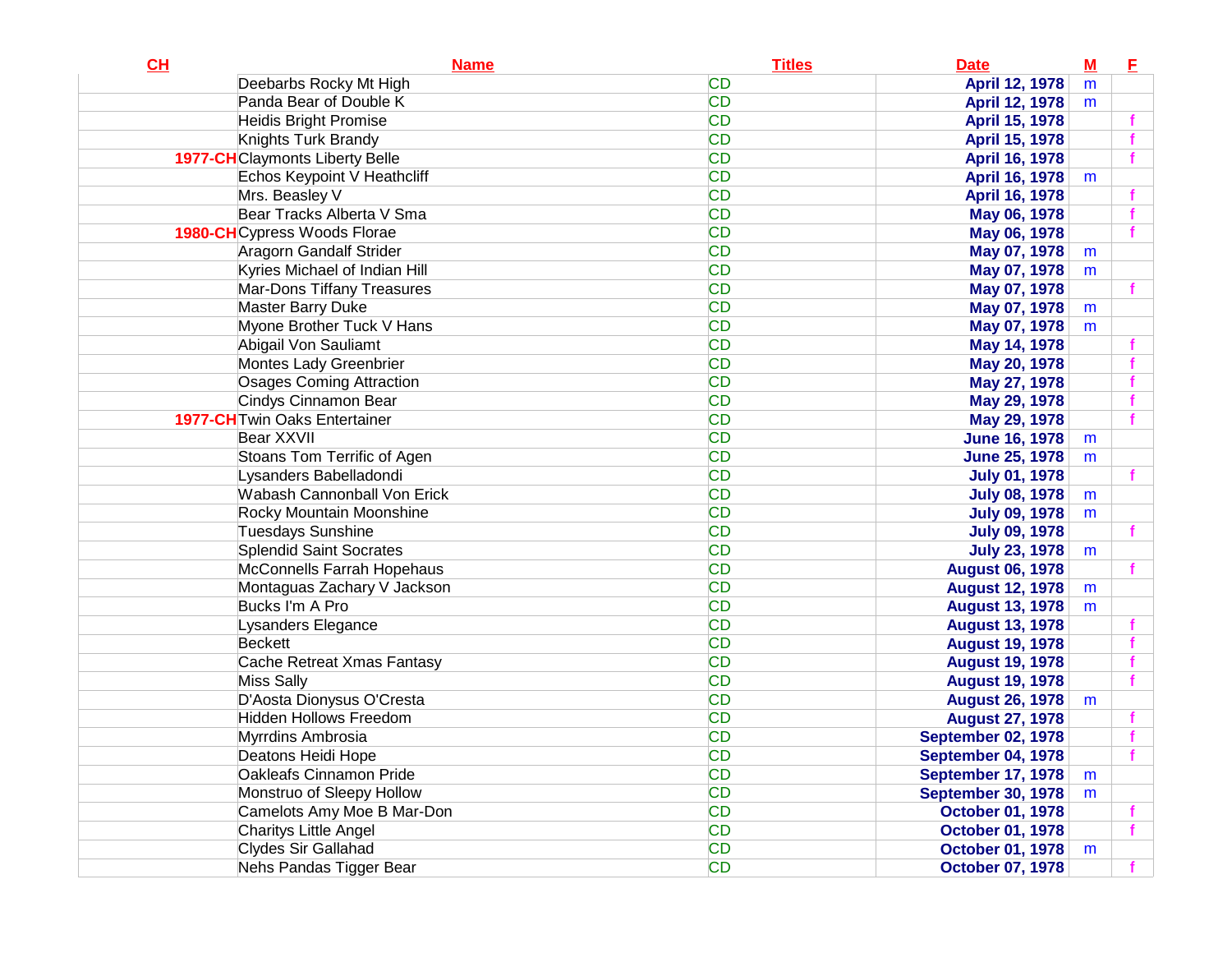| CH | Name | Titles | Date | M | F |
|---|---|---|---|---|---|
| | Deebarbs Rocky Mt High | CD | April 12, 1978 | m | |
| | Panda Bear of Double K | CD | April 12, 1978 | m | |
| | Heidis Bright Promise | CD | April 15, 1978 | | f |
| | Knights Turk Brandy | CD | April 15, 1978 | | f |
| 1977-CH | Claymonts Liberty Belle | CD | April 16, 1978 | | f |
| | Echos Keypoint V Heathcliff | CD | April 16, 1978 | m | |
| | Mrs. Beasley V | CD | April 16, 1978 | | f |
| | Bear Tracks Alberta V Sma | CD | May 06, 1978 | | f |
| 1980-CH | Cypress Woods Florae | CD | May 06, 1978 | | f |
| | Aragorn Gandalf Strider | CD | May 07, 1978 | m | |
| | Kyries Michael of Indian Hill | CD | May 07, 1978 | m | |
| | Mar-Dons Tiffany Treasures | CD | May 07, 1978 | | f |
| | Master Barry Duke | CD | May 07, 1978 | m | |
| | Myone Brother Tuck V Hans | CD | May 07, 1978 | m | |
| | Abigail Von Sauliamt | CD | May 14, 1978 | | f |
| | Montes Lady Greenbrier | CD | May 20, 1978 | | f |
| | Osages Coming Attraction | CD | May 27, 1978 | | f |
| | Cindys Cinnamon Bear | CD | May 29, 1978 | | f |
| 1977-CH | Twin Oaks Entertainer | CD | May 29, 1978 | | f |
| | Bear XXVII | CD | June 16, 1978 | m | |
| | Stoans Tom Terrific of Agen | CD | June 25, 1978 | m | |
| | Lysanders Babelladondi | CD | July 01, 1978 | | f |
| | Wabash Cannonball Von Erick | CD | July 08, 1978 | m | |
| | Rocky Mountain Moonshine | CD | July 09, 1978 | m | |
| | Tuesdays Sunshine | CD | July 09, 1978 | | f |
| | Splendid Saint Socrates | CD | July 23, 1978 | m | |
| | McConnells Farrah Hopehaus | CD | August 06, 1978 | | f |
| | Montaguas Zachary V Jackson | CD | August 12, 1978 | m | |
| | Bucks I'm A Pro | CD | August 13, 1978 | m | |
| | Lysanders Elegance | CD | August 13, 1978 | | f |
| | Beckett | CD | August 19, 1978 | | f |
| | Cache Retreat Xmas Fantasy | CD | August 19, 1978 | | f |
| | Miss Sally | CD | August 19, 1978 | | f |
| | D'Aosta Dionysus O'Cresta | CD | August 26, 1978 | m | |
| | Hidden Hollows Freedom | CD | August 27, 1978 | | f |
| | Myrrdins Ambrosia | CD | September 02, 1978 | | f |
| | Deatons Heidi Hope | CD | September 04, 1978 | | f |
| | Oakleafs Cinnamon Pride | CD | September 17, 1978 | m | |
| | Monstruo of Sleepy Hollow | CD | September 30, 1978 | m | |
| | Camelots Amy Moe B Mar-Don | CD | October 01, 1978 | | f |
| | Charitys Little Angel | CD | October 01, 1978 | | f |
| | Clydes Sir Gallahad | CD | October 01, 1978 | m | |
| | Nehs Pandas Tigger Bear | CD | October 07, 1978 | | f |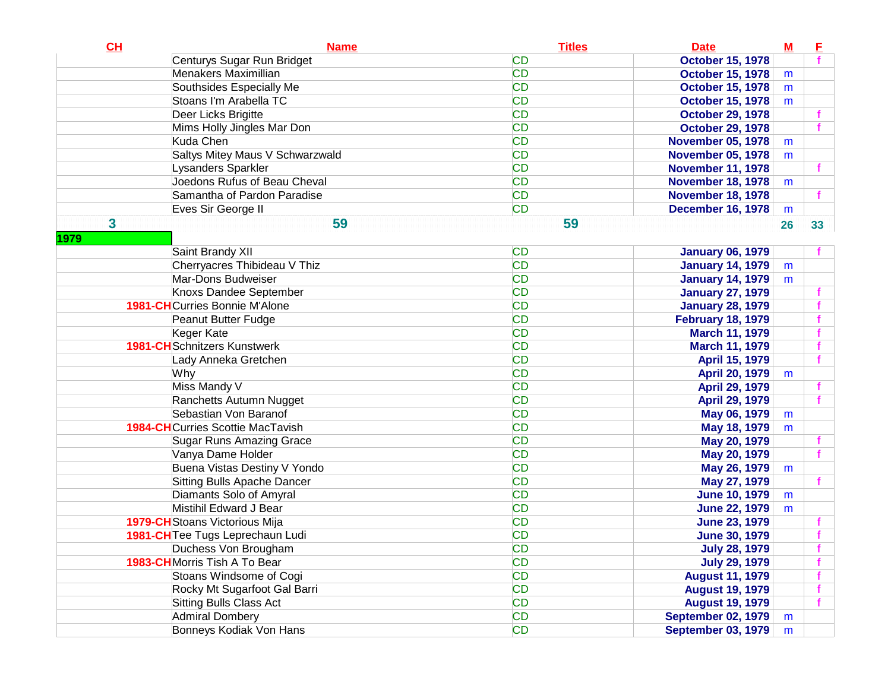| CH | Name | Titles | Date | M | F |
|---|---|---|---|---|---|
| | Centurys Sugar Run Bridget | CD | October 15, 1978 | | f |
| | Menakers Maximillian | CD | October 15, 1978 | m | |
| | Southsides Especially Me | CD | October 15, 1978 | m | |
| | Stoans I'm Arabella TC | CD | October 15, 1978 | m | |
| | Deer Licks Brigitte | CD | October 29, 1978 | | f |
| | Mims Holly Jingles Mar Don | CD | October 29, 1978 | | f |
| | Kuda Chen | CD | November 05, 1978 | m | |
| | Saltys Mitey Maus V Schwarzwald | CD | November 05, 1978 | m | |
| | Lysanders Sparkler | CD | November 11, 1978 | | f |
| | Joedons Rufus of Beau Cheval | CD | November 18, 1978 | m | |
| | Samantha of Pardon Paradise | CD | November 18, 1978 | | f |
| | Eves Sir George II | CD | December 16, 1978 | m | |
| 3 | 59 | 59 | | 26 | 33 |
| 1979 | | | | | |
| | Saint Brandy XII | CD | January 06, 1979 | | f |
| | Cherryacres Thibideau V Thiz | CD | January 14, 1979 | m | |
| | Mar-Dons Budweiser | CD | January 14, 1979 | m | |
| | Knoxs Dandee September | CD | January 27, 1979 | | f |
| 1981-CH | Curries Bonnie M'Alone | CD | January 28, 1979 | | f |
| | Peanut Butter Fudge | CD | February 18, 1979 | | f |
| | Keger Kate | CD | March 11, 1979 | | f |
| 1981-CH | Schnitzers Kunstwerk | CD | March 11, 1979 | | f |
| | Lady Anneka Gretchen | CD | April 15, 1979 | | f |
| | Why | CD | April 20, 1979 | m | |
| | Miss Mandy V | CD | April 29, 1979 | | f |
| | Ranchetts Autumn Nugget | CD | April 29, 1979 | | f |
| | Sebastian Von Baranof | CD | May 06, 1979 | m | |
| 1984-CH | Curries Scottie MacTavish | CD | May 18, 1979 | m | |
| | Sugar Runs Amazing Grace | CD | May 20, 1979 | | f |
| | Vanya Dame Holder | CD | May 20, 1979 | | f |
| | Buena Vistas Destiny V Yondo | CD | May 26, 1979 | m | |
| | Sitting Bulls Apache Dancer | CD | May 27, 1979 | | f |
| | Diamants Solo of Amyral | CD | June 10, 1979 | m | |
| | Mistihil Edward J Bear | CD | June 22, 1979 | m | |
| 1979-CH | Stoans Victorious Mija | CD | June 23, 1979 | | f |
| 1981-CH | Tee Tugs Leprechaun Ludi | CD | June 30, 1979 | | f |
| | Duchess Von Brougham | CD | July 28, 1979 | | f |
| 1983-CH | Morris Tish A To Bear | CD | July 29, 1979 | | f |
| | Stoans Windsome of Cogi | CD | August 11, 1979 | | f |
| | Rocky Mt Sugarfoot Gal Barri | CD | August 19, 1979 | | f |
| | Sitting Bulls Class Act | CD | August 19, 1979 | | f |
| | Admiral Dombery | CD | September 02, 1979 | m | |
| | Bonneys Kodiak Von Hans | CD | September 03, 1979 | m | |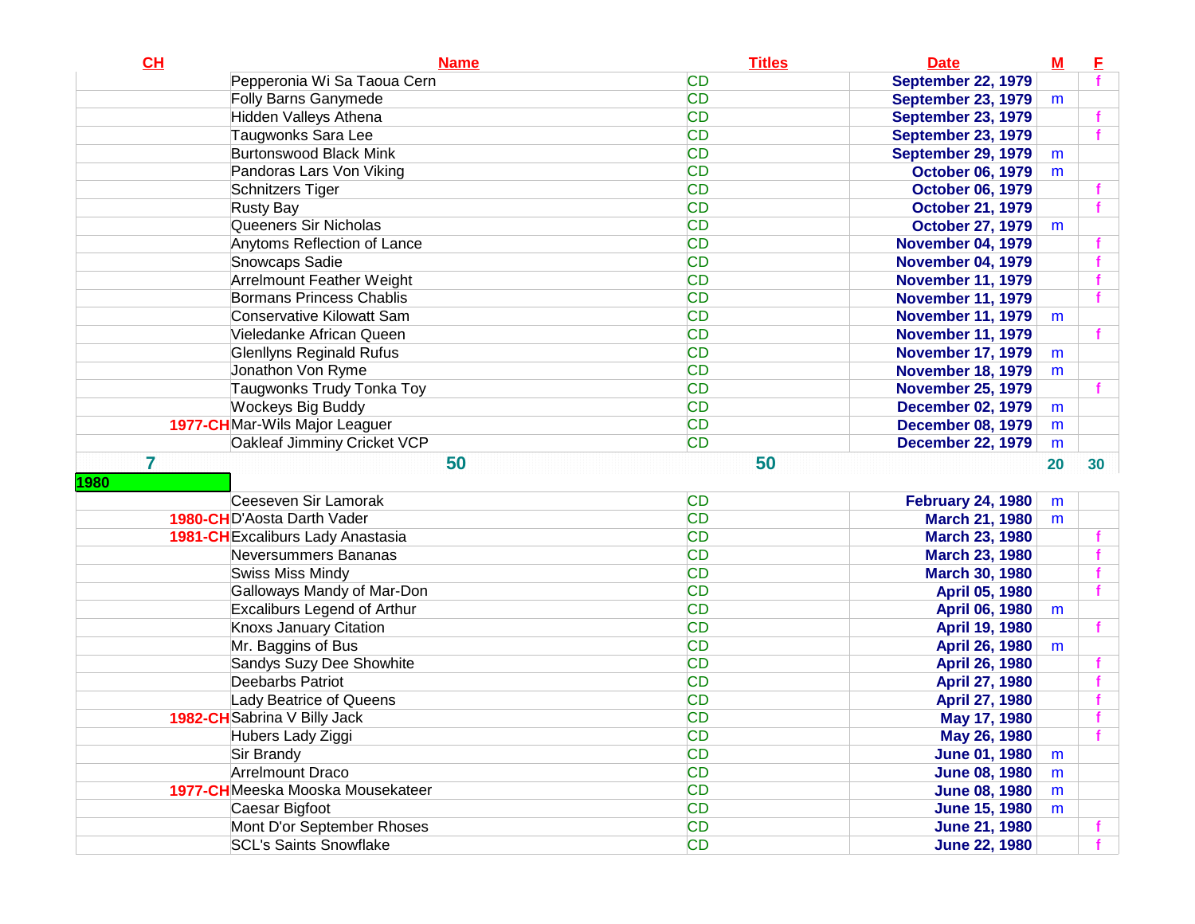| CH | Name | Titles | Date | M | F |
|---|---|---|---|---|---|
| | Pepperonia Wi Sa Taoua Cern | CD | September 22, 1979 | | f |
| | Folly Barns Ganymede | CD | September 23, 1979 | m | |
| | Hidden Valleys Athena | CD | September 23, 1979 | | f |
| | Taugwonks Sara Lee | CD | September 23, 1979 | | f |
| | Burtonswood Black Mink | CD | September 29, 1979 | m | |
| | Pandoras Lars Von Viking | CD | October 06, 1979 | m | |
| | Schnitzers Tiger | CD | October 06, 1979 | | f |
| | Rusty Bay | CD | October 21, 1979 | | f |
| | Queeners Sir Nicholas | CD | October 27, 1979 | m | |
| | Anytoms Reflection of Lance | CD | November 04, 1979 | | f |
| | Snowcaps Sadie | CD | November 04, 1979 | | f |
| | Arrelmount Feather Weight | CD | November 11, 1979 | | f |
| | Bormans Princess Chablis | CD | November 11, 1979 | | f |
| | Conservative Kilowatt Sam | CD | November 11, 1979 | m | |
| | Vieledanke African Queen | CD | November 11, 1979 | | f |
| | Glenllyns Reginald Rufus | CD | November 17, 1979 | m | |
| | Jonathon Von Ryme | CD | November 18, 1979 | m | |
| | Taugwonks Trudy Tonka Toy | CD | November 25, 1979 | | f |
| | Wockeys Big Buddy | CD | December 02, 1979 | m | |
| 1977-CH | Mar-Wils Major Leaguer | CD | December 08, 1979 | m | |
| | Oakleaf Jimminy Cricket VCP | CD | December 22, 1979 | m | |
| 7 | 50 | 50 | | 20 | 30 |
| 1980 | | | | | |
| | Ceeseven Sir Lamorak | CD | February 24, 1980 | m | |
| 1980-CH | D'Aosta Darth Vader | CD | March 21, 1980 | m | |
| 1981-CH | Excaliburs Lady Anastasia | CD | March 23, 1980 | | f |
| | Neversummers Bananas | CD | March 23, 1980 | | f |
| | Swiss Miss Mindy | CD | March 30, 1980 | | f |
| | Galloways Mandy of Mar-Don | CD | April 05, 1980 | | f |
| | Excaliburs Legend of Arthur | CD | April 06, 1980 | m | |
| | Knoxs January Citation | CD | April 19, 1980 | | f |
| | Mr. Baggins of Bus | CD | April 26, 1980 | m | |
| | Sandys Suzy Dee Showhite | CD | April 26, 1980 | | f |
| | Deebarbs Patriot | CD | April 27, 1980 | | f |
| | Lady Beatrice of Queens | CD | April 27, 1980 | | f |
| 1982-CH | Sabrina V Billy Jack | CD | May 17, 1980 | | f |
| | Hubers Lady Ziggi | CD | May 26, 1980 | | f |
| | Sir Brandy | CD | June 01, 1980 | m | |
| | Arrelmount Draco | CD | June 08, 1980 | m | |
| 1977-CH | Meeska Mooska Mousekateer | CD | June 08, 1980 | m | |
| | Caesar Bigfoot | CD | June 15, 1980 | m | |
| | Mont D'or September Rhoses | CD | June 21, 1980 | | f |
| | SCL's Saints Snowflake | CD | June 22, 1980 | | f |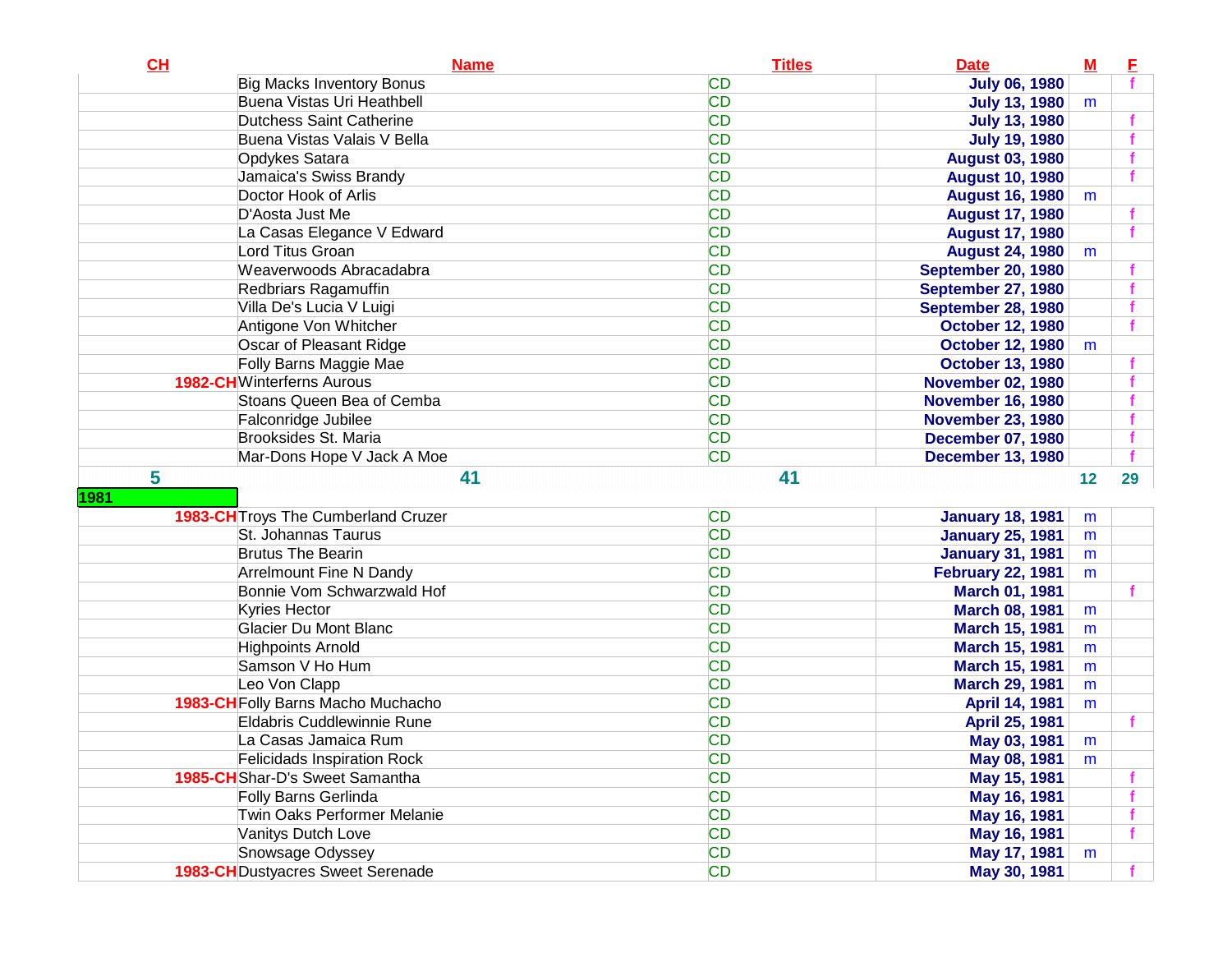| CH | Name | Titles | Date | M | F |
|---|---|---|---|---|---|
| | Big Macks Inventory Bonus | CD | July 06, 1980 | | f |
| | Buena Vistas Uri Heathbell | CD | July 13, 1980 | m | |
| | Dutchess Saint Catherine | CD | July 13, 1980 | | f |
| | Buena Vistas Valais V Bella | CD | July 19, 1980 | | f |
| | Opdykes Satara | CD | August 03, 1980 | | f |
| | Jamaica's Swiss Brandy | CD | August 10, 1980 | | f |
| | Doctor Hook of Arlis | CD | August 16, 1980 | m | |
| | D'Aosta Just Me | CD | August 17, 1980 | | f |
| | La Casas Elegance V Edward | CD | August 17, 1980 | | f |
| | Lord Titus Groan | CD | August 24, 1980 | m | |
| | Weaverwoods Abracadabra | CD | September 20, 1980 | | f |
| | Redbriars Ragamuffin | CD | September 27, 1980 | | f |
| | Villa De's Lucia V Luigi | CD | September 28, 1980 | | f |
| | Antigone Von Whitcher | CD | October 12, 1980 | | f |
| | Oscar of Pleasant Ridge | CD | October 12, 1980 | m | |
| | Folly Barns Maggie Mae | CD | October 13, 1980 | | f |
| 1982-CH | Winterferns Aurous | CD | November 02, 1980 | | f |
| | Stoans Queen Bea of Cemba | CD | November 16, 1980 | | f |
| | Falconridge Jubilee | CD | November 23, 1980 | | f |
| | Brooksides St. Maria | CD | December 07, 1980 | | f |
| | Mar-Dons Hope V Jack A Moe | CD | December 13, 1980 | | f |
| 5 | 41 | 41 | | 12 | 29 |
| 1981 | | | | | |
| 1983-CH | Troys The Cumberland Cruzer | CD | January 18, 1981 | m | |
| | St. Johannas Taurus | CD | January 25, 1981 | m | |
| | Brutus The Bearin | CD | January 31, 1981 | m | |
| | Arrelmount Fine N Dandy | CD | February 22, 1981 | m | |
| | Bonnie Vom Schwarzwald Hof | CD | March 01, 1981 | | f |
| | Kyries Hector | CD | March 08, 1981 | m | |
| | Glacier Du Mont Blanc | CD | March 15, 1981 | m | |
| | Highpoints Arnold | CD | March 15, 1981 | m | |
| | Samson V Ho Hum | CD | March 15, 1981 | m | |
| | Leo Von Clapp | CD | March 29, 1981 | m | |
| 1983-CH | Folly Barns Macho Muchacho | CD | April 14, 1981 | m | |
| | Eldabris Cuddlewinnie Rune | CD | April 25, 1981 | | f |
| | La Casas Jamaica Rum | CD | May 03, 1981 | m | |
| | Felicidads Inspiration Rock | CD | May 08, 1981 | m | |
| 1985-CH | Shar-D's Sweet Samantha | CD | May 15, 1981 | | f |
| | Folly Barns Gerlinda | CD | May 16, 1981 | | f |
| | Twin Oaks Performer Melanie | CD | May 16, 1981 | | f |
| | Vanitys Dutch Love | CD | May 16, 1981 | | f |
| | Snowsage Odyssey | CD | May 17, 1981 | m | |
| 1983-CH | Dustyacres Sweet Serenade | CD | May 30, 1981 | | f |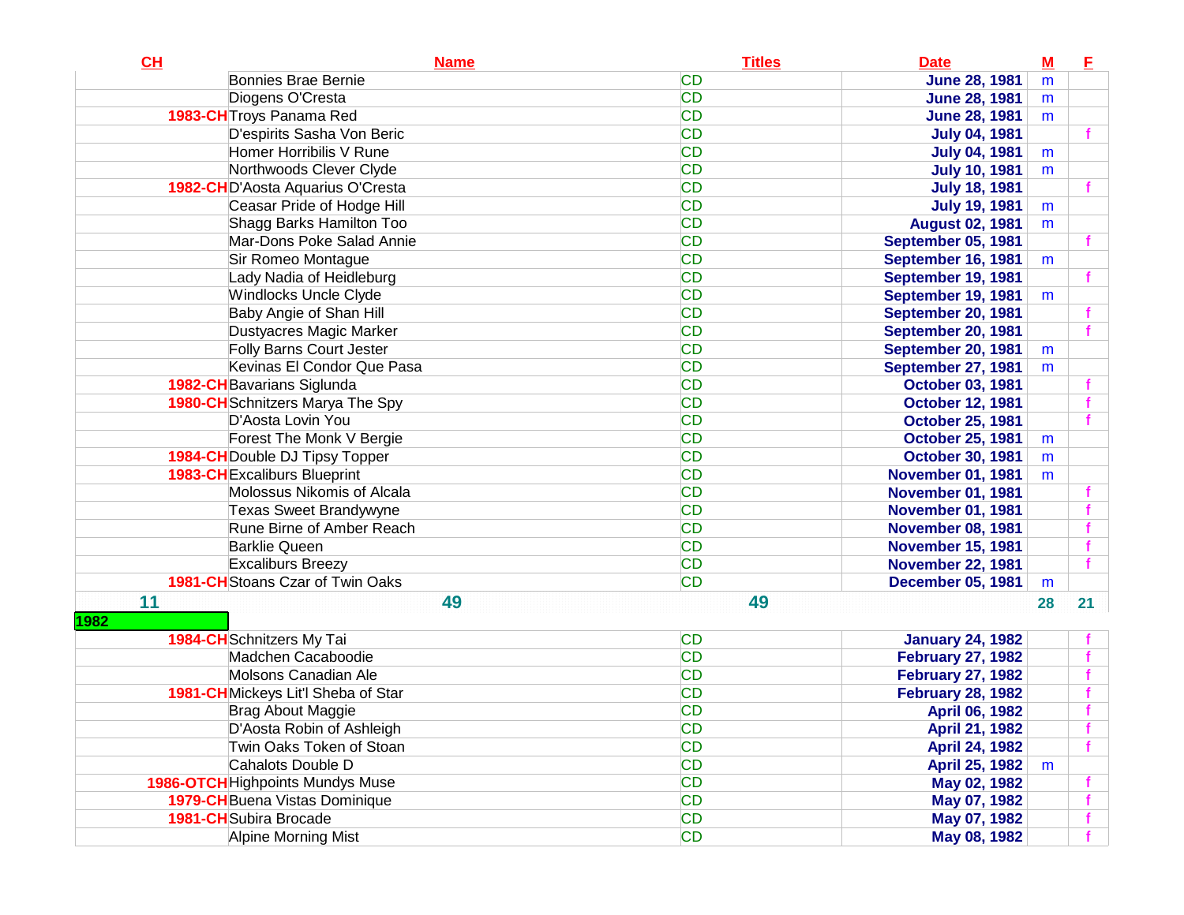| CH | Name | Titles | Date | M | F |
|---|---|---|---|---|---|
| | Bonnies Brae Bernie | CD | June 28, 1981 | m | |
| | Diogens O'Cresta | CD | June 28, 1981 | m | |
| 1983-CH | Troys Panama Red | CD | June 28, 1981 | m | |
| | D'espirits Sasha Von Beric | CD | July 04, 1981 | | f |
| | Homer Horribilis V Rune | CD | July 04, 1981 | m | |
| | Northwoods Clever Clyde | CD | July 10, 1981 | m | |
| 1982-CH | D'Aosta Aquarius O'Cresta | CD | July 18, 1981 | | f |
| | Ceasar Pride of Hodge Hill | CD | July 19, 1981 | m | |
| | Shagg Barks Hamilton Too | CD | August 02, 1981 | m | |
| | Mar-Dons Poke Salad Annie | CD | September 05, 1981 | | f |
| | Sir Romeo Montague | CD | September 16, 1981 | m | |
| | Lady Nadia of Heidleburg | CD | September 19, 1981 | | f |
| | Windlocks Uncle Clyde | CD | September 19, 1981 | m | |
| | Baby Angie of Shan Hill | CD | September 20, 1981 | | f |
| | Dustyacres Magic Marker | CD | September 20, 1981 | | f |
| | Folly Barns Court Jester | CD | September 20, 1981 | m | |
| | Kevinas El Condor Que Pasa | CD | September 27, 1981 | m | |
| 1982-CH | Bavarians Siglunda | CD | October 03, 1981 | | f |
| 1980-CH | Schnitzers Marya The Spy | CD | October 12, 1981 | | f |
| | D'Aosta Lovin You | CD | October 25, 1981 | | f |
| | Forest The Monk V Bergie | CD | October 25, 1981 | m | |
| 1984-CH | Double DJ Tipsy Topper | CD | October 30, 1981 | m | |
| 1983-CH | Excaliburs Blueprint | CD | November 01, 1981 | m | |
| | Molossus Nikomis of Alcala | CD | November 01, 1981 | | f |
| | Texas Sweet Brandywyne | CD | November 01, 1981 | | f |
| | Rune Birne of Amber Reach | CD | November 08, 1981 | | f |
| | Barklie Queen | CD | November 15, 1981 | | f |
| | Excaliburs Breezy | CD | November 22, 1981 | | f |
| 1981-CH | Stoans Czar of Twin Oaks | CD | December 05, 1981 | m | |
| 11 | 49 | 49 | | 28 | 21 |
| 1982 | | | | | |
| 1984-CH | Schnitzers My Tai | CD | January 24, 1982 | | f |
| | Madchen Cacaboodie | CD | February 27, 1982 | | f |
| | Molsons Canadian Ale | CD | February 27, 1982 | | f |
| 1981-CH | Mickeys Lit'l Sheba of Star | CD | February 28, 1982 | | f |
| | Brag About Maggie | CD | April 06, 1982 | | f |
| | D'Aosta Robin of Ashleigh | CD | April 21, 1982 | | f |
| | Twin Oaks Token of Stoan | CD | April 24, 1982 | | f |
| | Cahalots Double D | CD | April 25, 1982 | m | |
| 1986-OTCH | Highpoints Mundys Muse | CD | May 02, 1982 | | f |
| 1979-CH | Buena Vistas Dominique | CD | May 07, 1982 | | f |
| 1981-CH | Subira Brocade | CD | May 07, 1982 | | f |
| | Alpine Morning Mist | CD | May 08, 1982 | | f |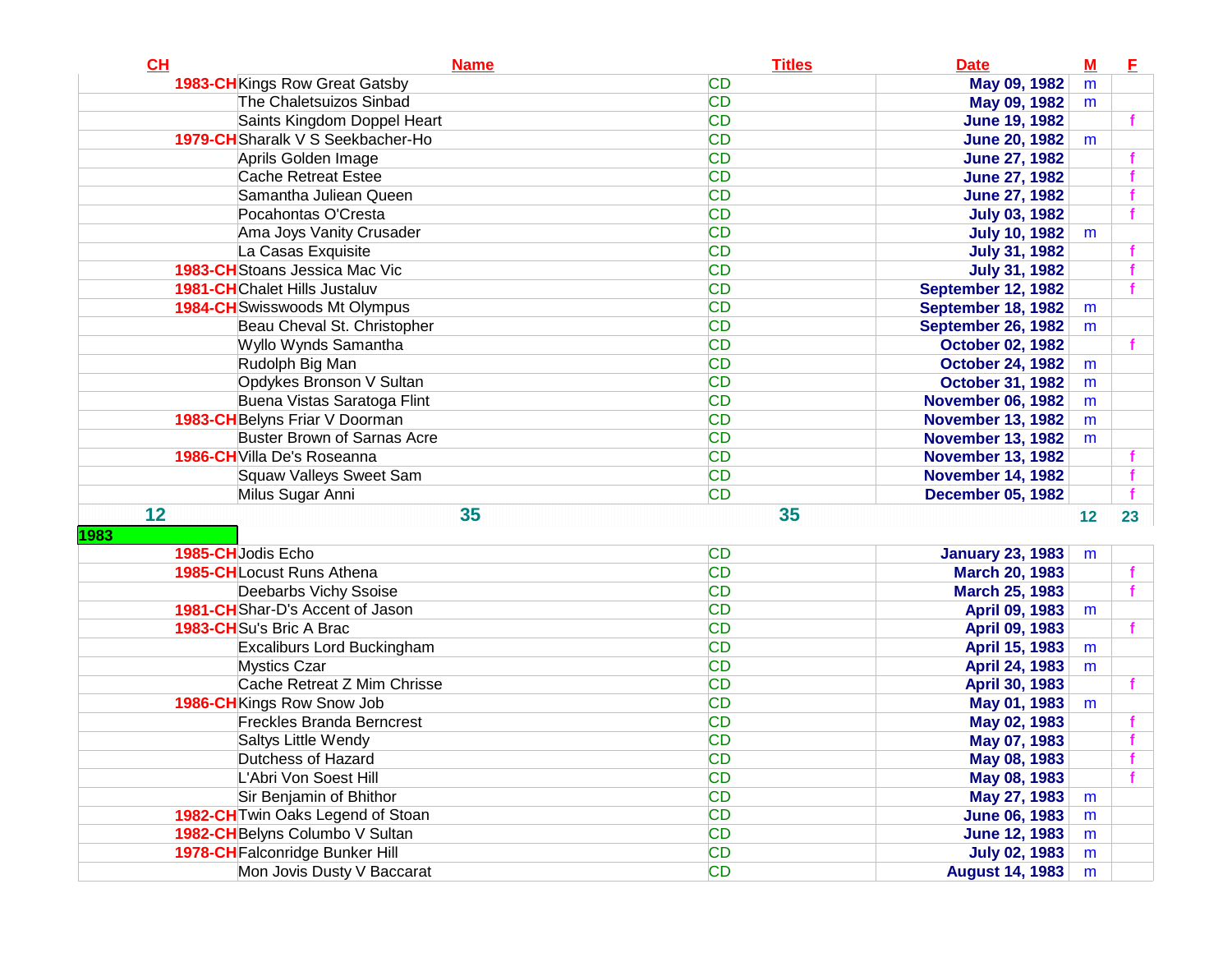| CH | Name | Titles | Date | M | F |
|---|---|---|---|---|---|
| 1983-CH | Kings Row Great Gatsby | CD | May 09, 1982 | m | |
| | The Chaletsuizos Sinbad | CD | May 09, 1982 | m | |
| | Saints Kingdom Doppel Heart | CD | June 19, 1982 | | f |
| 1979-CH | Sharalk V S Seekbacher-Ho | CD | June 20, 1982 | m | |
| | Aprils Golden Image | CD | June 27, 1982 | | f |
| | Cache Retreat Estee | CD | June 27, 1982 | | f |
| | Samantha Juliean Queen | CD | June 27, 1982 | | f |
| | Pocahontas O'Cresta | CD | July 03, 1982 | | f |
| | Ama Joys Vanity Crusader | CD | July 10, 1982 | m | |
| | La Casas Exquisite | CD | July 31, 1982 | | f |
| 1983-CH | Stoans Jessica Mac Vic | CD | July 31, 1982 | | f |
| 1981-CH | Chalet Hills Justaluv | CD | September 12, 1982 | | f |
| 1984-CH | Swisswoods Mt Olympus | CD | September 18, 1982 | m | |
| | Beau Cheval St. Christopher | CD | September 26, 1982 | m | |
| | Wyllo Wynds Samantha | CD | October 02, 1982 | | f |
| | Rudolph Big Man | CD | October 24, 1982 | m | |
| | Opdykes Bronson V Sultan | CD | October 31, 1982 | m | |
| | Buena Vistas Saratoga Flint | CD | November 06, 1982 | m | |
| 1983-CH | Belyns Friar V Doorman | CD | November 13, 1982 | m | |
| | Buster Brown of Sarnas Acre | CD | November 13, 1982 | m | |
| 1986-CH | Villa De's Roseanna | CD | November 13, 1982 | | f |
| | Squaw Valleys Sweet Sam | CD | November 14, 1982 | | f |
| | Milus Sugar Anni | CD | December 05, 1982 | | f |
| 12 | 35 | 35 | | 12 | 23 |
| 1983 | | | | | |
| 1985-CH | Jodis Echo | CD | January 23, 1983 | m | |
| 1985-CH | Locust Runs Athena | CD | March 20, 1983 | | f |
| | Deebarbs Vichy Ssoise | CD | March 25, 1983 | | f |
| 1981-CH | Shar-D's Accent of Jason | CD | April 09, 1983 | m | |
| 1983-CH | Su's Bric A Brac | CD | April 09, 1983 | | f |
| | Excaliburs Lord Buckingham | CD | April 15, 1983 | m | |
| | Mystics Czar | CD | April 24, 1983 | m | |
| | Cache Retreat Z Mim Chrisse | CD | April 30, 1983 | | f |
| 1986-CH | Kings Row Snow Job | CD | May 01, 1983 | m | |
| | Freckles Branda Berncrest | CD | May 02, 1983 | | f |
| | Saltys Little Wendy | CD | May 07, 1983 | | f |
| | Dutchess of Hazard | CD | May 08, 1983 | | f |
| | L'Abri Von Soest Hill | CD | May 08, 1983 | | f |
| | Sir Benjamin of Bhithor | CD | May 27, 1983 | m | |
| 1982-CH | Twin Oaks Legend of Stoan | CD | June 06, 1983 | m | |
| 1982-CH | Belyns Columbo V Sultan | CD | June 12, 1983 | m | |
| 1978-CH | Falconridge Bunker Hill | CD | July 02, 1983 | m | |
| | Mon Jovis Dusty V Baccarat | CD | August 14, 1983 | m | |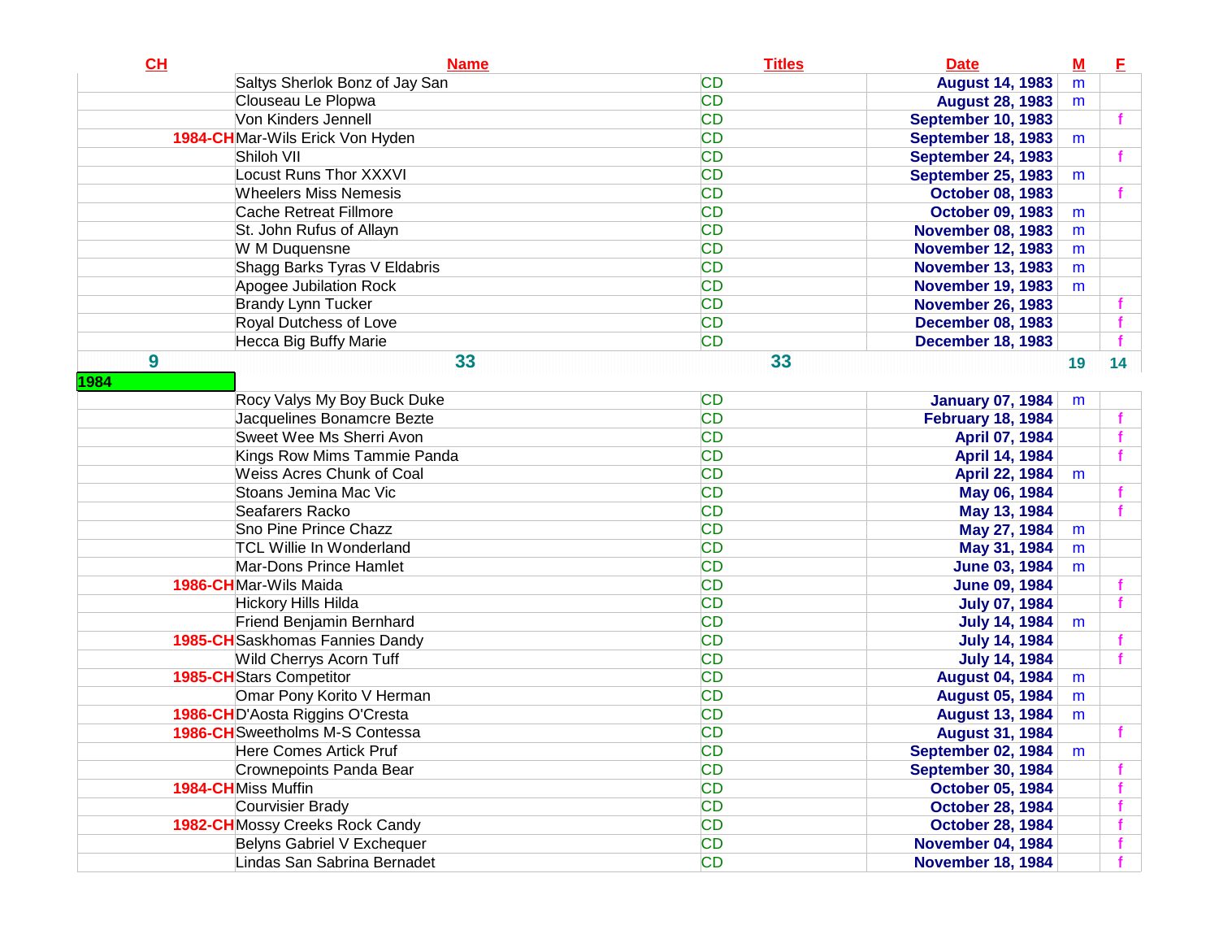| CH | Name | Titles | Date | M | F |
|---|---|---|---|---|---|
| | Saltys Sherlok Bonz of Jay San | CD | August 14, 1983 | m | |
| | Clouseau Le Plopwa | CD | August 28, 1983 | m | |
| | Von Kinders Jennell | CD | September 10, 1983 | | f |
| 1984-CH | Mar-Wils Erick Von Hyden | CD | September 18, 1983 | m | |
| | Shiloh VII | CD | September 24, 1983 | | f |
| | Locust Runs Thor XXXVI | CD | September 25, 1983 | m | |
| | Wheelers Miss Nemesis | CD | October 08, 1983 | | f |
| | Cache Retreat Fillmore | CD | October 09, 1983 | m | |
| | St. John Rufus of Allayn | CD | November 08, 1983 | m | |
| | W M Duquensne | CD | November 12, 1983 | m | |
| | Shagg Barks Tyras V Eldabris | CD | November 13, 1983 | m | |
| | Apogee Jubilation Rock | CD | November 19, 1983 | m | |
| | Brandy Lynn Tucker | CD | November 26, 1983 | | f |
| | Royal Dutchess of Love | CD | December 08, 1983 | | f |
| | Hecca Big Buffy Marie | CD | December 18, 1983 | | f |
| 9 | 33 | 33 | | 19 | 14 |
| 1984 | | | | | |
| | Rocy Valys My Boy Buck Duke | CD | January 07, 1984 | m | |
| | Jacquelines Bonamcre Bezte | CD | February 18, 1984 | | f |
| | Sweet Wee Ms Sherri Avon | CD | April 07, 1984 | | f |
| | Kings Row Mims Tammie Panda | CD | April 14, 1984 | | f |
| | Weiss Acres Chunk of Coal | CD | April 22, 1984 | m | |
| | Stoans Jemina Mac Vic | CD | May 06, 1984 | | f |
| | Seafarers Racko | CD | May 13, 1984 | | f |
| | Sno Pine Prince Chazz | CD | May 27, 1984 | m | |
| | TCL Willie In Wonderland | CD | May 31, 1984 | m | |
| | Mar-Dons Prince Hamlet | CD | June 03, 1984 | m | |
| 1986-CH | Mar-Wils Maida | CD | June 09, 1984 | | f |
| | Hickory Hills Hilda | CD | July 07, 1984 | | f |
| | Friend Benjamin Bernhard | CD | July 14, 1984 | m | |
| 1985-CH | Saskhomas Fannies Dandy | CD | July 14, 1984 | | f |
| | Wild Cherrys Acorn Tuff | CD | July 14, 1984 | | f |
| 1985-CH | Stars Competitor | CD | August 04, 1984 | m | |
| | Omar Pony Korito V Herman | CD | August 05, 1984 | m | |
| 1986-CH | D'Aosta Riggins O'Cresta | CD | August 13, 1984 | m | |
| 1986-CH | Sweetholms M-S Contessa | CD | August 31, 1984 | | f |
| | Here Comes Artick Pruf | CD | September 02, 1984 | m | |
| | Crownepoints Panda Bear | CD | September 30, 1984 | | f |
| 1984-CH | Miss Muffin | CD | October 05, 1984 | | f |
| | Courvisier Brady | CD | October 28, 1984 | | f |
| 1982-CH | Mossy Creeks Rock Candy | CD | October 28, 1984 | | f |
| | Belyns Gabriel V Exchequer | CD | November 04, 1984 | | f |
| | Lindas San Sabrina Bernadet | CD | November 18, 1984 | | f |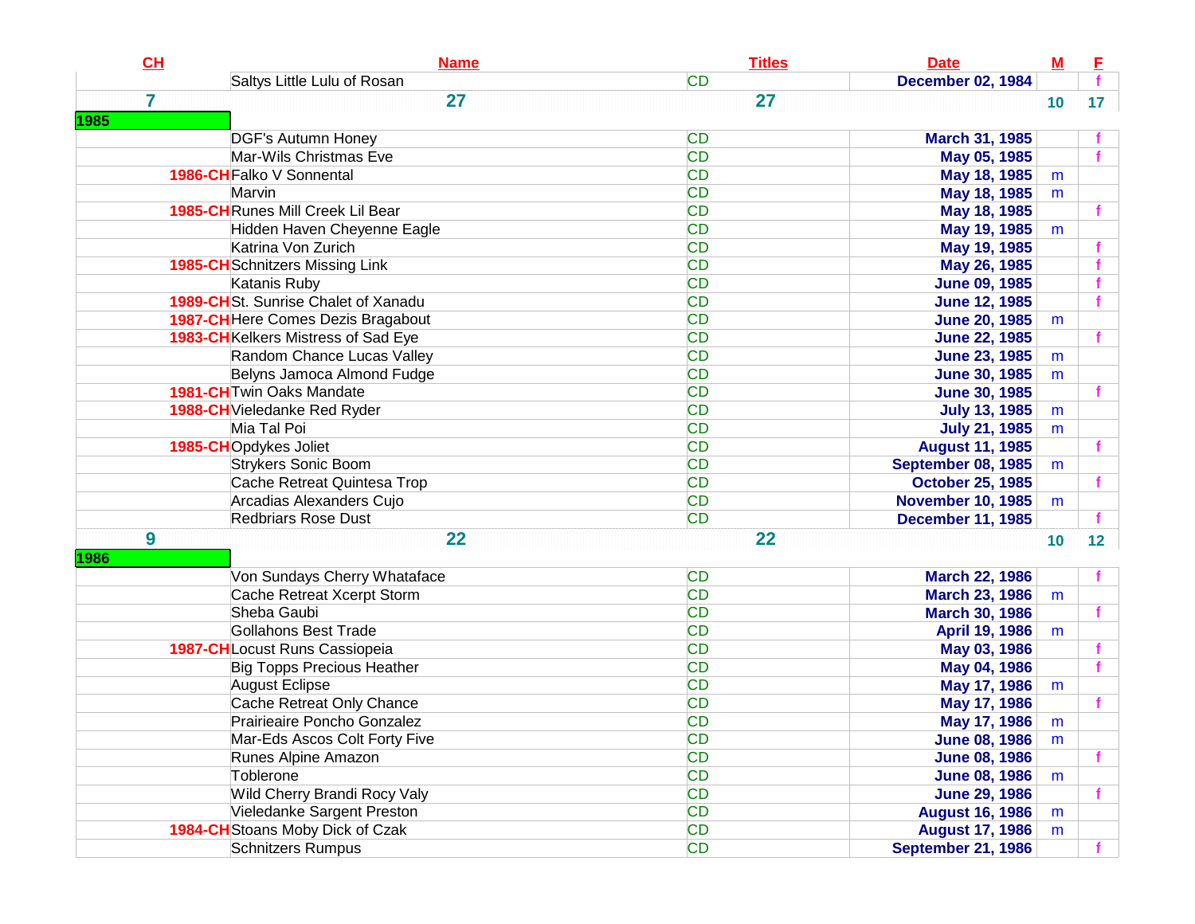| CH | Name | Titles | Date | M | F |
|---|---|---|---|---|---|
| | Saltys Little Lulu of Rosan | CD | December 02, 1984 | | f |
| 7 | 27 | 27 | | 10 | 17 |
| 1985 | | | | | |
| | DGF's Autumn Honey | CD | March 31, 1985 | | f |
| | Mar-Wils Christmas Eve | CD | May 05, 1985 | | f |
| 1986-CH | Falko V Sonnental | CD | May 18, 1985 | m | |
| | Marvin | CD | May 18, 1985 | m | |
| 1985-CH | Runes Mill Creek Lil Bear | CD | May 18, 1985 | | f |
| | Hidden Haven Cheyenne Eagle | CD | May 19, 1985 | m | |
| | Katrina Von Zurich | CD | May 19, 1985 | | f |
| 1985-CH | Schnitzers Missing Link | CD | May 26, 1985 | | f |
| | Katanis Ruby | CD | June 09, 1985 | | f |
| 1989-CH | St. Sunrise Chalet of Xanadu | CD | June 12, 1985 | | f |
| 1987-CH | Here Comes Dezis Bragabout | CD | June 20, 1985 | m | |
| 1983-CH | Kelkers Mistress of Sad Eye | CD | June 22, 1985 | | f |
| | Random Chance Lucas Valley | CD | June 23, 1985 | m | |
| | Belyns Jamoca Almond Fudge | CD | June 30, 1985 | m | |
| 1981-CH | Twin Oaks Mandate | CD | June 30, 1985 | | f |
| 1988-CH | Vieledanke Red Ryder | CD | July 13, 1985 | m | |
| | Mia Tal Poi | CD | July 21, 1985 | m | |
| 1985-CH | Opdykes Joliet | CD | August 11, 1985 | | f |
| | Strykers Sonic Boom | CD | September 08, 1985 | m | |
| | Cache Retreat Quintesa Trop | CD | October 25, 1985 | | f |
| | Arcadias Alexanders Cujo | CD | November 10, 1985 | m | |
| | Redbriars Rose Dust | CD | December 11, 1985 | | f |
| 9 | 22 | 22 | | 10 | 12 |
| 1986 | | | | | |
| | Von Sundays Cherry Whataface | CD | March 22, 1986 | | f |
| | Cache Retreat Xcerpt Storm | CD | March 23, 1986 | m | |
| | Sheba Gaubi | CD | March 30, 1986 | | f |
| | Gollahons Best Trade | CD | April 19, 1986 | m | |
| 1987-CH | Locust Runs Cassiopeia | CD | May 03, 1986 | | f |
| | Big Topps Precious Heather | CD | May 04, 1986 | | f |
| | August Eclipse | CD | May 17, 1986 | m | |
| | Cache Retreat Only Chance | CD | May 17, 1986 | | f |
| | Prairieaire Poncho Gonzalez | CD | May 17, 1986 | m | |
| | Mar-Eds Ascos Colt Forty Five | CD | June 08, 1986 | m | |
| | Runes Alpine Amazon | CD | June 08, 1986 | | f |
| | Toblerone | CD | June 08, 1986 | m | |
| | Wild Cherry Brandi Rocy Valy | CD | June 29, 1986 | | f |
| | Vieledanke Sargent Preston | CD | August 16, 1986 | m | |
| 1984-CH | Stoans Moby Dick of Czak | CD | August 17, 1986 | m | |
| | Schnitzers Rumpus | CD | September 21, 1986 | | f |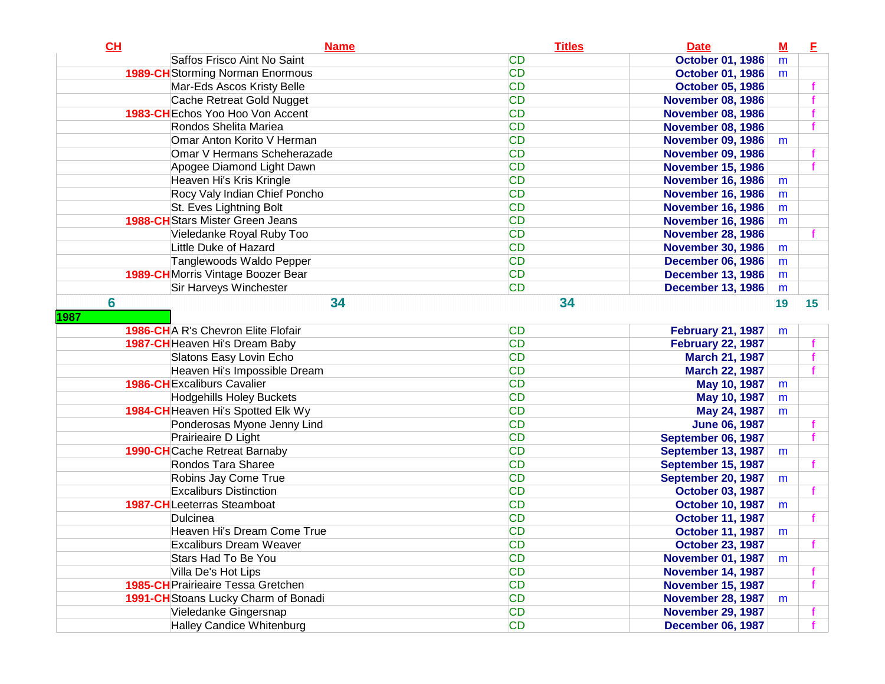| CH | Name | Titles | Date | M | F |
|---|---|---|---|---|---|
| | Saffos Frisco Aint No Saint | CD | October 01, 1986 | m | |
| 1989-CH | Storming Norman Enormous | CD | October 01, 1986 | m | |
| | Mar-Eds Ascos Kristy Belle | CD | October 05, 1986 | | f |
| | Cache Retreat Gold Nugget | CD | November 08, 1986 | | f |
| 1983-CH | Echos Yoo Hoo Von Accent | CD | November 08, 1986 | | f |
| | Rondos Shelita Mariea | CD | November 08, 1986 | | f |
| | Omar Anton Korito V Herman | CD | November 09, 1986 | m | |
| | Omar V Hermans Scheherazade | CD | November 09, 1986 | | f |
| | Apogee Diamond Light Dawn | CD | November 15, 1986 | | f |
| | Heaven Hi's Kris Kringle | CD | November 16, 1986 | m | |
| | Rocy Valy Indian Chief Poncho | CD | November 16, 1986 | m | |
| | St. Eves Lightning Bolt | CD | November 16, 1986 | m | |
| 1988-CH | Stars Mister Green Jeans | CD | November 16, 1986 | m | |
| | Vieledanke Royal Ruby Too | CD | November 28, 1986 | | f |
| | Little Duke of Hazard | CD | November 30, 1986 | m | |
| | Tanglewoods Waldo Pepper | CD | December 06, 1986 | m | |
| 1989-CH | Morris Vintage Boozer Bear | CD | December 13, 1986 | m | |
| | Sir Harveys Winchester | CD | December 13, 1986 | m | |
| 6 | 34 | 34 | | 19 | 15 |
| 1987 | | | | | |
| 1986-CH | A R's Chevron Elite Flofair | CD | February 21, 1987 | m | |
| 1987-CH | Heaven Hi's Dream Baby | CD | February 22, 1987 | | f |
| | Slatons Easy Lovin Echo | CD | March 21, 1987 | | f |
| | Heaven Hi's Impossible Dream | CD | March 22, 1987 | | f |
| 1986-CH | Excaliburs Cavalier | CD | May 10, 1987 | m | |
| | Hodgehills Holey Buckets | CD | May 10, 1987 | m | |
| 1984-CH | Heaven Hi's Spotted Elk Wy | CD | May 24, 1987 | m | |
| | Ponderosas Myone Jenny Lind | CD | June 06, 1987 | | f |
| | Prairieaire D Light | CD | September 06, 1987 | | f |
| 1990-CH | Cache Retreat Barnaby | CD | September 13, 1987 | m | |
| | Rondos Tara Sharee | CD | September 15, 1987 | | f |
| | Robins Jay Come True | CD | September 20, 1987 | m | |
| | Excaliburs Distinction | CD | October 03, 1987 | | f |
| 1987-CH | Leeterras Steamboat | CD | October 10, 1987 | m | |
| | Dulcinea | CD | October 11, 1987 | | f |
| | Heaven Hi's Dream Come True | CD | October 11, 1987 | m | |
| | Excaliburs Dream Weaver | CD | October 23, 1987 | | f |
| | Stars Had To Be You | CD | November 01, 1987 | m | |
| | Villa De's Hot Lips | CD | November 14, 1987 | | f |
| 1985-CH | Prairieaire Tessa Gretchen | CD | November 15, 1987 | | f |
| 1991-CH | Stoans Lucky Charm of Bonadi | CD | November 28, 1987 | m | |
| | Vieledanke Gingersnap | CD | November 29, 1987 | | f |
| | Halley Candice Whitenburg | CD | December 06, 1987 | | f |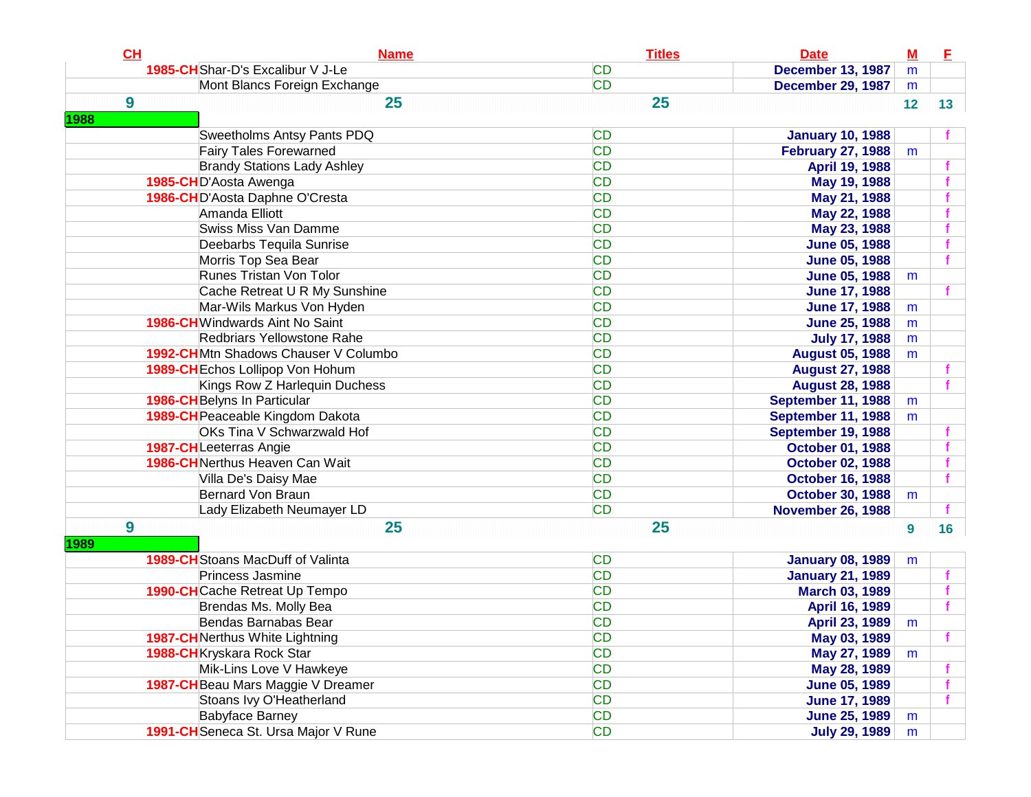| CH | Name | Titles | Date | M | F |
|---|---|---|---|---|---|
| 1985-CH | Shar-D's Excalibur V J-Le | CD | December 13, 1987 | m | |
| | Mont Blancs Foreign Exchange | CD | December 29, 1987 | m | |
| 9 | 25 | 25 | | 12 | 13 |
| 1988 | | | | | |
| | Sweetholms Antsy Pants PDQ | CD | January 10, 1988 | | f |
| | Fairy Tales Forewarned | CD | February 27, 1988 | m | |
| | Brandy Stations Lady Ashley | CD | April 19, 1988 | | f |
| 1985-CH | D'Aosta Awenga | CD | May 19, 1988 | | f |
| 1986-CH | D'Aosta Daphne O'Cresta | CD | May 21, 1988 | | f |
| | Amanda Elliott | CD | May 22, 1988 | | f |
| | Swiss Miss Van Damme | CD | May 23, 1988 | | f |
| | Deebarbs Tequila Sunrise | CD | June 05, 1988 | | f |
| | Morris Top Sea Bear | CD | June 05, 1988 | | f |
| | Runes Tristan Von Tolor | CD | June 05, 1988 | m | |
| | Cache Retreat U R My Sunshine | CD | June 17, 1988 | | f |
| | Mar-Wils Markus Von Hyden | CD | June 17, 1988 | m | |
| 1986-CH | Windwards Aint No Saint | CD | June 25, 1988 | m | |
| | Redbriars Yellowstone Rahe | CD | July 17, 1988 | m | |
| 1992-CH | Mtn Shadows Chauser V Columbo | CD | August 05, 1988 | m | |
| 1989-CH | Echos Lollipop Von Hohum | CD | August 27, 1988 | | f |
| | Kings Row Z Harlequin Duchess | CD | August 28, 1988 | | f |
| 1986-CH | Belyns In Particular | CD | September 11, 1988 | m | |
| 1989-CH | Peaceable Kingdom Dakota | CD | September 11, 1988 | m | |
| | OKs Tina V Schwarzwald Hof | CD | September 19, 1988 | | f |
| 1987-CH | Leeterras Angie | CD | October 01, 1988 | | f |
| 1986-CH | Nerthus Heaven Can Wait | CD | October 02, 1988 | | f |
| | Villa De's Daisy Mae | CD | October 16, 1988 | | f |
| | Bernard Von Braun | CD | October 30, 1988 | m | |
| | Lady Elizabeth Neumayer LD | CD | November 26, 1988 | | f |
| 9 | 25 | 25 | | 9 | 16 |
| 1989 | | | | | |
| 1989-CH | Stoans MacDuff of Valinta | CD | January 08, 1989 | m | |
| | Princess Jasmine | CD | January 21, 1989 | | f |
| 1990-CH | Cache Retreat Up Tempo | CD | March 03, 1989 | | f |
| | Brendas Ms. Molly Bea | CD | April 16, 1989 | | f |
| | Bendas Barnabas Bear | CD | April 23, 1989 | m | |
| 1987-CH | Nerthus White Lightning | CD | May 03, 1989 | | f |
| 1988-CH | Kryskara Rock Star | CD | May 27, 1989 | m | |
| | Mik-Lins Love V Hawkeye | CD | May 28, 1989 | | f |
| 1987-CH | Beau Mars Maggie V Dreamer | CD | June 05, 1989 | | f |
| | Stoans Ivy O'Heatherland | CD | June 17, 1989 | | f |
| | Babyface Barney | CD | June 25, 1989 | m | |
| 1991-CH | Seneca St. Ursa Major V Rune | CD | July 29, 1989 | m | |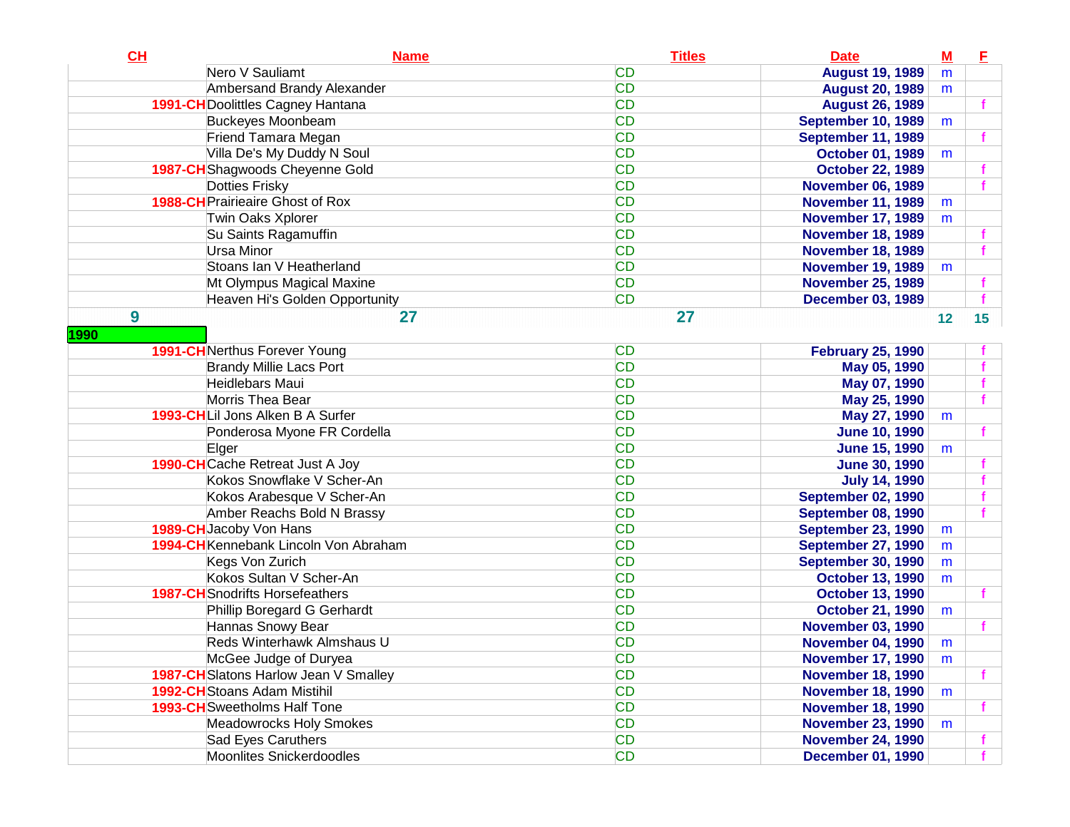| CH | Name | Titles | Date | M | F |
|---|---|---|---|---|---|
| | Nero V Sauliamt | CD | August 19, 1989 | m | |
| | Ambersand Brandy Alexander | CD | August 20, 1989 | m | |
| 1991-CH | Doolittles Cagney Hantana | CD | August 26, 1989 | | f |
| | Buckeyes Moonbeam | CD | September 10, 1989 | m | |
| | Friend Tamara Megan | CD | September 11, 1989 | | f |
| | Villa De's My Duddy N Soul | CD | October 01, 1989 | m | |
| 1987-CH | Shagwoods Cheyenne Gold | CD | October 22, 1989 | | f |
| | Dotties Frisky | CD | November 06, 1989 | | f |
| 1988-CH | Prairieaire Ghost of Rox | CD | November 11, 1989 | m | |
| | Twin Oaks Xplorer | CD | November 17, 1989 | m | |
| | Su Saints Ragamuffin | CD | November 18, 1989 | | f |
| | Ursa Minor | CD | November 18, 1989 | | f |
| | Stoans Ian V Heatherland | CD | November 19, 1989 | m | |
| | Mt Olympus Magical Maxine | CD | November 25, 1989 | | f |
| | Heaven Hi's Golden Opportunity | CD | December 03, 1989 | | f |
| 9 | 27 | 27 | | 12 | 15 |
| 1990 | | | | | |
| 1991-CH | Nerthus Forever Young | CD | February 25, 1990 | | f |
| | Brandy Millie Lacs Port | CD | May 05, 1990 | | f |
| | Heidlebars Maui | CD | May 07, 1990 | | f |
| | Morris Thea Bear | CD | May 25, 1990 | | f |
| 1993-CH | Lil Jons Alken B A Surfer | CD | May 27, 1990 | m | |
| | Ponderosa Myone FR Cordella | CD | June 10, 1990 | | f |
| | Elger | CD | June 15, 1990 | m | |
| 1990-CH | Cache Retreat Just A Joy | CD | June 30, 1990 | | f |
| | Kokos Snowflake V Scher-An | CD | July 14, 1990 | | f |
| | Kokos Arabesque V Scher-An | CD | September 02, 1990 | | f |
| | Amber Reachs Bold N Brassy | CD | September 08, 1990 | | f |
| 1989-CH | Jacoby Von Hans | CD | September 23, 1990 | m | |
| 1994-CH | Kennebank Lincoln Von Abraham | CD | September 27, 1990 | m | |
| | Kegs Von Zurich | CD | September 30, 1990 | m | |
| | Kokos Sultan V Scher-An | CD | October 13, 1990 | m | |
| 1987-CH | Snodrifts Horsefeathers | CD | October 13, 1990 | | f |
| | Phillip Boregard G Gerhardt | CD | October 21, 1990 | m | |
| | Hannas Snowy Bear | CD | November 03, 1990 | | f |
| | Reds Winterhawk Almshaus U | CD | November 04, 1990 | m | |
| | McGee Judge of Duryea | CD | November 17, 1990 | m | |
| 1987-CH | Slatons Harlow Jean V Smalley | CD | November 18, 1990 | | f |
| 1992-CH | Stoans Adam Mistihil | CD | November 18, 1990 | m | |
| 1993-CH | Sweetholms Half Tone | CD | November 18, 1990 | | f |
| | Meadowrocks Holy Smokes | CD | November 23, 1990 | m | |
| | Sad Eyes Caruthers | CD | November 24, 1990 | | f |
| | Moonlites Snickerdoodles | CD | December 01, 1990 | | f |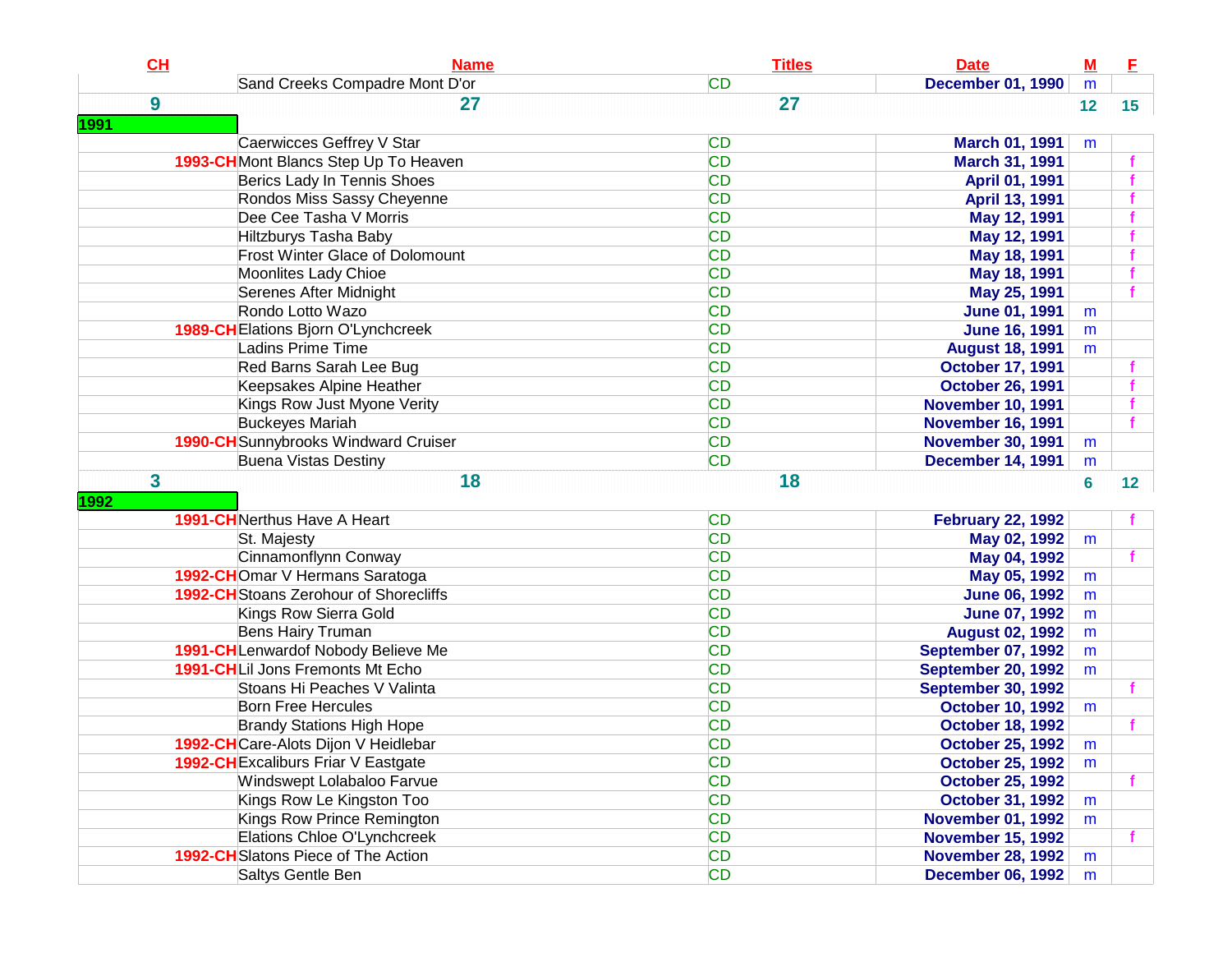| CH | Name | Titles | Date | M | F |
|---|---|---|---|---|---|
| | Sand Creeks Compadre Mont D'or | CD | December 01, 1990 | m | |
| 9 | 27 | 27 | | 12 | 15 |
| 1991 | | | | | |
| | Caerwicces Geffrey V Star | CD | March 01, 1991 | m | |
| 1993-CH | Mont Blancs Step Up To Heaven | CD | March 31, 1991 | | f |
| | Berics Lady In Tennis Shoes | CD | April 01, 1991 | | f |
| | Rondos Miss Sassy Cheyenne | CD | April 13, 1991 | | f |
| | Dee Cee Tasha V Morris | CD | May 12, 1991 | | f |
| | Hiltzburys Tasha Baby | CD | May 12, 1991 | | f |
| | Frost Winter Glace of Dolomount | CD | May 18, 1991 | | f |
| | Moonlites Lady Chioe | CD | May 18, 1991 | | f |
| | Serenes After Midnight | CD | May 25, 1991 | | f |
| | Rondo Lotto Wazo | CD | June 01, 1991 | m | |
| 1989-CH | Elations Bjorn O'Lynchcreek | CD | June 16, 1991 | m | |
| | Ladins Prime Time | CD | August 18, 1991 | m | |
| | Red Barns Sarah Lee Bug | CD | October 17, 1991 | | f |
| | Keepsakes Alpine Heather | CD | October 26, 1991 | | f |
| | Kings Row Just Myone Verity | CD | November 10, 1991 | | f |
| | Buckeyes Mariah | CD | November 16, 1991 | | f |
| 1990-CH | Sunnybrooks Windward Cruiser | CD | November 30, 1991 | m | |
| | Buena Vistas Destiny | CD | December 14, 1991 | m | |
| 3 | 18 | 18 | | 6 | 12 |
| 1992 | | | | | |
| 1991-CH | Nerthus Have A Heart | CD | February 22, 1992 | | f |
| | St. Majesty | CD | May 02, 1992 | m | |
| | Cinnamonflynn Conway | CD | May 04, 1992 | | f |
| 1992-CH | Omar V Hermans Saratoga | CD | May 05, 1992 | m | |
| 1992-CH | Stoans Zerohour of Shorecliffs | CD | June 06, 1992 | m | |
| | Kings Row Sierra Gold | CD | June 07, 1992 | m | |
| | Bens Hairy Truman | CD | August 02, 1992 | m | |
| 1991-CH | Lenwardof Nobody Believe Me | CD | September 07, 1992 | m | |
| 1991-CH | Lil Jons Fremonts Mt Echo | CD | September 20, 1992 | m | |
| | Stoans Hi Peaches V Valinta | CD | September 30, 1992 | | f |
| | Born Free Hercules | CD | October 10, 1992 | m | |
| | Brandy Stations High Hope | CD | October 18, 1992 | | f |
| 1992-CH | Care-Alots Dijon V Heidlebar | CD | October 25, 1992 | m | |
| 1992-CH | Excaliburs Friar V Eastgate | CD | October 25, 1992 | m | |
| | Windswept Lolabaloo Farvue | CD | October 25, 1992 | | f |
| | Kings Row Le Kingston Too | CD | October 31, 1992 | m | |
| | Kings Row Prince Remington | CD | November 01, 1992 | m | |
| | Elations Chloe O'Lynchcreek | CD | November 15, 1992 | | f |
| 1992-CH | Slatons Piece of The Action | CD | November 28, 1992 | m | |
| | Saltys Gentle Ben | CD | December 06, 1992 | m | |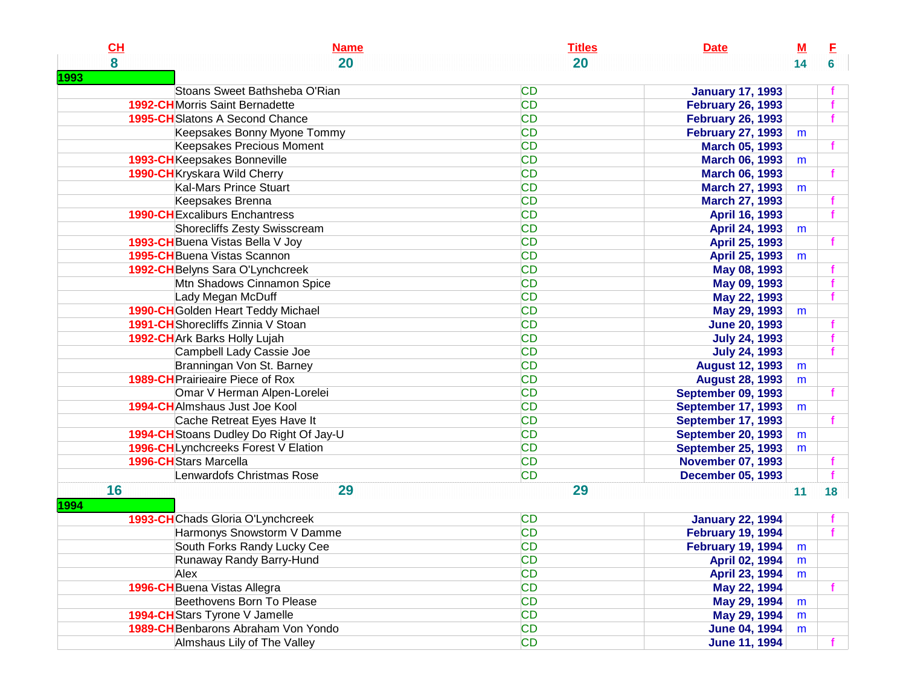| CH | Name | Titles | Date | M | F |
|---|---|---|---|---|---|
| 8 | 20 | 20 | | 14 | 6 |
| **1993** | | | | | |
| | Stoans Sweet Bathsheba O'Rian | CD | January 17, 1993 | | f |
| 1992-CH | Morris Saint Bernadette | CD | February 26, 1993 | | f |
| 1995-CH | Slatons A Second Chance | CD | February 26, 1993 | | f |
| | Keepsakes Bonny Myone Tommy | CD | February 27, 1993 | m | |
| | Keepsakes Precious Moment | CD | March 05, 1993 | | f |
| 1993-CH | Keepsakes Bonneville | CD | March 06, 1993 | m | |
| 1990-CH | Kryskara Wild Cherry | CD | March 06, 1993 | | f |
| | Kal-Mars Prince Stuart | CD | March 27, 1993 | m | |
| | Keepsakes Brenna | CD | March 27, 1993 | | f |
| 1990-CH | Excaliburs Enchantress | CD | April 16, 1993 | | f |
| | Shorecliffs Zesty Swisscream | CD | April 24, 1993 | m | |
| 1993-CH | Buena Vistas Bella V Joy | CD | April 25, 1993 | | f |
| 1995-CH | Buena Vistas Scannon | CD | April 25, 1993 | m | |
| 1992-CH | Belyns Sara O'Lynchcreek | CD | May 08, 1993 | | f |
| | Mtn Shadows Cinnamon Spice | CD | May 09, 1993 | | f |
| | Lady Megan McDuff | CD | May 22, 1993 | | f |
| 1990-CH | Golden Heart Teddy Michael | CD | May 29, 1993 | m | |
| 1991-CH | Shorecliffs Zinnia V Stoan | CD | June 20, 1993 | | f |
| 1992-CH | Ark Barks Holly Lujah | CD | July 24, 1993 | | f |
| | Campbell Lady Cassie Joe | CD | July 24, 1993 | | f |
| | Branningan Von St. Barney | CD | August 12, 1993 | m | |
| 1989-CH | Prairieaire Piece of Rox | CD | August 28, 1993 | m | |
| | Omar V Herman Alpen-Lorelei | CD | September 09, 1993 | | f |
| 1994-CH | Almshaus Just Joe Kool | CD | September 17, 1993 | m | |
| | Cache Retreat Eyes Have It | CD | September 17, 1993 | | f |
| 1994-CH | Stoans Dudley Do Right Of Jay-U | CD | September 20, 1993 | m | |
| 1996-CH | Lynchcreeks Forest V Elation | CD | September 25, 1993 | m | |
| 1996-CH | Stars Marcella | CD | November 07, 1993 | | f |
| | Lenwardofs Christmas Rose | CD | December 05, 1993 | | f |
| 16 | 29 | 29 | | 11 | 18 |
| **1994** | | | | | |
| 1993-CH | Chads Gloria O'Lynchcreek | CD | January 22, 1994 | | f |
| | Harmonys Snowstorm V Damme | CD | February 19, 1994 | | f |
| | South Forks Randy Lucky Cee | CD | February 19, 1994 | m | |
| | Runaway Randy Barry-Hund | CD | April 02, 1994 | m | |
| | Alex | CD | April 23, 1994 | m | |
| 1996-CH | Buena Vistas Allegra | CD | May 22, 1994 | | f |
| | Beethovens Born To Please | CD | May 29, 1994 | m | |
| 1994-CH | Stars Tyrone V Jamelle | CD | May 29, 1994 | m | |
| 1989-CH | Benbarons Abraham Von Yondo | CD | June 04, 1994 | m | |
| | Almshaus Lily of The Valley | CD | June 11, 1994 | | f |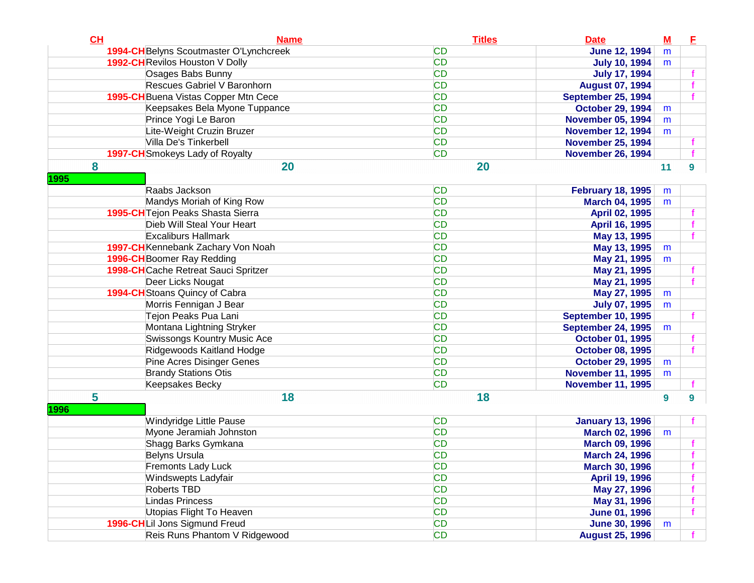| CH | Name | Titles | Date | M | F |
|---|---|---|---|---|---|
| 1994-CH | Belyns Scoutmaster O'Lynchcreek | CD | June 12, 1994 | m | |
| 1992-CH | Revilos Houston V Dolly | CD | July 10, 1994 | m | |
| | Osages Babs Bunny | CD | July 17, 1994 | | f |
| | Rescues Gabriel V Baronhorn | CD | August 07, 1994 | | f |
| 1995-CH | Buena Vistas Copper Mtn Cece | CD | September 25, 1994 | | f |
| | Keepsakes Bela Myone Tuppance | CD | October 29, 1994 | m | |
| | Prince Yogi Le Baron | CD | November 05, 1994 | m | |
| | Lite-Weight Cruzin Bruzer | CD | November 12, 1994 | m | |
| | Villa De's Tinkerbell | CD | November 25, 1994 | | f |
| 1997-CH | Smokeys Lady of Royalty | CD | November 26, 1994 | | f |
| 8 | 20 | 20 | | 11 | 9 |
| 1995 | | | | | |
| | Raabs Jackson | CD | February 18, 1995 | m | |
| | Mandys Moriah of King Row | CD | March 04, 1995 | m | |
| 1995-CH | Tejon Peaks Shasta Sierra | CD | April 02, 1995 | | f |
| | Dieb Will Steal Your Heart | CD | April 16, 1995 | | f |
| | Excaliburs Hallmark | CD | May 13, 1995 | | f |
| 1997-CH | Kennebank Zachary Von Noah | CD | May 13, 1995 | m | |
| 1996-CH | Boomer Ray Redding | CD | May 21, 1995 | m | |
| 1998-CH | Cache Retreat Sauci Spritzer | CD | May 21, 1995 | | f |
| | Deer Licks Nougat | CD | May 21, 1995 | | f |
| 1994-CH | Stoans Quincy of Cabra | CD | May 27, 1995 | m | |
| | Morris Fennigan J Bear | CD | July 07, 1995 | m | |
| | Tejon Peaks Pua Lani | CD | September 10, 1995 | | f |
| | Montana Lightning Stryker | CD | September 24, 1995 | m | |
| | Swissongs Kountry Music Ace | CD | October 01, 1995 | | f |
| | Ridgewoods Kaitland Hodge | CD | October 08, 1995 | | f |
| | Pine Acres Disinger Genes | CD | October 29, 1995 | m | |
| | Brandy Stations Otis | CD | November 11, 1995 | m | |
| | Keepsakes Becky | CD | November 11, 1995 | | f |
| 5 | 18 | 18 | | 9 | 9 |
| 1996 | | | | | |
| | Windyridge Little Pause | CD | January 13, 1996 | | f |
| | Myone Jeramiah Johnston | CD | March 02, 1996 | m | |
| | Shagg Barks Gymkana | CD | March 09, 1996 | | f |
| | Belyns Ursula | CD | March 24, 1996 | | f |
| | Fremonts Lady Luck | CD | March 30, 1996 | | f |
| | Windswepts Ladyfair | CD | April 19, 1996 | | f |
| | Roberts TBD | CD | May 27, 1996 | | f |
| | Lindas Princess | CD | May 31, 1996 | | f |
| | Utopias Flight To Heaven | CD | June 01, 1996 | | f |
| 1996-CH | Lil Jons Sigmund Freud | CD | June 30, 1996 | m | |
| | Reis Runs Phantom V Ridgewood | CD | August 25, 1996 | | f |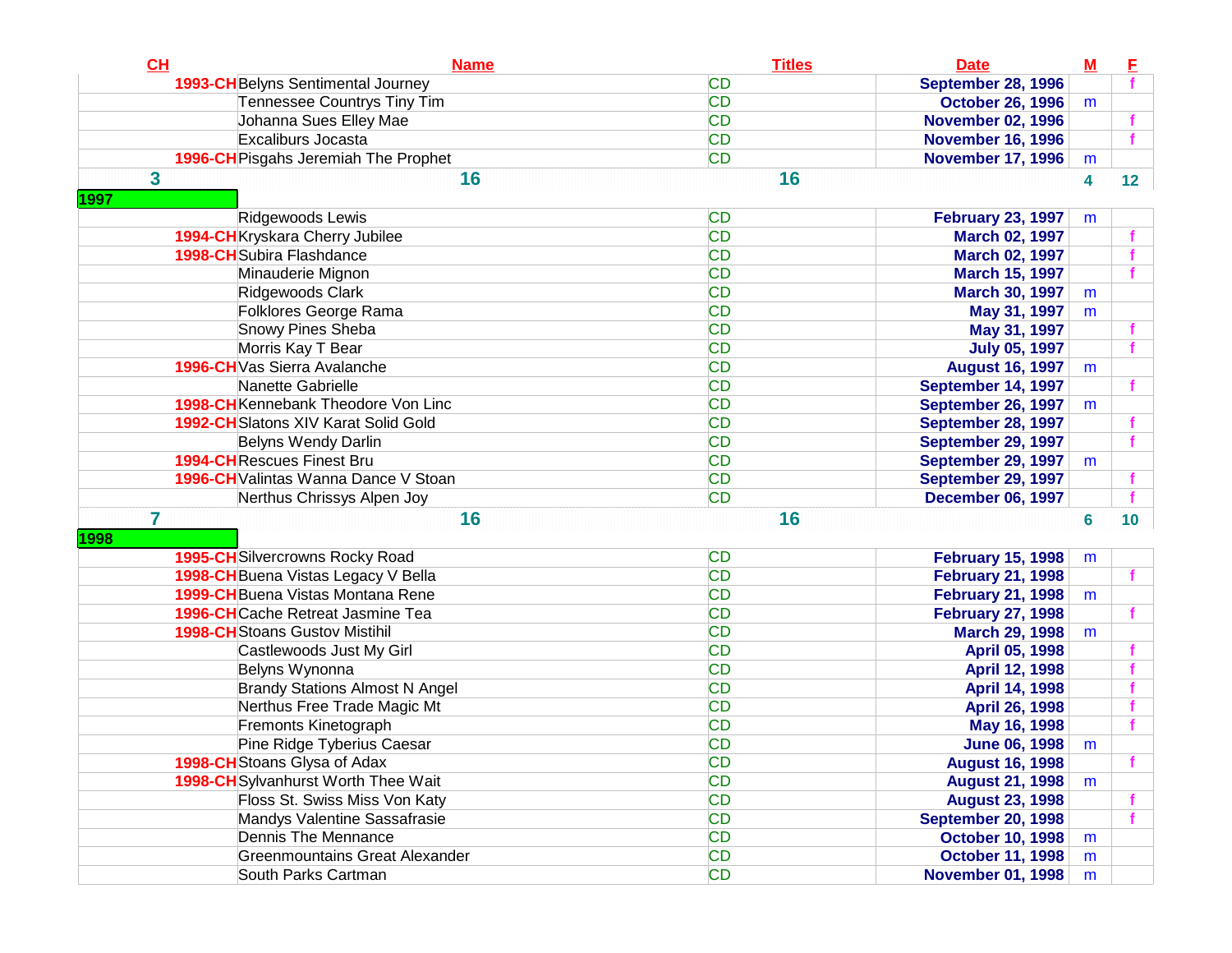| CH | Name | Titles | Date | M | F |
|---|---|---|---|---|---|
| 1993-CH | Belyns Sentimental Journey | CD | September 28, 1996 | | f |
| | Tennessee Countrys Tiny Tim | CD | October 26, 1996 | m | |
| | Johanna Sues Elley Mae | CD | November 02, 1996 | | f |
| | Excaliburs Jocasta | CD | November 16, 1996 | | f |
| 1996-CH | Pisgahs Jeremiah The Prophet | CD | November 17, 1996 | m | |
| 3 | 16 | 16 | | 4 | 12 |
| 1997 | | | | | |
| | Ridgewoods Lewis | CD | February 23, 1997 | m | |
| 1994-CH | Kryskara Cherry Jubilee | CD | March 02, 1997 | | f |
| 1998-CH | Subira Flashdance | CD | March 02, 1997 | | f |
| | Minauderie Mignon | CD | March 15, 1997 | | f |
| | Ridgewoods Clark | CD | March 30, 1997 | m | |
| | Folklores George Rama | CD | May 31, 1997 | m | |
| | Snowy Pines Sheba | CD | May 31, 1997 | | f |
| | Morris Kay T Bear | CD | July 05, 1997 | | f |
| 1996-CH | Vas Sierra Avalanche | CD | August 16, 1997 | m | |
| | Nanette Gabrielle | CD | September 14, 1997 | | f |
| 1998-CH | Kennebank Theodore Von Linc | CD | September 26, 1997 | m | |
| 1992-CH | Slatons XIV Karat Solid Gold | CD | September 28, 1997 | | f |
| | Belyns Wendy Darlin | CD | September 29, 1997 | | f |
| 1994-CH | Rescues Finest Bru | CD | September 29, 1997 | m | |
| 1996-CH | Valintas Wanna Dance V Stoan | CD | September 29, 1997 | | f |
| | Nerthus Chrissys Alpen Joy | CD | December 06, 1997 | | f |
| 7 | 16 | 16 | | 6 | 10 |
| 1998 | | | | | |
| 1995-CH | Silvercrowns Rocky Road | CD | February 15, 1998 | m | |
| 1998-CH | Buena Vistas Legacy V Bella | CD | February 21, 1998 | | f |
| 1999-CH | Buena Vistas Montana Rene | CD | February 21, 1998 | m | |
| 1996-CH | Cache Retreat Jasmine Tea | CD | February 27, 1998 | | f |
| 1998-CH | Stoans Gustov Mistihil | CD | March 29, 1998 | m | |
| | Castlewoods Just My Girl | CD | April 05, 1998 | | f |
| | Belyns Wynonna | CD | April 12, 1998 | | f |
| | Brandy Stations Almost N Angel | CD | April 14, 1998 | | f |
| | Nerthus Free Trade Magic Mt | CD | April 26, 1998 | | f |
| | Fremonts Kinetograph | CD | May 16, 1998 | | f |
| | Pine Ridge Tyberius Caesar | CD | June 06, 1998 | m | |
| 1998-CH | Stoans Glysa of Adax | CD | August 16, 1998 | | f |
| 1998-CH | Sylvanhurst Worth Thee Wait | CD | August 21, 1998 | m | |
| | Floss St. Swiss Miss Von Katy | CD | August 23, 1998 | | f |
| | Mandys Valentine Sassafrasie | CD | September 20, 1998 | | f |
| | Dennis The Mennance | CD | October 10, 1998 | m | |
| | Greenmountains Great Alexander | CD | October 11, 1998 | m | |
| | South Parks Cartman | CD | November 01, 1998 | m | |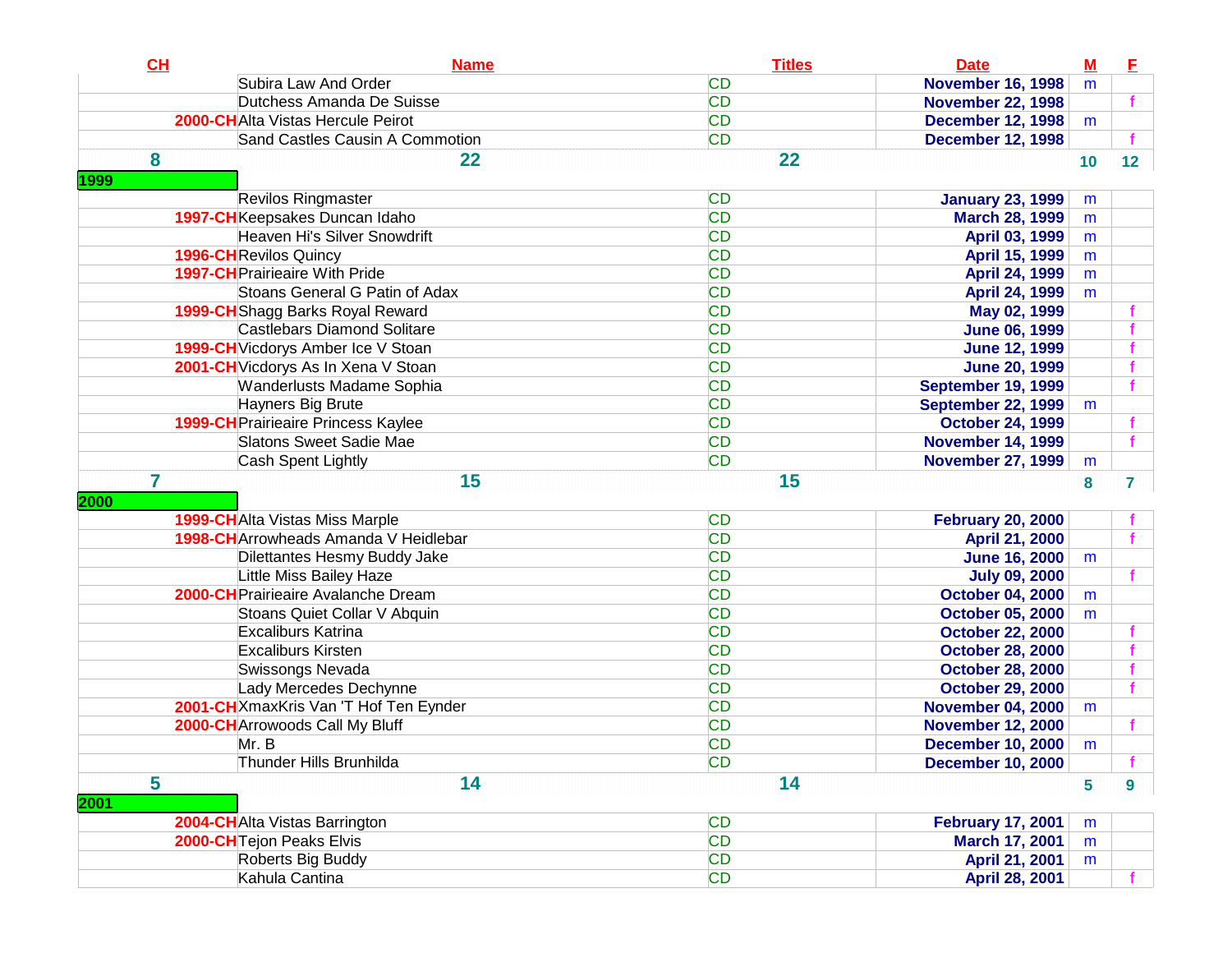| CH | Name | Titles | Date | M | F |
|---|---|---|---|---|---|
| | Subira Law And Order | CD | November 16, 1998 | m | |
| | Dutchess Amanda De Suisse | CD | November 22, 1998 | | f |
| 2000-CH | Alta Vistas Hercule Peirot | CD | December 12, 1998 | m | |
| | Sand Castles Causin A Commotion | CD | December 12, 1998 | | f |
| 8 | 22 | 22 | | 10 | 12 |
| 1999 | | | | | |
| | Revilos Ringmaster | CD | January 23, 1999 | m | |
| 1997-CH | Keepsakes Duncan Idaho | CD | March 28, 1999 | m | |
| | Heaven Hi's Silver Snowdrift | CD | April 03, 1999 | m | |
| 1996-CH | Revilos Quincy | CD | April 15, 1999 | m | |
| 1997-CH | Prairieaire With Pride | CD | April 24, 1999 | m | |
| | Stoans General G Patin of Adax | CD | April 24, 1999 | m | |
| 1999-CH | Shagg Barks Royal Reward | CD | May 02, 1999 | | f |
| | Castlebars Diamond Solitare | CD | June 06, 1999 | | f |
| 1999-CH | Vicdorys Amber Ice V Stoan | CD | June 12, 1999 | | f |
| 2001-CH | Vicdorys As In Xena V Stoan | CD | June 20, 1999 | | f |
| | Wanderlusts Madame Sophia | CD | September 19, 1999 | | f |
| | Hayners Big Brute | CD | September 22, 1999 | m | |
| 1999-CH | Prairieaire Princess Kaylee | CD | October 24, 1999 | | f |
| | Slatons Sweet Sadie Mae | CD | November 14, 1999 | | f |
| | Cash Spent Lightly | CD | November 27, 1999 | m | |
| 7 | 15 | 15 | | 8 | 7 |
| 2000 | | | | | |
| 1999-CH | Alta Vistas Miss Marple | CD | February 20, 2000 | | f |
| 1998-CH | Arrowheads Amanda V Heidlebar | CD | April 21, 2000 | | f |
| | Dilettantes Hesmy Buddy Jake | CD | June 16, 2000 | m | |
| | Little Miss Bailey Haze | CD | July 09, 2000 | | f |
| 2000-CH | Prairieaire Avalanche Dream | CD | October 04, 2000 | m | |
| | Stoans Quiet Collar V Abquin | CD | October 05, 2000 | m | |
| | Excaliburs Katrina | CD | October 22, 2000 | | f |
| | Excaliburs Kirsten | CD | October 28, 2000 | | f |
| | Swissongs Nevada | CD | October 28, 2000 | | f |
| | Lady Mercedes Dechynne | CD | October 29, 2000 | | f |
| 2001-CH | XmaxKris Van 'T Hof Ten Eynder | CD | November 04, 2000 | m | |
| 2000-CH | Arrowoods Call My Bluff | CD | November 12, 2000 | | f |
| | Mr. B | CD | December 10, 2000 | m | |
| | Thunder Hills Brunhilda | CD | December 10, 2000 | | f |
| 5 | 14 | 14 | | 5 | 9 |
| 2001 | | | | | |
| 2004-CH | Alta Vistas Barrington | CD | February 17, 2001 | m | |
| 2000-CH | Tejon Peaks Elvis | CD | March 17, 2001 | m | |
| | Roberts Big Buddy | CD | April 21, 2001 | m | |
| | Kahula Cantina | CD | April 28, 2001 | | f |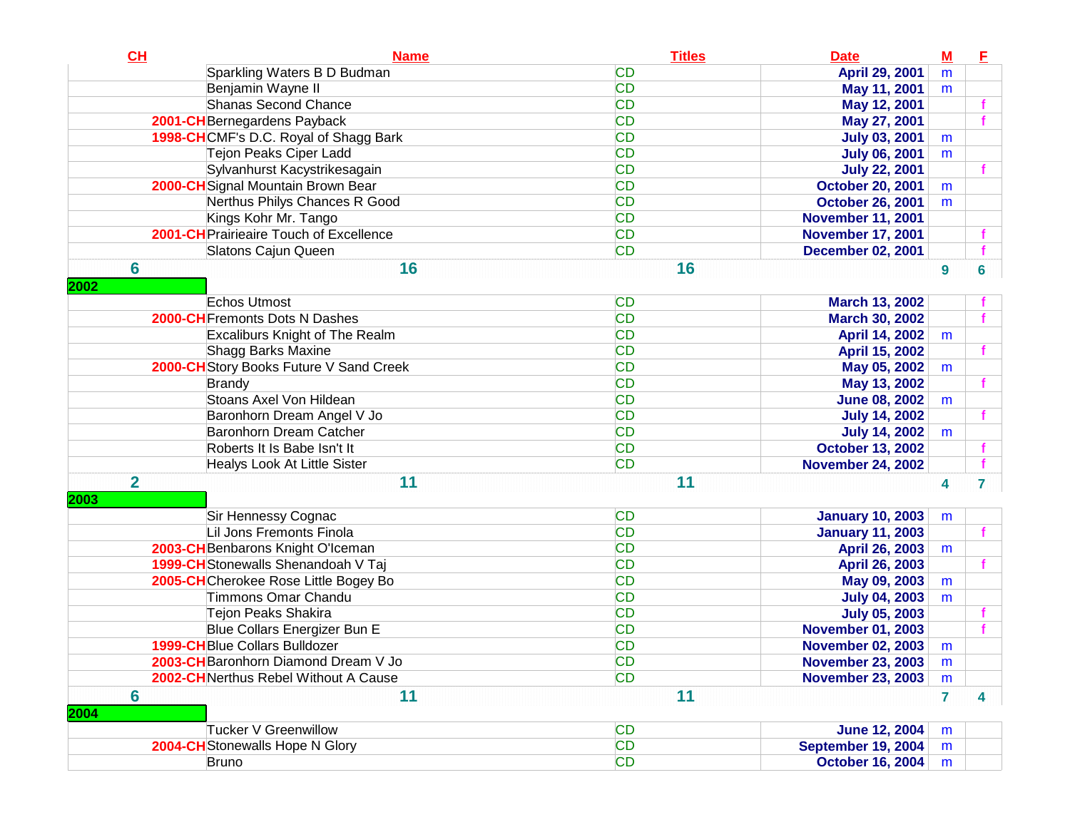| CH | Name | Titles | Date | M | F |
|---|---|---|---|---|---|
| | Sparkling Waters B D Budman | CD | April 29, 2001 | m | |
| | Benjamin Wayne II | CD | May 11, 2001 | m | |
| | Shanas Second Chance | CD | May 12, 2001 | | f |
| 2001-CH | Bernegardens Payback | CD | May 27, 2001 | | f |
| 1998-CH | CMF's D.C. Royal of Shagg Bark | CD | July 03, 2001 | m | |
| | Tejon Peaks Ciper Ladd | CD | July 06, 2001 | m | |
| | Sylvanhurst Kacystrikesagain | CD | July 22, 2001 | | f |
| 2000-CH | Signal Mountain Brown Bear | CD | October 20, 2001 | m | |
| | Nerthus Philys Chances R Good | CD | October 26, 2001 | m | |
| | Kings Kohr Mr. Tango | CD | November 11, 2001 | | |
| 2001-CH | Prairieaire Touch of Excellence | CD | November 17, 2001 | | f |
| | Slatons Cajun Queen | CD | December 02, 2001 | | f |
| 6 | 16 | 16 | | 9 | 6 |
| 2002 | | | | | |
| | Echos Utmost | CD | March 13, 2002 | | f |
| 2000-CH | Fremonts Dots N Dashes | CD | March 30, 2002 | | f |
| | Excaliburs Knight of The Realm | CD | April 14, 2002 | m | |
| | Shagg Barks Maxine | CD | April 15, 2002 | | f |
| 2000-CH | Story Books Future V Sand Creek | CD | May 05, 2002 | m | |
| | Brandy | CD | May 13, 2002 | | f |
| | Stoans Axel Von Hildean | CD | June 08, 2002 | m | |
| | Baronhorn Dream Angel V Jo | CD | July 14, 2002 | | f |
| | Baronhorn Dream Catcher | CD | July 14, 2002 | m | |
| | Roberts It Is Babe Isn't It | CD | October 13, 2002 | | f |
| | Healys Look At Little Sister | CD | November 24, 2002 | | f |
| 2 | 11 | 11 | | 4 | 7 |
| 2003 | | | | | |
| | Sir Hennessy Cognac | CD | January 10, 2003 | m | |
| | Lil Jons Fremonts Finola | CD | January 11, 2003 | | f |
| 2003-CH | Benbarons Knight O'Iceman | CD | April 26, 2003 | m | |
| 1999-CH | Stonewalls Shenandoah V Taj | CD | April 26, 2003 | | f |
| 2005-CH | Cherokee Rose Little Bogey Bo | CD | May 09, 2003 | m | |
| | Timmons Omar Chandu | CD | July 04, 2003 | m | |
| | Tejon Peaks Shakira | CD | July 05, 2003 | | f |
| | Blue Collars Energizer Bun E | CD | November 01, 2003 | | f |
| 1999-CH | Blue Collars Bulldozer | CD | November 02, 2003 | m | |
| 2003-CH | Baronhorn Diamond Dream V Jo | CD | November 23, 2003 | m | |
| 2002-CH | Nerthus Rebel Without A Cause | CD | November 23, 2003 | m | |
| 6 | 11 | 11 | | 7 | 4 |
| 2004 | | | | | |
| | Tucker V Greenwillow | CD | June 12, 2004 | m | |
| 2004-CH | Stonewalls Hope N Glory | CD | September 19, 2004 | m | |
| | Bruno | CD | October 16, 2004 | m | |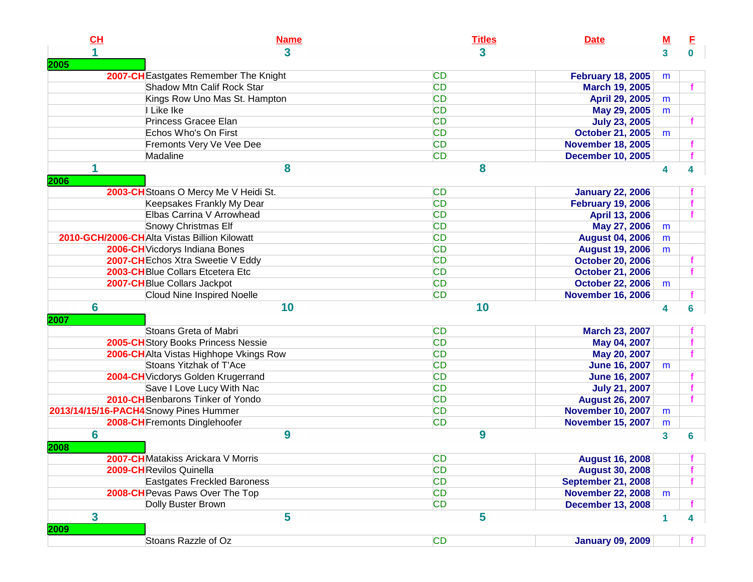| CH | Name | Titles | Date | M | F |
|---|---|---|---|---|---|
| 1 | 3 | 3 | | 3 | 0 |
| 2005 | | | | | |
| 2007-CH | Eastgates Remember The Knight | CD | February 18, 2005 | m | |
| | Shadow Mtn Calif Rock Star | CD | March 19, 2005 | | f |
| | Kings Row Uno Mas St. Hampton | CD | April 29, 2005 | m | |
| | I Like Ike | CD | May 29, 2005 | m | |
| | Princess Gracee Elan | CD | July 23, 2005 | | f |
| | Echos Who's On First | CD | October 21, 2005 | m | |
| | Fremonts Very Ve Vee Dee | CD | November 18, 2005 | | f |
| | Madaline | CD | December 10, 2005 | | f |
| 1 | 8 | 8 | | 4 | 4 |
| 2006 | | | | | |
| 2003-CH | Stoans O Mercy Me V Heidi St. | CD | January 22, 2006 | | f |
| | Keepsakes Frankly My Dear | CD | February 19, 2006 | | f |
| | Elbas Carrina V Arrowhead | CD | April 13, 2006 | | f |
| | Snowy Christmas Elf | CD | May 27, 2006 | m | |
| 2010-GCH/2006-CH | Alta Vistas Billion Kilowatt | CD | August 04, 2006 | m | |
| 2006-CH | Vicdorys Indiana Bones | CD | August 19, 2006 | m | |
| 2007-CH | Echos Xtra Sweetie V Eddy | CD | October 20, 2006 | | f |
| 2003-CH | Blue Collars Etcetera Etc | CD | October 21, 2006 | | f |
| 2007-CH | Blue Collars Jackpot | CD | October 22, 2006 | m | |
| | Cloud Nine Inspired Noelle | CD | November 16, 2006 | | f |
| 6 | 10 | 10 | | 4 | 6 |
| 2007 | | | | | |
| | Stoans Greta of Mabri | CD | March 23, 2007 | | f |
| 2005-CH | Story Books Princess Nessie | CD | May 04, 2007 | | f |
| 2006-CH | Alta Vistas Highhope Vkings Row | CD | May 20, 2007 | | f |
| | Stoans Yitzhak of T'Ace | CD | June 16, 2007 | m | |
| 2004-CH | Vicdorys Golden Krugerrand | CD | June 16, 2007 | | f |
| | Save I Love Lucy With Nac | CD | July 21, 2007 | | f |
| 2010-CH | Benbarons Tinker of Yondo | CD | August 26, 2007 | | f |
| 2013/14/15/16-PACH4 | Snowy Pines Hummer | CD | November 10, 2007 | m | |
| 2008-CH | Fremonts Dinglehoofer | CD | November 15, 2007 | m | |
| 6 | 9 | 9 | | 3 | 6 |
| 2008 | | | | | |
| 2007-CH | Matakiss Arickara V Morris | CD | August 16, 2008 | | f |
| 2009-CH | Revilos Quinella | CD | August 30, 2008 | | f |
| | Eastgates Freckled Baroness | CD | September 21, 2008 | | f |
| 2008-CH | Pevas Paws Over The Top | CD | November 22, 2008 | m | |
| | Dolly Buster Brown | CD | December 13, 2008 | | f |
| 3 | 5 | 5 | | 1 | 4 |
| 2009 | | | | | |
| | Stoans Razzle of Oz | CD | January 09, 2009 | | f |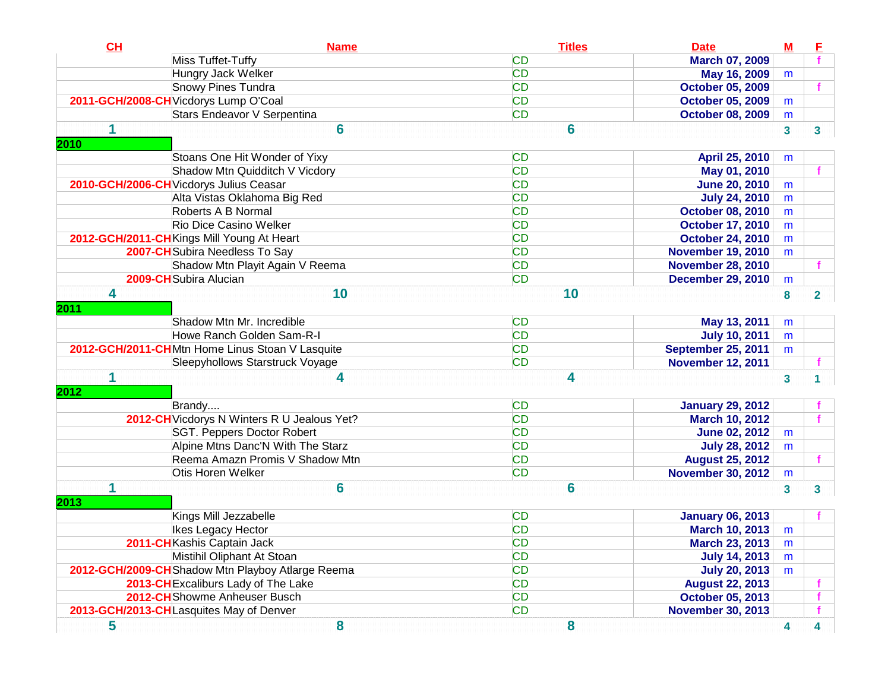| CH | Name | Titles | Date | M | F |
|---|---|---|---|---|---|
| | Miss Tuffet-Tuffy | CD | March 07, 2009 | | f |
| | Hungry Jack Welker | CD | May 16, 2009 | m | |
| | Snowy Pines Tundra | CD | October 05, 2009 | | f |
| 2011-GCH/2008-CH | Vicdorys Lump O'Coal | CD | October 05, 2009 | m | |
| | Stars Endeavor V Serpentina | CD | October 08, 2009 | m | |
| 1 | 6 | 6 | | 3 | 3 |
| 2010 | | | | | |
| | Stoans One Hit Wonder of Yixy | CD | April 25, 2010 | m | |
| | Shadow Mtn Quidditch V Vicdory | CD | May 01, 2010 | | f |
| 2010-GCH/2006-CH | Vicdorys Julius Ceasar | CD | June 20, 2010 | m | |
| | Alta Vistas Oklahoma Big Red | CD | July 24, 2010 | m | |
| | Roberts A B Normal | CD | October 08, 2010 | m | |
| | Rio Dice Casino Welker | CD | October 17, 2010 | m | |
| 2012-GCH/2011-CH | Kings Mill Young At Heart | CD | October 24, 2010 | m | |
| 2007-CH | Subira Needless To Say | CD | November 19, 2010 | m | |
| | Shadow Mtn Playit Again V Reema | CD | November 28, 2010 | | f |
| 2009-CH | Subira Alucian | CD | December 29, 2010 | m | |
| 4 | 10 | 10 | | 8 | 2 |
| 2011 | | | | | |
| | Shadow Mtn Mr. Incredible | CD | May 13, 2011 | m | |
| | Howe Ranch Golden Sam-R-I | CD | July 10, 2011 | m | |
| 2012-GCH/2011-CH | Mtn Home Linus Stoan V Lasquite | CD | September 25, 2011 | m | |
| | Sleepyhollows Starstruck Voyage | CD | November 12, 2011 | | f |
| 1 | 4 | 4 | | 3 | 1 |
| 2012 | | | | | |
| | Brandy.... | CD | January 29, 2012 | | f |
| 2012-CH | Vicdorys N Winters R U Jealous Yet? | CD | March 10, 2012 | | f |
| | SGT. Peppers Doctor Robert | CD | June 02, 2012 | m | |
| | Alpine Mtns Danc'N With The Starz | CD | July 28, 2012 | m | |
| | Reema Amazn Promis V Shadow Mtn | CD | August 25, 2012 | | f |
| | Otis Horen Welker | CD | November 30, 2012 | m | |
| 1 | 6 | 6 | | 3 | 3 |
| 2013 | | | | | |
| | Kings Mill Jezzabelle | CD | January 06, 2013 | | f |
| | Ikes Legacy Hector | CD | March 10, 2013 | m | |
| 2011-CH | Kashis Captain Jack | CD | March 23, 2013 | m | |
| | Mistihil Oliphant At Stoan | CD | July 14, 2013 | m | |
| 2012-GCH/2009-CH | Shadow Mtn Playboy Atlarge Reema | CD | July 20, 2013 | m | |
| 2013-CH | Excaliburs Lady of The Lake | CD | August 22, 2013 | | f |
| 2012-CH | Showme Anheuser Busch | CD | October 05, 2013 | | f |
| 2013-GCH/2013-CH | Lasquites May of Denver | CD | November 30, 2013 | | f |
| 5 | 8 | 8 | | 4 | 4 |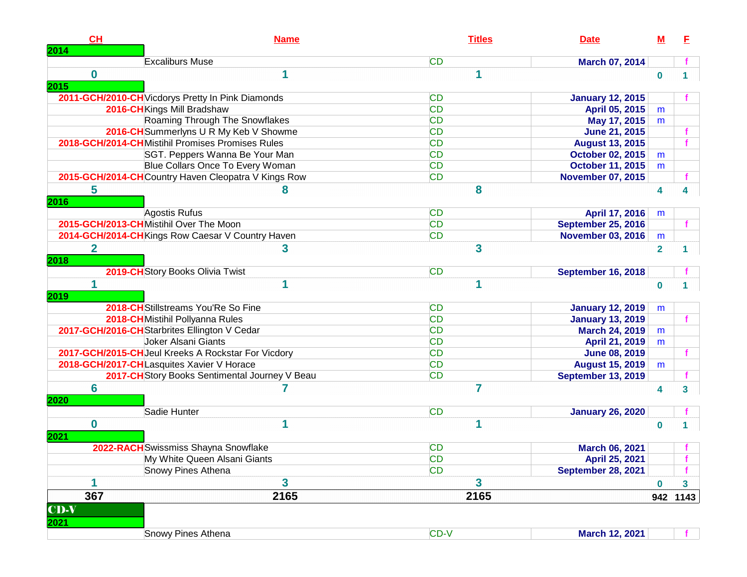| CH | Name | Titles | Date | M | F |
|---|---|---|---|---|---|
| **2014** | | | | | |
| | Excaliburs Muse | CD | March 07, 2014 | | f |
| 0 | 1 | 1 | | 0 | 1 |
| **2015** | | | | | |
| 2011-GCH/2010-CH | Vicdorys Pretty In Pink Diamonds | CD | January 12, 2015 | | f |
| 2016-CH | Kings Mill Bradshaw | CD | April 05, 2015 | m | |
| | Roaming Through The Snowflakes | CD | May 17, 2015 | m | |
| 2016-CH | Summerlyns U R My Keb V Showme | CD | June 21, 2015 | | f |
| 2018-GCH/2014-CH | Mistihil Promises Promises Rules | CD | August 13, 2015 | | f |
| | SGT. Peppers Wanna Be Your Man | CD | October 02, 2015 | m | |
| | Blue Collars Once To Every Woman | CD | October 11, 2015 | m | |
| 2015-GCH/2014-CH | Country Haven Cleopatra V Kings Row | CD | November 07, 2015 | | f |
| 5 | 8 | 8 | | 4 | 4 |
| **2016** | | | | | |
| | Agostis Rufus | CD | April 17, 2016 | m | |
| 2015-GCH/2013-CH | Mistihil Over The Moon | CD | September 25, 2016 | | f |
| 2014-GCH/2014-CH | Kings Row Caesar V Country Haven | CD | November 03, 2016 | m | |
| 2 | 3 | 3 | | 2 | 1 |
| **2018** | | | | | |
| 2019-CH | Story Books Olivia Twist | CD | September 16, 2018 | | f |
| 1 | 1 | 1 | | 0 | 1 |
| **2019** | | | | | |
| 2018-CH | Stillstreams You'Re So Fine | CD | January 12, 2019 | m | |
| 2018-CH | Mistihil Pollyanna Rules | CD | January 13, 2019 | | f |
| 2017-GCH/2016-CH | Starbrites Ellington V Cedar | CD | March 24, 2019 | m | |
| | Joker Alsani Giants | CD | April 21, 2019 | m | |
| 2017-GCH/2015-CH | Jeul Kreeks A Rockstar For Vicdory | CD | June 08, 2019 | | f |
| 2018-GCH/2017-CH | Lasquites Xavier V Horace | CD | August 15, 2019 | m | |
| 2017-CH | Story Books Sentimental Journey V Beau | CD | September 13, 2019 | | f |
| 6 | 7 | 7 | | 4 | 3 |
| **2020** | | | | | |
| | Sadie Hunter | CD | January 26, 2020 | | f |
| 0 | 1 | 1 | | 0 | 1 |
| **2021** | | | | | |
| 2022-RACH | Swissmiss Shayna Snowflake | CD | March 06, 2021 | | f |
| | My White Queen Alsani Giants | CD | April 25, 2021 | | f |
| | Snowy Pines Athena | CD | September 28, 2021 | | f |
| 1 | 3 | 3 | | 0 | 3 |
| **367** | **2165** | **2165** | | **942** | **1143** |
| **CD-V** | | | | | |
| **2021** | | | | | |
| | Snowy Pines Athena | CD-V | March 12, 2021 | | f |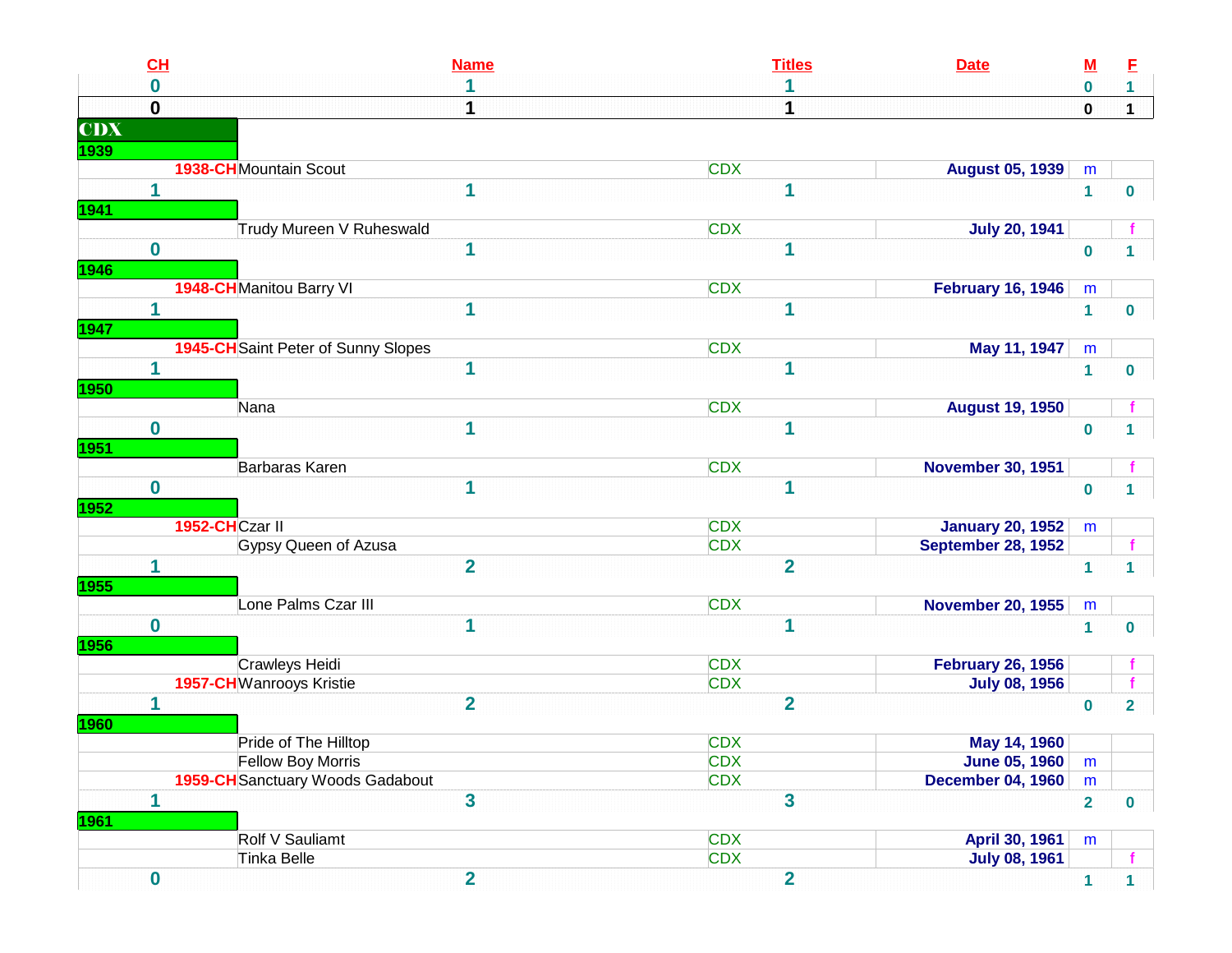| CH | Name | Titles | Date | M | F |
|---|---|---|---|---|---|
| 0 | 1 | 1 | | 0 | 1 |
| **0** | **1** | **1** | | **0** | **1** |
| **CDX** | | | | | |
| **1939** | | | | | |
| 1938-CH | Mountain Scout | CDX | August 05, 1939 | m | |
| 1 | 1 | 1 | | 1 | 0 |
| **1941** | | | | | |
| | Trudy Mureen V Ruheswald | CDX | July 20, 1941 | | f |
| 0 | 1 | 1 | | 0 | 1 |
| **1946** | | | | | |
| 1948-CH | Manitou Barry VI | CDX | February 16, 1946 | m | |
| 1 | 1 | 1 | | 1 | 0 |
| **1947** | | | | | |
| 1945-CH | Saint Peter of Sunny Slopes | CDX | May 11, 1947 | m | |
| 1 | 1 | 1 | | 1 | 0 |
| **1950** | | | | | |
| | Nana | CDX | August 19, 1950 | | f |
| 0 | 1 | 1 | | 0 | 1 |
| **1951** | | | | | |
| | Barbaras Karen | CDX | November 30, 1951 | | f |
| 0 | 1 | 1 | | 0 | 1 |
| **1952** | | | | | |
| 1952-CH | Czar II | CDX | January 20, 1952 | m | |
| | Gypsy Queen of Azusa | CDX | September 28, 1952 | | f |
| 1 | 2 | 2 | | 1 | 1 |
| **1955** | | | | | |
| | Lone Palms Czar III | CDX | November 20, 1955 | m | |
| 0 | 1 | 1 | | 1 | 0 |
| **1956** | | | | | |
| | Crawleys Heidi | CDX | February 26, 1956 | | f |
| 1957-CH | Wanrooys Kristie | CDX | July 08, 1956 | | f |
| 1 | 2 | 2 | | 0 | 2 |
| **1960** | | | | | |
| | Pride of The Hilltop | CDX | May 14, 1960 | | |
| | Fellow Boy Morris | CDX | June 05, 1960 | m | |
| 1959-CH | Sanctuary Woods Gadabout | CDX | December 04, 1960 | m | |
| 1 | 3 | 3 | | 2 | 0 |
| **1961** | | | | | |
| | Rolf V Sauliamt | CDX | April 30, 1961 | m | |
| | Tinka Belle | CDX | July 08, 1961 | | f |
| 0 | 2 | 2 | | 1 | 1 |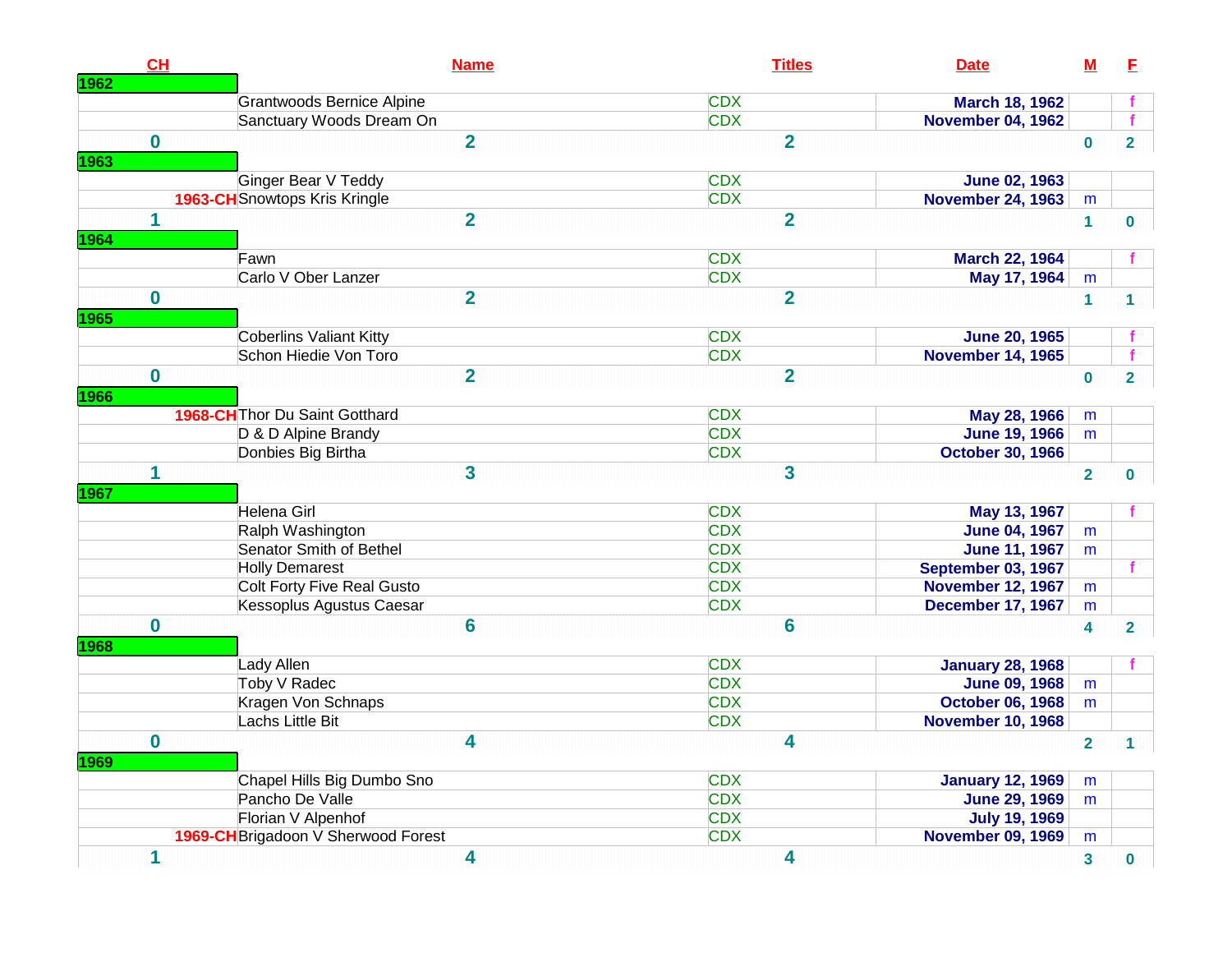| CH | Name | Titles | Date | M | F |
|---|---|---|---|---|---|
| **1962** | | | | | |
| | Grantwoods Bernice Alpine | CDX | March 18, 1962 | | f |
| | Sanctuary Woods Dream On | CDX | November 04, 1962 | | f |
| 0 | 2 | 2 | | 0 | 2 |
| **1963** | | | | | |
| | Ginger Bear V Teddy | CDX | June 02, 1963 | | |
| 1963-CH | Snowtops Kris Kringle | CDX | November 24, 1963 | m | |
| 1 | 2 | 2 | | 1 | 0 |
| **1964** | | | | | |
| | Fawn | CDX | March 22, 1964 | | f |
| | Carlo V Ober Lanzer | CDX | May 17, 1964 | m | |
| 0 | 2 | 2 | | 1 | 1 |
| **1965** | | | | | |
| | Coberlins Valiant Kitty | CDX | June 20, 1965 | | f |
| | Schon Hiedie Von Toro | CDX | November 14, 1965 | | f |
| 0 | 2 | 2 | | 0 | 2 |
| **1966** | | | | | |
| 1968-CH | Thor Du Saint Gotthard | CDX | May 28, 1966 | m | |
| | D & D Alpine Brandy | CDX | June 19, 1966 | m | |
| | Donbies Big Birtha | CDX | October 30, 1966 | | |
| 1 | 3 | 3 | | 2 | 0 |
| **1967** | | | | | |
| | Helena Girl | CDX | May 13, 1967 | | f |
| | Ralph Washington | CDX | June 04, 1967 | m | |
| | Senator Smith of Bethel | CDX | June 11, 1967 | m | |
| | Holly Demarest | CDX | September 03, 1967 | | f |
| | Colt Forty Five Real Gusto | CDX | November 12, 1967 | m | |
| | Kessoplus Agustus Caesar | CDX | December 17, 1967 | m | |
| 0 | 6 | 6 | | 4 | 2 |
| **1968** | | | | | |
| | Lady Allen | CDX | January 28, 1968 | | f |
| | Toby V Radec | CDX | June 09, 1968 | m | |
| | Kragen Von Schnaps | CDX | October 06, 1968 | m | |
| | Lachs Little Bit | CDX | November 10, 1968 | | |
| 0 | 4 | 4 | | 2 | 1 |
| **1969** | | | | | |
| | Chapel Hills Big Dumbo Sno | CDX | January 12, 1969 | m | |
| | Pancho De Valle | CDX | June 29, 1969 | m | |
| | Florian V Alpenhof | CDX | July 19, 1969 | | |
| 1969-CH | Brigadoon V Sherwood Forest | CDX | November 09, 1969 | m | |
| 1 | 4 | 4 | | 3 | 0 |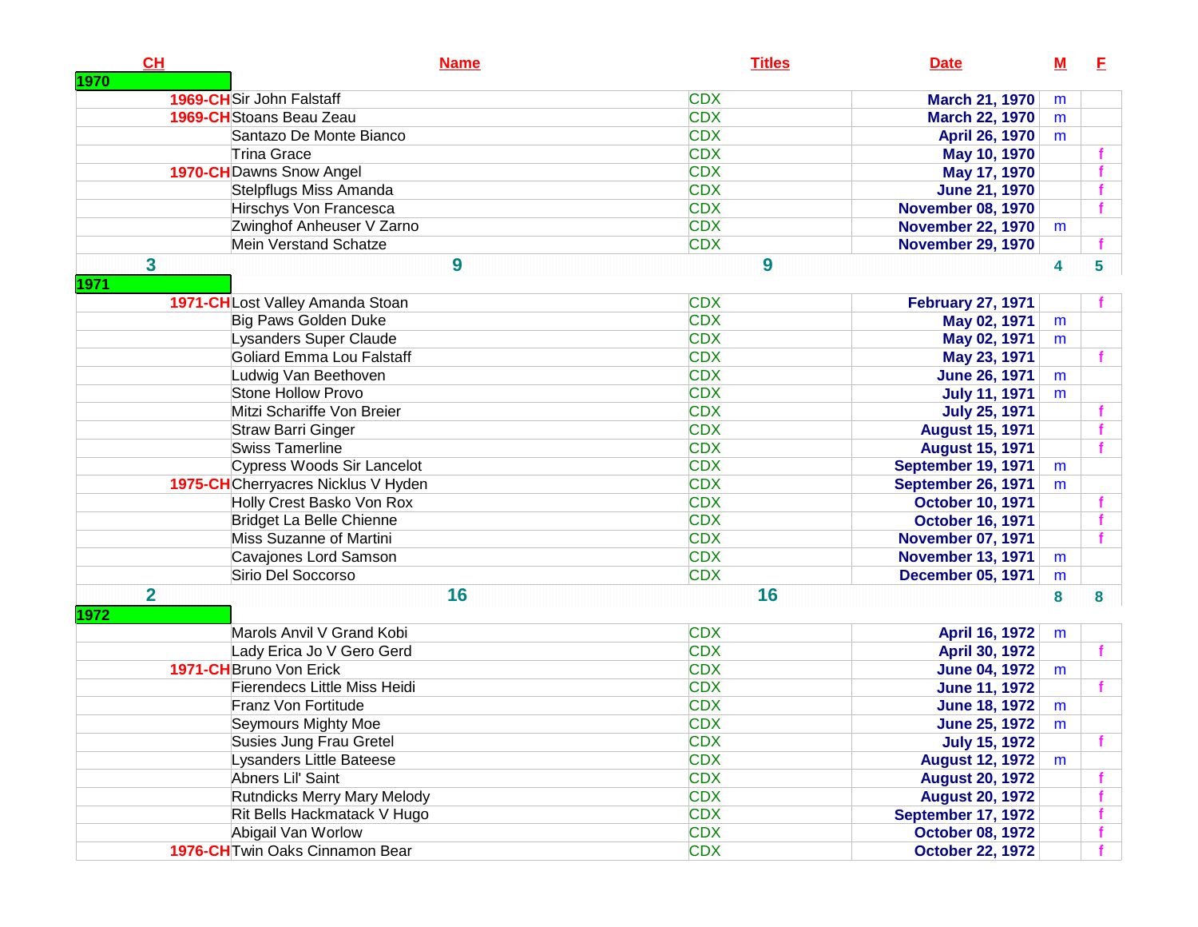| CH | Name | Titles | Date | M | F |
|---|---|---|---|---|---|
| **1970** | | | | | |
| 1969-CH | Sir John Falstaff | CDX | March 21, 1970 | m | |
| 1969-CH | Stoans Beau Zeau | CDX | March 22, 1970 | m | |
| | Santazo De Monte Bianco | CDX | April 26, 1970 | m | |
| | Trina Grace | CDX | May 10, 1970 | | f |
| 1970-CH | Dawns Snow Angel | CDX | May 17, 1970 | | f |
| | Stelpflugs Miss Amanda | CDX | June 21, 1970 | | f |
| | Hirschys Von Francesca | CDX | November 08, 1970 | | f |
| | Zwinghof Anheuser V Zarno | CDX | November 22, 1970 | m | |
| | Mein Verstand Schatze | CDX | November 29, 1970 | | f |
| 3 | 9 | 9 | | 4 | 5 |
| **1971** | | | | | |
| 1971-CH | Lost Valley Amanda Stoan | CDX | February 27, 1971 | | f |
| | Big Paws Golden Duke | CDX | May 02, 1971 | m | |
| | Lysanders Super Claude | CDX | May 02, 1971 | m | |
| | Goliard Emma Lou Falstaff | CDX | May 23, 1971 | | f |
| | Ludwig Van Beethoven | CDX | June 26, 1971 | m | |
| | Stone Hollow Provo | CDX | July 11, 1971 | m | |
| | Mitzi Schariffe Von Breier | CDX | July 25, 1971 | | f |
| | Straw Barri Ginger | CDX | August 15, 1971 | | f |
| | Swiss Tamerline | CDX | August 15, 1971 | | f |
| | Cypress Woods Sir Lancelot | CDX | September 19, 1971 | m | |
| 1975-CH | Cherryacres Nicklus V Hyden | CDX | September 26, 1971 | m | |
| | Holly Crest Basko Von Rox | CDX | October 10, 1971 | | f |
| | Bridget La Belle Chienne | CDX | October 16, 1971 | | f |
| | Miss Suzanne of Martini | CDX | November 07, 1971 | | f |
| | Cavajones Lord Samson | CDX | November 13, 1971 | m | |
| | Sirio Del Soccorso | CDX | December 05, 1971 | m | |
| 2 | 16 | 16 | | 8 | 8 |
| **1972** | | | | | |
| | Marols Anvil V Grand Kobi | CDX | April 16, 1972 | m | |
| | Lady Erica Jo V Gero Gerd | CDX | April 30, 1972 | | f |
| 1971-CH | Bruno Von Erick | CDX | June 04, 1972 | m | |
| | Fierendecs Little Miss Heidi | CDX | June 11, 1972 | | f |
| | Franz Von Fortitude | CDX | June 18, 1972 | m | |
| | Seymours Mighty Moe | CDX | June 25, 1972 | m | |
| | Susies Jung Frau Gretel | CDX | July 15, 1972 | | f |
| | Lysanders Little Bateese | CDX | August 12, 1972 | m | |
| | Abners Lil' Saint | CDX | August 20, 1972 | | f |
| | Rutndicks Merry Mary Melody | CDX | August 20, 1972 | | f |
| | Rit Bells Hackmatack V Hugo | CDX | September 17, 1972 | | f |
| | Abigail Van Worlow | CDX | October 08, 1972 | | f |
| 1976-CH | Twin Oaks Cinnamon Bear | CDX | October 22, 1972 | | f |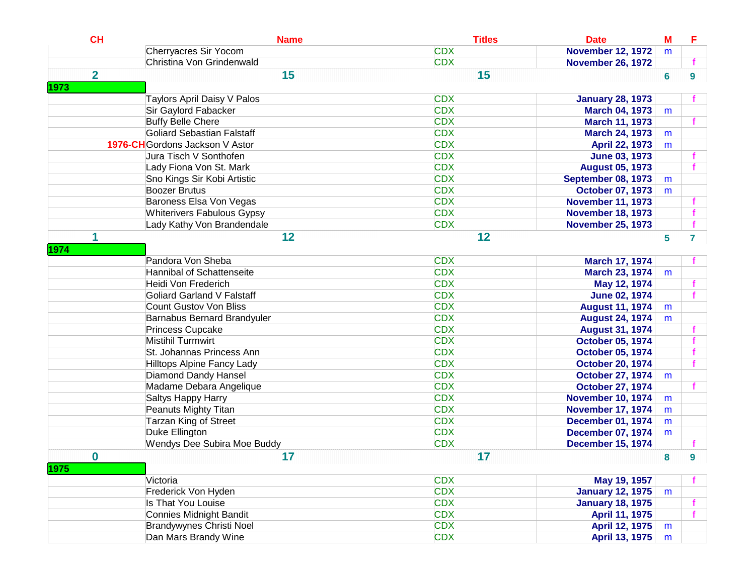| CH | Name | Titles | Date | M | F |
|---|---|---|---|---|---|
| | Cherryacres Sir Yocom | CDX | November 12, 1972 | m | |
| | Christina Von Grindenwald | CDX | November 26, 1972 | | f |
| 2 | 15 | 15 | | 6 | 9 |
| 1973 | | | | | |
| | Taylors April Daisy V Palos | CDX | January 28, 1973 | | f |
| | Sir Gaylord Fabacker | CDX | March 04, 1973 | m | |
| | Buffy Belle Chere | CDX | March 11, 1973 | | f |
| | Goliard Sebastian Falstaff | CDX | March 24, 1973 | m | |
| 1976-CH | Gordons Jackson V Astor | CDX | April 22, 1973 | m | |
| | Jura Tisch V Sonthofen | CDX | June 03, 1973 | | f |
| | Lady Fiona Von St. Mark | CDX | August 05, 1973 | | f |
| | Sno Kings Sir Kobi Artistic | CDX | September 08, 1973 | m | |
| | Boozer Brutus | CDX | October 07, 1973 | m | |
| | Baroness Elsa Von Vegas | CDX | November 11, 1973 | | f |
| | Whiterivers Fabulous Gypsy | CDX | November 18, 1973 | | f |
| | Lady Kathy Von Brandendale | CDX | November 25, 1973 | | f |
| 1 | 12 | 12 | | 5 | 7 |
| 1974 | | | | | |
| | Pandora Von Sheba | CDX | March 17, 1974 | | f |
| | Hannibal of Schattenseite | CDX | March 23, 1974 | m | |
| | Heidi Von Frederich | CDX | May 12, 1974 | | f |
| | Goliard Garland V Falstaff | CDX | June 02, 1974 | | f |
| | Count Gustov Von Bliss | CDX | August 11, 1974 | m | |
| | Barnabus Bernard Brandyuler | CDX | August 24, 1974 | m | |
| | Princess Cupcake | CDX | August 31, 1974 | | f |
| | Mistihil Turmwirt | CDX | October 05, 1974 | | f |
| | St. Johannas Princess Ann | CDX | October 05, 1974 | | f |
| | Hilltops Alpine Fancy Lady | CDX | October 20, 1974 | | f |
| | Diamond Dandy Hansel | CDX | October 27, 1974 | m | |
| | Madame Debara Angelique | CDX | October 27, 1974 | | f |
| | Saltys Happy Harry | CDX | November 10, 1974 | m | |
| | Peanuts Mighty Titan | CDX | November 17, 1974 | m | |
| | Tarzan King of Street | CDX | December 01, 1974 | m | |
| | Duke Ellington | CDX | December 07, 1974 | m | |
| | Wendys Dee Subira Moe Buddy | CDX | December 15, 1974 | | f |
| 0 | 17 | 17 | | 8 | 9 |
| 1975 | | | | | |
| | Victoria | CDX | May 19, 1957 | | f |
| | Frederick Von Hyden | CDX | January 12, 1975 | m | |
| | Is That You Louise | CDX | January 18, 1975 | | f |
| | Connies Midnight Bandit | CDX | April 11, 1975 | | f |
| | Brandywynes Christi Noel | CDX | April 12, 1975 | m | |
| | Dan Mars Brandy Wine | CDX | April 13, 1975 | m | |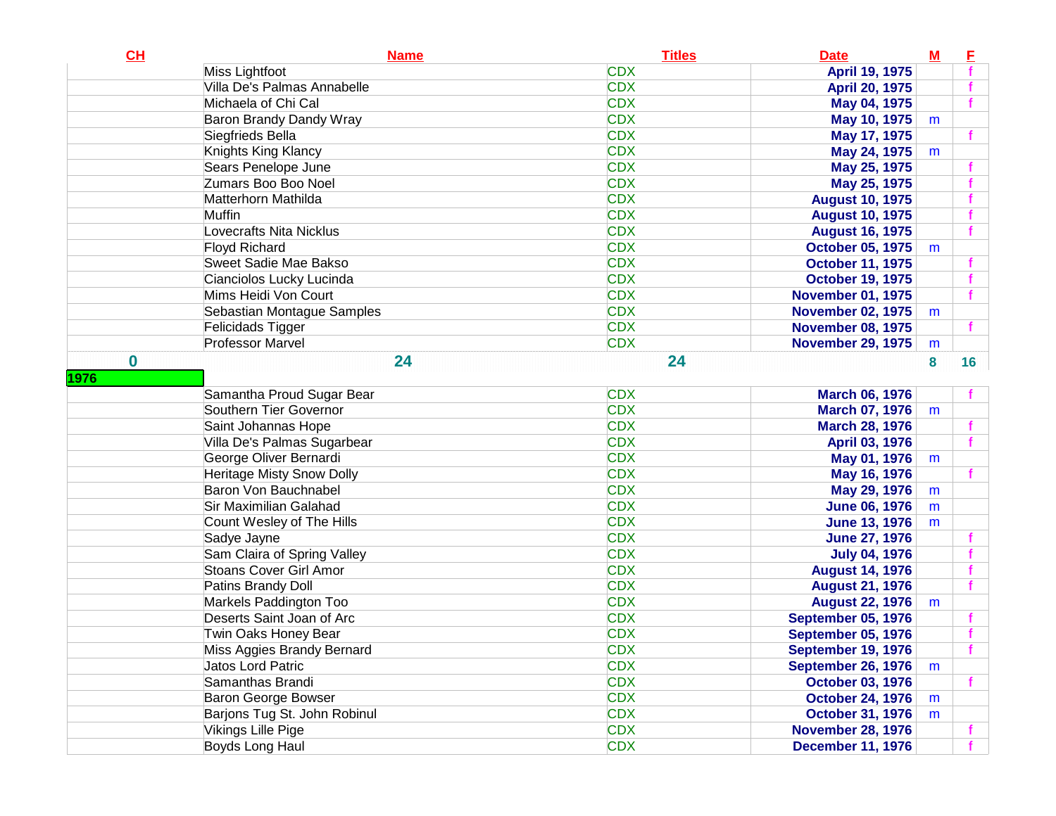| CH | Name | Titles | Date | M | F |
|---|---|---|---|---|---|
| | Miss Lightfoot | CDX | April 19, 1975 | | f |
| | Villa De's Palmas Annabelle | CDX | April 20, 1975 | | f |
| | Michaela of Chi Cal | CDX | May 04, 1975 | | f |
| | Baron Brandy Dandy Wray | CDX | May 10, 1975 | m | |
| | Siegfrieds Bella | CDX | May 17, 1975 | | f |
| | Knights King Klancy | CDX | May 24, 1975 | m | |
| | Sears Penelope June | CDX | May 25, 1975 | | f |
| | Zumars Boo Boo Noel | CDX | May 25, 1975 | | f |
| | Matterhorn Mathilda | CDX | August 10, 1975 | | f |
| | Muffin | CDX | August 10, 1975 | | f |
| | Lovecrafts Nita Nicklus | CDX | August 16, 1975 | | f |
| | Floyd Richard | CDX | October 05, 1975 | m | |
| | Sweet Sadie Mae Bakso | CDX | October 11, 1975 | | f |
| | Cianciolos Lucky Lucinda | CDX | October 19, 1975 | | f |
| | Mims Heidi Von Court | CDX | November 01, 1975 | | f |
| | Sebastian Montague Samples | CDX | November 02, 1975 | m | |
| | Felicidads Tigger | CDX | November 08, 1975 | | f |
| | Professor Marvel | CDX | November 29, 1975 | m | |
| 0 | 24 | 24 | | 8 | 16 |
| 1976 | | | | | |
| | Samantha Proud Sugar Bear | CDX | March 06, 1976 | | f |
| | Southern Tier Governor | CDX | March 07, 1976 | m | |
| | Saint Johannas Hope | CDX | March 28, 1976 | | f |
| | Villa De's Palmas Sugarbear | CDX | April 03, 1976 | | f |
| | George Oliver Bernardi | CDX | May 01, 1976 | m | |
| | Heritage Misty Snow Dolly | CDX | May 16, 1976 | | f |
| | Baron Von Bauchnabel | CDX | May 29, 1976 | m | |
| | Sir Maximilian Galahad | CDX | June 06, 1976 | m | |
| | Count Wesley of The Hills | CDX | June 13, 1976 | m | |
| | Sadye Jayne | CDX | June 27, 1976 | | f |
| | Sam Claira of Spring Valley | CDX | July 04, 1976 | | f |
| | Stoans Cover Girl Amor | CDX | August 14, 1976 | | f |
| | Patins Brandy Doll | CDX | August 21, 1976 | | f |
| | Markels Paddington Too | CDX | August 22, 1976 | m | |
| | Deserts Saint Joan of Arc | CDX | September 05, 1976 | | f |
| | Twin Oaks Honey Bear | CDX | September 05, 1976 | | f |
| | Miss Aggies Brandy Bernard | CDX | September 19, 1976 | | f |
| | Jatos Lord Patric | CDX | September 26, 1976 | m | |
| | Samanthas Brandi | CDX | October 03, 1976 | | f |
| | Baron George Bowser | CDX | October 24, 1976 | m | |
| | Barjons Tug St. John Robinul | CDX | October 31, 1976 | m | |
| | Vikings Lille Pige | CDX | November 28, 1976 | | f |
| | Boyds Long Haul | CDX | December 11, 1976 | | f |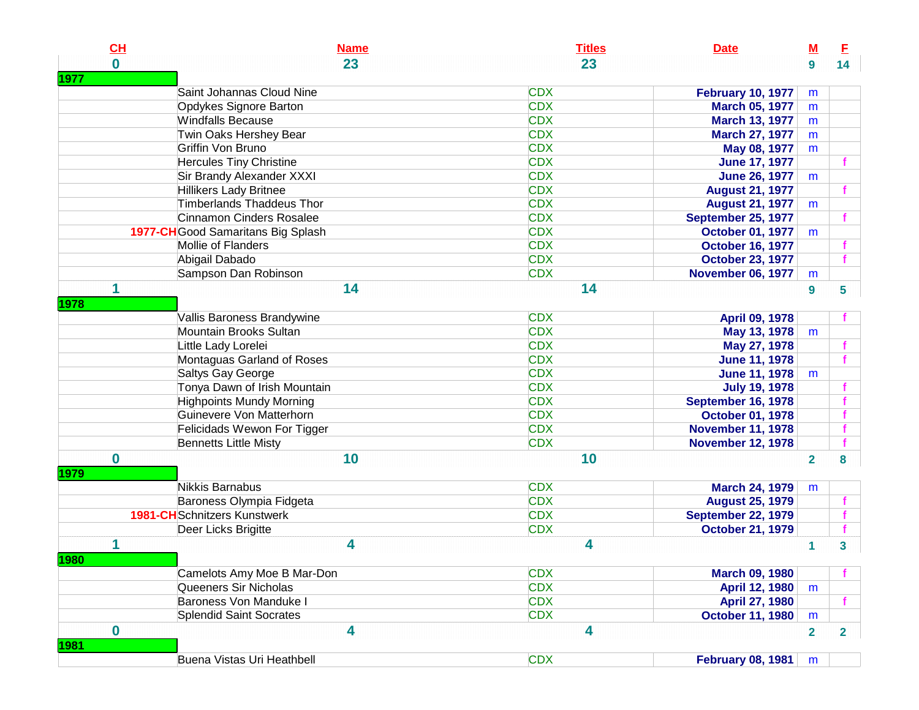| CH | Name | Titles | Date | M | F |
|---|---|---|---|---|---|
| 0 | 23 | 23 | | 9 | 14 |
| 1977 | | | | | |
| | Saint Johannas Cloud Nine | CDX | February 10, 1977 | m | |
| | Opdykes Signore Barton | CDX | March 05, 1977 | m | |
| | Windfalls Because | CDX | March 13, 1977 | m | |
| | Twin Oaks Hershey Bear | CDX | March 27, 1977 | m | |
| | Griffin Von Bruno | CDX | May 08, 1977 | m | |
| | Hercules Tiny Christine | CDX | June 17, 1977 | | f |
| | Sir Brandy Alexander XXXI | CDX | June 26, 1977 | m | |
| | Hillikers Lady Britnee | CDX | August 21, 1977 | | f |
| | Timberlands Thaddeus Thor | CDX | August 21, 1977 | m | |
| | Cinnamon Cinders Rosalee | CDX | September 25, 1977 | | f |
| 1977-CH | Good Samaritans Big Splash | CDX | October 01, 1977 | m | |
| | Mollie of Flanders | CDX | October 16, 1977 | | f |
| | Abigail Dabado | CDX | October 23, 1977 | | f |
| | Sampson Dan Robinson | CDX | November 06, 1977 | m | |
| 1 | 14 | 14 | | 9 | 5 |
| 1978 | | | | | |
| | Vallis Baroness Brandywine | CDX | April 09, 1978 | | f |
| | Mountain Brooks Sultan | CDX | May 13, 1978 | m | |
| | Little Lady Lorelei | CDX | May 27, 1978 | | f |
| | Montaguas Garland of Roses | CDX | June 11, 1978 | | f |
| | Saltys Gay George | CDX | June 11, 1978 | m | |
| | Tonya Dawn of Irish Mountain | CDX | July 19, 1978 | | f |
| | Highpoints Mundy Morning | CDX | September 16, 1978 | | f |
| | Guinevere Von Matterhorn | CDX | October 01, 1978 | | f |
| | Felicidads Wewon For Tigger | CDX | November 11, 1978 | | f |
| | Bennetts Little Misty | CDX | November 12, 1978 | | f |
| 0 | 10 | 10 | | 2 | 8 |
| 1979 | | | | | |
| | Nikkis Barnabus | CDX | March 24, 1979 | m | |
| | Baroness Olympia Fidgeta | CDX | August 25, 1979 | | f |
| 1981-CH | Schnitzers Kunstwerk | CDX | September 22, 1979 | | f |
| | Deer Licks Brigitte | CDX | October 21, 1979 | | f |
| 1 | 4 | 4 | | 1 | 3 |
| 1980 | | | | | |
| | Camelots Amy Moe B Mar-Don | CDX | March 09, 1980 | | f |
| | Queeners Sir Nicholas | CDX | April 12, 1980 | m | |
| | Baroness Von Manduke I | CDX | April 27, 1980 | | f |
| | Splendid Saint Socrates | CDX | October 11, 1980 | m | |
| 0 | 4 | 4 | | 2 | 2 |
| 1981 | | | | | |
| | Buena Vistas Uri Heathbell | CDX | February 08, 1981 | m | |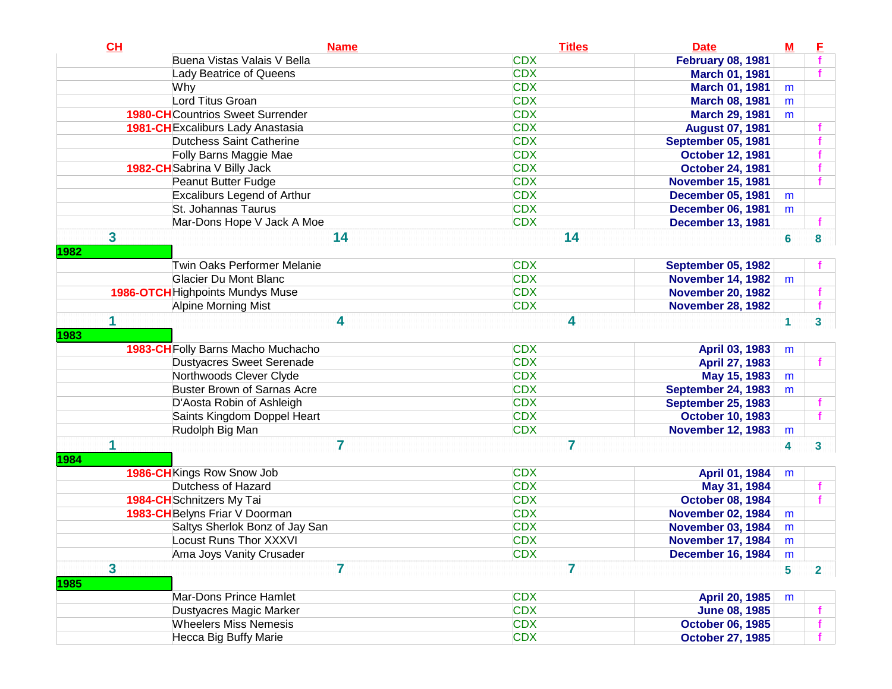| CH | Name | Titles | Date | M | F |
|---|---|---|---|---|---|
| | Buena Vistas Valais V Bella | CDX | February 08, 1981 | | f |
| | Lady Beatrice of Queens | CDX | March 01, 1981 | | f |
| | Why | CDX | March 01, 1981 | m | |
| | Lord Titus Groan | CDX | March 08, 1981 | m | |
| 1980-CH | Countrios Sweet Surrender | CDX | March 29, 1981 | m | |
| 1981-CH | Excaliburs Lady Anastasia | CDX | August 07, 1981 | | f |
| | Dutchess Saint Catherine | CDX | September 05, 1981 | | f |
| | Folly Barns Maggie Mae | CDX | October 12, 1981 | | f |
| 1982-CH | Sabrina V Billy Jack | CDX | October 24, 1981 | | f |
| | Peanut Butter Fudge | CDX | November 15, 1981 | | f |
| | Excaliburs Legend of Arthur | CDX | December 05, 1981 | m | |
| | St. Johannas Taurus | CDX | December 06, 1981 | m | |
| | Mar-Dons Hope V Jack A Moe | CDX | December 13, 1981 | | f |
| 3 | 14 | 14 | | 6 | 8 |
| 1982 | | | | | |
| | Twin Oaks Performer Melanie | CDX | September 05, 1982 | | f |
| | Glacier Du Mont Blanc | CDX | November 14, 1982 | m | |
| 1986-OTCH | Highpoints Mundys Muse | CDX | November 20, 1982 | | f |
| | Alpine Morning Mist | CDX | November 28, 1982 | | f |
| 1 | 4 | 4 | | 1 | 3 |
| 1983 | | | | | |
| 1983-CH | Folly Barns Macho Muchacho | CDX | April 03, 1983 | m | |
| | Dustyacres Sweet Serenade | CDX | April 27, 1983 | | f |
| | Northwoods Clever Clyde | CDX | May 15, 1983 | m | |
| | Buster Brown of Sarnas Acre | CDX | September 24, 1983 | m | |
| | D'Aosta Robin of Ashleigh | CDX | September 25, 1983 | | f |
| | Saints Kingdom Doppel Heart | CDX | October 10, 1983 | | f |
| | Rudolph Big Man | CDX | November 12, 1983 | m | |
| 1 | 7 | 7 | | 4 | 3 |
| 1984 | | | | | |
| 1986-CH | Kings Row Snow Job | CDX | April 01, 1984 | m | |
| | Dutchess of Hazard | CDX | May 31, 1984 | | f |
| 1984-CH | Schnitzers My Tai | CDX | October 08, 1984 | | f |
| 1983-CH | Belyns Friar V Doorman | CDX | November 02, 1984 | m | |
| | Saltys Sherlok Bonz of Jay San | CDX | November 03, 1984 | m | |
| | Locust Runs Thor XXXVI | CDX | November 17, 1984 | m | |
| | Ama Joys Vanity Crusader | CDX | December 16, 1984 | m | |
| 3 | 7 | 7 | | 5 | 2 |
| 1985 | | | | | |
| | Mar-Dons Prince Hamlet | CDX | April 20, 1985 | m | |
| | Dustyacres Magic Marker | CDX | June 08, 1985 | | f |
| | Wheelers Miss Nemesis | CDX | October 06, 1985 | | f |
| | Hecca Big Buffy Marie | CDX | October 27, 1985 | | f |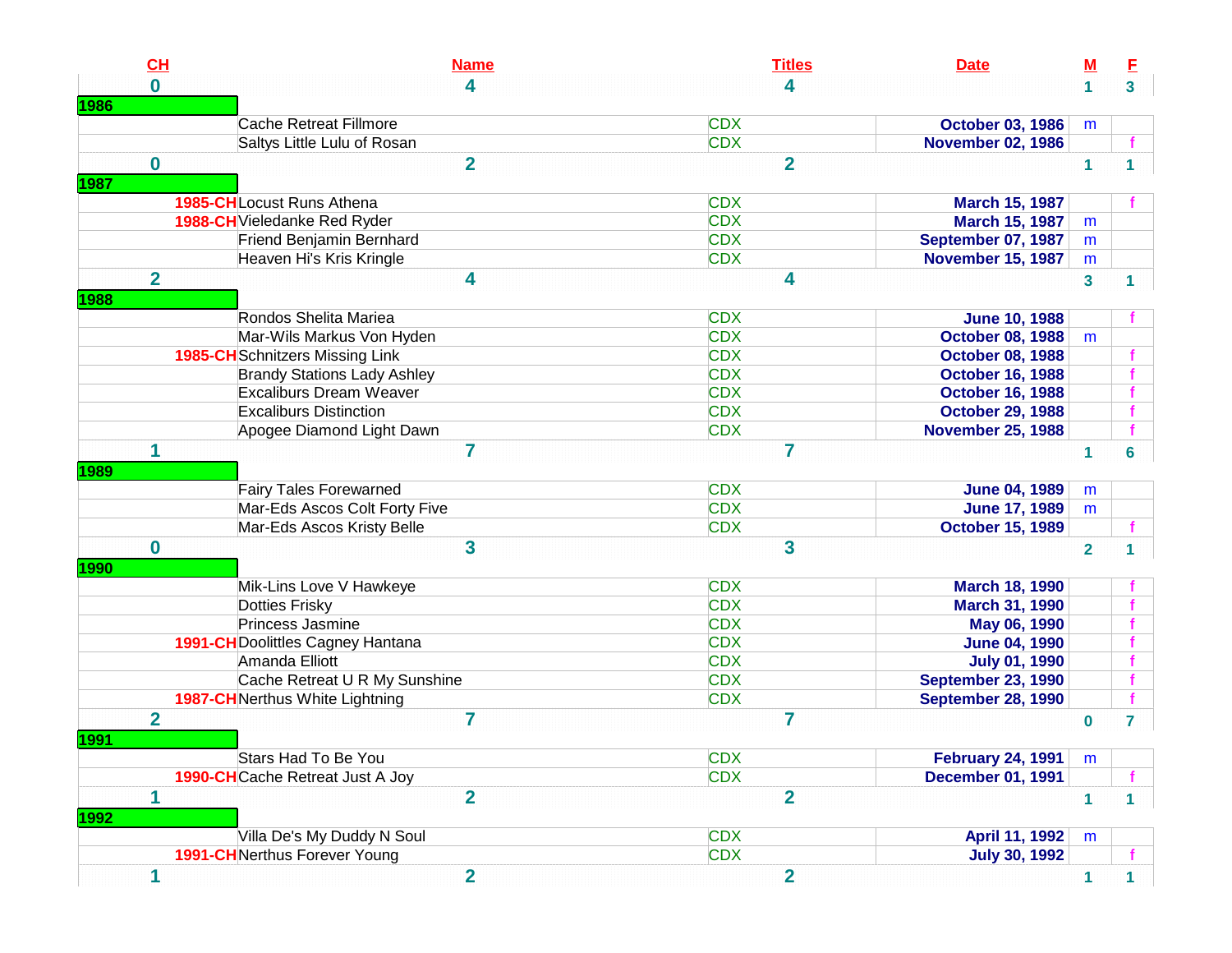| CH | Name | Titles | Date | M | F |
|---|---|---|---|---|---|
| 0 | 4 | 4 | | 1 | 3 |
| **1986** | | | | | |
| | Cache Retreat Fillmore | CDX | October 03, 1986 | m | |
| | Saltys Little Lulu of Rosan | CDX | November 02, 1986 | | f |
| 0 | 2 | 2 | | 1 | 1 |
| **1987** | | | | | |
| 1985-CH | Locust Runs Athena | CDX | March 15, 1987 | | f |
| 1988-CH | Vieledanke Red Ryder | CDX | March 15, 1987 | m | |
| | Friend Benjamin Bernhard | CDX | September 07, 1987 | m | |
| | Heaven Hi's Kris Kringle | CDX | November 15, 1987 | m | |
| 2 | 4 | 4 | | 3 | 1 |
| **1988** | | | | | |
| | Rondos Shelita Mariea | CDX | June 10, 1988 | | f |
| | Mar-Wils Markus Von Hyden | CDX | October 08, 1988 | m | |
| 1985-CH | Schnitzers Missing Link | CDX | October 08, 1988 | | f |
| | Brandy Stations Lady Ashley | CDX | October 16, 1988 | | f |
| | Excaliburs Dream Weaver | CDX | October 16, 1988 | | f |
| | Excaliburs Distinction | CDX | October 29, 1988 | | f |
| | Apogee Diamond Light Dawn | CDX | November 25, 1988 | | f |
| 1 | 7 | 7 | | 1 | 6 |
| **1989** | | | | | |
| | Fairy Tales Forewarned | CDX | June 04, 1989 | m | |
| | Mar-Eds Ascos Colt Forty Five | CDX | June 17, 1989 | m | |
| | Mar-Eds Ascos Kristy Belle | CDX | October 15, 1989 | | f |
| 0 | 3 | 3 | | 2 | 1 |
| **1990** | | | | | |
| | Mik-Lins Love V Hawkeye | CDX | March 18, 1990 | | f |
| | Dotties Frisky | CDX | March 31, 1990 | | f |
| | Princess Jasmine | CDX | May 06, 1990 | | f |
| 1991-CH | Doolittles Cagney Hantana | CDX | June 04, 1990 | | f |
| | Amanda Elliott | CDX | July 01, 1990 | | f |
| | Cache Retreat U R My Sunshine | CDX | September 23, 1990 | | f |
| 1987-CH | Nerthus White Lightning | CDX | September 28, 1990 | | f |
| 2 | 7 | 7 | | 0 | 7 |
| **1991** | | | | | |
| | Stars Had To Be You | CDX | February 24, 1991 | m | |
| 1990-CH | Cache Retreat Just A Joy | CDX | December 01, 1991 | | f |
| 1 | 2 | 2 | | 1 | 1 |
| **1992** | | | | | |
| | Villa De's My Duddy N Soul | CDX | April 11, 1992 | m | |
| 1991-CH | Nerthus Forever Young | CDX | July 30, 1992 | | f |
| 1 | 2 | 2 | | 1 | 1 |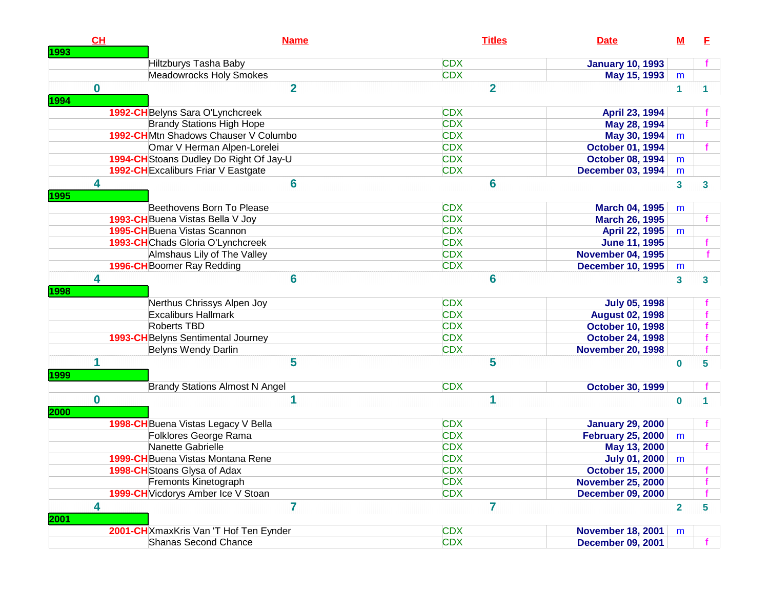| CH | Name | Titles | Date | M | F |
|---|---|---|---|---|---|
| **1993** | | | | | |
| | Hiltzburys Tasha Baby | CDX | January 10, 1993 | | f |
| | Meadowrocks Holy Smokes | CDX | May 15, 1993 | m | |
| 0 | 2 | 2 | | 1 | 1 |
| **1994** | | | | | |
| 1992-CH | Belyns Sara O'Lynchcreek | CDX | April 23, 1994 | | f |
| | Brandy Stations High Hope | CDX | May 28, 1994 | | f |
| 1992-CH | Mtn Shadows Chauser V Columbo | CDX | May 30, 1994 | m | |
| | Omar V Herman Alpen-Lorelei | CDX | October 01, 1994 | | f |
| 1994-CH | Stoans Dudley Do Right Of Jay-U | CDX | October 08, 1994 | m | |
| 1992-CH | Excaliburs Friar V Eastgate | CDX | December 03, 1994 | m | |
| 4 | 6 | 6 | | 3 | 3 |
| **1995** | | | | | |
| | Beethovens Born To Please | CDX | March 04, 1995 | m | |
| 1993-CH | Buena Vistas Bella V Joy | CDX | March 26, 1995 | | f |
| 1995-CH | Buena Vistas Scannon | CDX | April 22, 1995 | m | |
| 1993-CH | Chads Gloria O'Lynchcreek | CDX | June 11, 1995 | | f |
| | Almshaus Lily of The Valley | CDX | November 04, 1995 | | f |
| 1996-CH | Boomer Ray Redding | CDX | December 10, 1995 | m | |
| 4 | 6 | 6 | | 3 | 3 |
| **1998** | | | | | |
| | Nerthus Chrissys Alpen Joy | CDX | July 05, 1998 | | f |
| | Excaliburs Hallmark | CDX | August 02, 1998 | | f |
| | Roberts TBD | CDX | October 10, 1998 | | f |
| 1993-CH | Belyns Sentimental Journey | CDX | October 24, 1998 | | f |
| | Belyns Wendy Darlin | CDX | November 20, 1998 | | f |
| 1 | 5 | 5 | | 0 | 5 |
| **1999** | | | | | |
| | Brandy Stations Almost N Angel | CDX | October 30, 1999 | | f |
| 0 | 1 | 1 | | 0 | 1 |
| **2000** | | | | | |
| 1998-CH | Buena Vistas Legacy V Bella | CDX | January 29, 2000 | | f |
| | Folklores George Rama | CDX | February 25, 2000 | m | |
| | Nanette Gabrielle | CDX | May 13, 2000 | | f |
| 1999-CH | Buena Vistas Montana Rene | CDX | July 01, 2000 | m | |
| 1998-CH | Stoans Glysa of Adax | CDX | October 15, 2000 | | f |
| | Fremonts Kinetograph | CDX | November 25, 2000 | | f |
| 1999-CH | Vicdorys Amber Ice V Stoan | CDX | December 09, 2000 | | f |
| 4 | 7 | 7 | | 2 | 5 |
| **2001** | | | | | |
| 2001-CH | XmaxKris Van 'T Hof Ten Eynder | CDX | November 18, 2001 | m | |
| | Shanas Second Chance | CDX | December 09, 2001 | | f |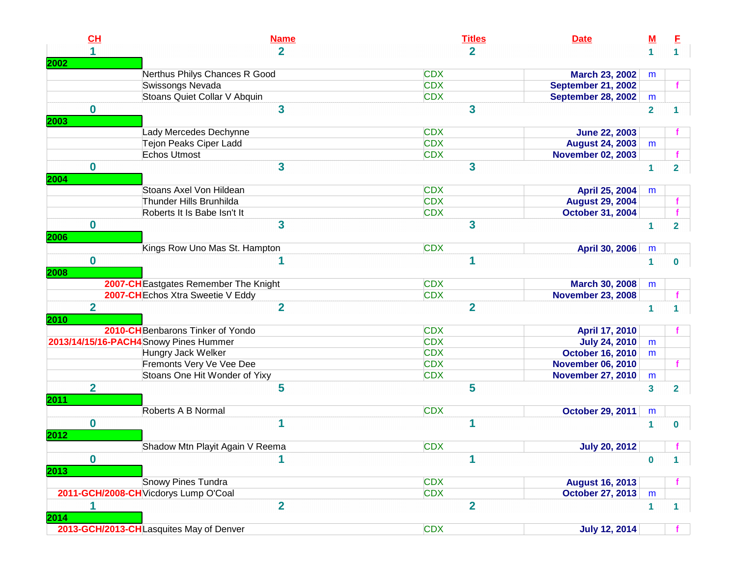| CH | Name | Titles | Date | M | F |
|---|---|---|---|---|---|
| 1 | 2 | 2 | | 1 | 1 |
| **2002** | | | | | |
| | Nerthus Philys Chances R Good | CDX | March 23, 2002 | m | |
| | Swissongs Nevada | CDX | September 21, 2002 | | f |
| | Stoans Quiet Collar V Abquin | CDX | September 28, 2002 | m | |
| 0 | 3 | 3 | | 2 | 1 |
| **2003** | | | | | |
| | Lady Mercedes Dechynne | CDX | June 22, 2003 | | f |
| | Tejon Peaks Ciper Ladd | CDX | August 24, 2003 | m | |
| | Echos Utmost | CDX | November 02, 2003 | | f |
| 0 | 3 | 3 | | 1 | 2 |
| **2004** | | | | | |
| | Stoans Axel Von Hildean | CDX | April 25, 2004 | m | |
| | Thunder Hills Brunhilda | CDX | August 29, 2004 | | f |
| | Roberts It Is Babe Isn't It | CDX | October 31, 2004 | | f |
| 0 | 3 | 3 | | 1 | 2 |
| **2006** | | | | | |
| | Kings Row Uno Mas St. Hampton | CDX | April 30, 2006 | m | |
| 0 | 1 | 1 | | 1 | 0 |
| **2008** | | | | | |
| 2007-CH | Eastgates Remember The Knight | CDX | March 30, 2008 | m | |
| 2007-CH | Echos Xtra Sweetie V Eddy | CDX | November 23, 2008 | | f |
| 2 | 2 | 2 | | 1 | 1 |
| **2010** | | | | | |
| 2010-CH | Benbarons Tinker of Yondo | CDX | April 17, 2010 | | f |
| 2013/14/15/16-PACH4 | Snowy Pines Hummer | CDX | July 24, 2010 | m | |
| | Hungry Jack Welker | CDX | October 16, 2010 | m | |
| | Fremonts Very Ve Vee Dee | CDX | November 06, 2010 | | f |
| | Stoans One Hit Wonder of Yixy | CDX | November 27, 2010 | m | |
| 2 | 5 | 5 | | 3 | 2 |
| **2011** | | | | | |
| | Roberts A B Normal | CDX | October 29, 2011 | m | |
| 0 | 1 | 1 | | 1 | 0 |
| **2012** | | | | | |
| | Shadow Mtn Playit Again V Reema | CDX | July 20, 2012 | | f |
| 0 | 1 | 1 | | 0 | 1 |
| **2013** | | | | | |
| | Snowy Pines Tundra | CDX | August 16, 2013 | | f |
| 2011-GCH/2008-CH | Vicdorys Lump O'Coal | CDX | October 27, 2013 | m | |
| 1 | 2 | 2 | | 1 | 1 |
| **2014** | | | | | |
| 2013-GCH/2013-CH | Lasquites May of Denver | CDX | July 12, 2014 | | f |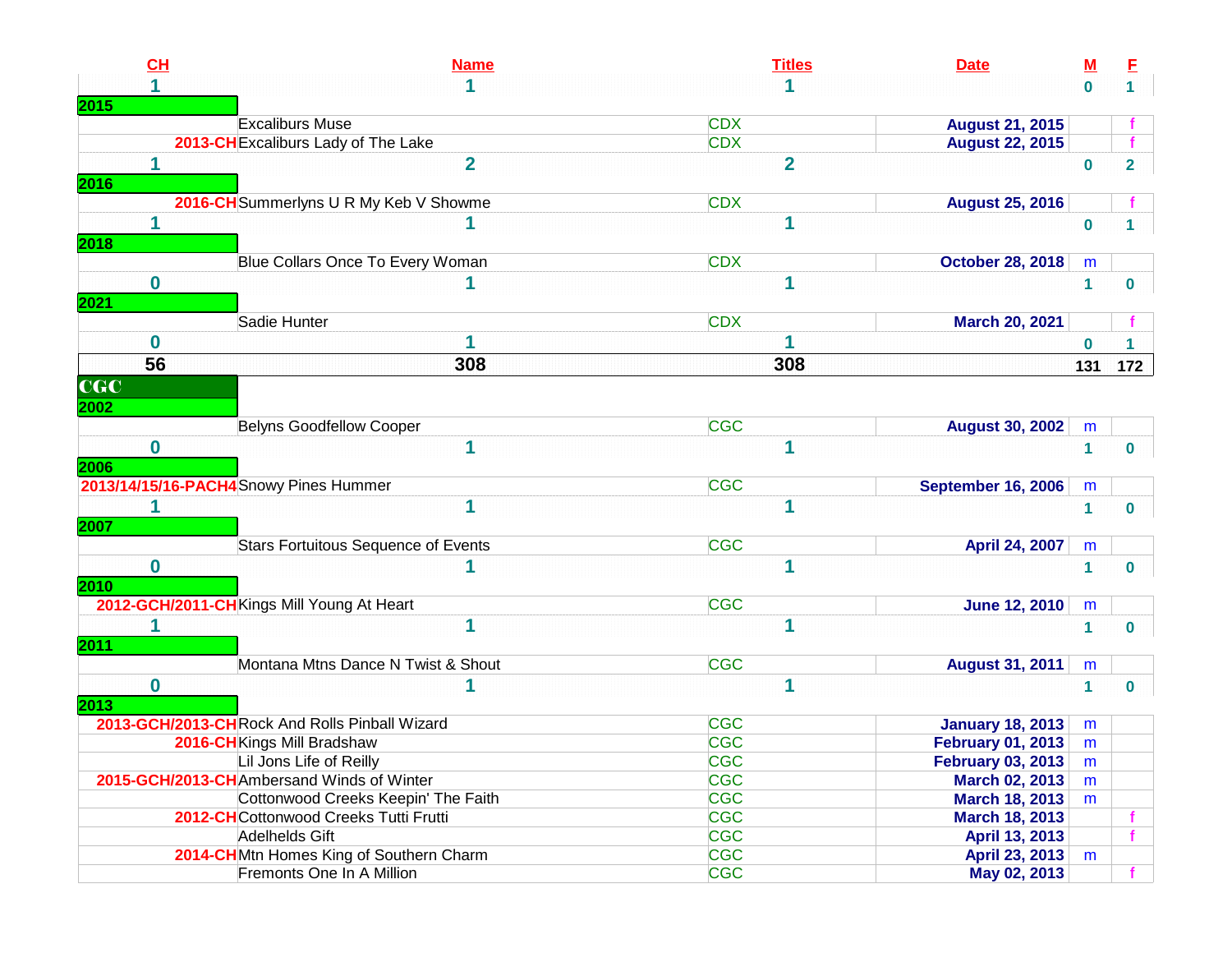| CH | Name | Titles | Date | M | F |
|---|---|---|---|---|---|
| 1 | 1 | 1 | | 0 | 1 |
| 2015 | | | | | |
| | Excaliburs Muse | CDX | August 21, 2015 | | f |
| 2013-CH | Excaliburs Lady of The Lake | CDX | August 22, 2015 | | f |
| 1 | 2 | 2 | | 0 | 2 |
| 2016 | | | | | |
| 2016-CH | Summerlyns U R My Keb V Showme | CDX | August 25, 2016 | | f |
| 1 | 1 | 1 | | 0 | 1 |
| 2018 | | | | | |
| | Blue Collars Once To Every Woman | CDX | October 28, 2018 | m | |
| 0 | 1 | 1 | | 1 | 0 |
| 2021 | | | | | |
| | Sadie Hunter | CDX | March 20, 2021 | | f |
| 0 | 1 | 1 | | 0 | 1 |
| 56 | 308 | 308 | | 131 | 172 |
| CGC | | | | | |
| 2002 | | | | | |
| | Belyns Goodfellow Cooper | CGC | August 30, 2002 | m | |
| 0 | 1 | 1 | | 1 | 0 |
| 2006 | | | | | |
| 2013/14/15/16-PACH4 | Snowy Pines Hummer | CGC | September 16, 2006 | m | |
| 1 | 1 | 1 | | 1 | 0 |
| 2007 | | | | | |
| | Stars Fortuitous Sequence of Events | CGC | April 24, 2007 | m | |
| 0 | 1 | 1 | | 1 | 0 |
| 2010 | | | | | |
| 2012-GCH/2011-CH | Kings Mill Young At Heart | CGC | June 12, 2010 | m | |
| 1 | 1 | 1 | | 1 | 0 |
| 2011 | | | | | |
| | Montana Mtns Dance N Twist & Shout | CGC | August 31, 2011 | m | |
| 0 | 1 | 1 | | 1 | 0 |
| 2013 | | | | | |
| 2013-GCH/2013-CH | Rock And Rolls Pinball Wizard | CGC | January 18, 2013 | m | |
| 2016-CH | Kings Mill Bradshaw | CGC | February 01, 2013 | m | |
| | Lil Jons Life of Reilly | CGC | February 03, 2013 | m | |
| 2015-GCH/2013-CH | Ambersand Winds of Winter | CGC | March 02, 2013 | m | |
| | Cottonwood Creeks Keepin' The Faith | CGC | March 18, 2013 | m | |
| 2012-CH | Cottonwood Creeks Tutti Frutti | CGC | March 18, 2013 | | f |
| | Adelhelds Gift | CGC | April 13, 2013 | | f |
| 2014-CH | Mtn Homes King of Southern Charm | CGC | April 23, 2013 | m | |
| | Fremonts One In A Million | CGC | May 02, 2013 | | f |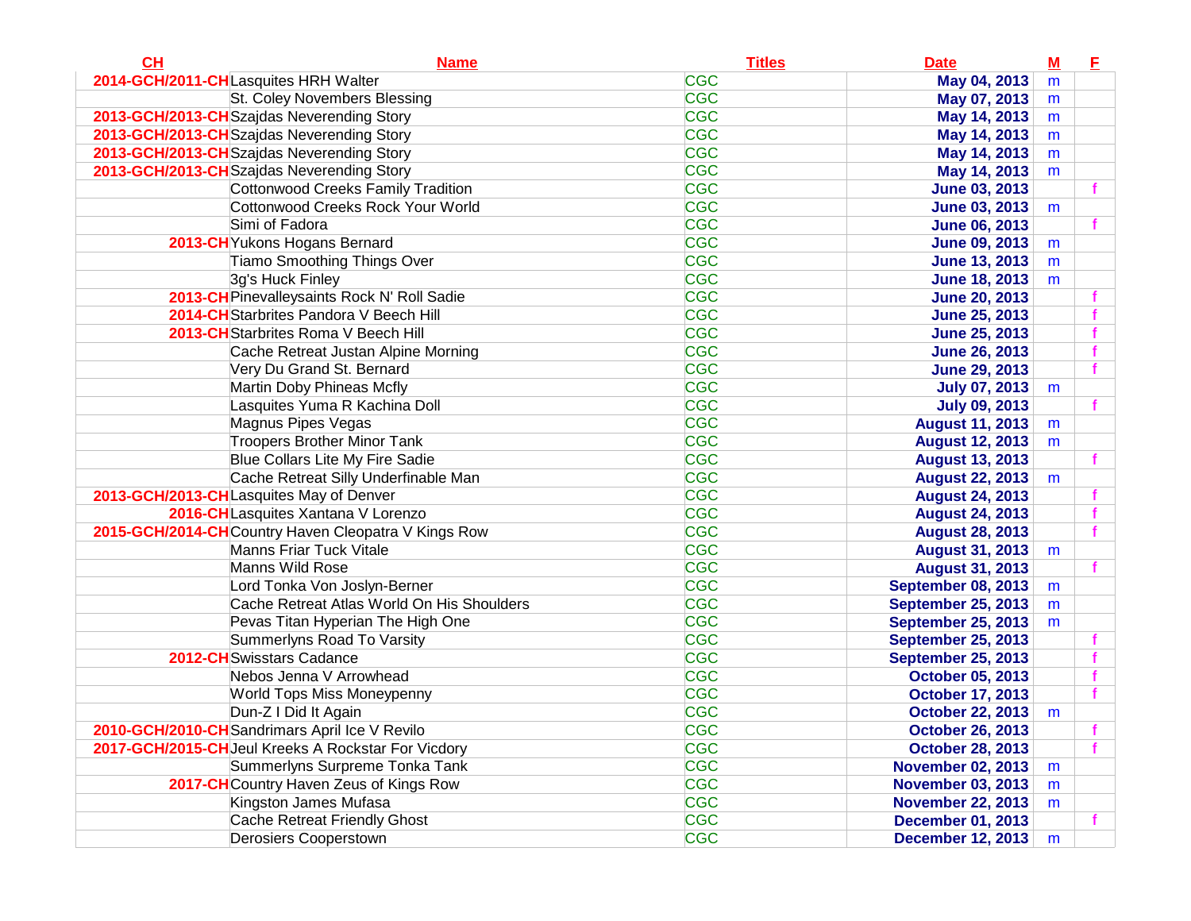| CH | Name | Titles | Date | M | F |
|---|---|---|---|---|---|
| 2014-GCH/2011-CH | Lasquites HRH Walter | CGC | May 04, 2013 | m | |
| | St. Coley Novembers Blessing | CGC | May 07, 2013 | m | |
| 2013-GCH/2013-CH | Szajdas Neverending Story | CGC | May 14, 2013 | m | |
| 2013-GCH/2013-CH | Szajdas Neverending Story | CGC | May 14, 2013 | m | |
| 2013-GCH/2013-CH | Szajdas Neverending Story | CGC | May 14, 2013 | m | |
| 2013-GCH/2013-CH | Szajdas Neverending Story | CGC | May 14, 2013 | m | |
| | Cottonwood Creeks Family Tradition | CGC | June 03, 2013 | | f |
| | Cottonwood Creeks Rock Your World | CGC | June 03, 2013 | m | |
| | Simi of Fadora | CGC | June 06, 2013 | | f |
| 2013-CH | Yukons Hogans Bernard | CGC | June 09, 2013 | m | |
| | Tiamo Smoothing Things Over | CGC | June 13, 2013 | m | |
| | 3g's Huck Finley | CGC | June 18, 2013 | m | |
| 2013-CH | Pinevalleysaints Rock N' Roll Sadie | CGC | June 20, 2013 | | f |
| 2014-CH | Starbrites Pandora V Beech Hill | CGC | June 25, 2013 | | f |
| 2013-CH | Starbrites Roma V Beech Hill | CGC | June 25, 2013 | | f |
| | Cache Retreat Justan Alpine Morning | CGC | June 26, 2013 | | f |
| | Very Du Grand St. Bernard | CGC | June 29, 2013 | | f |
| | Martin Doby Phineas Mcfly | CGC | July 07, 2013 | m | |
| | Lasquites Yuma R Kachina Doll | CGC | July 09, 2013 | | f |
| | Magnus Pipes Vegas | CGC | August 11, 2013 | m | |
| | Troopers Brother Minor Tank | CGC | August 12, 2013 | m | |
| | Blue Collars Lite My Fire Sadie | CGC | August 13, 2013 | | f |
| | Cache Retreat Silly Underfinable Man | CGC | August 22, 2013 | m | |
| 2013-GCH/2013-CH | Lasquites May of Denver | CGC | August 24, 2013 | | f |
| 2016-CH | Lasquites Xantana V Lorenzo | CGC | August 24, 2013 | | f |
| 2015-GCH/2014-CH | Country Haven Cleopatra V Kings Row | CGC | August 28, 2013 | | f |
| | Manns Friar Tuck Vitale | CGC | August 31, 2013 | m | |
| | Manns Wild Rose | CGC | August 31, 2013 | | f |
| | Lord Tonka Von Joslyn-Berner | CGC | September 08, 2013 | m | |
| | Cache Retreat Atlas World On His Shoulders | CGC | September 25, 2013 | m | |
| | Pevas Titan Hyperian The High One | CGC | September 25, 2013 | m | |
| | Summerlyns Road To Varsity | CGC | September 25, 2013 | | f |
| 2012-CH | Swisstars Cadance | CGC | September 25, 2013 | | f |
| | Nebos Jenna V Arrowhead | CGC | October 05, 2013 | | f |
| | World Tops Miss Moneypenny | CGC | October 17, 2013 | | f |
| | Dun-Z I Did It Again | CGC | October 22, 2013 | m | |
| 2010-GCH/2010-CH | Sandrimars April Ice V Revilo | CGC | October 26, 2013 | | f |
| 2017-GCH/2015-CH | Jeul Kreeks A Rockstar For Vicdory | CGC | October 28, 2013 | | f |
| | Summerlyns Surpreme Tonka Tank | CGC | November 02, 2013 | m | |
| 2017-CH | Country Haven Zeus of Kings Row | CGC | November 03, 2013 | m | |
| | Kingston James Mufasa | CGC | November 22, 2013 | m | |
| | Cache Retreat Friendly Ghost | CGC | December 01, 2013 | | f |
| | Derosiers Cooperstown | CGC | December 12, 2013 | m | |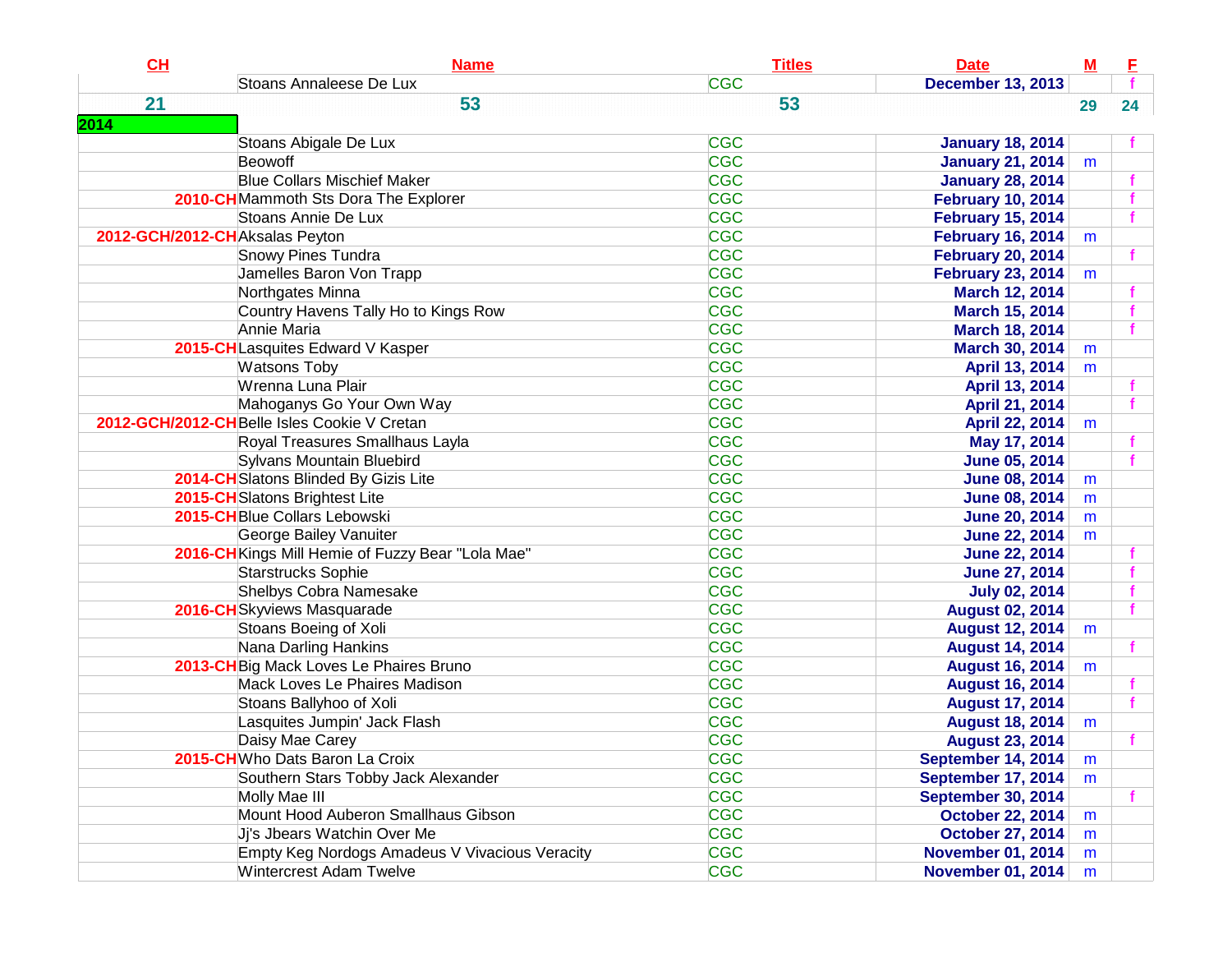| CH | Name | Titles | Date | M | F |
|---|---|---|---|---|---|
| | Stoans Annaleese De Lux | CGC | December 13, 2013 | | f |
| 21 | 53 | 53 | | 29 | 24 |
| 2014 | | | | | |
| | Stoans Abigale De Lux | CGC | January 18, 2014 | | f |
| | Beowoff | CGC | January 21, 2014 | m | |
| | Blue Collars Mischief Maker | CGC | January 28, 2014 | | f |
| 2010-CH | Mammoth Sts Dora The Explorer | CGC | February 10, 2014 | | f |
| | Stoans Annie De Lux | CGC | February 15, 2014 | | f |
| 2012-GCH/2012-CH | Aksalas Peyton | CGC | February 16, 2014 | m | |
| | Snowy Pines Tundra | CGC | February 20, 2014 | | f |
| | Jamelles Baron Von Trapp | CGC | February 23, 2014 | m | |
| | Northgates Minna | CGC | March 12, 2014 | | f |
| | Country Havens Tally Ho to Kings Row | CGC | March 15, 2014 | | f |
| | Annie Maria | CGC | March 18, 2014 | | f |
| 2015-CH | Lasquites Edward V Kasper | CGC | March 30, 2014 | m | |
| | Watsons Toby | CGC | April 13, 2014 | m | |
| | Wrenna Luna Plair | CGC | April 13, 2014 | | f |
| | Mahoganys Go Your Own Way | CGC | April 21, 2014 | | f |
| 2012-GCH/2012-CH | Belle Isles Cookie V Cretan | CGC | April 22, 2014 | m | |
| | Royal Treasures Smallhaus Layla | CGC | May 17, 2014 | | f |
| | Sylvans Mountain Bluebird | CGC | June 05, 2014 | | f |
| 2014-CH | Slatons Blinded By Gizis Lite | CGC | June 08, 2014 | m | |
| 2015-CH | Slatons Brightest Lite | CGC | June 08, 2014 | m | |
| 2015-CH | Blue Collars Lebowski | CGC | June 20, 2014 | m | |
| | George Bailey Vanuiter | CGC | June 22, 2014 | m | |
| 2016-CH | Kings Mill Hemie of Fuzzy Bear "Lola Mae" | CGC | June 22, 2014 | | f |
| | Starstrucks Sophie | CGC | June 27, 2014 | | f |
| | Shelbys Cobra Namesake | CGC | July 02, 2014 | | f |
| 2016-CH | Skyviews Masquarade | CGC | August 02, 2014 | | f |
| | Stoans Boeing of Xoli | CGC | August 12, 2014 | m | |
| | Nana Darling Hankins | CGC | August 14, 2014 | | f |
| 2013-CH | Big Mack Loves Le Phaires Bruno | CGC | August 16, 2014 | m | |
| | Mack Loves Le Phaires Madison | CGC | August 16, 2014 | | f |
| | Stoans Ballyhoo of Xoli | CGC | August 17, 2014 | | f |
| | Lasquites Jumpin' Jack Flash | CGC | August 18, 2014 | m | |
| | Daisy Mae Carey | CGC | August 23, 2014 | | f |
| 2015-CH | Who Dats Baron La Croix | CGC | September 14, 2014 | m | |
| | Southern Stars Tobby Jack Alexander | CGC | September 17, 2014 | m | |
| | Molly Mae III | CGC | September 30, 2014 | | f |
| | Mount Hood Auberon Smallhaus Gibson | CGC | October 22, 2014 | m | |
| | Jj's Jbears Watchin Over Me | CGC | October 27, 2014 | m | |
| | Empty Keg Nordogs Amadeus V Vivacious Veracity | CGC | November 01, 2014 | m | |
| | Wintercrest Adam Twelve | CGC | November 01, 2014 | m | |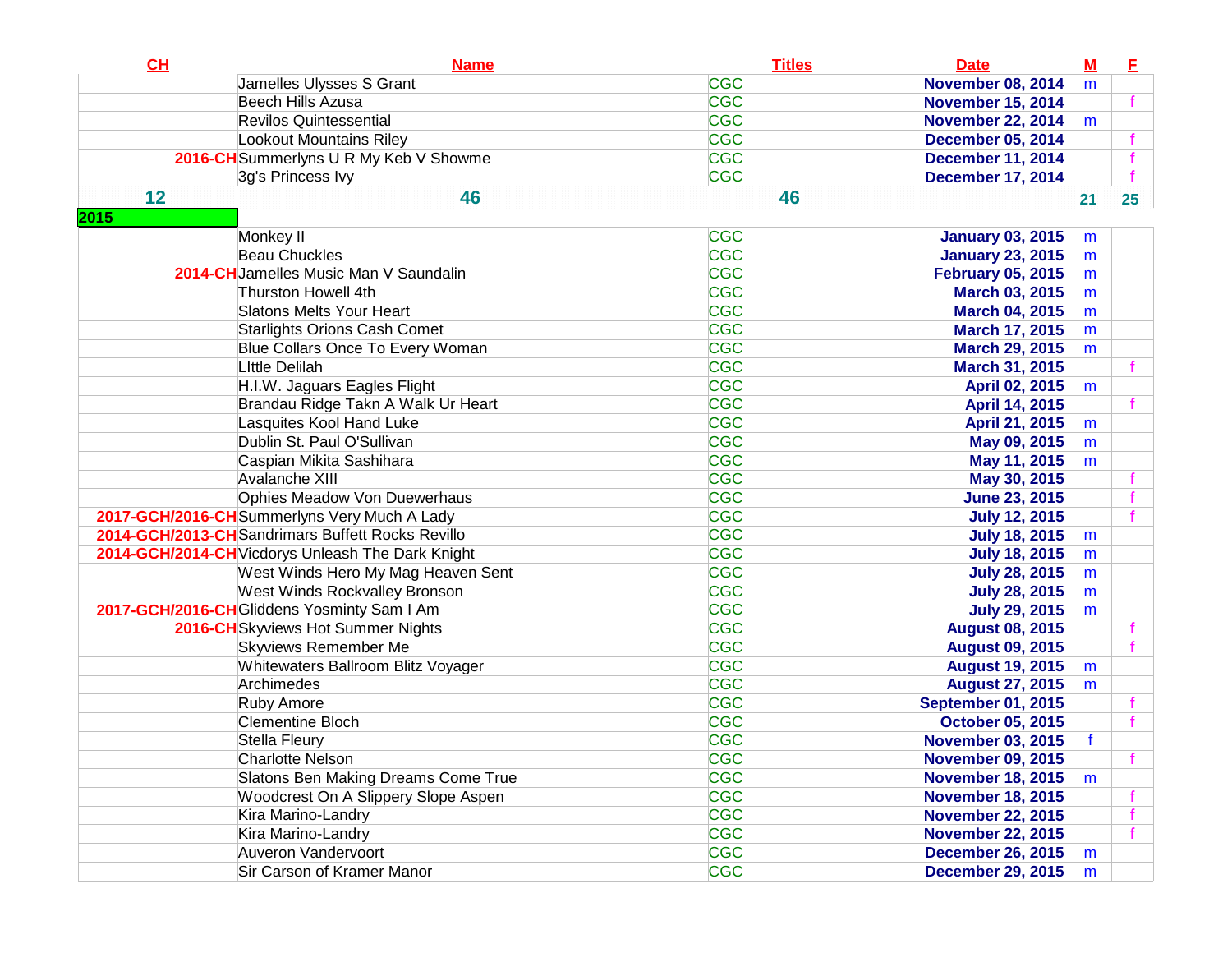| CH | Name | Titles | Date | M | F |
|---|---|---|---|---|---|
| | Jamelles Ulysses S Grant | CGC | November 08, 2014 | m | |
| | Beech Hills Azusa | CGC | November 15, 2014 | | f |
| | Revilos Quintessential | CGC | November 22, 2014 | m | |
| | Lookout Mountains Riley | CGC | December 05, 2014 | | f |
| 2016-CH | Summerlyns U R My Keb V Showme | CGC | December 11, 2014 | | f |
| | 3g's Princess Ivy | CGC | December 17, 2014 | | f |
| 12 | 46 | 46 | | 21 | 25 |
| 2015 | | | | | |
| | Monkey II | CGC | January 03, 2015 | m | |
| | Beau Chuckles | CGC | January 23, 2015 | m | |
| 2014-CH | Jamelles Music Man V Saundalin | CGC | February 05, 2015 | m | |
| | Thurston Howell 4th | CGC | March 03, 2015 | m | |
| | Slatons Melts Your Heart | CGC | March 04, 2015 | m | |
| | Starlights Orions Cash Comet | CGC | March 17, 2015 | m | |
| | Blue Collars Once To Every Woman | CGC | March 29, 2015 | m | |
| | LIttle Delilah | CGC | March 31, 2015 | | f |
| | H.I.W. Jaguars Eagles Flight | CGC | April 02, 2015 | m | |
| | Brandau Ridge Takn A Walk Ur Heart | CGC | April 14, 2015 | | f |
| | Lasquites Kool Hand Luke | CGC | April 21, 2015 | m | |
| | Dublin St. Paul O'Sullivan | CGC | May 09, 2015 | m | |
| | Caspian Mikita Sashihara | CGC | May 11, 2015 | m | |
| | Avalanche XIII | CGC | May 30, 2015 | | f |
| | Ophies Meadow Von Duewerhaus | CGC | June 23, 2015 | | f |
| 2017-GCH/2016-CH | Summerlyns Very Much A Lady | CGC | July 12, 2015 | | f |
| 2014-GCH/2013-CH | Sandrimars Buffett Rocks Revillo | CGC | July 18, 2015 | m | |
| 2014-GCH/2014-CH | Vicdorys Unleash The Dark Knight | CGC | July 18, 2015 | m | |
| | West Winds Hero My Mag Heaven Sent | CGC | July 28, 2015 | m | |
| | West Winds Rockvalley Bronson | CGC | July 28, 2015 | m | |
| 2017-GCH/2016-CH | Gliddens Yosminty Sam I Am | CGC | July 29, 2015 | m | |
| 2016-CH | Skyviews Hot Summer Nights | CGC | August 08, 2015 | | f |
| | Skyviews Remember Me | CGC | August 09, 2015 | | f |
| | Whitewaters Ballroom Blitz Voyager | CGC | August 19, 2015 | m | |
| | Archimedes | CGC | August 27, 2015 | m | |
| | Ruby Amore | CGC | September 01, 2015 | | f |
| | Clementine Bloch | CGC | October 05, 2015 | | f |
| | Stella Fleury | CGC | November 03, 2015 | f | |
| | Charlotte Nelson | CGC | November 09, 2015 | | f |
| | Slatons Ben Making Dreams Come True | CGC | November 18, 2015 | m | |
| | Woodcrest On A Slippery Slope Aspen | CGC | November 18, 2015 | | f |
| | Kira Marino-Landry | CGC | November 22, 2015 | | f |
| | Kira Marino-Landry | CGC | November 22, 2015 | | f |
| | Auveron Vandervoort | CGC | December 26, 2015 | m | |
| | Sir Carson of Kramer Manor | CGC | December 29, 2015 | m | |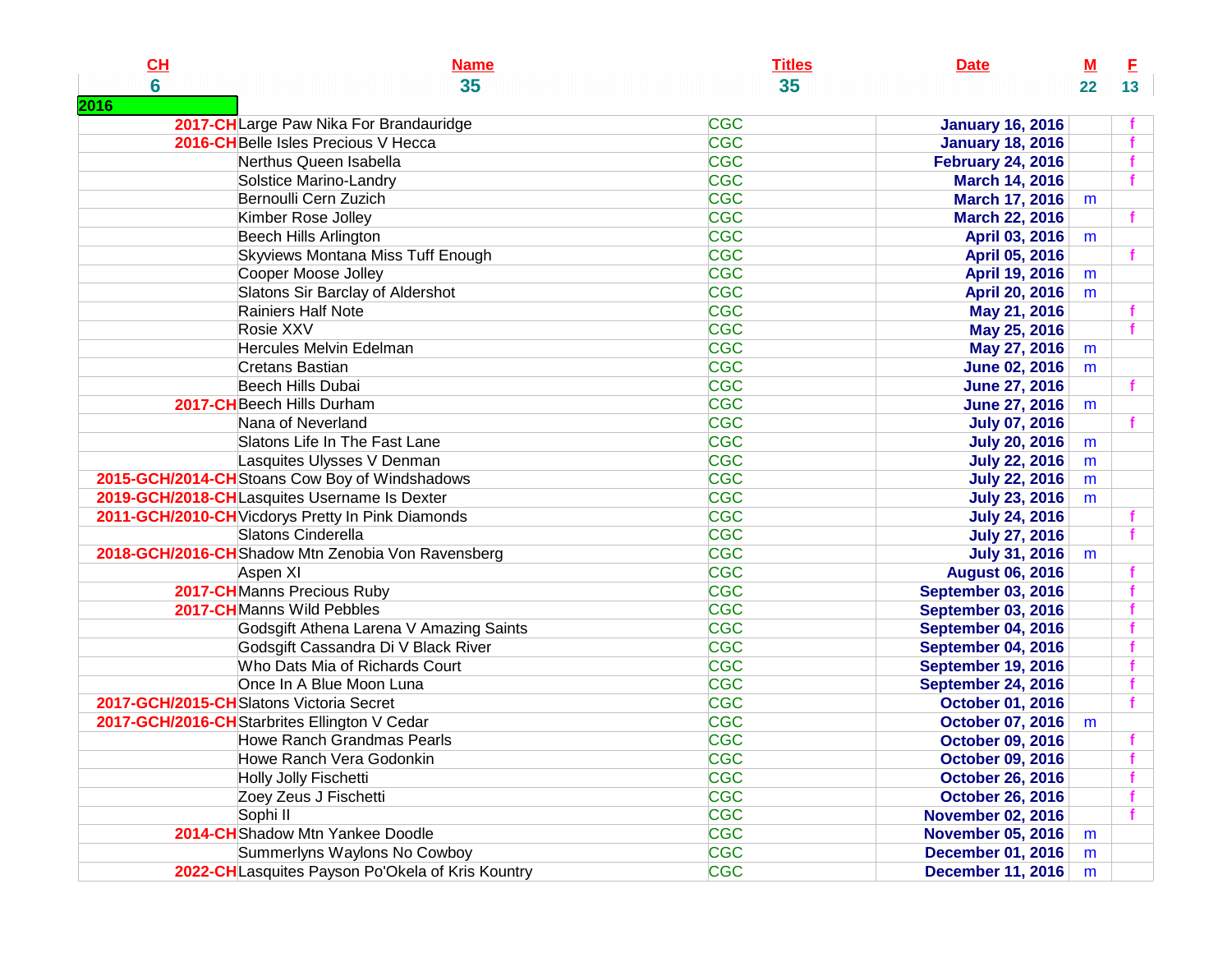| CH | Name | Titles | Date | M | F |
|---|---|---|---|---|---|
| 6 | 35 | 35 | | 22 | 13 |
| 2016 | | | | | |
| 2017-CH | Large Paw Nika For Brandauridge | CGC | January 16, 2016 | | f |
| 2016-CH | Belle Isles Precious V Hecca | CGC | January 18, 2016 | | f |
| | Nerthus Queen Isabella | CGC | February 24, 2016 | | f |
| | Solstice Marino-Landry | CGC | March 14, 2016 | | f |
| | Bernoulli Cern Zuzich | CGC | March 17, 2016 | m | |
| | Kimber Rose Jolley | CGC | March 22, 2016 | | f |
| | Beech Hills Arlington | CGC | April 03, 2016 | m | |
| | Skyviews Montana Miss Tuff Enough | CGC | April 05, 2016 | | f |
| | Cooper Moose Jolley | CGC | April 19, 2016 | m | |
| | Slatons Sir Barclay of Aldershot | CGC | April 20, 2016 | m | |
| | Rainiers Half Note | CGC | May 21, 2016 | | f |
| | Rosie XXV | CGC | May 25, 2016 | | f |
| | Hercules Melvin Edelman | CGC | May 27, 2016 | m | |
| | Cretans Bastian | CGC | June 02, 2016 | m | |
| | Beech Hills Dubai | CGC | June 27, 2016 | | f |
| 2017-CH | Beech Hills Durham | CGC | June 27, 2016 | m | |
| | Nana of Neverland | CGC | July 07, 2016 | | f |
| | Slatons Life In The Fast Lane | CGC | July 20, 2016 | m | |
| | Lasquites Ulysses V Denman | CGC | July 22, 2016 | m | |
| 2015-GCH/2014-CH | Stoans Cow Boy of Windshadows | CGC | July 22, 2016 | m | |
| 2019-GCH/2018-CH | Lasquites Username Is Dexter | CGC | July 23, 2016 | m | |
| 2011-GCH/2010-CH | Vicdorys Pretty In Pink Diamonds | CGC | July 24, 2016 | | f |
| | Slatons Cinderella | CGC | July 27, 2016 | | f |
| 2018-GCH/2016-CH | Shadow Mtn Zenobia Von Ravensberg | CGC | July 31, 2016 | m | |
| | Aspen XI | CGC | August 06, 2016 | | f |
| 2017-CH | Manns Precious Ruby | CGC | September 03, 2016 | | f |
| 2017-CH | Manns Wild Pebbles | CGC | September 03, 2016 | | f |
| | Godsgift Athena Larena V Amazing Saints | CGC | September 04, 2016 | | f |
| | Godsgift Cassandra Di V Black River | CGC | September 04, 2016 | | f |
| | Who Dats Mia of Richards Court | CGC | September 19, 2016 | | f |
| | Once In A Blue Moon Luna | CGC | September 24, 2016 | | f |
| 2017-GCH/2015-CH | Slatons Victoria Secret | CGC | October 01, 2016 | | f |
| 2017-GCH/2016-CH | Starbrites Ellington V Cedar | CGC | October 07, 2016 | m | |
| | Howe Ranch Grandmas Pearls | CGC | October 09, 2016 | | f |
| | Howe Ranch Vera Godonkin | CGC | October 09, 2016 | | f |
| | Holly Jolly Fischetti | CGC | October 26, 2016 | | f |
| | Zoey Zeus J Fischetti | CGC | October 26, 2016 | | f |
| | Sophi II | CGC | November 02, 2016 | | f |
| 2014-CH | Shadow Mtn Yankee Doodle | CGC | November 05, 2016 | m | |
| | Summerlyns Waylons No Cowboy | CGC | December 01, 2016 | m | |
| 2022-CH | Lasquites Payson Po'Okela of Kris Kountry | CGC | December 11, 2016 | m | |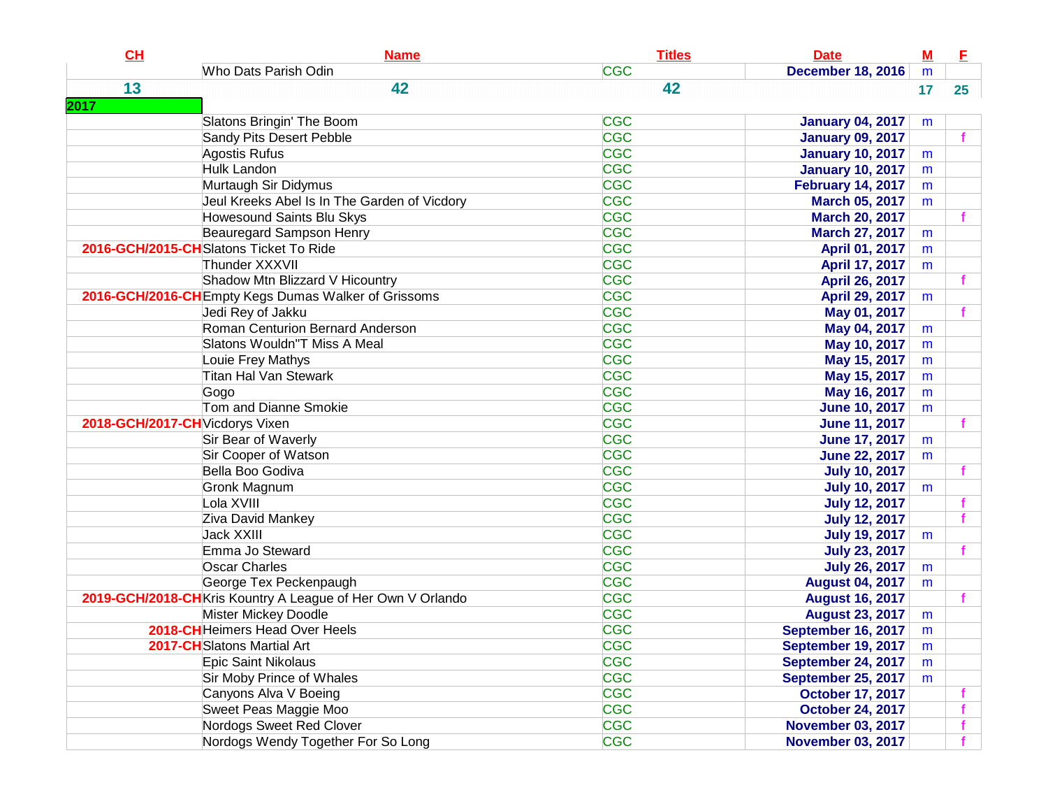| CH | Name | Titles | Date | M | F |
|---|---|---|---|---|---|
| | Who Dats Parish Odin | CGC | December 18, 2016 | m | |
| 13 | 42 | 42 | | 17 | 25 |
| 2017 | | | | | |
| | Slatons Bringin' The Boom | CGC | January 04, 2017 | m | |
| | Sandy Pits Desert Pebble | CGC | January 09, 2017 | | f |
| | Agostis Rufus | CGC | January 10, 2017 | m | |
| | Hulk Landon | CGC | January 10, 2017 | m | |
| | Murtaugh Sir Didymus | CGC | February 14, 2017 | m | |
| | Jeul Kreeks Abel Is In The Garden of Vicdory | CGC | March 05, 2017 | m | |
| | Howesound Saints Blu Skys | CGC | March 20, 2017 | | f |
| | Beauregard Sampson Henry | CGC | March 27, 2017 | m | |
| 2016-GCH/2015-CH | Slatons Ticket To Ride | CGC | April 01, 2017 | m | |
| | Thunder XXXVII | CGC | April 17, 2017 | m | |
| | Shadow Mtn Blizzard V Hicountry | CGC | April 26, 2017 | | f |
| 2016-GCH/2016-CH | Empty Kegs Dumas Walker of Grissoms | CGC | April 29, 2017 | m | |
| | Jedi Rey of Jakku | CGC | May 01, 2017 | | f |
| | Roman Centurion Bernard Anderson | CGC | May 04, 2017 | m | |
| | Slatons Wouldn"T Miss A Meal | CGC | May 10, 2017 | m | |
| | Louie Frey Mathys | CGC | May 15, 2017 | m | |
| | Titan Hal Van Stewark | CGC | May 15, 2017 | m | |
| | Gogo | CGC | May 16, 2017 | m | |
| | Tom and Dianne Smokie | CGC | June 10, 2017 | m | |
| 2018-GCH/2017-CH | Vicdorys Vixen | CGC | June 11, 2017 | | f |
| | Sir Bear of Waverly | CGC | June 17, 2017 | m | |
| | Sir Cooper of Watson | CGC | June 22, 2017 | m | |
| | Bella Boo Godiva | CGC | July 10, 2017 | | f |
| | Gronk Magnum | CGC | July 10, 2017 | m | |
| | Lola XVIII | CGC | July 12, 2017 | | f |
| | Ziva David Mankey | CGC | July 12, 2017 | | f |
| | Jack XXIII | CGC | July 19, 2017 | m | |
| | Emma Jo Steward | CGC | July 23, 2017 | | f |
| | Oscar Charles | CGC | July 26, 2017 | m | |
| | George Tex Peckenpaugh | CGC | August 04, 2017 | m | |
| 2019-GCH/2018-CH | Kris Kountry A League of Her Own V Orlando | CGC | August 16, 2017 | | f |
| | Mister Mickey Doodle | CGC | August 23, 2017 | m | |
| 2018-CH | Heimers Head Over Heels | CGC | September 16, 2017 | m | |
| 2017-CH | Slatons Martial Art | CGC | September 19, 2017 | m | |
| | Epic Saint Nikolaus | CGC | September 24, 2017 | m | |
| | Sir Moby Prince of Whales | CGC | September 25, 2017 | m | |
| | Canyons Alva V Boeing | CGC | October 17, 2017 | | f |
| | Sweet Peas Maggie Moo | CGC | October 24, 2017 | | f |
| | Nordogs Sweet Red Clover | CGC | November 03, 2017 | | f |
| | Nordogs Wendy Together For So Long | CGC | November 03, 2017 | | f |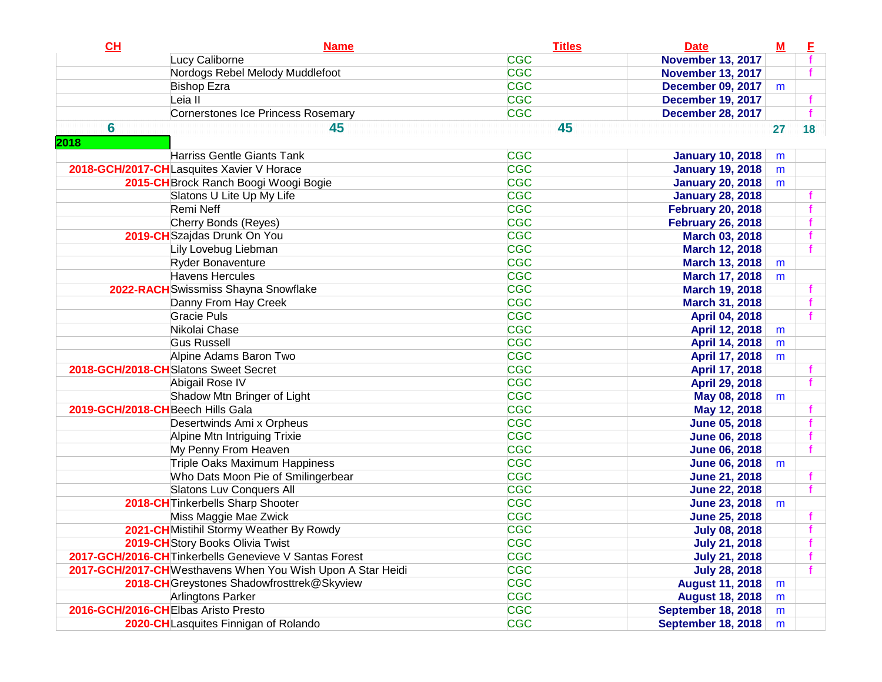| CH | Name | Titles | Date | M | F |
|---|---|---|---|---|---|
| | Lucy Caliborne | CGC | November 13, 2017 | | f |
| | Nordogs Rebel Melody Muddlefoot | CGC | November 13, 2017 | | f |
| | Bishop Ezra | CGC | December 09, 2017 | m | |
| | Leia II | CGC | December 19, 2017 | | f |
| | Cornerstones Ice Princess Rosemary | CGC | December 28, 2017 | | f |
| 6 | 45 | 45 | | 27 | 18 |
| 2018 | | | | | |
| | Harriss Gentle Giants Tank | CGC | January 10, 2018 | m | |
| 2018-GCH/2017-CH | Lasquites Xavier V Horace | CGC | January 19, 2018 | m | |
| 2015-CH | Brock Ranch Boogi Woogi Bogie | CGC | January 20, 2018 | m | |
| | Slatons U Lite Up My Life | CGC | January 28, 2018 | | f |
| | Remi Neff | CGC | February 20, 2018 | | f |
| | Cherry Bonds (Reyes) | CGC | February 26, 2018 | | f |
| 2019-CH | Szajdas Drunk On You | CGC | March 03, 2018 | | f |
| | Lily Lovebug Liebman | CGC | March 12, 2018 | | f |
| | Ryder Bonaventure | CGC | March 13, 2018 | m | |
| | Havens Hercules | CGC | March 17, 2018 | m | |
| 2022-RACH | Swissmiss Shayna Snowflake | CGC | March 19, 2018 | | f |
| | Danny From Hay Creek | CGC | March 31, 2018 | | f |
| | Gracie Puls | CGC | April 04, 2018 | | f |
| | Nikolai Chase | CGC | April 12, 2018 | m | |
| | Gus Russell | CGC | April 14, 2018 | m | |
| | Alpine Adams Baron Two | CGC | April 17, 2018 | m | |
| 2018-GCH/2018-CH | Slatons Sweet Secret | CGC | April 17, 2018 | | f |
| | Abigail Rose IV | CGC | April 29, 2018 | | f |
| | Shadow Mtn Bringer of Light | CGC | May 08, 2018 | m | |
| 2019-GCH/2018-CH | Beech Hills Gala | CGC | May 12, 2018 | | f |
| | Desertwinds Ami x Orpheus | CGC | June 05, 2018 | | f |
| | Alpine Mtn Intriguing Trixie | CGC | June 06, 2018 | | f |
| | My Penny From Heaven | CGC | June 06, 2018 | | f |
| | Triple Oaks Maximum Happiness | CGC | June 06, 2018 | m | |
| | Who Dats Moon Pie of Smilingerbear | CGC | June 21, 2018 | | f |
| | Slatons Luv Conquers All | CGC | June 22, 2018 | | f |
| 2018-CH | Tinkerbells Sharp Shooter | CGC | June 23, 2018 | m | |
| | Miss Maggie Mae Zwick | CGC | June 25, 2018 | | f |
| 2021-CH | Mistihil Stormy Weather By Rowdy | CGC | July 08, 2018 | | f |
| 2019-CH | Story Books Olivia Twist | CGC | July 21, 2018 | | f |
| 2017-GCH/2016-CH | Tinkerbells Genevieve V Santas Forest | CGC | July 21, 2018 | | f |
| 2017-GCH/2017-CH | Westhavens When You Wish Upon A Star Heidi | CGC | July 28, 2018 | | f |
| 2018-CH | Greystones Shadowfrosttrek@Skyview | CGC | August 11, 2018 | m | |
| | Arlingtons Parker | CGC | August 18, 2018 | m | |
| 2016-GCH/2016-CH | Elbas Aristo Presto | CGC | September 18, 2018 | m | |
| 2020-CH | Lasquites Finnigan of Rolando | CGC | September 18, 2018 | m | |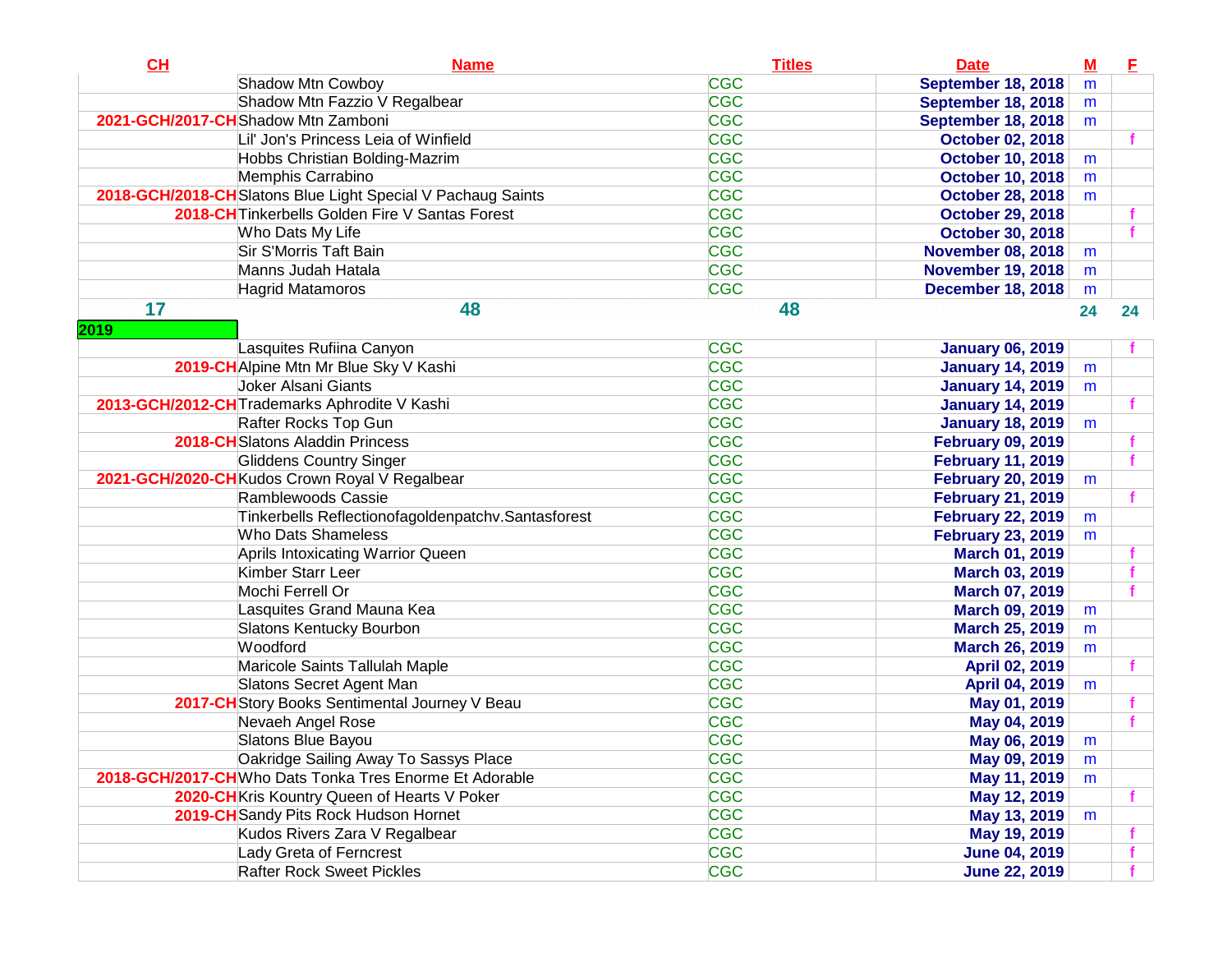| CH | Name | Titles | Date | M | F |
|---|---|---|---|---|---|
| | Shadow Mtn Cowboy | CGC | September 18, 2018 | m | |
| | Shadow Mtn Fazzio V Regalbear | CGC | September 18, 2018 | m | |
| 2021-GCH/2017-CH | Shadow Mtn Zamboni | CGC | September 18, 2018 | m | |
| | Lil' Jon's Princess Leia of Winfield | CGC | October 02, 2018 | | f |
| | Hobbs Christian Bolding-Mazrim | CGC | October 10, 2018 | m | |
| | Memphis Carrabino | CGC | October 10, 2018 | m | |
| 2018-GCH/2018-CH | Slatons Blue Light Special V Pachaug Saints | CGC | October 28, 2018 | m | |
| 2018-CH | Tinkerbells Golden Fire V Santas Forest | CGC | October 29, 2018 | | f |
| | Who Dats My Life | CGC | October 30, 2018 | | f |
| | Sir S'Morris Taft Bain | CGC | November 08, 2018 | m | |
| | Manns Judah Hatala | CGC | November 19, 2018 | m | |
| | Hagrid Matamoros | CGC | December 18, 2018 | m | |
| 17 | 48 | 48 | | 24 | 24 |
| 2019 | | | | | |
| | Lasquites Rufiina Canyon | CGC | January 06, 2019 | | f |
| 2019-CH | Alpine Mtn Mr Blue Sky V Kashi | CGC | January 14, 2019 | m | |
| | Joker Alsani Giants | CGC | January 14, 2019 | m | |
| 2013-GCH/2012-CH | Trademarks Aphrodite V Kashi | CGC | January 14, 2019 | | f |
| | Rafter Rocks Top Gun | CGC | January 18, 2019 | m | |
| 2018-CH | Slatons Aladdin Princess | CGC | February 09, 2019 | | f |
| | Gliddens Country Singer | CGC | February 11, 2019 | | f |
| 2021-GCH/2020-CH | Kudos Crown Royal V Regalbear | CGC | February 20, 2019 | m | |
| | Ramblewoods Cassie | CGC | February 21, 2019 | | f |
| | Tinkerbells Reflectionofagoldenpatchv.Santasforest | CGC | February 22, 2019 | m | |
| | Who Dats Shameless | CGC | February 23, 2019 | m | |
| | Aprils Intoxicating Warrior Queen | CGC | March 01, 2019 | | f |
| | Kimber Starr Leer | CGC | March 03, 2019 | | f |
| | Mochi Ferrell Or | CGC | March 07, 2019 | | f |
| | Lasquites Grand Mauna Kea | CGC | March 09, 2019 | m | |
| | Slatons Kentucky Bourbon | CGC | March 25, 2019 | m | |
| | Woodford | CGC | March 26, 2019 | m | |
| | Maricole Saints Tallulah Maple | CGC | April 02, 2019 | | f |
| | Slatons Secret Agent Man | CGC | April 04, 2019 | m | |
| 2017-CH | Story Books Sentimental Journey V Beau | CGC | May 01, 2019 | | f |
| | Nevaeh Angel Rose | CGC | May 04, 2019 | | f |
| | Slatons Blue Bayou | CGC | May 06, 2019 | m | |
| | Oakridge Sailing Away To Sassys Place | CGC | May 09, 2019 | m | |
| 2018-GCH/2017-CH | Who Dats Tonka Tres Enorme Et Adorable | CGC | May 11, 2019 | m | |
| 2020-CH | Kris Kountry Queen of Hearts V Poker | CGC | May 12, 2019 | | f |
| 2019-CH | Sandy Pits Rock Hudson Hornet | CGC | May 13, 2019 | m | |
| | Kudos Rivers Zara V Regalbear | CGC | May 19, 2019 | | f |
| | Lady Greta of Ferncrest | CGC | June 04, 2019 | | f |
| | Rafter Rock Sweet Pickles | CGC | June 22, 2019 | | f |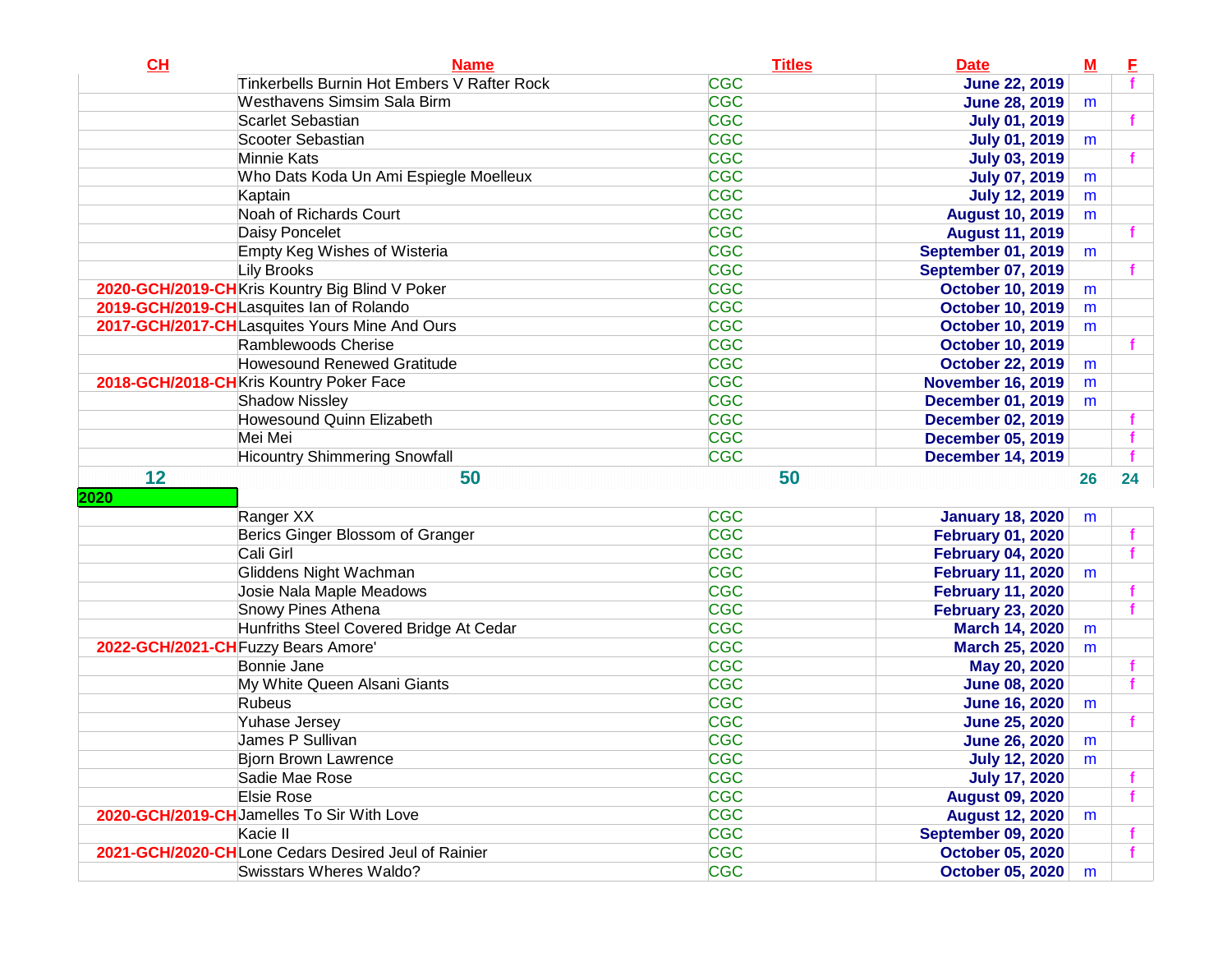| CH | Name | Titles | Date | M | F |
|---|---|---|---|---|---|
| | Tinkerbells Burnin Hot Embers V Rafter Rock | CGC | June 22, 2019 | | f |
| | Westhavens Simsim Sala Birm | CGC | June 28, 2019 | m | |
| | Scarlet Sebastian | CGC | July 01, 2019 | | f |
| | Scooter Sebastian | CGC | July 01, 2019 | m | |
| | Minnie Kats | CGC | July 03, 2019 | | f |
| | Who Dats Koda Un Ami Espiegle Moelleux | CGC | July 07, 2019 | m | |
| | Kaptain | CGC | July 12, 2019 | m | |
| | Noah of Richards Court | CGC | August 10, 2019 | m | |
| | Daisy Poncelet | CGC | August 11, 2019 | | f |
| | Empty Keg Wishes of Wisteria | CGC | September 01, 2019 | m | |
| | Lily Brooks | CGC | September 07, 2019 | | f |
| 2020-GCH/2019-CH | Kris Kountry Big Blind V Poker | CGC | October 10, 2019 | m | |
| 2019-GCH/2019-CH | Lasquites Ian of Rolando | CGC | October 10, 2019 | m | |
| 2017-GCH/2017-CH | Lasquites Yours Mine And Ours | CGC | October 10, 2019 | m | |
| | Ramblewoods Cherise | CGC | October 10, 2019 | | f |
| | Howesound Renewed Gratitude | CGC | October 22, 2019 | m | |
| 2018-GCH/2018-CH | Kris Kountry Poker Face | CGC | November 16, 2019 | m | |
| | Shadow Nissley | CGC | December 01, 2019 | m | |
| | Howesound Quinn Elizabeth | CGC | December 02, 2019 | | f |
| | Mei Mei | CGC | December 05, 2019 | | f |
| | Hicountry Shimmering Snowfall | CGC | December 14, 2019 | | f |
| 12 | 50 | 50 | | 26 | 24 |
| 2020 | | | | | |
| | Ranger XX | CGC | January 18, 2020 | m | |
| | Berics Ginger Blossom of Granger | CGC | February 01, 2020 | | f |
| | Cali Girl | CGC | February 04, 2020 | | f |
| | Gliddens Night Wachman | CGC | February 11, 2020 | m | |
| | Josie Nala Maple Meadows | CGC | February 11, 2020 | | f |
| | Snowy Pines Athena | CGC | February 23, 2020 | | f |
| | Hunfriths Steel Covered Bridge At Cedar | CGC | March 14, 2020 | m | |
| 2022-GCH/2021-CH | Fuzzy Bears Amore' | CGC | March 25, 2020 | m | |
| | Bonnie Jane | CGC | May 20, 2020 | | f |
| | My White Queen Alsani Giants | CGC | June 08, 2020 | | f |
| | Rubeus | CGC | June 16, 2020 | m | |
| | Yuhase Jersey | CGC | June 25, 2020 | | f |
| | James P Sullivan | CGC | June 26, 2020 | m | |
| | Bjorn Brown Lawrence | CGC | July 12, 2020 | m | |
| | Sadie Mae Rose | CGC | July 17, 2020 | | f |
| | Elsie Rose | CGC | August 09, 2020 | | f |
| 2020-GCH/2019-CH | Jamelles To Sir With Love | CGC | August 12, 2020 | m | |
| | Kacie II | CGC | September 09, 2020 | | f |
| 2021-GCH/2020-CH | Lone Cedars Desired Jeul of Rainier | CGC | October 05, 2020 | | f |
| | Swisstars Wheres Waldo? | CGC | October 05, 2020 | m | |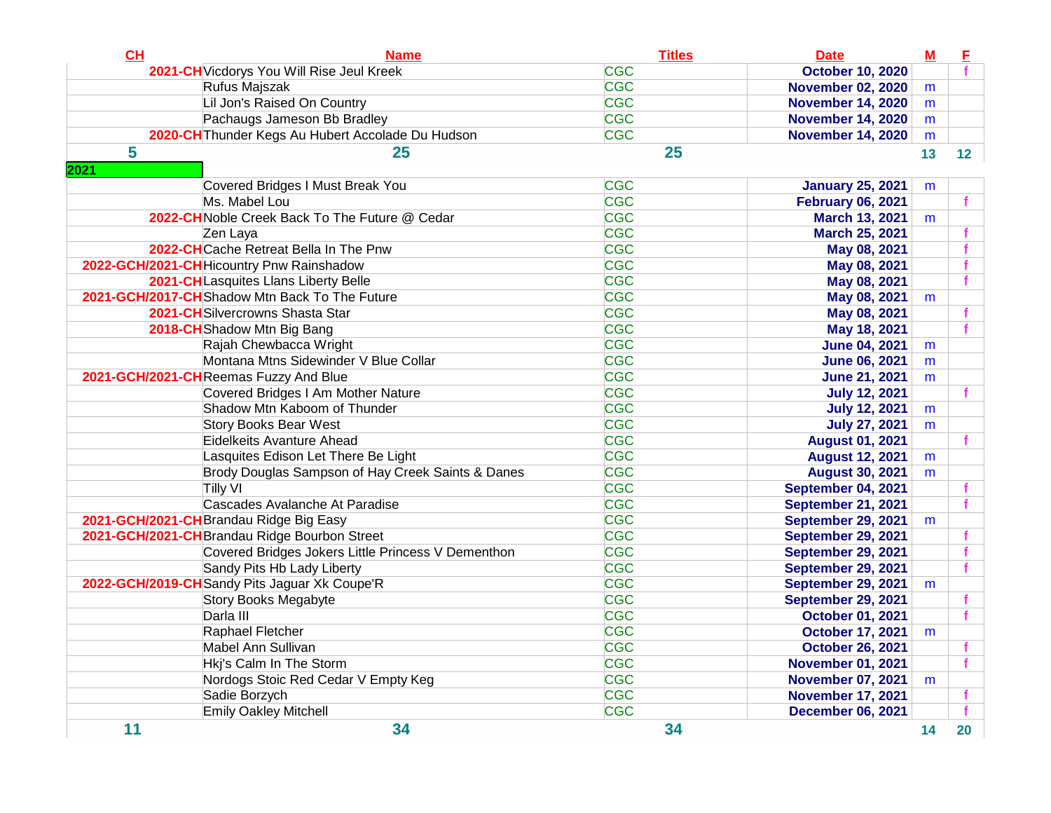| CH | Name | Titles | Date | M | F |
|---|---|---|---|---|---|
| 2021-CH | Vicdorys You Will Rise Jeul Kreek | CGC | October 10, 2020 | | f |
| | Rufus Majszak | CGC | November 02, 2020 | m | |
| | Lil Jon's Raised On Country | CGC | November 14, 2020 | m | |
| | Pachaugs Jameson Bb Bradley | CGC | November 14, 2020 | m | |
| 2020-CH | Thunder Kegs Au Hubert Accolade Du Hudson | CGC | November 14, 2020 | m | |
| 5 | 25 | 25 | | 13 | 12 |
| 2021 | | | | | |
| | Covered Bridges I Must Break You | CGC | January 25, 2021 | m | |
| | Ms. Mabel Lou | CGC | February 06, 2021 | | f |
| 2022-CH | Noble Creek Back To The Future @ Cedar | CGC | March 13, 2021 | m | |
| | Zen Laya | CGC | March 25, 2021 | | f |
| 2022-CH | Cache Retreat Bella In The Pnw | CGC | May 08, 2021 | | f |
| 2022-GCH/2021-CH | Hicountry Pnw Rainshadow | CGC | May 08, 2021 | | f |
| 2021-CH | Lasquites Llans Liberty Belle | CGC | May 08, 2021 | | f |
| 2021-GCH/2017-CH | Shadow Mtn Back To The Future | CGC | May 08, 2021 | m | |
| 2021-CH | Silvercrowns Shasta Star | CGC | May 08, 2021 | | f |
| 2018-CH | Shadow Mtn Big Bang | CGC | May 18, 2021 | | f |
| | Rajah Chewbacca Wright | CGC | June 04, 2021 | m | |
| | Montana Mtns Sidewinder V Blue Collar | CGC | June 06, 2021 | m | |
| 2021-GCH/2021-CH | Reemas Fuzzy And Blue | CGC | June 21, 2021 | m | |
| | Covered Bridges I Am Mother Nature | CGC | July 12, 2021 | | f |
| | Shadow Mtn Kaboom of Thunder | CGC | July 12, 2021 | m | |
| | Story Books Bear West | CGC | July 27, 2021 | m | |
| | Eidelkeits Avanture Ahead | CGC | August 01, 2021 | | f |
| | Lasquites Edison Let There Be Light | CGC | August 12, 2021 | m | |
| | Brody Douglas Sampson of Hay Creek Saints & Danes | CGC | August 30, 2021 | m | |
| | Tilly VI | CGC | September 04, 2021 | | f |
| | Cascades Avalanche At Paradise | CGC | September 21, 2021 | | f |
| 2021-GCH/2021-CH | Brandau Ridge Big Easy | CGC | September 29, 2021 | m | |
| 2021-GCH/2021-CH | Brandau Ridge Bourbon Street | CGC | September 29, 2021 | | f |
| | Covered Bridges Jokers Little Princess V Dementhon | CGC | September 29, 2021 | | f |
| | Sandy Pits Hb Lady Liberty | CGC | September 29, 2021 | | f |
| 2022-GCH/2019-CH | Sandy Pits Jaguar Xk Coupe'R | CGC | September 29, 2021 | m | |
| | Story Books Megabyte | CGC | September 29, 2021 | | f |
| | Darla III | CGC | October 01, 2021 | | f |
| | Raphael Fletcher | CGC | October 17, 2021 | m | |
| | Mabel Ann Sullivan | CGC | October 26, 2021 | | f |
| | Hkj's Calm In The Storm | CGC | November 01, 2021 | | f |
| | Nordogs Stoic Red Cedar V Empty Keg | CGC | November 07, 2021 | m | |
| | Sadie Borzych | CGC | November 17, 2021 | | f |
| | Emily Oakley Mitchell | CGC | December 06, 2021 | | f |
| 11 | 34 | 34 | | 14 | 20 |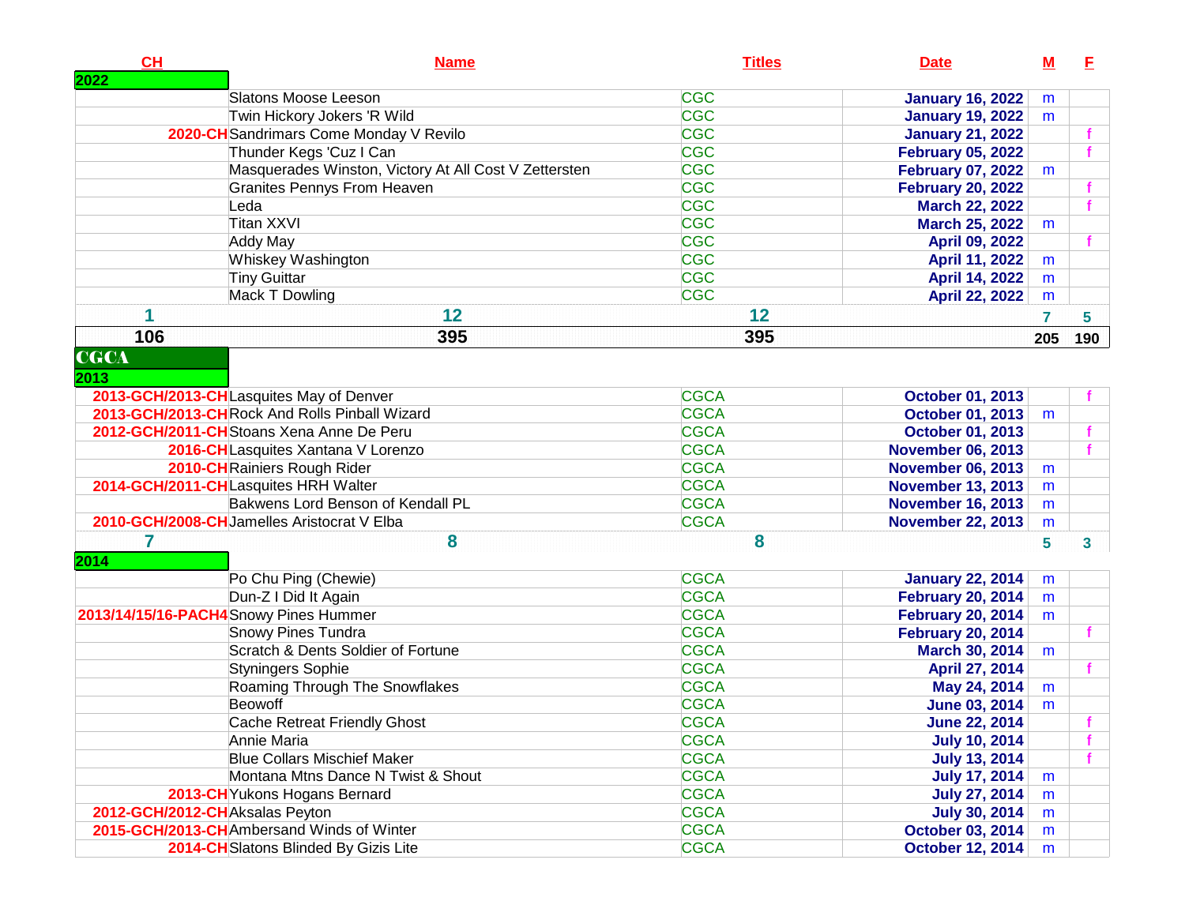| CH | Name | Titles | Date | M | F |
|---|---|---|---|---|---|
| 2022 | | | | | |
| | Slatons Moose Leeson | CGC | January 16, 2022 | m | |
| | Twin Hickory Jokers 'R Wild | CGC | January 19, 2022 | m | |
| 2020-CH | Sandrimars Come Monday V Revilo | CGC | January 21, 2022 | | f |
| | Thunder Kegs 'Cuz I Can | CGC | February 05, 2022 | | f |
| | Masquerades Winston, Victory At All Cost V Zettersten | CGC | February 07, 2022 | m | |
| | Granites Pennys From Heaven | CGC | February 20, 2022 | | f |
| | Leda | CGC | March 22, 2022 | | f |
| | Titan XXVI | CGC | March 25, 2022 | m | |
| | Addy May | CGC | April 09, 2022 | | f |
| | Whiskey Washington | CGC | April 11, 2022 | m | |
| | Tiny Guittar | CGC | April 14, 2022 | m | |
| | Mack T Dowling | CGC | April 22, 2022 | m | |
| 1 | 12 | 12 | | 7 | 5 |
| 106 | 395 | 395 | | 205 | 190 |
| CGCA | | | | | |
| 2013 | | | | | |
| 2013-GCH/2013-CH | Lasquites May of Denver | CGCA | October 01, 2013 | | f |
| 2013-GCH/2013-CH | Rock And Rolls Pinball Wizard | CGCA | October 01, 2013 | m | |
| 2012-GCH/2011-CH | Stoans Xena Anne De Peru | CGCA | October 01, 2013 | | f |
| 2016-CH | Lasquites Xantana V Lorenzo | CGCA | November 06, 2013 | | f |
| 2010-CH | Rainiers Rough Rider | CGCA | November 06, 2013 | m | |
| 2014-GCH/2011-CH | Lasquites HRH Walter | CGCA | November 13, 2013 | m | |
| | Bakwens Lord Benson of Kendall PL | CGCA | November 16, 2013 | m | |
| 2010-GCH/2008-CH | Jamelles Aristocrat V Elba | CGCA | November 22, 2013 | m | |
| 7 | 8 | 8 | | 5 | 3 |
| 2014 | | | | | |
| | Po Chu Ping (Chewie) | CGCA | January 22, 2014 | m | |
| | Dun-Z I Did It Again | CGCA | February 20, 2014 | m | |
| 2013/14/15/16-PACH4 | Snowy Pines Hummer | CGCA | February 20, 2014 | m | |
| | Snowy Pines Tundra | CGCA | February 20, 2014 | | f |
| | Scratch & Dents Soldier of Fortune | CGCA | March 30, 2014 | m | |
| | Styningers Sophie | CGCA | April 27, 2014 | | f |
| | Roaming Through The Snowflakes | CGCA | May 24, 2014 | m | |
| | Beowoff | CGCA | June 03, 2014 | m | |
| | Cache Retreat Friendly Ghost | CGCA | June 22, 2014 | | f |
| | Annie Maria | CGCA | July 10, 2014 | | f |
| | Blue Collars Mischief Maker | CGCA | July 13, 2014 | | f |
| | Montana Mtns Dance N Twist & Shout | CGCA | July 17, 2014 | m | |
| 2013-CH | Yukons Hogans Bernard | CGCA | July 27, 2014 | m | |
| 2012-GCH/2012-CH | Aksalas Peyton | CGCA | July 30, 2014 | m | |
| 2015-GCH/2013-CH | Ambersand Winds of Winter | CGCA | October 03, 2014 | m | |
| 2014-CH | Slatons Blinded By Gizis Lite | CGCA | October 12, 2014 | m | |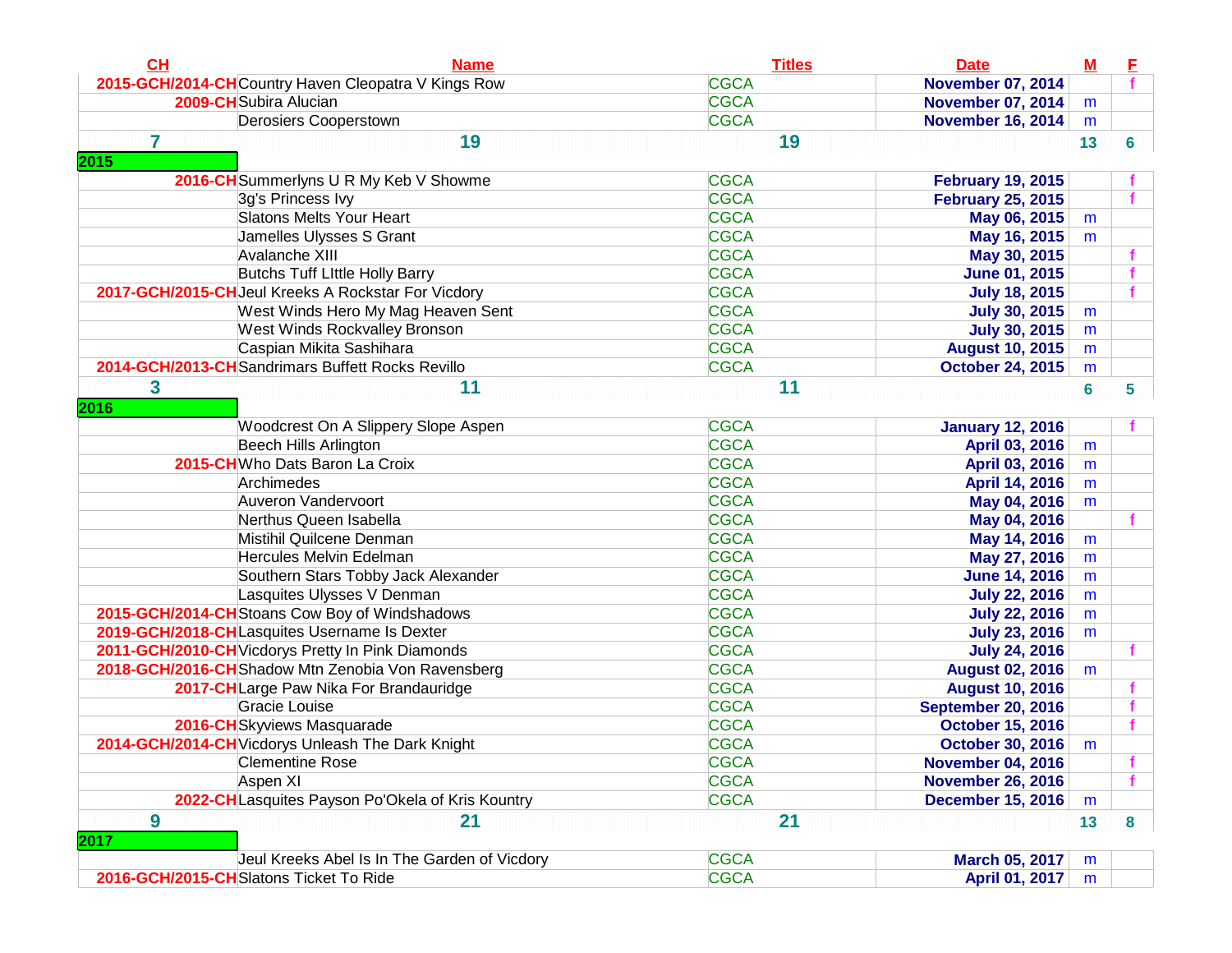| CH | Name | Titles | Date | M | F |
|---|---|---|---|---|---|
| 2015-GCH/2014-CH | Country Haven Cleopatra V Kings Row | CGCA | November 07, 2014 | | f |
| 2009-CH | Subira Alucian | CGCA | November 07, 2014 | m | |
| | Derosiers Cooperstown | CGCA | November 16, 2014 | m | |
| 7 | 19 | 19 | | 13 | 6 |
| **2015** | | | | | |
| 2016-CH | Summerlyns U R My Keb V Showme | CGCA | February 19, 2015 | | f |
| | 3g's Princess Ivy | CGCA | February 25, 2015 | | f |
| | Slatons Melts Your Heart | CGCA | May 06, 2015 | m | |
| | Jamelles Ulysses S Grant | CGCA | May 16, 2015 | m | |
| | Avalanche XIII | CGCA | May 30, 2015 | | f |
| | Butchs Tuff LIttle Holly Barry | CGCA | June 01, 2015 | | f |
| 2017-GCH/2015-CH | Jeul Kreeks A Rockstar For Vicdory | CGCA | July 18, 2015 | | f |
| | West Winds Hero My Mag Heaven Sent | CGCA | July 30, 2015 | m | |
| | West Winds Rockvalley Bronson | CGCA | July 30, 2015 | m | |
| | Caspian Mikita Sashihara | CGCA | August 10, 2015 | m | |
| 2014-GCH/2013-CH | Sandrimars Buffett Rocks Revillo | CGCA | October 24, 2015 | m | |
| 3 | 11 | 11 | | 6 | 5 |
| **2016** | | | | | |
| | Woodcrest On A Slippery Slope Aspen | CGCA | January 12, 2016 | | f |
| | Beech Hills Arlington | CGCA | April 03, 2016 | m | |
| 2015-CH | Who Dats Baron La Croix | CGCA | April 03, 2016 | m | |
| | Archimedes | CGCA | April 14, 2016 | m | |
| | Auveron Vandervoort | CGCA | May 04, 2016 | m | |
| | Nerthus Queen Isabella | CGCA | May 04, 2016 | | f |
| | Mistihil Quilcene Denman | CGCA | May 14, 2016 | m | |
| | Hercules Melvin Edelman | CGCA | May 27, 2016 | m | |
| | Southern Stars Tobby Jack Alexander | CGCA | June 14, 2016 | m | |
| | Lasquites Ulysses V Denman | CGCA | July 22, 2016 | m | |
| 2015-GCH/2014-CH | Stoans Cow Boy of Windshadows | CGCA | July 22, 2016 | m | |
| 2019-GCH/2018-CH | Lasquites Username Is Dexter | CGCA | July 23, 2016 | m | |
| 2011-GCH/2010-CH | Vicdorys Pretty In Pink Diamonds | CGCA | July 24, 2016 | | f |
| 2018-GCH/2016-CH | Shadow Mtn Zenobia Von Ravensberg | CGCA | August 02, 2016 | m | |
| 2017-CH | Large Paw Nika For Brandauridge | CGCA | August 10, 2016 | | f |
| | Gracie Louise | CGCA | September 20, 2016 | | f |
| 2016-CH | Skyviews Masquarade | CGCA | October 15, 2016 | | f |
| 2014-GCH/2014-CH | Vicdorys Unleash The Dark Knight | CGCA | October 30, 2016 | m | |
| | Clementine Rose | CGCA | November 04, 2016 | | f |
| | Aspen XI | CGCA | November 26, 2016 | | f |
| 2022-CH | Lasquites Payson Po'Okela of Kris Kountry | CGCA | December 15, 2016 | m | |
| 9 | 21 | 21 | | 13 | 8 |
| **2017** | | | | | |
| | Jeul Kreeks Abel Is In The Garden of Vicdory | CGCA | March 05, 2017 | m | |
| 2016-GCH/2015-CH | Slatons Ticket To Ride | CGCA | April 01, 2017 | m | |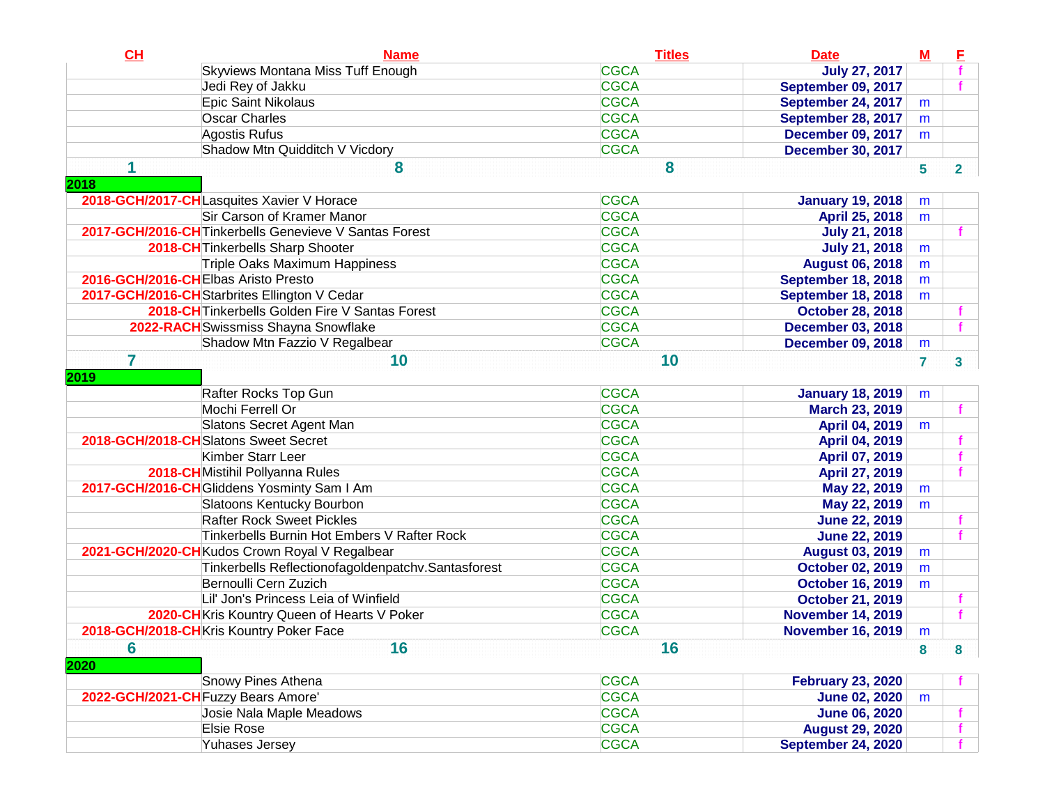| CH | Name | Titles | Date | M | F |
|---|---|---|---|---|---|
| | Skyviews Montana Miss Tuff Enough | CGCA | July 27, 2017 | | f |
| | Jedi Rey of Jakku | CGCA | September 09, 2017 | | f |
| | Epic Saint Nikolaus | CGCA | September 24, 2017 | m | |
| | Oscar Charles | CGCA | September 28, 2017 | m | |
| | Agostis Rufus | CGCA | December 09, 2017 | m | |
| | Shadow Mtn Quidditch V Vicdory | CGCA | December 30, 2017 | | |
| 1 | 8 | 8 | | 5 | 2 |
| 2018 | | | | | |
| 2018-GCH/2017-CH | Lasquites Xavier V Horace | CGCA | January 19, 2018 | m | |
| | Sir Carson of Kramer Manor | CGCA | April 25, 2018 | m | |
| 2017-GCH/2016-CH | Tinkerbells Genevieve V Santas Forest | CGCA | July 21, 2018 | | f |
| 2018-CH | Tinkerbells Sharp Shooter | CGCA | July 21, 2018 | m | |
| | Triple Oaks Maximum Happiness | CGCA | August 06, 2018 | m | |
| 2016-GCH/2016-CH | Elbas Aristo Presto | CGCA | September 18, 2018 | m | |
| 2017-GCH/2016-CH | Starbrites Ellington V Cedar | CGCA | September 18, 2018 | m | |
| 2018-CH | Tinkerbells Golden Fire V Santas Forest | CGCA | October 28, 2018 | | f |
| 2022-RACH | Swissmiss Shayna Snowflake | CGCA | December 03, 2018 | | f |
| | Shadow Mtn Fazzio V Regalbear | CGCA | December 09, 2018 | m | |
| 7 | 10 | 10 | | 7 | 3 |
| 2019 | | | | | |
| | Rafter Rocks Top Gun | CGCA | January 18, 2019 | m | |
| | Mochi Ferrell Or | CGCA | March 23, 2019 | | f |
| | Slatons Secret Agent Man | CGCA | April 04, 2019 | m | |
| 2018-GCH/2018-CH | Slatons Sweet Secret | CGCA | April 04, 2019 | | f |
| | Kimber Starr Leer | CGCA | April 07, 2019 | | f |
| 2018-CH | Mistihil Pollyanna Rules | CGCA | April 27, 2019 | | f |
| 2017-GCH/2016-CH | Gliddens Yosminty Sam I Am | CGCA | May 22, 2019 | m | |
| | Slatoons Kentucky Bourbon | CGCA | May 22, 2019 | m | |
| | Rafter Rock Sweet Pickles | CGCA | June 22, 2019 | | f |
| | Tinkerbells Burnin Hot Embers V Rafter Rock | CGCA | June 22, 2019 | | f |
| 2021-GCH/2020-CH | Kudos Crown Royal V Regalbear | CGCA | August 03, 2019 | m | |
| | Tinkerbells Reflectionofagoldenpatchv.Santasforest | CGCA | October 02, 2019 | m | |
| | Bernoulli Cern Zuzich | CGCA | October 16, 2019 | m | |
| | Lil' Jon's Princess Leia of Winfield | CGCA | October 21, 2019 | | f |
| 2020-CH | Kris Kountry Queen of Hearts V Poker | CGCA | November 14, 2019 | | f |
| 2018-GCH/2018-CH | Kris Kountry Poker Face | CGCA | November 16, 2019 | m | |
| 6 | 16 | 16 | | 8 | 8 |
| 2020 | | | | | |
| | Snowy Pines Athena | CGCA | February 23, 2020 | | f |
| 2022-GCH/2021-CH | Fuzzy Bears Amore' | CGCA | June 02, 2020 | m | |
| | Josie Nala Maple Meadows | CGCA | June 06, 2020 | | f |
| | Elsie Rose | CGCA | August 29, 2020 | | f |
| | Yuhases Jersey | CGCA | September 24, 2020 | | f |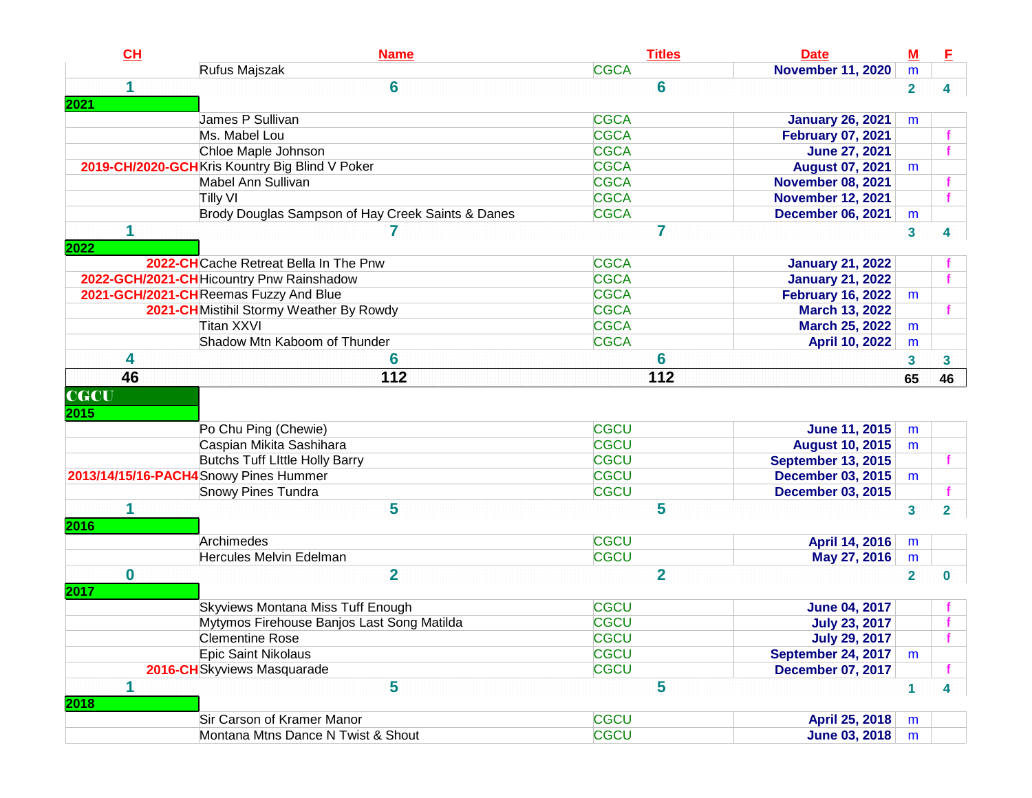| CH | Name | Titles | Date | M | F |
|---|---|---|---|---|---|
| | Rufus Majszak | CGCA | November 11, 2020 | m | |
| 1 | 6 | 6 | | 2 | 4 |
| 2021 | | | | | |
| | James P Sullivan | CGCA | January 26, 2021 | m | |
| | Ms. Mabel Lou | CGCA | February 07, 2021 | | f |
| | Chloe Maple Johnson | CGCA | June 27, 2021 | | f |
| 2019-CH/2020-GCH | Kris Kountry Big Blind V Poker | CGCA | August 07, 2021 | m | |
| | Mabel Ann Sullivan | CGCA | November 08, 2021 | | f |
| | Tilly VI | CGCA | November 12, 2021 | | f |
| | Brody Douglas Sampson of Hay Creek Saints & Danes | CGCA | December 06, 2021 | m | |
| 1 | 7 | 7 | | 3 | 4 |
| 2022 | | | | | |
| 2022-CH | Cache Retreat Bella In The Pnw | CGCA | January 21, 2022 | | f |
| 2022-GCH/2021-CH | Hicountry Pnw Rainshadow | CGCA | January 21, 2022 | | f |
| 2021-GCH/2021-CH | Reemas Fuzzy And Blue | CGCA | February 16, 2022 | m | |
| 2021-CH | Mistihil Stormy Weather By Rowdy | CGCA | March 13, 2022 | | f |
| | Titan XXVI | CGCA | March 25, 2022 | m | |
| | Shadow Mtn Kaboom of Thunder | CGCA | April 10, 2022 | m | |
| 4 | 6 | 6 | | 3 | 3 |
| 46 | 112 | 112 | | 65 | 46 |
| CGCU | | | | | |
| 2015 | | | | | |
| | Po Chu Ping (Chewie) | CGCU | June 11, 2015 | m | |
| | Caspian Mikita Sashihara | CGCU | August 10, 2015 | m | |
| | Butchs Tuff LIttle Holly Barry | CGCU | September 13, 2015 | | f |
| 2013/14/15/16-PACH4 | Snowy Pines Hummer | CGCU | December 03, 2015 | m | |
| | Snowy Pines Tundra | CGCU | December 03, 2015 | | f |
| 1 | 5 | 5 | | 3 | 2 |
| 2016 | | | | | |
| | Archimedes | CGCU | April 14, 2016 | m | |
| | Hercules Melvin Edelman | CGCU | May 27, 2016 | m | |
| 0 | 2 | 2 | | 2 | 0 |
| 2017 | | | | | |
| | Skyviews Montana Miss Tuff Enough | CGCU | June 04, 2017 | | f |
| | Mytymos Firehouse Banjos Last Song Matilda | CGCU | July 23, 2017 | | f |
| | Clementine Rose | CGCU | July 29, 2017 | | f |
| | Epic Saint Nikolaus | CGCU | September 24, 2017 | m | |
| 2016-CH | Skyviews Masquarade | CGCU | December 07, 2017 | | f |
| 1 | 5 | 5 | | 1 | 4 |
| 2018 | | | | | |
| | Sir Carson of Kramer Manor | CGCU | April 25, 2018 | m | |
| | Montana Mtns Dance N Twist & Shout | CGCU | June 03, 2018 | m | |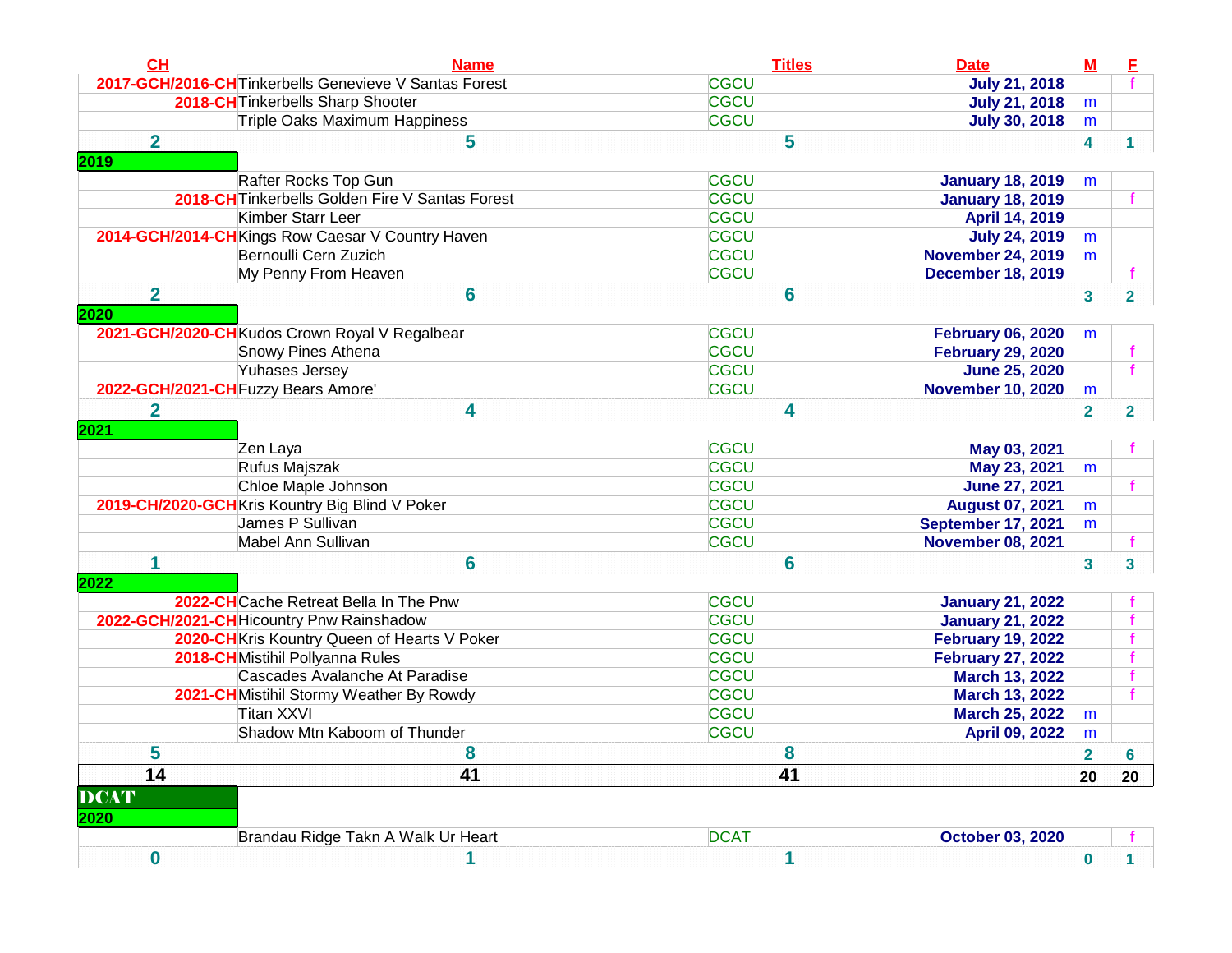| CH | Name | Titles | Date | M | F |
|---|---|---|---|---|---|
| 2017-GCH/2016-CH | Tinkerbells Genevieve V Santas Forest | CGCU | July 21, 2018 | | f |
| 2018-CH | Tinkerbells Sharp Shooter | CGCU | July 21, 2018 | m | |
| | Triple Oaks Maximum Happiness | CGCU | July 30, 2018 | m | |
| 2 | 5 | 5 | | 4 | 1 |
| 2019 | | | | | |
| | Rafter Rocks Top Gun | CGCU | January 18, 2019 | m | |
| 2018-CH | Tinkerbells Golden Fire V Santas Forest | CGCU | January 18, 2019 | | f |
| | Kimber Starr Leer | CGCU | April 14, 2019 | | |
| 2014-GCH/2014-CH | Kings Row Caesar V Country Haven | CGCU | July 24, 2019 | m | |
| | Bernoulli Cern Zuzich | CGCU | November 24, 2019 | m | |
| | My Penny From Heaven | CGCU | December 18, 2019 | | f |
| 2 | 6 | 6 | | 3 | 2 |
| 2020 | | | | | |
| 2021-GCH/2020-CH | Kudos Crown Royal V Regalbear | CGCU | February 06, 2020 | m | |
| | Snowy Pines Athena | CGCU | February 29, 2020 | | f |
| | Yuhases Jersey | CGCU | June 25, 2020 | | f |
| 2022-GCH/2021-CH | Fuzzy Bears Amore' | CGCU | November 10, 2020 | m | |
| 2 | 4 | 4 | | 2 | 2 |
| 2021 | | | | | |
| | Zen Laya | CGCU | May 03, 2021 | | f |
| | Rufus Majszak | CGCU | May 23, 2021 | m | |
| | Chloe Maple Johnson | CGCU | June 27, 2021 | | f |
| 2019-CH/2020-GCH | Kris Kountry Big Blind V Poker | CGCU | August 07, 2021 | m | |
| | James P Sullivan | CGCU | September 17, 2021 | m | |
| | Mabel Ann Sullivan | CGCU | November 08, 2021 | | f |
| 1 | 6 | 6 | | 3 | 3 |
| 2022 | | | | | |
| 2022-CH | Cache Retreat Bella In The Pnw | CGCU | January 21, 2022 | | f |
| 2022-GCH/2021-CH | Hicountry Pnw Rainshadow | CGCU | January 21, 2022 | | f |
| 2020-CH | Kris Kountry Queen of Hearts V Poker | CGCU | February 19, 2022 | | f |
| 2018-CH | Mistihil Pollyanna Rules | CGCU | February 27, 2022 | | f |
| | Cascades Avalanche At Paradise | CGCU | March 13, 2022 | | f |
| 2021-CH | Mistihil Stormy Weather By Rowdy | CGCU | March 13, 2022 | | f |
| | Titan XXVI | CGCU | March 25, 2022 | m | |
| | Shadow Mtn Kaboom of Thunder | CGCU | April 09, 2022 | m | |
| 5 | 8 | 8 | | 2 | 6 |
| 14 | 41 | 41 | | 20 | 20 |

## DCAT

| CH | Name | Titles | Date | M | F |
|---|---|---|---|---|---|
| 2020 | | | | | |
| | Brandau Ridge Takn A Walk Ur Heart | DCAT | October 03, 2020 | | f |
| 0 | 1 | 1 | | 0 | 1 |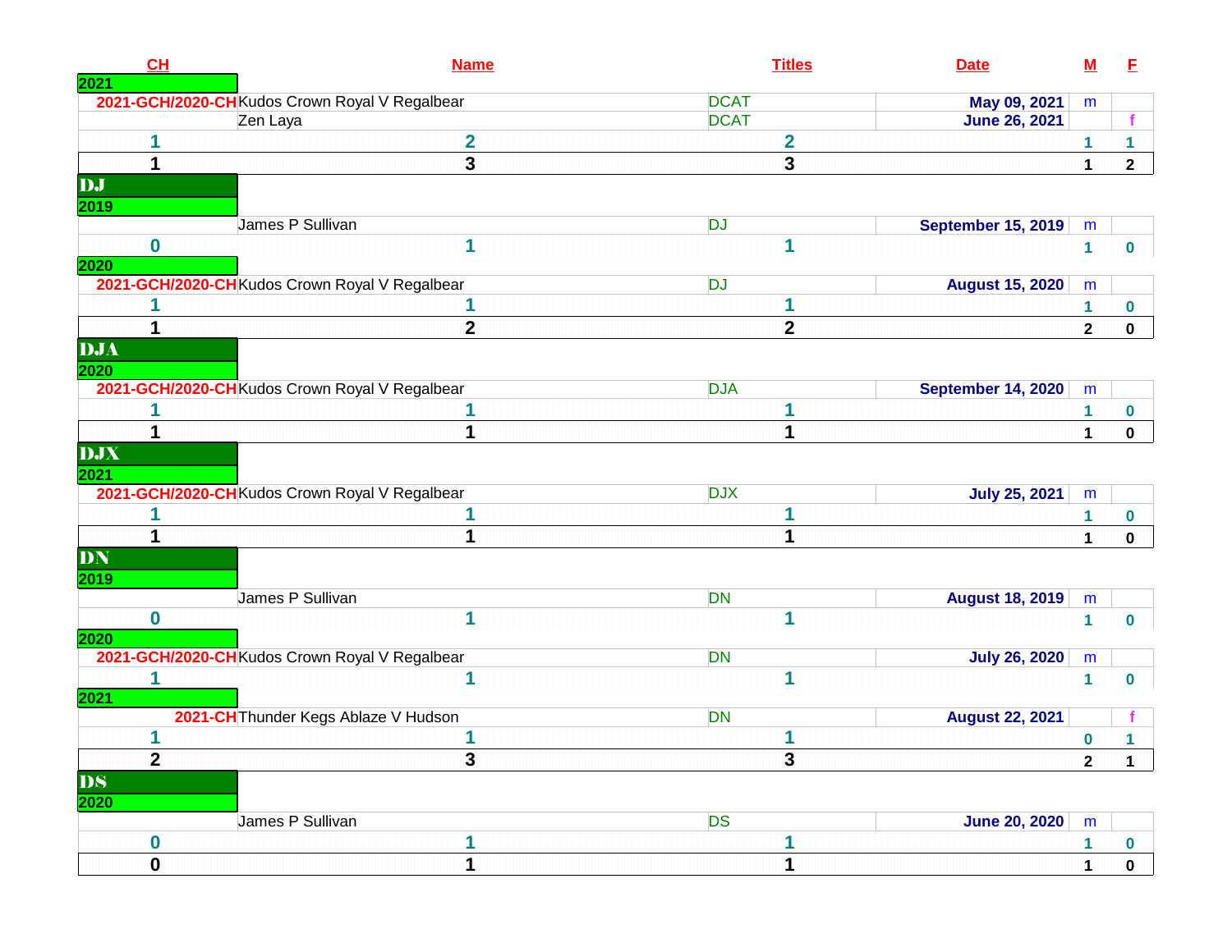| CH | Name | Titles | Date | M | F |
|---|---|---|---|---|---|
| 2021 | | | | | |
| 2021-GCH/2020-CH | Kudos Crown Royal V Regalbear | DCAT | May 09, 2021 | m | |
| | Zen Laya | DCAT | June 26, 2021 | | f |
| 1 | 2 | 2 | | 1 | 1 |
| 1 | 3 | 3 | | 1 | 2 |
| **DJ** | | | | | |
| 2019 | | | | | |
| | James P Sullivan | DJ | September 15, 2019 | m | |
| 0 | 1 | 1 | | 1 | 0 |
| 2020 | | | | | |
| 2021-GCH/2020-CH | Kudos Crown Royal V Regalbear | DJ | August 15, 2020 | m | |
| 1 | 1 | 1 | | 1 | 0 |
| 1 | 2 | 2 | | 2 | 0 |
| **DJA** | | | | | |
| 2020 | | | | | |
| 2021-GCH/2020-CH | Kudos Crown Royal V Regalbear | DJA | September 14, 2020 | m | |
| 1 | 1 | 1 | | 1 | 0 |
| 1 | 1 | 1 | | 1 | 0 |
| **DJX** | | | | | |
| 2021 | | | | | |
| 2021-GCH/2020-CH | Kudos Crown Royal V Regalbear | DJX | July 25, 2021 | m | |
| 1 | 1 | 1 | | 1 | 0 |
| 1 | 1 | 1 | | 1 | 0 |
| **DN** | | | | | |
| 2019 | | | | | |
| | James P Sullivan | DN | August 18, 2019 | m | |
| 0 | 1 | 1 | | 1 | 0 |
| 2020 | | | | | |
| 2021-GCH/2020-CH | Kudos Crown Royal V Regalbear | DN | July 26, 2020 | m | |
| 1 | 1 | 1 | | 1 | 0 |
| 2021 | | | | | |
| 2021-CH | Thunder Kegs Ablaze V Hudson | DN | August 22, 2021 | | f |
| 1 | 1 | 1 | | 0 | 1 |
| 2 | 3 | 3 | | 2 | 1 |
| **DS** | | | | | |
| 2020 | | | | | |
| | James P Sullivan | DS | June 20, 2020 | m | |
| 0 | 1 | 1 | | 1 | 0 |
| 0 | 1 | 1 | | 1 | 0 |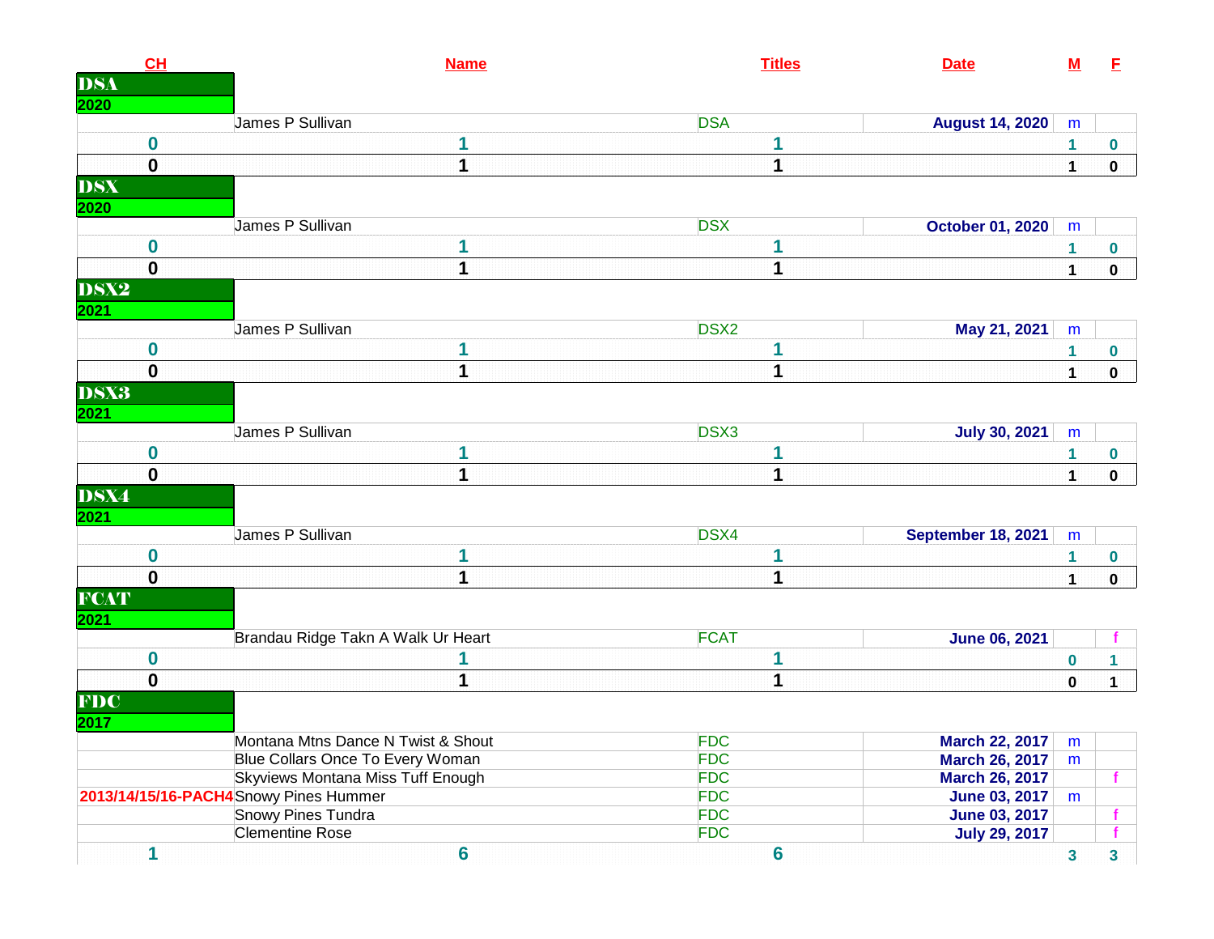| CH | Name | Titles | Date | M | F |
|---|---|---|---|---|---|
| **DSA** | | | | | |
| **2020** | | | | | |
| | James P Sullivan | DSA | August 14, 2020 | m | |
| 0 | 1 | 1 | | 1 | 0 |
| 0 | 1 | 1 | | 1 | 0 |
| **DSX** | | | | | |
| **2020** | | | | | |
| | James P Sullivan | DSX | October 01, 2020 | m | |
| 0 | 1 | 1 | | 1 | 0 |
| 0 | 1 | 1 | | 1 | 0 |
| **DSX2** | | | | | |
| **2021** | | | | | |
| | James P Sullivan | DSX2 | May 21, 2021 | m | |
| 0 | 1 | 1 | | 1 | 0 |
| 0 | 1 | 1 | | 1 | 0 |
| **DSX3** | | | | | |
| **2021** | | | | | |
| | James P Sullivan | DSX3 | July 30, 2021 | m | |
| 0 | 1 | 1 | | 1 | 0 |
| 0 | 1 | 1 | | 1 | 0 |
| **DSX4** | | | | | |
| **2021** | | | | | |
| | James P Sullivan | DSX4 | September 18, 2021 | m | |
| 0 | 1 | 1 | | 1 | 0 |
| 0 | 1 | 1 | | 1 | 0 |
| **FCAT** | | | | | |
| **2021** | | | | | |
| | Brandau Ridge Takn A Walk Ur Heart | FCAT | June 06, 2021 | | f |
| 0 | 1 | 1 | | 0 | 1 |
| 0 | 1 | 1 | | 0 | 1 |
| **FDC** | | | | | |
| **2017** | | | | | |
| | Montana Mtns Dance N Twist & Shout | FDC | March 22, 2017 | m | |
| | Blue Collars Once To Every Woman | FDC | March 26, 2017 | m | |
| | Skyviews Montana Miss Tuff Enough | FDC | March 26, 2017 | | f |
| 2013/14/15/16-PACH4 | Snowy Pines Hummer | FDC | June 03, 2017 | m | |
| | Snowy Pines Tundra | FDC | June 03, 2017 | | f |
| | Clementine Rose | FDC | July 29, 2017 | | f |
| 1 | 6 | 6 | | 3 | 3 |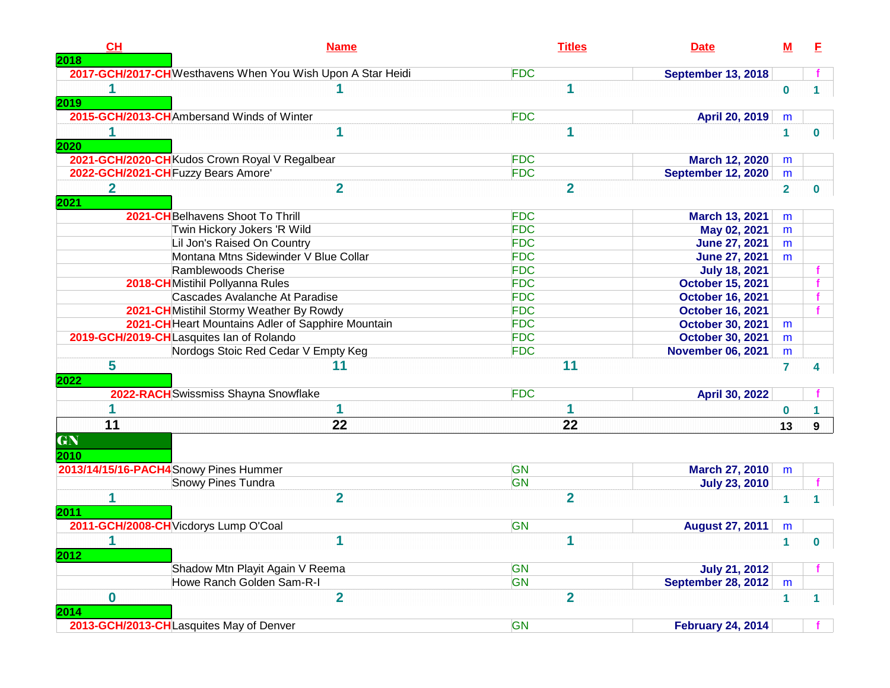| CH | Name | Titles | Date | M | F |
|---|---|---|---|---|---|
| **2018** | | | | | |
| 2017-GCH/2017-CH | Westhavens When You Wish Upon A Star Heidi | FDC | September 13, 2018 | | f |
| 1 | 1 | 1 | | 0 | 1 |
| **2019** | | | | | |
| 2015-GCH/2013-CH | Ambersand Winds of Winter | FDC | April 20, 2019 | m | |
| 1 | 1 | 1 | | 1 | 0 |
| **2020** | | | | | |
| 2021-GCH/2020-CH | Kudos Crown Royal V Regalbear | FDC | March 12, 2020 | m | |
| 2022-GCH/2021-CH | Fuzzy Bears Amore' | FDC | September 12, 2020 | m | |
| 2 | 2 | 2 | | 2 | 0 |
| **2021** | | | | | |
| 2021-CH | Belhavens Shoot To Thrill | FDC | March 13, 2021 | m | |
| | Twin Hickory Jokers 'R Wild | FDC | May 02, 2021 | m | |
| | Lil Jon's Raised On Country | FDC | June 27, 2021 | m | |
| | Montana Mtns Sidewinder V Blue Collar | FDC | June 27, 2021 | m | |
| | Ramblewoods Cherise | FDC | July 18, 2021 | | f |
| 2018-CH | Mistihil Pollyanna Rules | FDC | October 15, 2021 | | f |
| | Cascades Avalanche At Paradise | FDC | October 16, 2021 | | f |
| 2021-CH | Mistihil Stormy Weather By Rowdy | FDC | October 16, 2021 | | f |
| 2021-CH | Heart Mountains Adler of Sapphire Mountain | FDC | October 30, 2021 | m | |
| 2019-GCH/2019-CH | Lasquites Ian of Rolando | FDC | October 30, 2021 | m | |
| | Nordogs Stoic Red Cedar V Empty Keg | FDC | November 06, 2021 | m | |
| 5 | 11 | 11 | | 7 | 4 |
| **2022** | | | | | |
| 2022-RACH | Swissmiss Shayna Snowflake | FDC | April 30, 2022 | | f |
| 1 | 1 | 1 | | 0 | 1 |
| **11** | **22** | **22** | | **13** | **9** |
| **GN** | | | | | |
| **2010** | | | | | |
| 2013/14/15/16-PACH4 | Snowy Pines Hummer | GN | March 27, 2010 | m | |
| | Snowy Pines Tundra | GN | July 23, 2010 | | f |
| 1 | 2 | 2 | | 1 | 1 |
| **2011** | | | | | |
| 2011-GCH/2008-CH | Vicdorys Lump O'Coal | GN | August 27, 2011 | m | |
| 1 | 1 | 1 | | 1 | 0 |
| **2012** | | | | | |
| | Shadow Mtn Playit Again V Reema | GN | July 21, 2012 | | f |
| | Howe Ranch Golden Sam-R-I | GN | September 28, 2012 | m | |
| 0 | 2 | 2 | | 1 | 1 |
| **2014** | | | | | |
| 2013-GCH/2013-CH | Lasquites May of Denver | GN | February 24, 2014 | | f |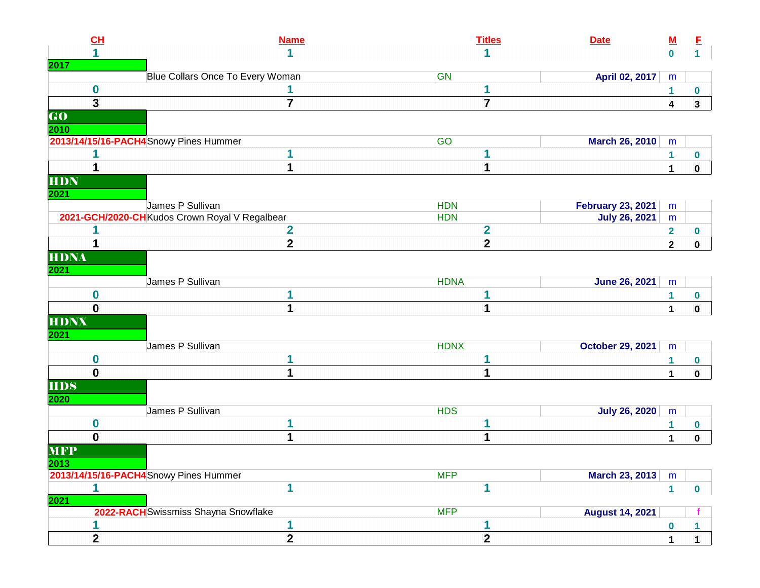| CH | Name | Titles | Date | M | F |
|---|---|---|---|---|---|
| 1 | 1 | 1 | | 0 | 1 |
| **2017** | | | | | |
| | Blue Collars Once To Every Woman | GN | April 02, 2017 | m | |
| 0 | 1 | 1 | | 1 | 0 |
| **3** | **7** | **7** | | **4** | **3** |
| **GO** | | | | | |
| **2010** | | | | | |
| 2013/14/15/16-PACH4 | Snowy Pines Hummer | GO | March 26, 2010 | m | |
| 1 | 1 | 1 | | 1 | 0 |
| **1** | **1** | **1** | | **1** | **0** |
| **HDN** | | | | | |
| **2021** | | | | | |
| | James P Sullivan | HDN | February 23, 2021 | m | |
| 2021-GCH/2020-CH | Kudos Crown Royal V Regalbear | HDN | July 26, 2021 | m | |
| 1 | 2 | 2 | | 2 | 0 |
| **1** | **2** | **2** | | **2** | **0** |
| **HDNA** | | | | | |
| **2021** | | | | | |
| | James P Sullivan | HDNA | June 26, 2021 | m | |
| 0 | 1 | 1 | | 1 | 0 |
| **0** | **1** | **1** | | **1** | **0** |
| **HDNX** | | | | | |
| **2021** | | | | | |
| | James P Sullivan | HDNX | October 29, 2021 | m | |
| 0 | 1 | 1 | | 1 | 0 |
| **0** | **1** | **1** | | **1** | **0** |
| **HDS** | | | | | |
| **2020** | | | | | |
| | James P Sullivan | HDS | July 26, 2020 | m | |
| 0 | 1 | 1 | | 1 | 0 |
| **0** | **1** | **1** | | **1** | **0** |
| **MFP** | | | | | |
| **2013** | | | | | |
| 2013/14/15/16-PACH4 | Snowy Pines Hummer | MFP | March 23, 2013 | m | |
| 1 | 1 | 1 | | 1 | 0 |
| **2021** | | | | | |
| 2022-RACH | Swissmiss Shayna Snowflake | MFP | August 14, 2021 | | f |
| 1 | 1 | 1 | | 0 | 1 |
| **2** | **2** | **2** | | **1** | **1** |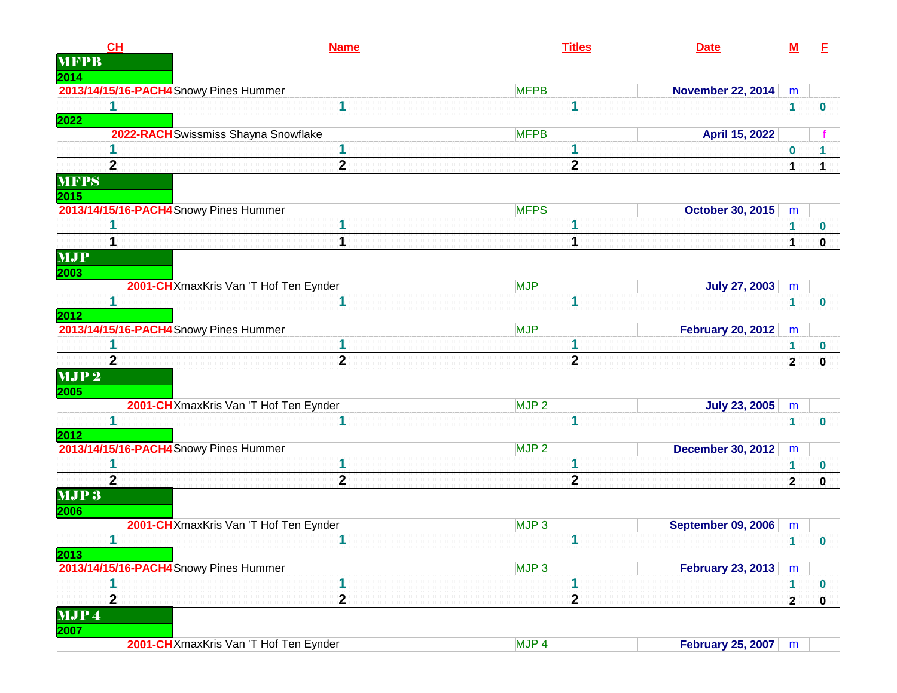| CH | Name | Titles | Date | M | F |
|---|---|---|---|---|---|
| **MFPB** | | | | | |
| **2014** | | | | | |
| 2013/14/15/16-PACH4 | Snowy Pines Hummer | MFPB | November 22, 2014 | m | |
| 1 | 1 | 1 | | 1 | 0 |
| **2022** | | | | | |
| 2022-RACH | Swissmiss Shayna Snowflake | MFPB | April 15, 2022 | | f |
| 1 | 1 | 1 | | 0 | 1 |
| **2** | **2** | **2** | | **1** | **1** |
| **MFPS** | | | | | |
| **2015** | | | | | |
| 2013/14/15/16-PACH4 | Snowy Pines Hummer | MFPS | October 30, 2015 | m | |
| 1 | 1 | 1 | | 1 | 0 |
| **1** | **1** | **1** | | **1** | **0** |
| **MJP** | | | | | |
| **2003** | | | | | |
| 2001-CH | XmaxKris Van 'T Hof Ten Eynder | MJP | July 27, 2003 | m | |
| 1 | 1 | 1 | | 1 | 0 |
| **2012** | | | | | |
| 2013/14/15/16-PACH4 | Snowy Pines Hummer | MJP | February 20, 2012 | m | |
| 1 | 1 | 1 | | 1 | 0 |
| **2** | **2** | **2** | | **2** | **0** |
| **MJP 2** | | | | | |
| **2005** | | | | | |
| 2001-CH | XmaxKris Van 'T Hof Ten Eynder | MJP 2 | July 23, 2005 | m | |
| 1 | 1 | 1 | | 1 | 0 |
| **2012** | | | | | |
| 2013/14/15/16-PACH4 | Snowy Pines Hummer | MJP 2 | December 30, 2012 | m | |
| 1 | 1 | 1 | | 1 | 0 |
| **2** | **2** | **2** | | **2** | **0** |
| **MJP 3** | | | | | |
| **2006** | | | | | |
| 2001-CH | XmaxKris Van 'T Hof Ten Eynder | MJP 3 | September 09, 2006 | m | |
| 1 | 1 | 1 | | 1 | 0 |
| **2013** | | | | | |
| 2013/14/15/16-PACH4 | Snowy Pines Hummer | MJP 3 | February 23, 2013 | m | |
| 1 | 1 | 1 | | 1 | 0 |
| **2** | **2** | **2** | | **2** | **0** |
| **MJP 4** | | | | | |
| **2007** | | | | | |
| 2001-CH | XmaxKris Van 'T Hof Ten Eynder | MJP 4 | February 25, 2007 | m | |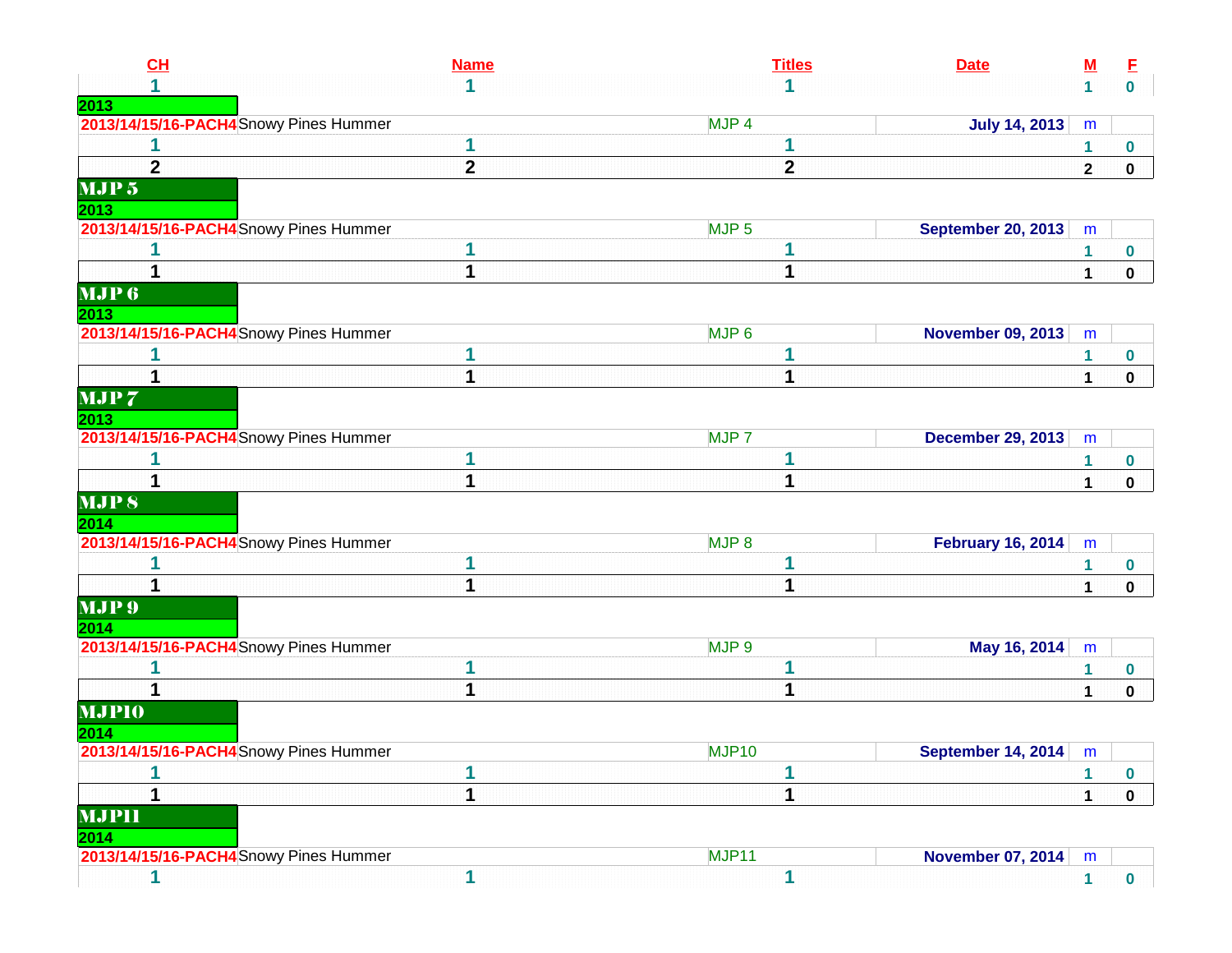| CH | Name | Titles | Date | M | F |
|---|---|---|---|---|---|
| 1 | 1 | 1 | | 1 | 0 |
| 2013 | | | | | |
| 2013/14/15/16-PACH4 | Snowy Pines Hummer | MJP 4 | July 14, 2013 | m | |
| 1 | 1 | 1 | | 1 | 0 |
| 2 | 2 | 2 | | 2 | 0 |
| **MJP 5** | | | | | |
| 2013 | | | | | |
| 2013/14/15/16-PACH4 | Snowy Pines Hummer | MJP 5 | September 20, 2013 | m | |
| 1 | 1 | 1 | | 1 | 0 |
| 1 | 1 | 1 | | 1 | 0 |
| **MJP 6** | | | | | |
| 2013 | | | | | |
| 2013/14/15/16-PACH4 | Snowy Pines Hummer | MJP 6 | November 09, 2013 | m | |
| 1 | 1 | 1 | | 1 | 0 |
| 1 | 1 | 1 | | 1 | 0 |
| **MJP 7** | | | | | |
| 2013 | | | | | |
| 2013/14/15/16-PACH4 | Snowy Pines Hummer | MJP 7 | December 29, 2013 | m | |
| 1 | 1 | 1 | | 1 | 0 |
| 1 | 1 | 1 | | 1 | 0 |
| **MJP 8** | | | | | |
| 2014 | | | | | |
| 2013/14/15/16-PACH4 | Snowy Pines Hummer | MJP 8 | February 16, 2014 | m | |
| 1 | 1 | 1 | | 1 | 0 |
| 1 | 1 | 1 | | 1 | 0 |
| **MJP 9** | | | | | |
| 2014 | | | | | |
| 2013/14/15/16-PACH4 | Snowy Pines Hummer | MJP 9 | May 16, 2014 | m | |
| 1 | 1 | 1 | | 1 | 0 |
| 1 | 1 | 1 | | 1 | 0 |
| **MJP10** | | | | | |
| 2014 | | | | | |
| 2013/14/15/16-PACH4 | Snowy Pines Hummer | MJP10 | September 14, 2014 | m | |
| 1 | 1 | 1 | | 1 | 0 |
| 1 | 1 | 1 | | 1 | 0 |
| **MJP11** | | | | | |
| 2014 | | | | | |
| 2013/14/15/16-PACH4 | Snowy Pines Hummer | MJP11 | November 07, 2014 | m | |
| 1 | 1 | 1 | | 1 | 0 |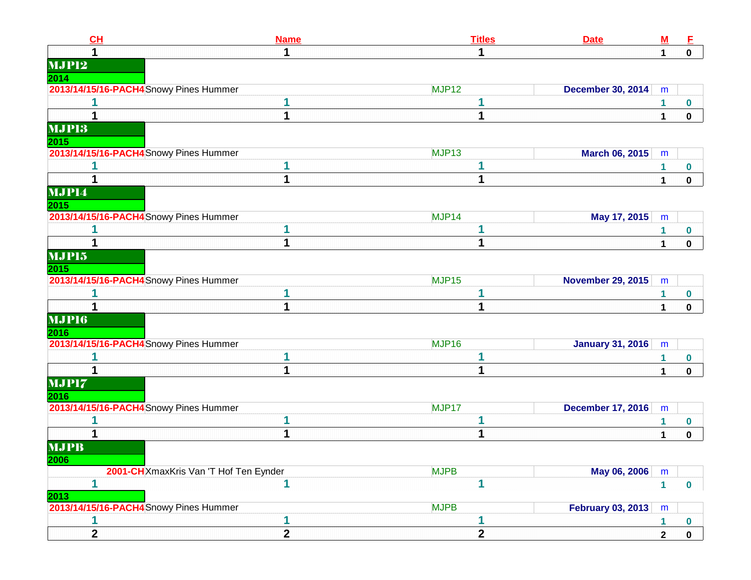| CH | Name | Titles | Date | M | F |
|---|---|---|---|---|---|
| 1 | 1 | 1 | | 1 | 0 |
| **MJP12** | | | | | |
| **2014** | | | | | |
| 2013/14/15/16-PACH4 | Snowy Pines Hummer | MJP12 | December 30, 2014 | m | |
| 1 | 1 | 1 | | 1 | 0 |
| 1 | 1 | 1 | | 1 | 0 |
| **MJP13** | | | | | |
| **2015** | | | | | |
| 2013/14/15/16-PACH4 | Snowy Pines Hummer | MJP13 | March 06, 2015 | m | |
| 1 | 1 | 1 | | 1 | 0 |
| 1 | 1 | 1 | | 1 | 0 |
| **MJP14** | | | | | |
| **2015** | | | | | |
| 2013/14/15/16-PACH4 | Snowy Pines Hummer | MJP14 | May 17, 2015 | m | |
| 1 | 1 | 1 | | 1 | 0 |
| 1 | 1 | 1 | | 1 | 0 |
| **MJP15** | | | | | |
| **2015** | | | | | |
| 2013/14/15/16-PACH4 | Snowy Pines Hummer | MJP15 | November 29, 2015 | m | |
| 1 | 1 | 1 | | 1 | 0 |
| 1 | 1 | 1 | | 1 | 0 |
| **MJP16** | | | | | |
| **2016** | | | | | |
| 2013/14/15/16-PACH4 | Snowy Pines Hummer | MJP16 | January 31, 2016 | m | |
| 1 | 1 | 1 | | 1 | 0 |
| 1 | 1 | 1 | | 1 | 0 |
| **MJP17** | | | | | |
| **2016** | | | | | |
| 2013/14/15/16-PACH4 | Snowy Pines Hummer | MJP17 | December 17, 2016 | m | |
| 1 | 1 | 1 | | 1 | 0 |
| 1 | 1 | 1 | | 1 | 0 |
| **MJPB** | | | | | |
| **2006** | | | | | |
| 2001-CH | XmaxKris Van 'T Hof Ten Eynder | MJPB | May 06, 2006 | m | |
| 1 | 1 | 1 | | 1 | 0 |
| **2013** | | | | | |
| 2013/14/15/16-PACH4 | Snowy Pines Hummer | MJPB | February 03, 2013 | m | |
| 1 | 1 | 1 | | 1 | 0 |
| 2 | 2 | 2 | | 2 | 0 |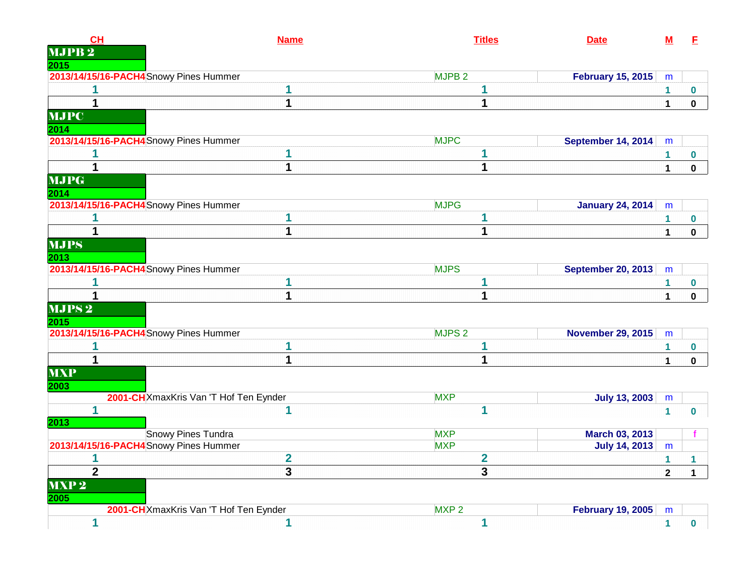| CH | Name | Titles | Date | M | F |
|---|---|---|---|---|---|
| **MJPB 2** | | | | | |
| **2015** | | | | | |
| 2013/14/15/16-PACH4 | Snowy Pines Hummer | MJPB 2 | February 15, 2015 | m | |
| 1 | 1 | 1 | | 1 | 0 |
| 1 | 1 | 1 | | 1 | 0 |
| **MJPC** | | | | | |
| **2014** | | | | | |
| 2013/14/15/16-PACH4 | Snowy Pines Hummer | MJPC | September 14, 2014 | m | |
| 1 | 1 | 1 | | 1 | 0 |
| 1 | 1 | 1 | | 1 | 0 |
| **MJPG** | | | | | |
| **2014** | | | | | |
| 2013/14/15/16-PACH4 | Snowy Pines Hummer | MJPG | January 24, 2014 | m | |
| 1 | 1 | 1 | | 1 | 0 |
| 1 | 1 | 1 | | 1 | 0 |
| **MJPS** | | | | | |
| **2013** | | | | | |
| 2013/14/15/16-PACH4 | Snowy Pines Hummer | MJPS | September 20, 2013 | m | |
| 1 | 1 | 1 | | 1 | 0 |
| 1 | 1 | 1 | | 1 | 0 |
| **MJPS 2** | | | | | |
| **2015** | | | | | |
| 2013/14/15/16-PACH4 | Snowy Pines Hummer | MJPS 2 | November 29, 2015 | m | |
| 1 | 1 | 1 | | 1 | 0 |
| 1 | 1 | 1 | | 1 | 0 |
| **MXP** | | | | | |
| **2003** | | | | | |
| 2001-CH | XmaxKris Van 'T Hof Ten Eynder | MXP | July 13, 2003 | m | |
| 1 | 1 | 1 | | 1 | 0 |
| **2013** | | | | | |
| | Snowy Pines Tundra | MXP | March 03, 2013 | | f |
| 2013/14/15/16-PACH4 | Snowy Pines Hummer | MXP | July 14, 2013 | m | |
| 1 | 2 | 2 | | 1 | 1 |
| 2 | 3 | 3 | | 2 | 1 |
| **MXP 2** | | | | | |
| **2005** | | | | | |
| 2001-CH | XmaxKris Van 'T Hof Ten Eynder | MXP 2 | February 19, 2005 | m | |
| 1 | 1 | 1 | | 1 | 0 |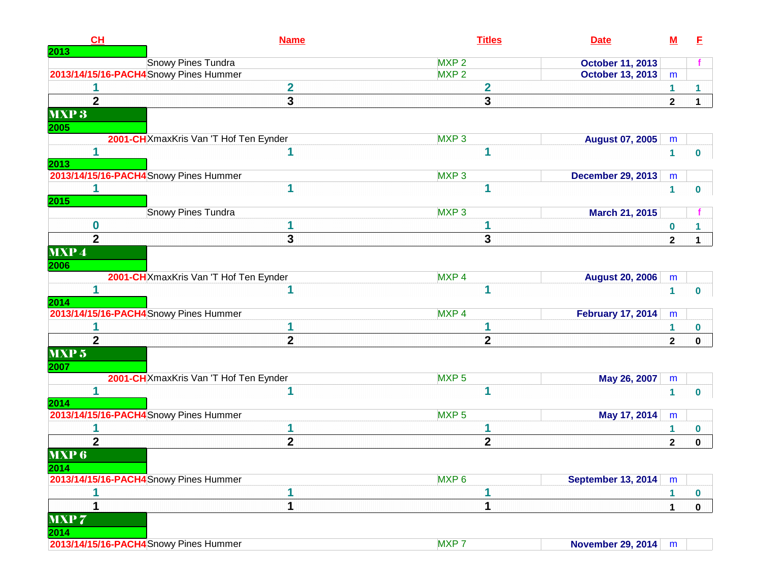| CH | Name | Titles | Date | M | F |
|---|---|---|---|---|---|
| 2013 | | | | | |
| | Snowy Pines Tundra | MXP 2 | October 11, 2013 | | f |
| 2013/14/15/16-PACH4 | Snowy Pines Hummer | MXP 2 | October 13, 2013 | m | |
| 1 | 2 | 2 | | 1 | 1 |
| 2 | 3 | 3 | | 2 | 1 |
| **MXP 3** | | | | | |
| 2005 | | | | | |
| 2001-CH | XmaxKris Van 'T Hof Ten Eynder | MXP 3 | August 07, 2005 | m | |
| 1 | 1 | 1 | | 1 | 0 |
| 2013 | | | | | |
| 2013/14/15/16-PACH4 | Snowy Pines Hummer | MXP 3 | December 29, 2013 | m | |
| 1 | 1 | 1 | | 1 | 0 |
| 2015 | | | | | |
| | Snowy Pines Tundra | MXP 3 | March 21, 2015 | | f |
| 0 | 1 | 1 | | 0 | 1 |
| 2 | 3 | 3 | | 2 | 1 |
| **MXP 4** | | | | | |
| 2006 | | | | | |
| 2001-CH | XmaxKris Van 'T Hof Ten Eynder | MXP 4 | August 20, 2006 | m | |
| 1 | 1 | 1 | | 1 | 0 |
| 2014 | | | | | |
| 2013/14/15/16-PACH4 | Snowy Pines Hummer | MXP 4 | February 17, 2014 | m | |
| 1 | 1 | 1 | | 1 | 0 |
| 2 | 2 | 2 | | 2 | 0 |
| **MXP 5** | | | | | |
| 2007 | | | | | |
| 2001-CH | XmaxKris Van 'T Hof Ten Eynder | MXP 5 | May 26, 2007 | m | |
| 1 | 1 | 1 | | 1 | 0 |
| 2014 | | | | | |
| 2013/14/15/16-PACH4 | Snowy Pines Hummer | MXP 5 | May 17, 2014 | m | |
| 1 | 1 | 1 | | 1 | 0 |
| 2 | 2 | 2 | | 2 | 0 |
| **MXP 6** | | | | | |
| 2014 | | | | | |
| 2013/14/15/16-PACH4 | Snowy Pines Hummer | MXP 6 | September 13, 2014 | m | |
| 1 | 1 | 1 | | 1 | 0 |
| 1 | 1 | 1 | | 1 | 0 |
| **MXP 7** | | | | | |
| 2014 | | | | | |
| 2013/14/15/16-PACH4 | Snowy Pines Hummer | MXP 7 | November 29, 2014 | m | |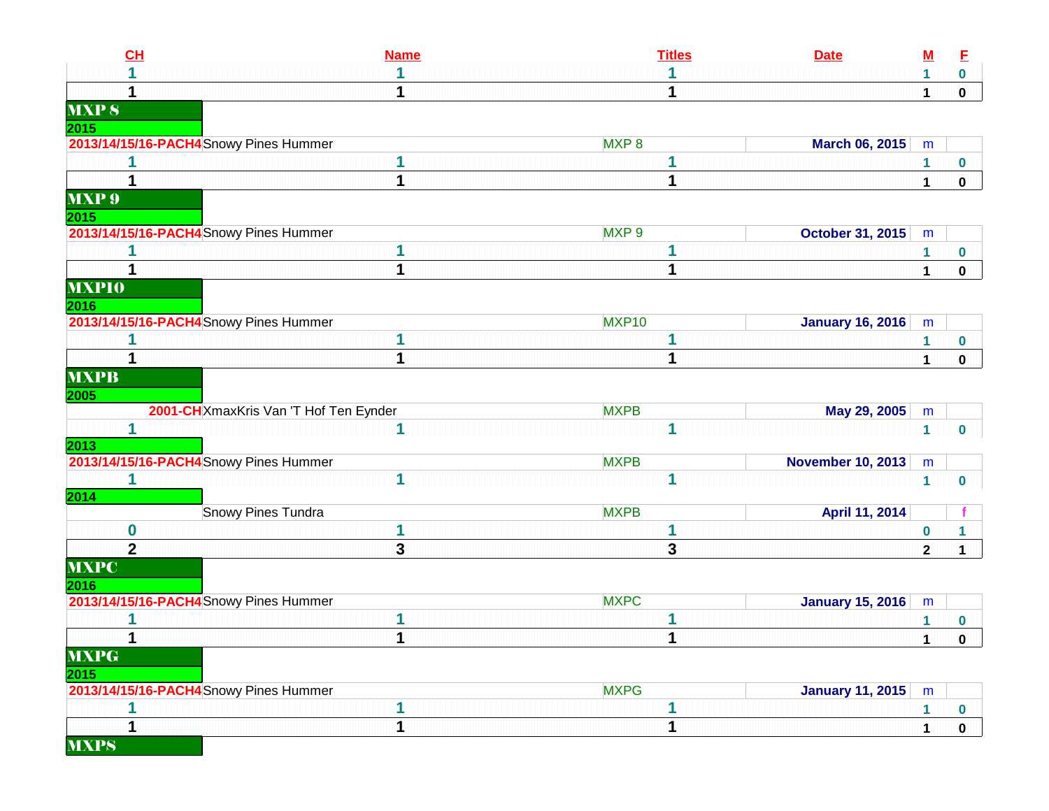| CH | Name | Titles | Date | M | F |
|---|---|---|---|---|---|
| 1 | 1 | 1 | | 1 | 0 |
| 1 | 1 | 1 | | 1 | 0 |
| **MXP 8** | | | | | |
| **2015** | | | | | |
| 2013/14/15/16-PACH4 | Snowy Pines Hummer | MXP 8 | March 06, 2015 | m | |
| 1 | 1 | 1 | | 1 | 0 |
| 1 | 1 | 1 | | 1 | 0 |
| **MXP 9** | | | | | |
| **2015** | | | | | |
| 2013/14/15/16-PACH4 | Snowy Pines Hummer | MXP 9 | October 31, 2015 | m | |
| 1 | 1 | 1 | | 1 | 0 |
| 1 | 1 | 1 | | 1 | 0 |
| **MXP10** | | | | | |
| **2016** | | | | | |
| 2013/14/15/16-PACH4 | Snowy Pines Hummer | MXP10 | January 16, 2016 | m | |
| 1 | 1 | 1 | | 1 | 0 |
| 1 | 1 | 1 | | 1 | 0 |
| **MXPB** | | | | | |
| **2005** | | | | | |
| 2001-CH | XmaxKris Van 'T Hof Ten Eynder | MXPB | May 29, 2005 | m | |
| 1 | 1 | 1 | | 1 | 0 |
| **2013** | | | | | |
| 2013/14/15/16-PACH4 | Snowy Pines Hummer | MXPB | November 10, 2013 | m | |
| 1 | 1 | 1 | | 1 | 0 |
| **2014** | | | | | |
| | Snowy Pines Tundra | MXPB | April 11, 2014 | | f |
| 0 | 1 | 1 | | 0 | 1 |
| 2 | 3 | 3 | | 2 | 1 |
| **MXPC** | | | | | |
| **2016** | | | | | |
| 2013/14/15/16-PACH4 | Snowy Pines Hummer | MXPC | January 15, 2016 | m | |
| 1 | 1 | 1 | | 1 | 0 |
| 1 | 1 | 1 | | 1 | 0 |
| **MXPG** | | | | | |
| **2015** | | | | | |
| 2013/14/15/16-PACH4 | Snowy Pines Hummer | MXPG | January 11, 2015 | m | |
| 1 | 1 | 1 | | 1 | 0 |
| 1 | 1 | 1 | | 1 | 0 |
| **MXPS** | | | | | |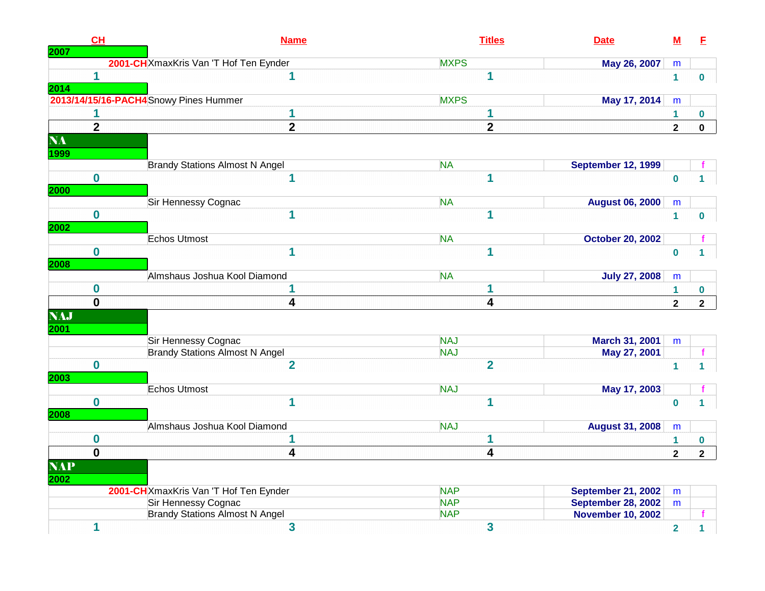| CH | Name | Titles | Date | M | F |
|---|---|---|---|---|---|
| **2007** | | | | | |
| 2001-CH | XmaxKris Van 'T Hof Ten Eynder | MXPS | May 26, 2007 | m | |
| 1 | 1 | 1 | | 1 | 0 |
| **2014** | | | | | |
| 2013/14/15/16-PACH4 | Snowy Pines Hummer | MXPS | May 17, 2014 | m | |
| 1 | 1 | 1 | | 1 | 0 |
| **2** | **2** | **2** | | **2** | **0** |
| **NA** | | | | | |
| **1999** | | | | | |
| | Brandy Stations Almost N Angel | NA | September 12, 1999 | | f |
| 0 | 1 | 1 | | 0 | 1 |
| **2000** | | | | | |
| | Sir Hennessy Cognac | NA | August 06, 2000 | m | |
| 0 | 1 | 1 | | 1 | 0 |
| **2002** | | | | | |
| | Echos Utmost | NA | October 20, 2002 | | f |
| 0 | 1 | 1 | | 0 | 1 |
| **2008** | | | | | |
| | Almshaus Joshua Kool Diamond | NA | July 27, 2008 | m | |
| 0 | 1 | 1 | | 1 | 0 |
| **0** | **4** | **4** | | **2** | **2** |
| **NAJ** | | | | | |
| **2001** | | | | | |
| | Sir Hennessy Cognac | NAJ | March 31, 2001 | m | |
| | Brandy Stations Almost N Angel | NAJ | May 27, 2001 | | f |
| 0 | 2 | 2 | | 1 | 1 |
| **2003** | | | | | |
| | Echos Utmost | NAJ | May 17, 2003 | | f |
| 0 | 1 | 1 | | 0 | 1 |
| **2008** | | | | | |
| | Almshaus Joshua Kool Diamond | NAJ | August 31, 2008 | m | |
| 0 | 1 | 1 | | 1 | 0 |
| **0** | **4** | **4** | | **2** | **2** |
| **NAP** | | | | | |
| **2002** | | | | | |
| 2001-CH | XmaxKris Van 'T Hof Ten Eynder | NAP | September 21, 2002 | m | |
| | Sir Hennessy Cognac | NAP | September 28, 2002 | m | |
| | Brandy Stations Almost N Angel | NAP | November 10, 2002 | | f |
| 1 | 3 | 3 | | 2 | 1 |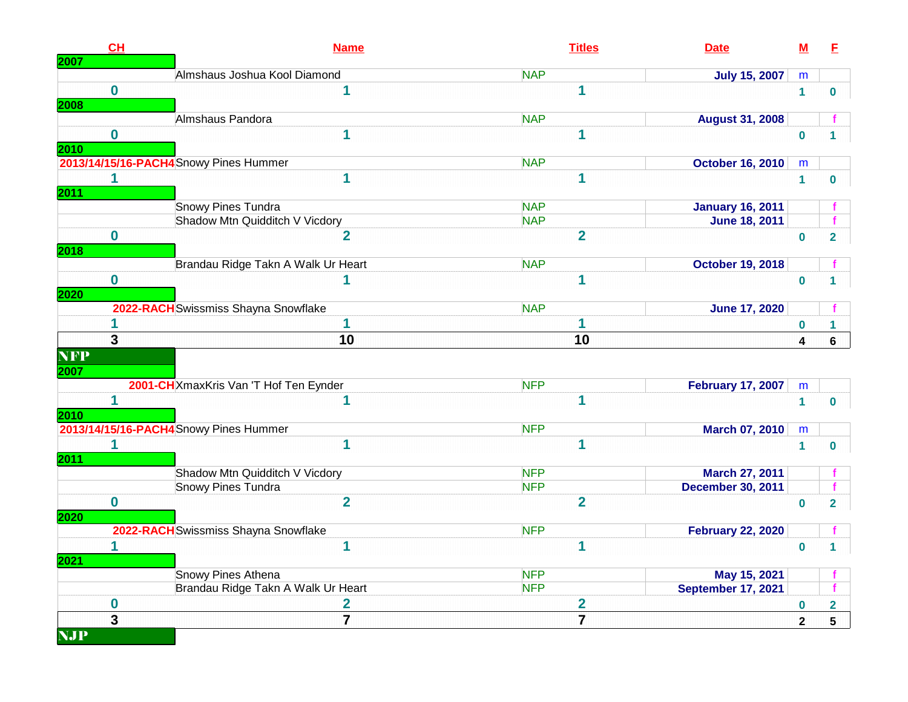| CH | Name | Titles | Date | M | F |
|---|---|---|---|---|---|
| **2007** | | | | | |
| | Almshaus Joshua Kool Diamond | NAP | July 15, 2007 | m | |
| 0 | 1 | 1 | | 1 | 0 |
| **2008** | | | | | |
| | Almshaus Pandora | NAP | August 31, 2008 | | f |
| 0 | 1 | 1 | | 0 | 1 |
| **2010** | | | | | |
| 2013/14/15/16-PACH4 | Snowy Pines Hummer | NAP | October 16, 2010 | m | |
| 1 | 1 | 1 | | 1 | 0 |
| **2011** | | | | | |
| | Snowy Pines Tundra | NAP | January 16, 2011 | | f |
| | Shadow Mtn Quidditch V Vicdory | NAP | June 18, 2011 | | f |
| 0 | 2 | 2 | | 0 | 2 |
| **2018** | | | | | |
| | Brandau Ridge Takn A Walk Ur Heart | NAP | October 19, 2018 | | f |
| 0 | 1 | 1 | | 0 | 1 |
| **2020** | | | | | |
| 2022-RACH | Swissmiss Shayna Snowflake | NAP | June 17, 2020 | | f |
| 1 | 1 | 1 | | 0 | 1 |
| **3** | **10** | **10** | | **4** | **6** |
| **NFP** | | | | | |
| **2007** | | | | | |
| 2001-CH | XmaxKris Van 'T Hof Ten Eynder | NFP | February 17, 2007 | m | |
| 1 | 1 | 1 | | 1 | 0 |
| **2010** | | | | | |
| 2013/14/15/16-PACH4 | Snowy Pines Hummer | NFP | March 07, 2010 | m | |
| 1 | 1 | 1 | | 1 | 0 |
| **2011** | | | | | |
| | Shadow Mtn Quidditch V Vicdory | NFP | March 27, 2011 | | f |
| | Snowy Pines Tundra | NFP | December 30, 2011 | | f |
| 0 | 2 | 2 | | 0 | 2 |
| **2020** | | | | | |
| 2022-RACH | Swissmiss Shayna Snowflake | NFP | February 22, 2020 | | f |
| 1 | 1 | 1 | | 0 | 1 |
| **2021** | | | | | |
| | Snowy Pines Athena | NFP | May 15, 2021 | | f |
| | Brandau Ridge Takn A Walk Ur Heart | NFP | September 17, 2021 | | f |
| 0 | 2 | 2 | | 0 | 2 |
| **3** | **7** | **7** | | **2** | **5** |
| **NJP** | | | | | |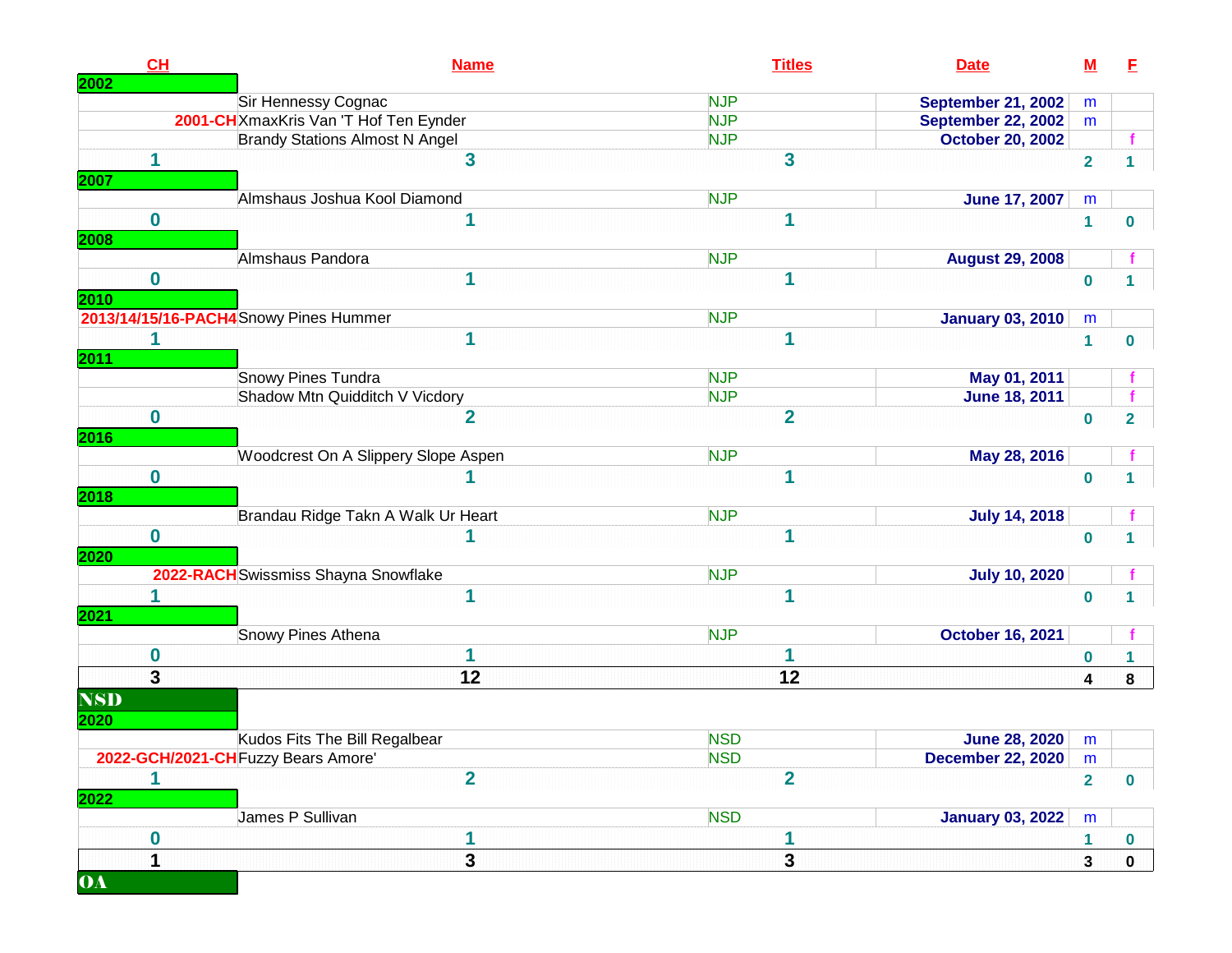| CH | Name | Titles | Date | M | F |
|---|---|---|---|---|---|
| **2002** | | | | | |
| | Sir Hennessy Cognac | NJP | September 21, 2002 | m | |
| 2001-CH | XmaxKris Van 'T Hof Ten Eynder | NJP | September 22, 2002 | m | |
| | Brandy Stations Almost N Angel | NJP | October 20, 2002 | | f |
| 1 | 3 | 3 | | 2 | 1 |
| **2007** | | | | | |
| | Almshaus Joshua Kool Diamond | NJP | June 17, 2007 | m | |
| 0 | 1 | 1 | | 1 | 0 |
| **2008** | | | | | |
| | Almshaus Pandora | NJP | August 29, 2008 | | f |
| 0 | 1 | 1 | | 0 | 1 |
| **2010** | | | | | |
| 2013/14/15/16-PACH4 | Snowy Pines Hummer | NJP | January 03, 2010 | m | |
| 1 | 1 | 1 | | 1 | 0 |
| **2011** | | | | | |
| | Snowy Pines Tundra | NJP | May 01, 2011 | | f |
| | Shadow Mtn Quidditch V Vicdory | NJP | June 18, 2011 | | f |
| 0 | 2 | 2 | | 0 | 2 |
| **2016** | | | | | |
| | Woodcrest On A Slippery Slope Aspen | NJP | May 28, 2016 | | f |
| 0 | 1 | 1 | | 0 | 1 |
| **2018** | | | | | |
| | Brandau Ridge Takn A Walk Ur Heart | NJP | July 14, 2018 | | f |
| 0 | 1 | 1 | | 0 | 1 |
| **2020** | | | | | |
| 2022-RACH | Swissmiss Shayna Snowflake | NJP | July 10, 2020 | | f |
| 1 | 1 | 1 | | 0 | 1 |
| **2021** | | | | | |
| | Snowy Pines Athena | NJP | October 16, 2021 | | f |
| 0 | 1 | 1 | | 0 | 1 |
| **3** | **12** | **12** | | **4** | **8** |
| **NSD** | | | | | |
| **2020** | | | | | |
| | Kudos Fits The Bill Regalbear | NSD | June 28, 2020 | m | |
| 2022-GCH/2021-CH | Fuzzy Bears Amore' | NSD | December 22, 2020 | m | |
| 1 | 2 | 2 | | 2 | 0 |
| **2022** | | | | | |
| | James P Sullivan | NSD | January 03, 2022 | m | |
| 0 | 1 | 1 | | 1 | 0 |
| **1** | **3** | **3** | | **3** | **0** |
| **OA** | | | | | |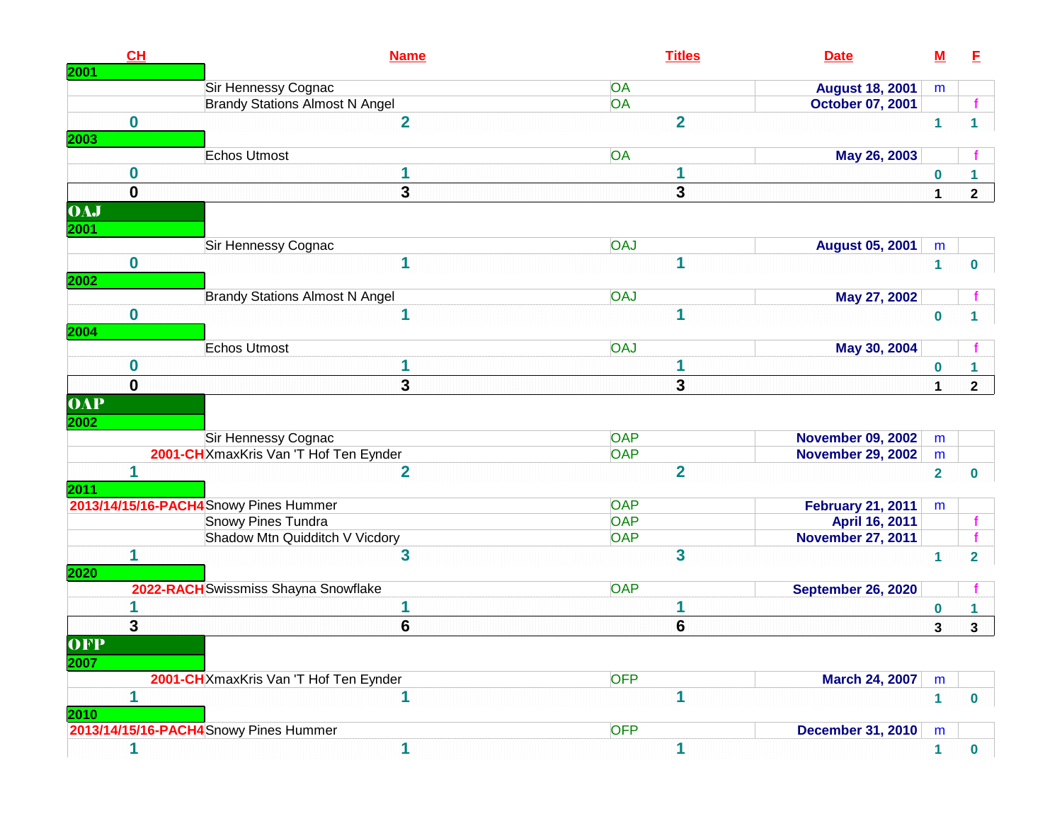| CH | Name | Titles | Date | M | F |
|---|---|---|---|---|---|
| **2001** | | | | | |
| | Sir Hennessy Cognac | OA | August 18, 2001 | m | |
| | Brandy Stations Almost N Angel | OA | October 07, 2001 | | f |
| 0 | 2 | 2 | | 1 | 1 |
| **2003** | | | | | |
| | Echos Utmost | OA | May 26, 2003 | | f |
| 0 | 1 | 1 | | 0 | 1 |
| **0** | **3** | **3** | | **1** | **2** |
| **OAJ** | | | | | |
| **2001** | | | | | |
| | Sir Hennessy Cognac | OAJ | August 05, 2001 | m | |
| 0 | 1 | 1 | | 1 | 0 |
| **2002** | | | | | |
| | Brandy Stations Almost N Angel | OAJ | May 27, 2002 | | f |
| 0 | 1 | 1 | | 0 | 1 |
| **2004** | | | | | |
| | Echos Utmost | OAJ | May 30, 2004 | | f |
| 0 | 1 | 1 | | 0 | 1 |
| **0** | **3** | **3** | | **1** | **2** |
| **OAP** | | | | | |
| **2002** | | | | | |
| | Sir Hennessy Cognac | OAP | November 09, 2002 | m | |
| 2001-CH | XmaxKris Van 'T Hof Ten Eynder | OAP | November 29, 2002 | m | |
| 1 | 2 | 2 | | 2 | 0 |
| **2011** | | | | | |
| 2013/14/15/16-PACH4 | Snowy Pines Hummer | OAP | February 21, 2011 | m | |
| | Snowy Pines Tundra | OAP | April 16, 2011 | | f |
| | Shadow Mtn Quidditch V Vicdory | OAP | November 27, 2011 | | f |
| 1 | 3 | 3 | | 1 | 2 |
| **2020** | | | | | |
| 2022-RACH | Swissmiss Shayna Snowflake | OAP | September 26, 2020 | | f |
| 1 | 1 | 1 | | 0 | 1 |
| **3** | **6** | **6** | | **3** | **3** |
| **OFP** | | | | | |
| **2007** | | | | | |
| 2001-CH | XmaxKris Van 'T Hof Ten Eynder | OFP | March 24, 2007 | m | |
| 1 | 1 | 1 | | 1 | 0 |
| **2010** | | | | | |
| 2013/14/15/16-PACH4 | Snowy Pines Hummer | OFP | December 31, 2010 | m | |
| 1 | 1 | 1 | | 1 | 0 |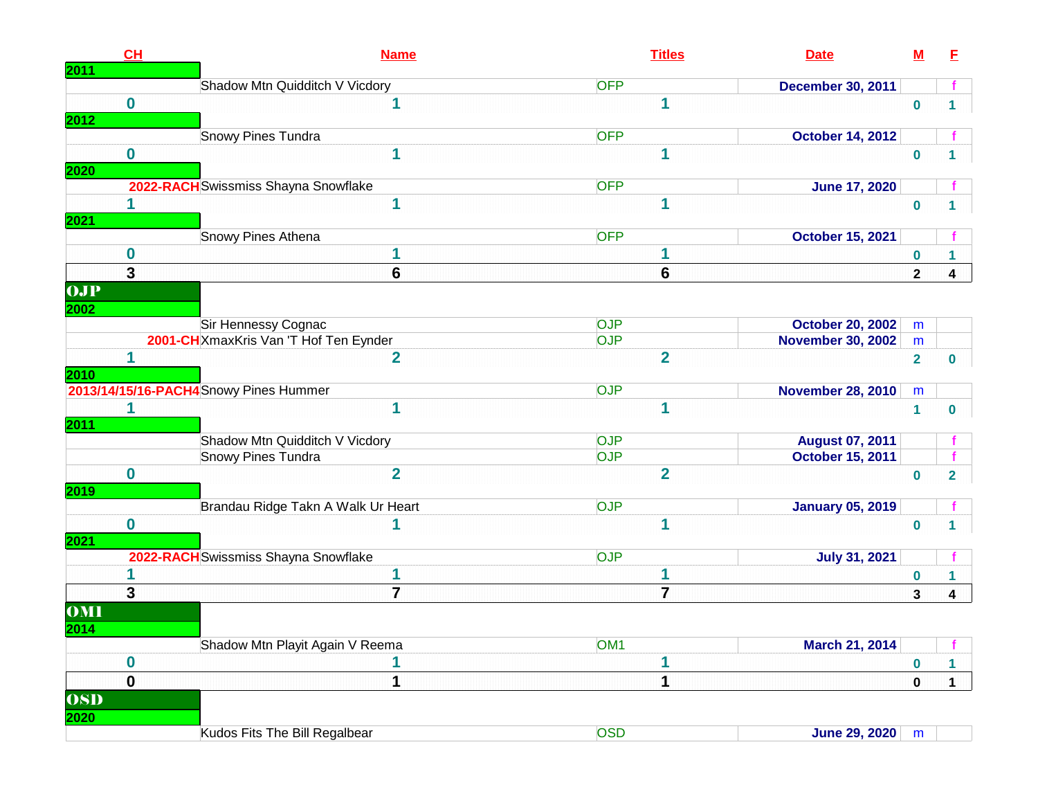| CH | Name | Titles | Date | M | F |
|---|---|---|---|---|---|
| 2011 | | | | | |
| | Shadow Mtn Quidditch V Vicdory | OFP | December 30, 2011 | | f |
| 0 | 1 | 1 | | 0 | 1 |
| 2012 | | | | | |
| | Snowy Pines Tundra | OFP | October 14, 2012 | | f |
| 0 | 1 | 1 | | 0 | 1 |
| 2020 | | | | | |
| 2022-RACH | Swissmiss Shayna Snowflake | OFP | June 17, 2020 | | f |
| 1 | 1 | 1 | | 0 | 1 |
| 2021 | | | | | |
| | Snowy Pines Athena | OFP | October 15, 2021 | | f |
| 0 | 1 | 1 | | 0 | 1 |
| **3** | **6** | **6** | | **2** | **4** |
| **OJP** | | | | | |
| 2002 | | | | | |
| | Sir Hennessy Cognac | OJP | October 20, 2002 | m | |
| 2001-CH | XmaxKris Van 'T Hof Ten Eynder | OJP | November 30, 2002 | m | |
| 1 | 2 | 2 | | 2 | 0 |
| 2010 | | | | | |
| 2013/14/15/16-PACH4 | Snowy Pines Hummer | OJP | November 28, 2010 | m | |
| 1 | 1 | 1 | | 1 | 0 |
| 2011 | | | | | |
| | Shadow Mtn Quidditch V Vicdory | OJP | August 07, 2011 | | f |
| | Snowy Pines Tundra | OJP | October 15, 2011 | | f |
| 0 | 2 | 2 | | 0 | 2 |
| 2019 | | | | | |
| | Brandau Ridge Takn A Walk Ur Heart | OJP | January 05, 2019 | | f |
| 0 | 1 | 1 | | 0 | 1 |
| 2021 | | | | | |
| 2022-RACH | Swissmiss Shayna Snowflake | OJP | July 31, 2021 | | f |
| 1 | 1 | 1 | | 0 | 1 |
| **3** | **7** | **7** | | **3** | **4** |
| **OM1** | | | | | |
| 2014 | | | | | |
| | Shadow Mtn Playit Again V Reema | OM1 | March 21, 2014 | | f |
| 0 | 1 | 1 | | 0 | 1 |
| **0** | **1** | **1** | | **0** | **1** |
| **OSD** | | | | | |
| 2020 | | | | | |
| | Kudos Fits The Bill Regalbear | OSD | June 29, 2020 | m | |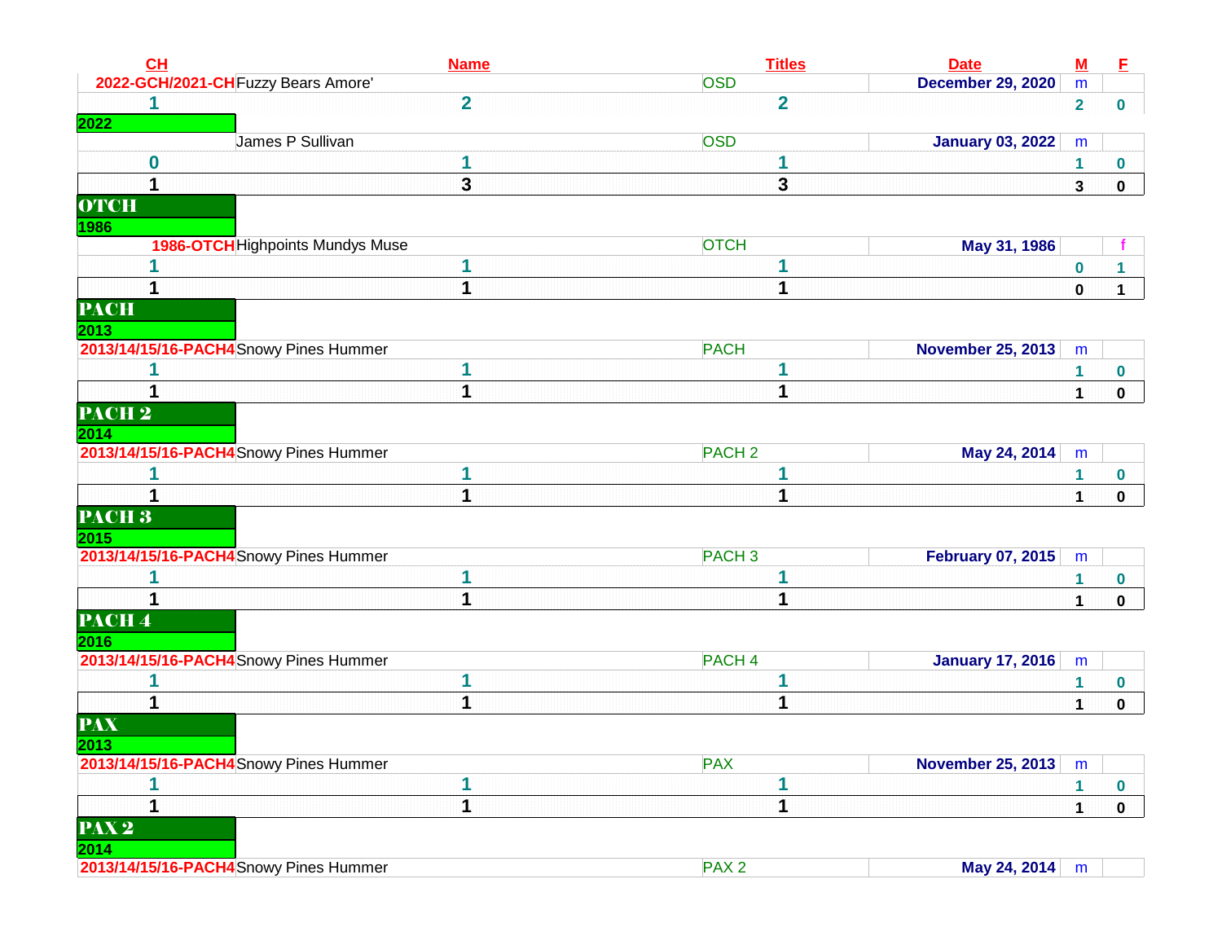| CH | Name | Titles | Date | M | F |
|---|---|---|---|---|---|
| 2022-GCH/2021-CH | Fuzzy Bears Amore' | OSD | December 29, 2020 | m | |
| 1 | 2 | 2 | | 2 | 0 |
| 2022 | | | | | |
| | James P Sullivan | OSD | January 03, 2022 | m | |
| 0 | 1 | 1 | | 1 | 0 |
| 1 | 3 | 3 | | 3 | 0 |
| **OTCH** | | | | | |
| 1986 | | | | | |
| 1986-OTCH | Highpoints Mundys Muse | OTCH | May 31, 1986 | | f |
| 1 | 1 | 1 | | 0 | 1 |
| 1 | 1 | 1 | | 0 | 1 |
| **PACH** | | | | | |
| 2013 | | | | | |
| 2013/14/15/16-PACH4 | Snowy Pines Hummer | PACH | November 25, 2013 | m | |
| 1 | 1 | 1 | | 1 | 0 |
| 1 | 1 | 1 | | 1 | 0 |
| **PACH 2** | | | | | |
| 2014 | | | | | |
| 2013/14/15/16-PACH4 | Snowy Pines Hummer | PACH 2 | May 24, 2014 | m | |
| 1 | 1 | 1 | | 1 | 0 |
| 1 | 1 | 1 | | 1 | 0 |
| **PACH 3** | | | | | |
| 2015 | | | | | |
| 2013/14/15/16-PACH4 | Snowy Pines Hummer | PACH 3 | February 07, 2015 | m | |
| 1 | 1 | 1 | | 1 | 0 |
| 1 | 1 | 1 | | 1 | 0 |
| **PACH 4** | | | | | |
| 2016 | | | | | |
| 2013/14/15/16-PACH4 | Snowy Pines Hummer | PACH 4 | January 17, 2016 | m | |
| 1 | 1 | 1 | | 1 | 0 |
| 1 | 1 | 1 | | 1 | 0 |
| **PAX** | | | | | |
| 2013 | | | | | |
| 2013/14/15/16-PACH4 | Snowy Pines Hummer | PAX | November 25, 2013 | m | |
| 1 | 1 | 1 | | 1 | 0 |
| 1 | 1 | 1 | | 1 | 0 |
| **PAX 2** | | | | | |
| 2014 | | | | | |
| 2013/14/15/16-PACH4 | Snowy Pines Hummer | PAX 2 | May 24, 2014 | m | |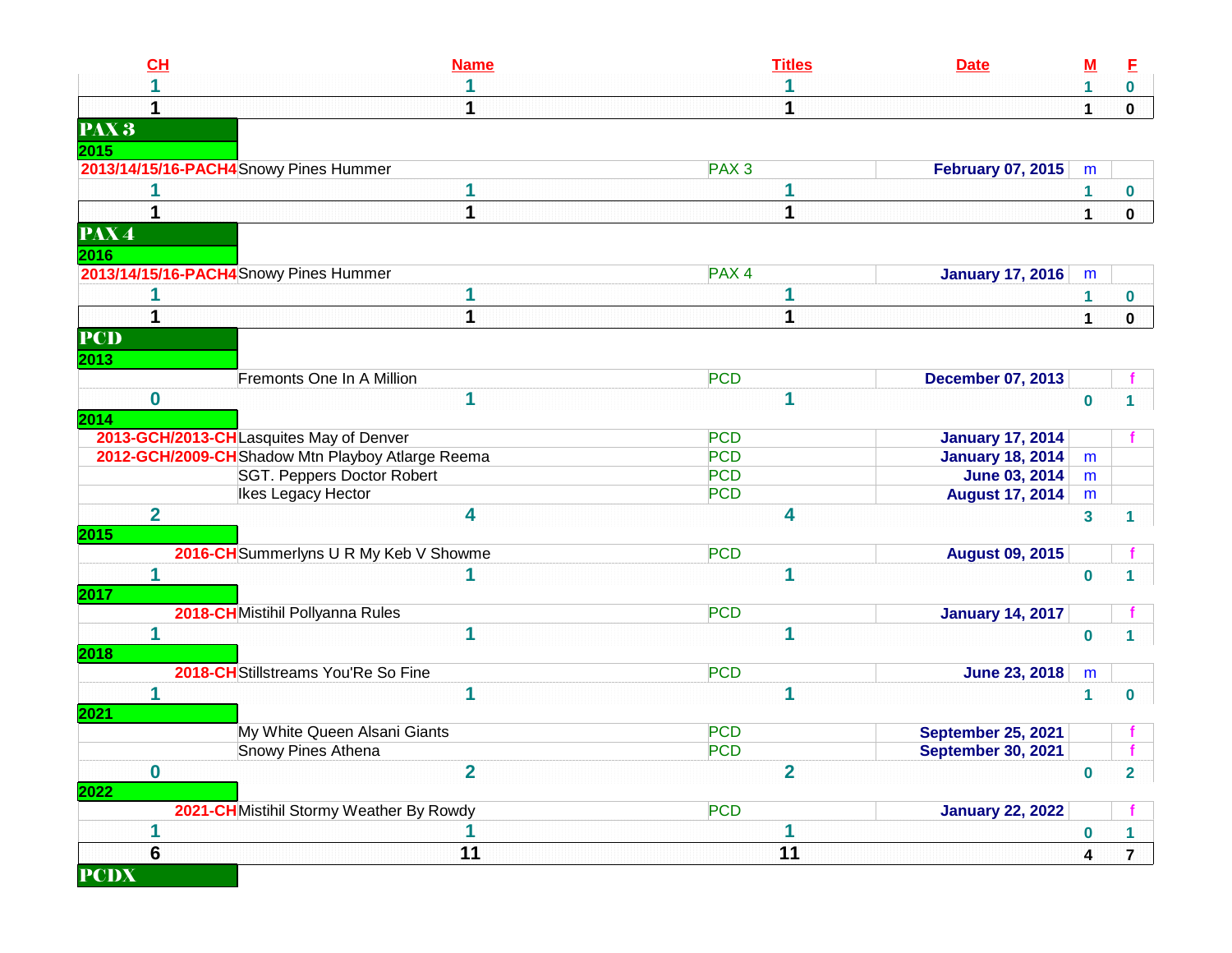| CH | Name | Titles | Date | M | F |
|---|---|---|---|---|---|
| 1 | 1 | 1 | | 1 | 0 |
| 1 | 1 | 1 | | 1 | 0 |
| **PAX 3** | | | | | |
| **2015** | | | | | |
| 2013/14/15/16-PACH4 | Snowy Pines Hummer | PAX 3 | February 07, 2015 | m | |
| 1 | 1 | 1 | | 1 | 0 |
| 1 | 1 | 1 | | 1 | 0 |
| **PAX 4** | | | | | |
| **2016** | | | | | |
| 2013/14/15/16-PACH4 | Snowy Pines Hummer | PAX 4 | January 17, 2016 | m | |
| 1 | 1 | 1 | | 1 | 0 |
| 1 | 1 | 1 | | 1 | 0 |
| **PCD** | | | | | |
| **2013** | | | | | |
| | Fremonts One In A Million | PCD | December 07, 2013 | | f |
| 0 | 1 | 1 | | 0 | 1 |
| **2014** | | | | | |
| 2013-GCH/2013-CH | Lasquites May of Denver | PCD | January 17, 2014 | | f |
| 2012-GCH/2009-CH | Shadow Mtn Playboy Atlarge Reema | PCD | January 18, 2014 | m | |
| | SGT. Peppers Doctor Robert | PCD | June 03, 2014 | m | |
| | Ikes Legacy Hector | PCD | August 17, 2014 | m | |
| 2 | 4 | 4 | | 3 | 1 |
| **2015** | | | | | |
| 2016-CH | Summerlyns U R My Keb V Showme | PCD | August 09, 2015 | | f |
| 1 | 1 | 1 | | 0 | 1 |
| **2017** | | | | | |
| 2018-CH | Mistihil Pollyanna Rules | PCD | January 14, 2017 | | f |
| 1 | 1 | 1 | | 0 | 1 |
| **2018** | | | | | |
| 2018-CH | Stillstreams You'Re So Fine | PCD | June 23, 2018 | m | |
| 1 | 1 | 1 | | 1 | 0 |
| **2021** | | | | | |
| | My White Queen Alsani Giants | PCD | September 25, 2021 | | f |
| | Snowy Pines Athena | PCD | September 30, 2021 | | f |
| 0 | 2 | 2 | | 0 | 2 |
| **2022** | | | | | |
| 2021-CH | Mistihil Stormy Weather By Rowdy | PCD | January 22, 2022 | | f |
| 1 | 1 | 1 | | 0 | 1 |
| 6 | 11 | 11 | | 4 | 7 |
| **PCDX** | | | | | |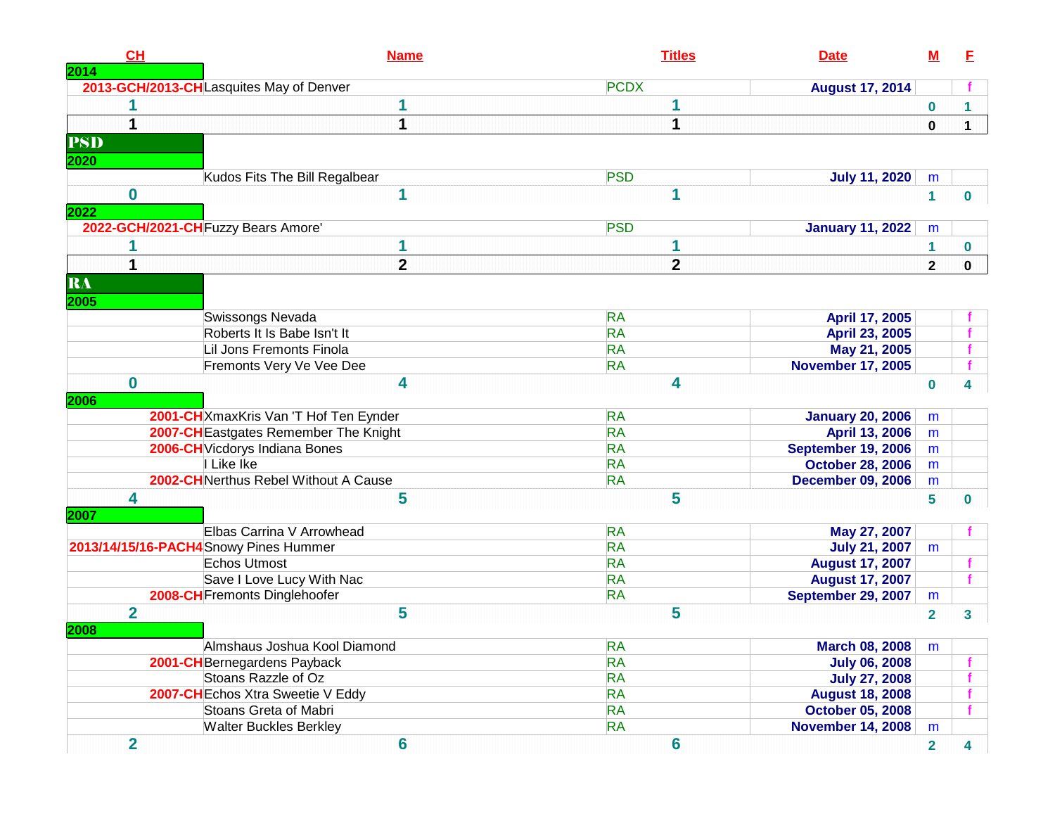| CH | Name | Titles | Date | M | F |
|---|---|---|---|---|---|
| **2014** | | | | | |
| 2013-GCH/2013-CH | Lasquites May of Denver | PCDX | August 17, 2014 | | f |
| 1 | 1 | 1 | | 0 | 1 |
| 1 | 1 | 1 | | 0 | 1 |
| **PSD** | | | | | |
| **2020** | | | | | |
| | Kudos Fits The Bill Regalbear | PSD | July 11, 2020 | m | |
| 0 | 1 | 1 | | 1 | 0 |
| **2022** | | | | | |
| 2022-GCH/2021-CH | Fuzzy Bears Amore' | PSD | January 11, 2022 | m | |
| 1 | 1 | 1 | | 1 | 0 |
| 1 | 2 | 2 | | 2 | 0 |
| **RA** | | | | | |
| **2005** | | | | | |
| | Swissongs Nevada | RA | April 17, 2005 | | f |
| | Roberts It Is Babe Isn't It | RA | April 23, 2005 | | f |
| | Lil Jons Fremonts Finola | RA | May 21, 2005 | | f |
| | Fremonts Very Ve Vee Dee | RA | November 17, 2005 | | f |
| 0 | 4 | 4 | | 0 | 4 |
| **2006** | | | | | |
| 2001-CH | XmaxKris Van 'T Hof Ten Eynder | RA | January 20, 2006 | m | |
| 2007-CH | Eastgates Remember The Knight | RA | April 13, 2006 | m | |
| 2006-CH | Vicdorys Indiana Bones | RA | September 19, 2006 | m | |
| | I Like Ike | RA | October 28, 2006 | m | |
| 2002-CH | Nerthus Rebel Without A Cause | RA | December 09, 2006 | m | |
| 4 | 5 | 5 | | 5 | 0 |
| **2007** | | | | | |
| | Elbas Carrina V Arrowhead | RA | May 27, 2007 | | f |
| 2013/14/15/16-PACH4 | Snowy Pines Hummer | RA | July 21, 2007 | m | |
| | Echos Utmost | RA | August 17, 2007 | | f |
| | Save I Love Lucy With Nac | RA | August 17, 2007 | | f |
| 2008-CH | Fremonts Dinglehoofer | RA | September 29, 2007 | m | |
| 2 | 5 | 5 | | 2 | 3 |
| **2008** | | | | | |
| | Almshaus Joshua Kool Diamond | RA | March 08, 2008 | m | |
| 2001-CH | Bernegardens Payback | RA | July 06, 2008 | | f |
| | Stoans Razzle of Oz | RA | July 27, 2008 | | f |
| 2007-CH | Echos Xtra Sweetie V Eddy | RA | August 18, 2008 | | f |
| | Stoans Greta of Mabri | RA | October 05, 2008 | | f |
| | Walter Buckles Berkley | RA | November 14, 2008 | m | |
| 2 | 6 | 6 | | 2 | 4 |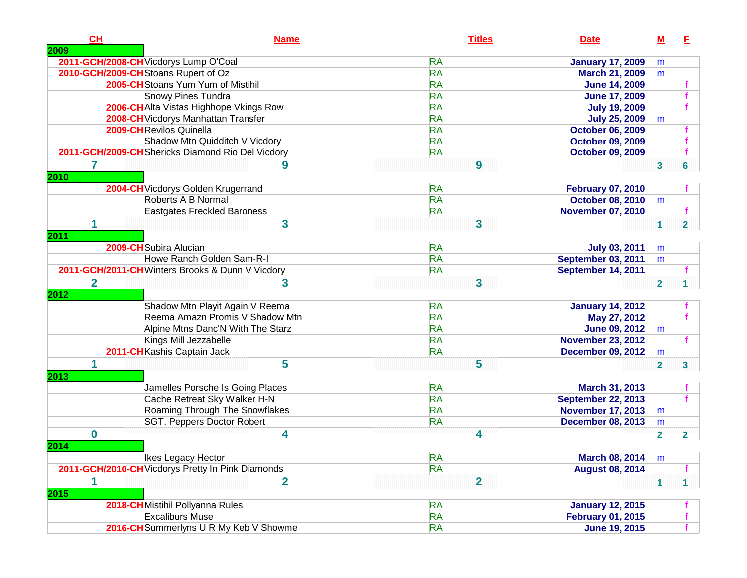| CH | Name | Titles | Date | M | F |
|---|---|---|---|---|---|
| **2009** | | | | | |
| 2011-GCH/2008-CH | Vicdorys Lump O'Coal | RA | January 17, 2009 | m | |
| 2010-GCH/2009-CH | Stoans Rupert of Oz | RA | March 21, 2009 | m | |
| 2005-CH | Stoans Yum Yum of Mistihil | RA | June 14, 2009 | | f |
| | Snowy Pines Tundra | RA | June 17, 2009 | | f |
| 2006-CH | Alta Vistas Highhope Vkings Row | RA | July 19, 2009 | | f |
| 2008-CH | Vicdorys Manhattan Transfer | RA | July 25, 2009 | m | |
| 2009-CH | Revilos Quinella | RA | October 06, 2009 | | f |
| | Shadow Mtn Quidditch V Vicdory | RA | October 09, 2009 | | f |
| 2011-GCH/2009-CH | Shericks Diamond Rio Del Vicdory | RA | October 09, 2009 | | f |
| 7 | 9 | 9 | | 3 | 6 |
| **2010** | | | | | |
| 2004-CH | Vicdorys Golden Krugerrand | RA | February 07, 2010 | | f |
| | Roberts A B Normal | RA | October 08, 2010 | m | |
| | Eastgates Freckled Baroness | RA | November 07, 2010 | | f |
| 1 | 3 | 3 | | 1 | 2 |
| **2011** | | | | | |
| 2009-CH | Subira Alucian | RA | July 03, 2011 | m | |
| | Howe Ranch Golden Sam-R-I | RA | September 03, 2011 | m | |
| 2011-GCH/2011-CH | Winters Brooks & Dunn V Vicdory | RA | September 14, 2011 | | f |
| 2 | 3 | 3 | | 2 | 1 |
| **2012** | | | | | |
| | Shadow Mtn Playit Again V Reema | RA | January 14, 2012 | | f |
| | Reema Amazn Promis V Shadow Mtn | RA | May 27, 2012 | | f |
| | Alpine Mtns Danc'N With The Starz | RA | June 09, 2012 | m | |
| | Kings Mill Jezzabelle | RA | November 23, 2012 | | f |
| 2011-CH | Kashis Captain Jack | RA | December 09, 2012 | m | |
| 1 | 5 | 5 | | 2 | 3 |
| **2013** | | | | | |
| | Jamelles Porsche Is Going Places | RA | March 31, 2013 | | f |
| | Cache Retreat Sky Walker H-N | RA | September 22, 2013 | | f |
| | Roaming Through The Snowflakes | RA | November 17, 2013 | m | |
| | SGT. Peppers Doctor Robert | RA | December 08, 2013 | m | |
| 0 | 4 | 4 | | 2 | 2 |
| **2014** | | | | | |
| | Ikes Legacy Hector | RA | March 08, 2014 | m | |
| 2011-GCH/2010-CH | Vicdorys Pretty In Pink Diamonds | RA | August 08, 2014 | | f |
| 1 | 2 | 2 | | 1 | 1 |
| **2015** | | | | | |
| 2018-CH | Mistihil Pollyanna Rules | RA | January 12, 2015 | | f |
| | Excaliburs Muse | RA | February 01, 2015 | | f |
| 2016-CH | Summerlyns U R My Keb V Showme | RA | June 19, 2015 | | f |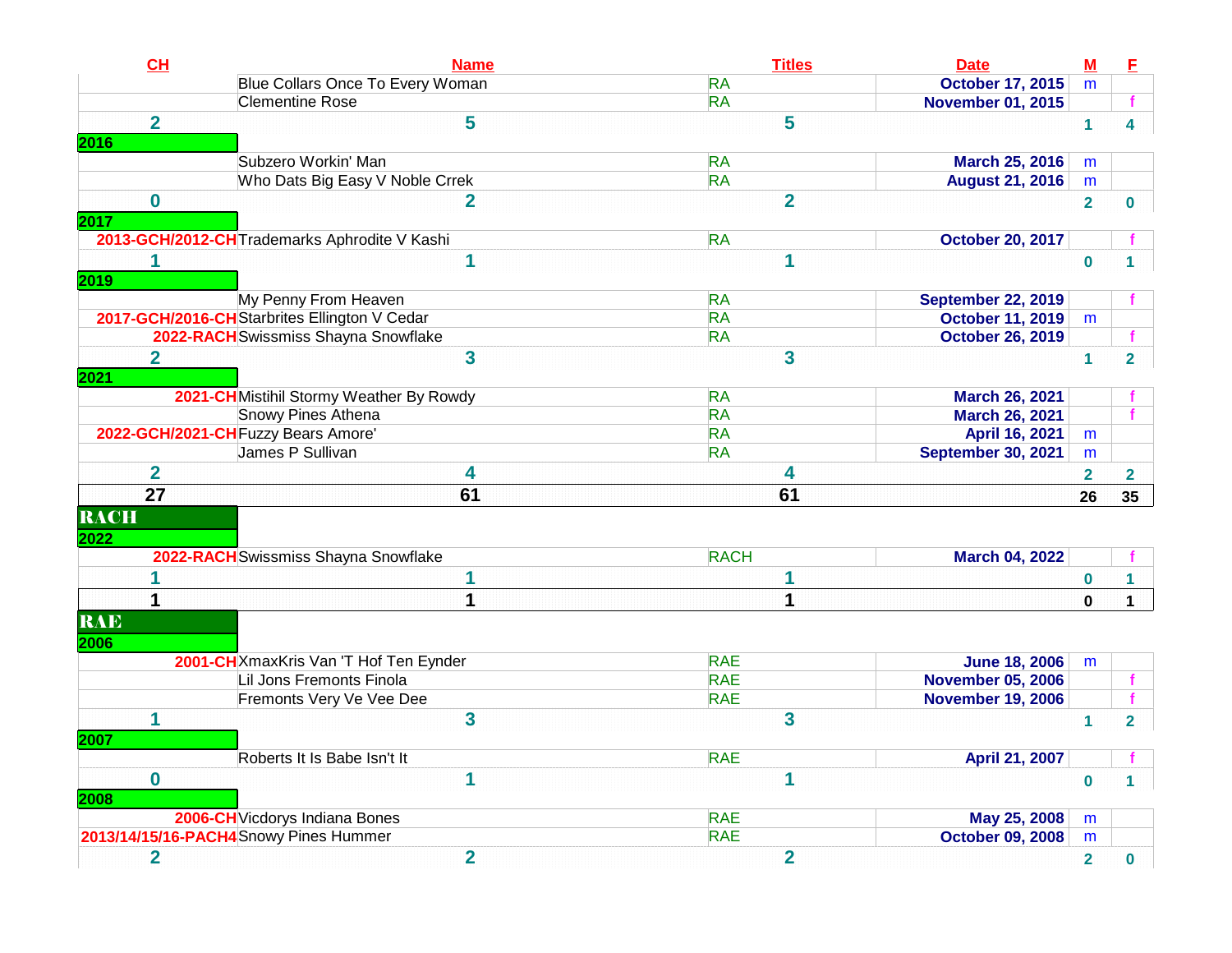| CH | Name | Titles | Date | M | F |
|---|---|---|---|---|---|
| | Blue Collars Once To Every Woman | RA | October 17, 2015 | m | |
| | Clementine Rose | RA | November 01, 2015 | | f |
| 2 | 5 | 5 | | 1 | 4 |
| 2016 | | | | | |
| | Subzero Workin' Man | RA | March 25, 2016 | m | |
| | Who Dats Big Easy V Noble Crrek | RA | August 21, 2016 | m | |
| 0 | 2 | 2 | | 2 | 0 |
| 2017 | | | | | |
| 2013-GCH/2012-CH | Trademarks Aphrodite V Kashi | RA | October 20, 2017 | | f |
| 1 | 1 | 1 | | 0 | 1 |
| 2019 | | | | | |
| | My Penny From Heaven | RA | September 22, 2019 | | f |
| 2017-GCH/2016-CH | Starbrites Ellington V Cedar | RA | October 11, 2019 | m | |
| 2022-RACH | Swissmiss Shayna Snowflake | RA | October 26, 2019 | | f |
| 2 | 3 | 3 | | 1 | 2 |
| 2021 | | | | | |
| 2021-CH | Mistihil Stormy Weather By Rowdy | RA | March 26, 2021 | | f |
| | Snowy Pines Athena | RA | March 26, 2021 | | f |
| 2022-GCH/2021-CH | Fuzzy Bears Amore' | RA | April 16, 2021 | m | |
| | James P Sullivan | RA | September 30, 2021 | m | |
| 2 | 4 | 4 | | 2 | 2 |
| **27** | **61** | **61** | | **26** | **35** |
| **RACH** | | | | | |
| 2022 | | | | | |
| 2022-RACH | Swissmiss Shayna Snowflake | RACH | March 04, 2022 | | f |
| 1 | 1 | 1 | | 0 | 1 |
| **1** | **1** | **1** | | **0** | **1** |
| **RAE** | | | | | |
| 2006 | | | | | |
| 2001-CH | XmaxKris Van 'T Hof Ten Eynder | RAE | June 18, 2006 | m | |
| | Lil Jons Fremonts Finola | RAE | November 05, 2006 | | f |
| | Fremonts Very Ve Vee Dee | RAE | November 19, 2006 | | f |
| 1 | 3 | 3 | | 1 | 2 |
| 2007 | | | | | |
| | Roberts It Is Babe Isn't It | RAE | April 21, 2007 | | f |
| 0 | 1 | 1 | | 0 | 1 |
| 2008 | | | | | |
| 2006-CH | Vicdorys Indiana Bones | RAE | May 25, 2008 | m | |
| 2013/14/15/16-PACH4 | Snowy Pines Hummer | RAE | October 09, 2008 | m | |
| 2 | 2 | 2 | | 2 | 0 |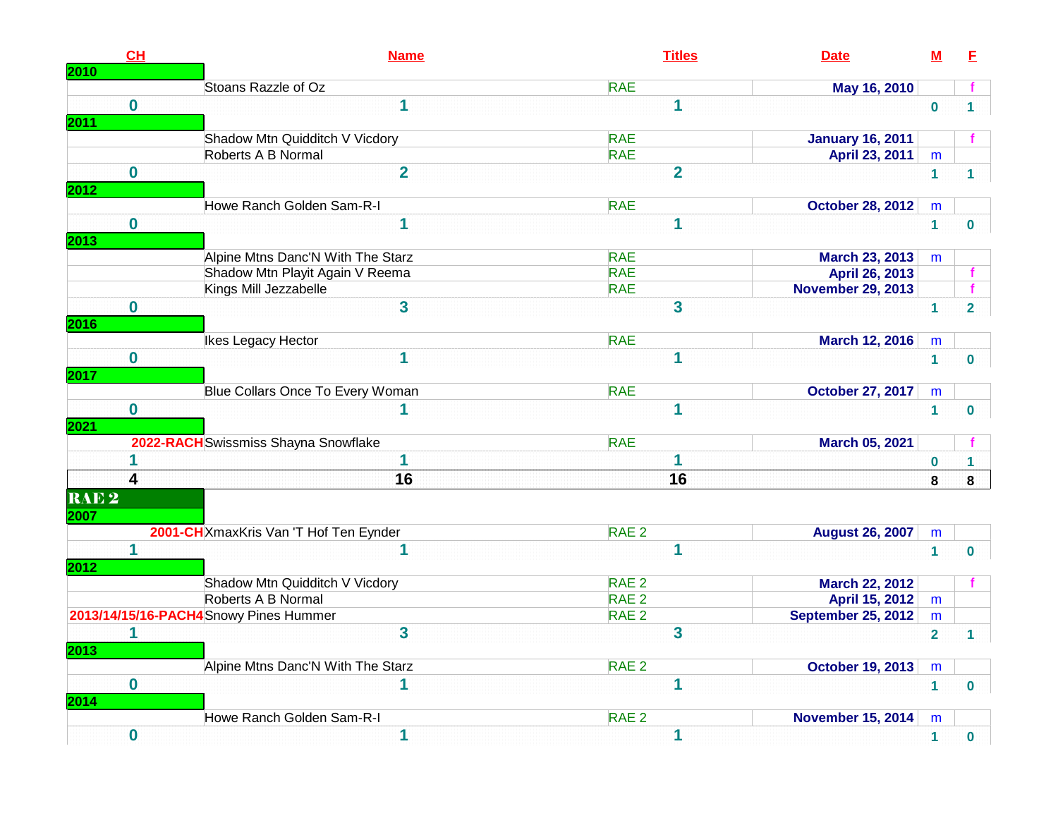| CH | Name | Titles | Date | M | F |
|---|---|---|---|---|---|
| **2010** | | | | | |
| | Stoans Razzle of Oz | RAE | May 16, 2010 | | f |
| 0 | 1 | 1 | | 0 | 1 |
| **2011** | | | | | |
| | Shadow Mtn Quidditch V Vicdory | RAE | January 16, 2011 | | f |
| | Roberts A B Normal | RAE | April 23, 2011 | m | |
| 0 | 2 | 2 | | 1 | 1 |
| **2012** | | | | | |
| | Howe Ranch Golden Sam-R-I | RAE | October 28, 2012 | m | |
| 0 | 1 | 1 | | 1 | 0 |
| **2013** | | | | | |
| | Alpine Mtns Danc'N With The Starz | RAE | March 23, 2013 | m | |
| | Shadow Mtn Playit Again V Reema | RAE | April 26, 2013 | | f |
| | Kings Mill Jezzabelle | RAE | November 29, 2013 | | f |
| 0 | 3 | 3 | | 1 | 2 |
| **2016** | | | | | |
| | Ikes Legacy Hector | RAE | March 12, 2016 | m | |
| 0 | 1 | 1 | | 1 | 0 |
| **2017** | | | | | |
| | Blue Collars Once To Every Woman | RAE | October 27, 2017 | m | |
| 0 | 1 | 1 | | 1 | 0 |
| **2021** | | | | | |
| 2022-RACH | Swissmiss Shayna Snowflake | RAE | March 05, 2021 | | f |
| 1 | 1 | 1 | | 0 | 1 |
| **4** | **16** | **16** | | **8** | **8** |
| **RAE 2** | | | | | |
| **2007** | | | | | |
| 2001-CH | XmaxKris Van 'T Hof Ten Eynder | RAE 2 | August 26, 2007 | m | |
| 1 | 1 | 1 | | 1 | 0 |
| **2012** | | | | | |
| | Shadow Mtn Quidditch V Vicdory | RAE 2 | March 22, 2012 | | f |
| | Roberts A B Normal | RAE 2 | April 15, 2012 | m | |
| 2013/14/15/16-PACH4 | Snowy Pines Hummer | RAE 2 | September 25, 2012 | m | |
| 1 | 3 | 3 | | 2 | 1 |
| **2013** | | | | | |
| | Alpine Mtns Danc'N With The Starz | RAE 2 | October 19, 2013 | m | |
| 0 | 1 | 1 | | 1 | 0 |
| **2014** | | | | | |
| | Howe Ranch Golden Sam-R-I | RAE 2 | November 15, 2014 | m | |
| 0 | 1 | 1 | | 1 | 0 |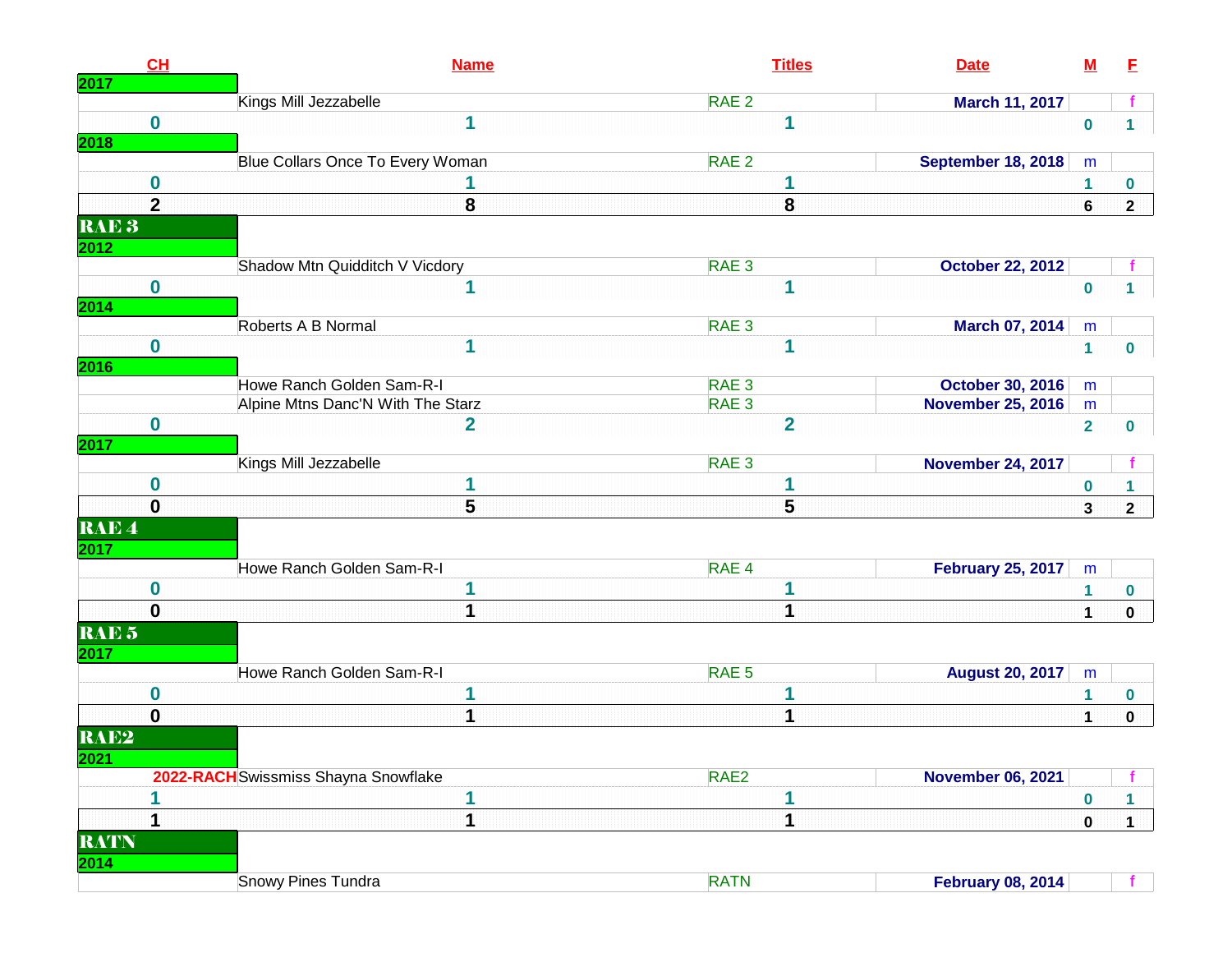| CH | Name | Titles | Date | M | F |
|---|---|---|---|---|---|
| **2017** | | | | | |
| | Kings Mill Jezzabelle | RAE 2 | March 11, 2017 | | f |
| 0 | 1 | 1 | | 0 | 1 |
| **2018** | | | | | |
| | Blue Collars Once To Every Woman | RAE 2 | September 18, 2018 | m | |
| 0 | 1 | 1 | | 1 | 0 |
| **2** | **8** | **8** | | **6** | **2** |
| **RAE 3** | | | | | |
| **2012** | | | | | |
| | Shadow Mtn Quidditch V Vicdory | RAE 3 | October 22, 2012 | | f |
| 0 | 1 | 1 | | 0 | 1 |
| **2014** | | | | | |
| | Roberts A B Normal | RAE 3 | March 07, 2014 | m | |
| 0 | 1 | 1 | | 1 | 0 |
| **2016** | | | | | |
| | Howe Ranch Golden Sam-R-I | RAE 3 | October 30, 2016 | m | |
| | Alpine Mtns Danc'N With The Starz | RAE 3 | November 25, 2016 | m | |
| 0 | 2 | 2 | | 2 | 0 |
| **2017** | | | | | |
| | Kings Mill Jezzabelle | RAE 3 | November 24, 2017 | | f |
| 0 | 1 | 1 | | 0 | 1 |
| **0** | **5** | **5** | | **3** | **2** |
| **RAE 4** | | | | | |
| **2017** | | | | | |
| | Howe Ranch Golden Sam-R-I | RAE 4 | February 25, 2017 | m | |
| 0 | 1 | 1 | | 1 | 0 |
| **0** | **1** | **1** | | **1** | **0** |
| **RAE 5** | | | | | |
| **2017** | | | | | |
| | Howe Ranch Golden Sam-R-I | RAE 5 | August 20, 2017 | m | |
| 0 | 1 | 1 | | 1 | 0 |
| **0** | **1** | **1** | | **1** | **0** |
| **RAE2** | | | | | |
| **2021** | | | | | |
| 2022-RACH | Swissmiss Shayna Snowflake | RAE2 | November 06, 2021 | | f |
| 1 | 1 | 1 | | 0 | 1 |
| **1** | **1** | **1** | | **0** | **1** |
| **RATN** | | | | | |
| **2014** | | | | | |
| | Snowy Pines Tundra | RATN | February 08, 2014 | | f |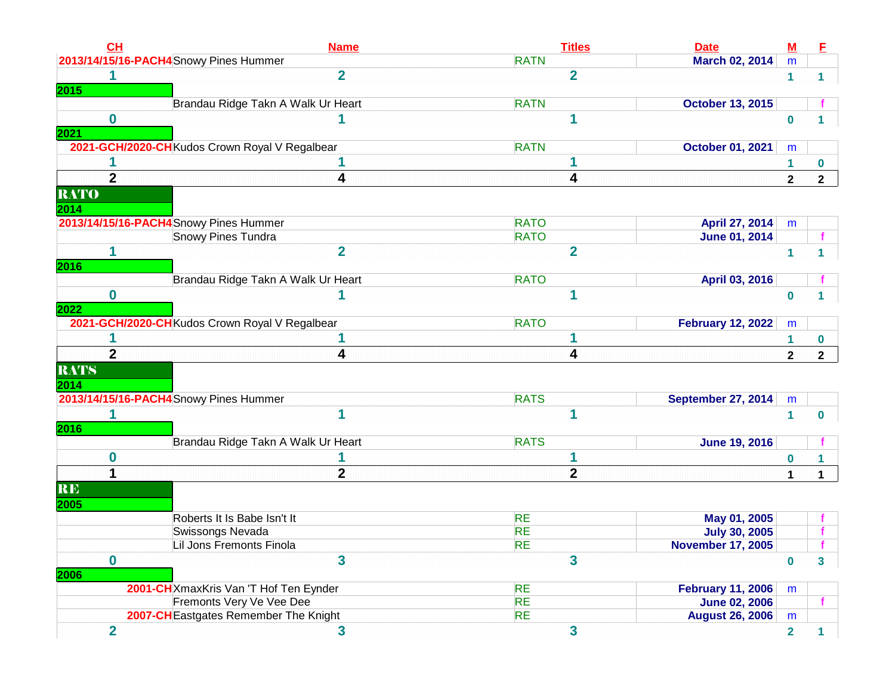| CH | Name | Titles | Date | M | F |
|---|---|---|---|---|---|
| 2013/14/15/16-PACH4 | Snowy Pines Hummer | RATN | March 02, 2014 | m | |
| 1 | 2 | 2 | | 1 | 1 |
| **2015** | | | | | |
| | Brandau Ridge Takn A Walk Ur Heart | RATN | October 13, 2015 | | f |
| 0 | 1 | 1 | | 0 | 1 |
| **2021** | | | | | |
| 2021-GCH/2020-CH | Kudos Crown Royal V Regalbear | RATN | October 01, 2021 | m | |
| 1 | 1 | 1 | | 1 | 0 |
| **2** | **4** | **4** | | **2** | **2** |
| **RATO** | | | | | |
| **2014** | | | | | |
| 2013/14/15/16-PACH4 | Snowy Pines Hummer | RATO | April 27, 2014 | m | |
| | Snowy Pines Tundra | RATO | June 01, 2014 | | f |
| 1 | 2 | 2 | | 1 | 1 |
| **2016** | | | | | |
| | Brandau Ridge Takn A Walk Ur Heart | RATO | April 03, 2016 | | f |
| 0 | 1 | 1 | | 0 | 1 |
| **2022** | | | | | |
| 2021-GCH/2020-CH | Kudos Crown Royal V Regalbear | RATO | February 12, 2022 | m | |
| 1 | 1 | 1 | | 1 | 0 |
| **2** | **4** | **4** | | **2** | **2** |
| **RATS** | | | | | |
| **2014** | | | | | |
| 2013/14/15/16-PACH4 | Snowy Pines Hummer | RATS | September 27, 2014 | m | |
| 1 | 1 | 1 | | 1 | 0 |
| **2016** | | | | | |
| | Brandau Ridge Takn A Walk Ur Heart | RATS | June 19, 2016 | | f |
| 0 | 1 | 1 | | 0 | 1 |
| **1** | **2** | **2** | | **1** | **1** |
| **RE** | | | | | |
| **2005** | | | | | |
| | Roberts It Is Babe Isn't It | RE | May 01, 2005 | | f |
| | Swissongs Nevada | RE | July 30, 2005 | | f |
| | Lil Jons Fremonts Finola | RE | November 17, 2005 | | f |
| 0 | 3 | 3 | | 0 | 3 |
| **2006** | | | | | |
| 2001-CH | XmaxKris Van 'T Hof Ten Eynder | RE | February 11, 2006 | m | |
| | Fremonts Very Ve Vee Dee | RE | June 02, 2006 | | f |
| 2007-CH | Eastgates Remember The Knight | RE | August 26, 2006 | m | |
| 2 | 3 | 3 | | 2 | 1 |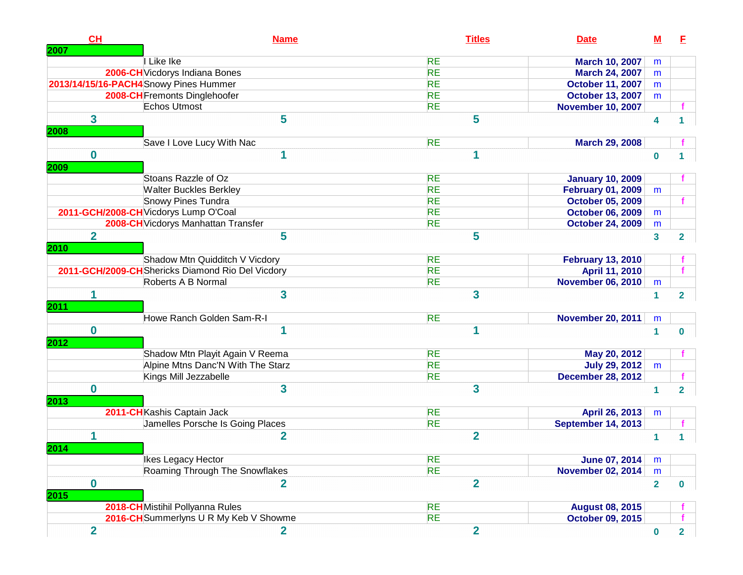| CH | Name | Titles | Date | M | F |
|---|---|---|---|---|---|
| 2007 | | | | | |
| | I Like Ike | RE | March 10, 2007 | m | |
| 2006-CH | Vicdorys Indiana Bones | RE | March 24, 2007 | m | |
| 2013/14/15/16-PACH4 | Snowy Pines Hummer | RE | October 11, 2007 | m | |
| 2008-CH | Fremonts Dinglehoofer | RE | October 13, 2007 | m | |
| | Echos Utmost | RE | November 10, 2007 | | f |
| 3 | 5 | 5 | | 4 | 1 |
| 2008 | | | | | |
| | Save I Love Lucy With Nac | RE | March 29, 2008 | | f |
| 0 | 1 | 1 | | 0 | 1 |
| 2009 | | | | | |
| | Stoans Razzle of Oz | RE | January 10, 2009 | | f |
| | Walter Buckles Berkley | RE | February 01, 2009 | m | |
| | Snowy Pines Tundra | RE | October 05, 2009 | | f |
| 2011-GCH/2008-CH | Vicdorys Lump O'Coal | RE | October 06, 2009 | m | |
| 2008-CH | Vicdorys Manhattan Transfer | RE | October 24, 2009 | m | |
| 2 | 5 | 5 | | 3 | 2 |
| 2010 | | | | | |
| | Shadow Mtn Quidditch V Vicdory | RE | February 13, 2010 | | f |
| 2011-GCH/2009-CH | Shericks Diamond Rio Del Vicdory | RE | April 11, 2010 | | f |
| | Roberts A B Normal | RE | November 06, 2010 | m | |
| 1 | 3 | 3 | | 1 | 2 |
| 2011 | | | | | |
| | Howe Ranch Golden Sam-R-I | RE | November 20, 2011 | m | |
| 0 | 1 | 1 | | 1 | 0 |
| 2012 | | | | | |
| | Shadow Mtn Playit Again V Reema | RE | May 20, 2012 | | f |
| | Alpine Mtns Danc'N With The Starz | RE | July 29, 2012 | m | |
| | Kings Mill Jezzabelle | RE | December 28, 2012 | | f |
| 0 | 3 | 3 | | 1 | 2 |
| 2013 | | | | | |
| 2011-CH | Kashis Captain Jack | RE | April 26, 2013 | m | |
| | Jamelles Porsche Is Going Places | RE | September 14, 2013 | | f |
| 1 | 2 | 2 | | 1 | 1 |
| 2014 | | | | | |
| | Ikes Legacy Hector | RE | June 07, 2014 | m | |
| | Roaming Through The Snowflakes | RE | November 02, 2014 | m | |
| 0 | 2 | 2 | | 2 | 0 |
| 2015 | | | | | |
| 2018-CH | Mistihil Pollyanna Rules | RE | August 08, 2015 | | f |
| 2016-CH | Summerlyns U R My Keb V Showme | RE | October 09, 2015 | | f |
| 2 | 2 | 2 | | 0 | 2 |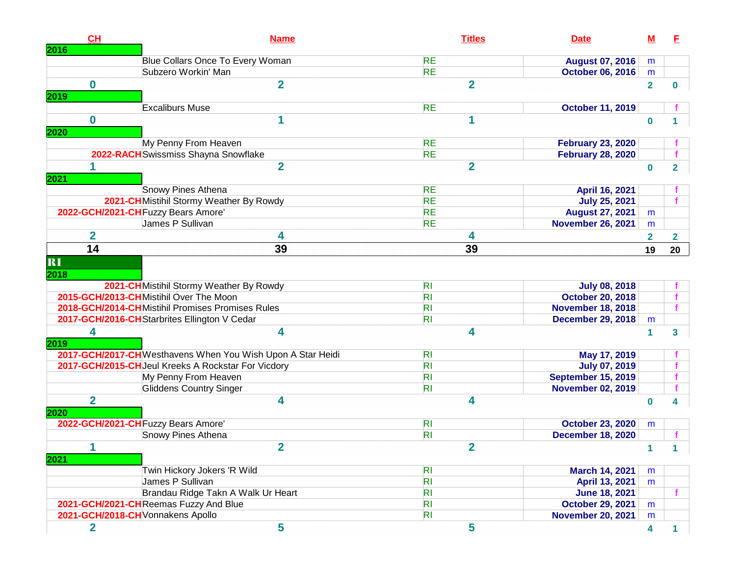| CH | Name | Titles | Date | M | F |
|---|---|---|---|---|---|
| **2016** | | | | | |
| | Blue Collars Once To Every Woman | RE | August 07, 2016 | m | |
| | Subzero Workin' Man | RE | October 06, 2016 | m | |
| 0 | 2 | 2 | | 2 | 0 |
| **2019** | | | | | |
| | Excaliburs Muse | RE | October 11, 2019 | | f |
| 0 | 1 | 1 | | 0 | 1 |
| **2020** | | | | | |
| | My Penny From Heaven | RE | February 23, 2020 | | f |
| 2022-RACH | Swissmiss Shayna Snowflake | RE | February 28, 2020 | | f |
| 1 | 2 | 2 | | 0 | 2 |
| **2021** | | | | | |
| | Snowy Pines Athena | RE | April 16, 2021 | | f |
| 2021-CH | Mistihil Stormy Weather By Rowdy | RE | July 25, 2021 | | f |
| 2022-GCH/2021-CH | Fuzzy Bears Amore' | RE | August 27, 2021 | m | |
| | James P Sullivan | RE | November 26, 2021 | m | |
| 2 | 4 | 4 | | 2 | 2 |
| **14** | **39** | **39** | | **19** | **20** |
| **RI** | | | | | |
| **2018** | | | | | |
| 2021-CH | Mistihil Stormy Weather By Rowdy | RI | July 08, 2018 | | f |
| 2015-GCH/2013-CH | Mistihil Over The Moon | RI | October 20, 2018 | | f |
| 2018-GCH/2014-CH | Mistihil Promises Promises Rules | RI | November 18, 2018 | | f |
| 2017-GCH/2016-CH | Starbrites Ellington V Cedar | RI | December 29, 2018 | m | |
| 4 | 4 | 4 | | 1 | 3 |
| **2019** | | | | | |
| 2017-GCH/2017-CH | Westhavens When You Wish Upon A Star Heidi | RI | May 17, 2019 | | f |
| 2017-GCH/2015-CH | Jeul Kreeks A Rockstar For Vicdory | RI | July 07, 2019 | | f |
| | My Penny From Heaven | RI | September 15, 2019 | | f |
| | Gliddens Country Singer | RI | November 02, 2019 | | f |
| 2 | 4 | 4 | | 0 | 4 |
| **2020** | | | | | |
| 2022-GCH/2021-CH | Fuzzy Bears Amore' | RI | October 23, 2020 | m | |
| | Snowy Pines Athena | RI | December 18, 2020 | | f |
| 1 | 2 | 2 | | 1 | 1 |
| **2021** | | | | | |
| | Twin Hickory Jokers 'R Wild | RI | March 14, 2021 | m | |
| | James P Sullivan | RI | April 13, 2021 | m | |
| | Brandau Ridge Takn A Walk Ur Heart | RI | June 18, 2021 | | f |
| 2021-GCH/2021-CH | Reemas Fuzzy And Blue | RI | October 29, 2021 | m | |
| 2021-GCH/2018-CH | Vonnakens Apollo | RI | November 20, 2021 | m | |
| 2 | 5 | 5 | | 4 | 1 |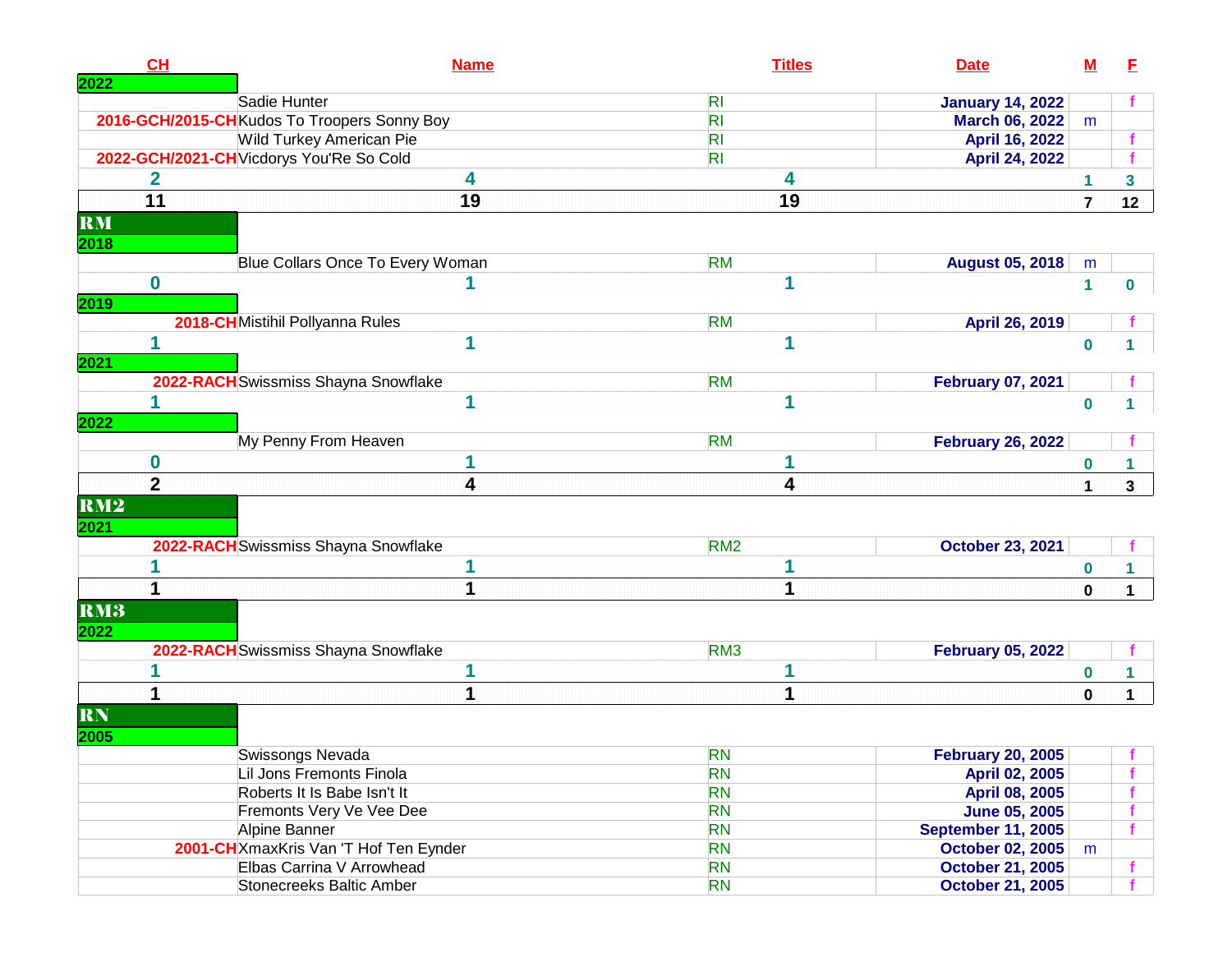| CH | Name | Titles | Date | M | F |
|---|---|---|---|---|---|
| 2022 | | | | | |
| | Sadie Hunter | RI | January 14, 2022 | | f |
| 2016-GCH/2015-CH | Kudos To Troopers Sonny Boy | RI | March 06, 2022 | m | |
| | Wild Turkey American Pie | RI | April 16, 2022 | | f |
| 2022-GCH/2021-CH | Vicdorys You'Re So Cold | RI | April 24, 2022 | | f |
| 2 | 4 | 4 | | 1 | 3 |
| 11 | 19 | 19 | | 7 | 12 |
| RM | | | | | |
| 2018 | | | | | |
| | Blue Collars Once To Every Woman | RM | August 05, 2018 | m | |
| 0 | 1 | 1 | | 1 | 0 |
| 2019 | | | | | |
| 2018-CH | Mistihil Pollyanna Rules | RM | April 26, 2019 | | f |
| 1 | 1 | 1 | | 0 | 1 |
| 2021 | | | | | |
| 2022-RACH | Swissmiss Shayna Snowflake | RM | February 07, 2021 | | f |
| 1 | 1 | 1 | | 0 | 1 |
| 2022 | | | | | |
| | My Penny From Heaven | RM | February 26, 2022 | | f |
| 0 | 1 | 1 | | 0 | 1 |
| 2 | 4 | 4 | | 1 | 3 |
| RM2 | | | | | |
| 2021 | | | | | |
| 2022-RACH | Swissmiss Shayna Snowflake | RM2 | October 23, 2021 | | f |
| 1 | 1 | 1 | | 0 | 1 |
| 1 | 1 | 1 | | 0 | 1 |
| RM3 | | | | | |
| 2022 | | | | | |
| 2022-RACH | Swissmiss Shayna Snowflake | RM3 | February 05, 2022 | | f |
| 1 | 1 | 1 | | 0 | 1 |
| 1 | 1 | 1 | | 0 | 1 |
| RN | | | | | |
| 2005 | | | | | |
| | Swissongs Nevada | RN | February 20, 2005 | | f |
| | Lil Jons Fremonts Finola | RN | April 02, 2005 | | f |
| | Roberts It Is Babe Isn't It | RN | April 08, 2005 | | f |
| | Fremonts Very Ve Vee Dee | RN | June 05, 2005 | | f |
| | Alpine Banner | RN | September 11, 2005 | | f |
| 2001-CH | XmaxKris Van 'T Hof Ten Eynder | RN | October 02, 2005 | m | |
| | Elbas Carrina V Arrowhead | RN | October 21, 2005 | | f |
| | Stonecreeks Baltic Amber | RN | October 21, 2005 | | f |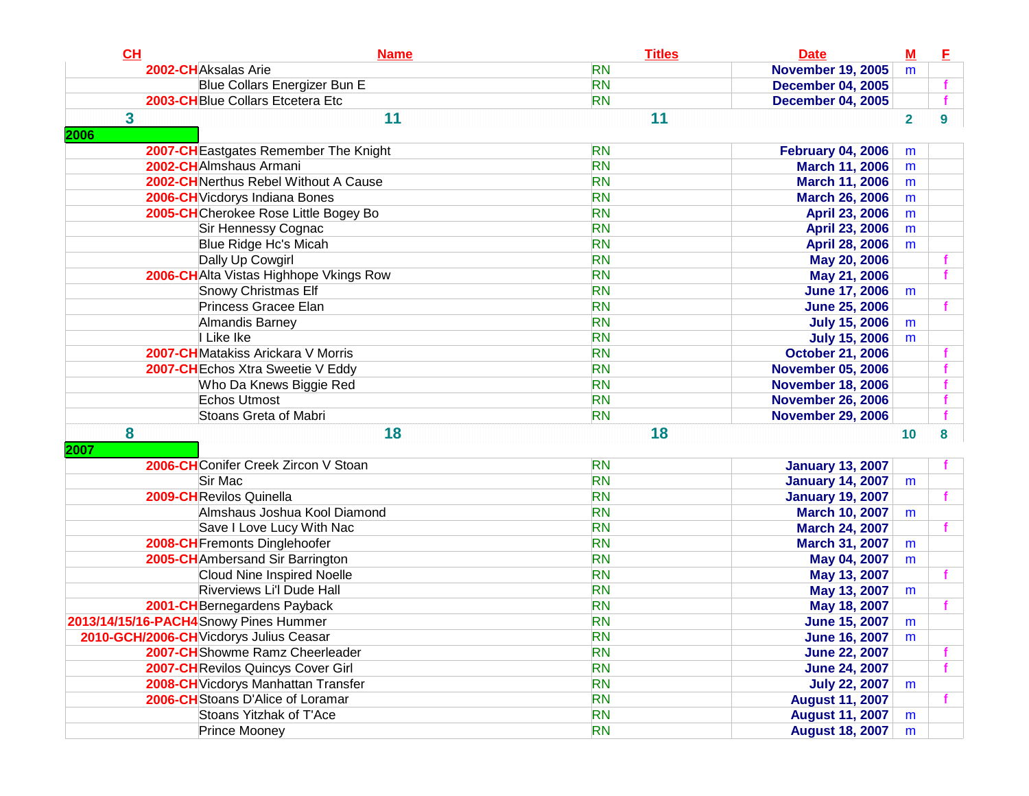| CH | Name | Titles | Date | M | F |
|---|---|---|---|---|---|
| 2002-CH | Aksalas Arie | RN | November 19, 2005 | m | |
| | Blue Collars Energizer Bun E | RN | December 04, 2005 | | f |
| 2003-CH | Blue Collars Etcetera Etc | RN | December 04, 2005 | | f |
| 3 | 11 | 11 | | 2 | 9 |
| 2006 | | | | | |
| 2007-CH | Eastgates Remember The Knight | RN | February 04, 2006 | m | |
| 2002-CH | Almshaus Armani | RN | March 11, 2006 | m | |
| 2002-CH | Nerthus Rebel Without A Cause | RN | March 11, 2006 | m | |
| 2006-CH | Vicdorys Indiana Bones | RN | March 26, 2006 | m | |
| 2005-CH | Cherokee Rose Little Bogey Bo | RN | April 23, 2006 | m | |
| | Sir Hennessy Cognac | RN | April 23, 2006 | m | |
| | Blue Ridge Hc's Micah | RN | April 28, 2006 | m | |
| | Dally Up Cowgirl | RN | May 20, 2006 | | f |
| 2006-CH | Alta Vistas Highhope Vkings Row | RN | May 21, 2006 | | f |
| | Snowy Christmas Elf | RN | June 17, 2006 | m | |
| | Princess Gracee Elan | RN | June 25, 2006 | | f |
| | Almandis Barney | RN | July 15, 2006 | m | |
| | I Like Ike | RN | July 15, 2006 | m | |
| 2007-CH | Matakiss Arickara V Morris | RN | October 21, 2006 | | f |
| 2007-CH | Echos Xtra Sweetie V Eddy | RN | November 05, 2006 | | f |
| | Who Da Knews Biggie Red | RN | November 18, 2006 | | f |
| | Echos Utmost | RN | November 26, 2006 | | f |
| | Stoans Greta of Mabri | RN | November 29, 2006 | | f |
| 8 | 18 | 18 | | 10 | 8 |
| 2007 | | | | | |
| 2006-CH | Conifer Creek Zircon V Stoan | RN | January 13, 2007 | | f |
| | Sir Mac | RN | January 14, 2007 | m | |
| 2009-CH | Revilos Quinella | RN | January 19, 2007 | | f |
| | Almshaus Joshua Kool Diamond | RN | March 10, 2007 | m | |
| | Save I Love Lucy With Nac | RN | March 24, 2007 | | f |
| 2008-CH | Fremonts Dinglehoofer | RN | March 31, 2007 | m | |
| 2005-CH | Ambersand Sir Barrington | RN | May 04, 2007 | m | |
| | Cloud Nine Inspired Noelle | RN | May 13, 2007 | | f |
| | Riverviews Li'l Dude Hall | RN | May 13, 2007 | m | |
| 2001-CH | Bernegardens Payback | RN | May 18, 2007 | | f |
| 2013/14/15/16-PACH4 | Snowy Pines Hummer | RN | June 15, 2007 | m | |
| 2010-GCH/2006-CH | Vicdorys Julius Ceasar | RN | June 16, 2007 | m | |
| 2007-CH | Showme Ramz Cheerleader | RN | June 22, 2007 | | f |
| 2007-CH | Revilos Quincys Cover Girl | RN | June 24, 2007 | | f |
| 2008-CH | Vicdorys Manhattan Transfer | RN | July 22, 2007 | m | |
| 2006-CH | Stoans D'Alice of Loramar | RN | August 11, 2007 | | f |
| | Stoans Yitzhak of T'Ace | RN | August 11, 2007 | m | |
| | Prince Mooney | RN | August 18, 2007 | m | |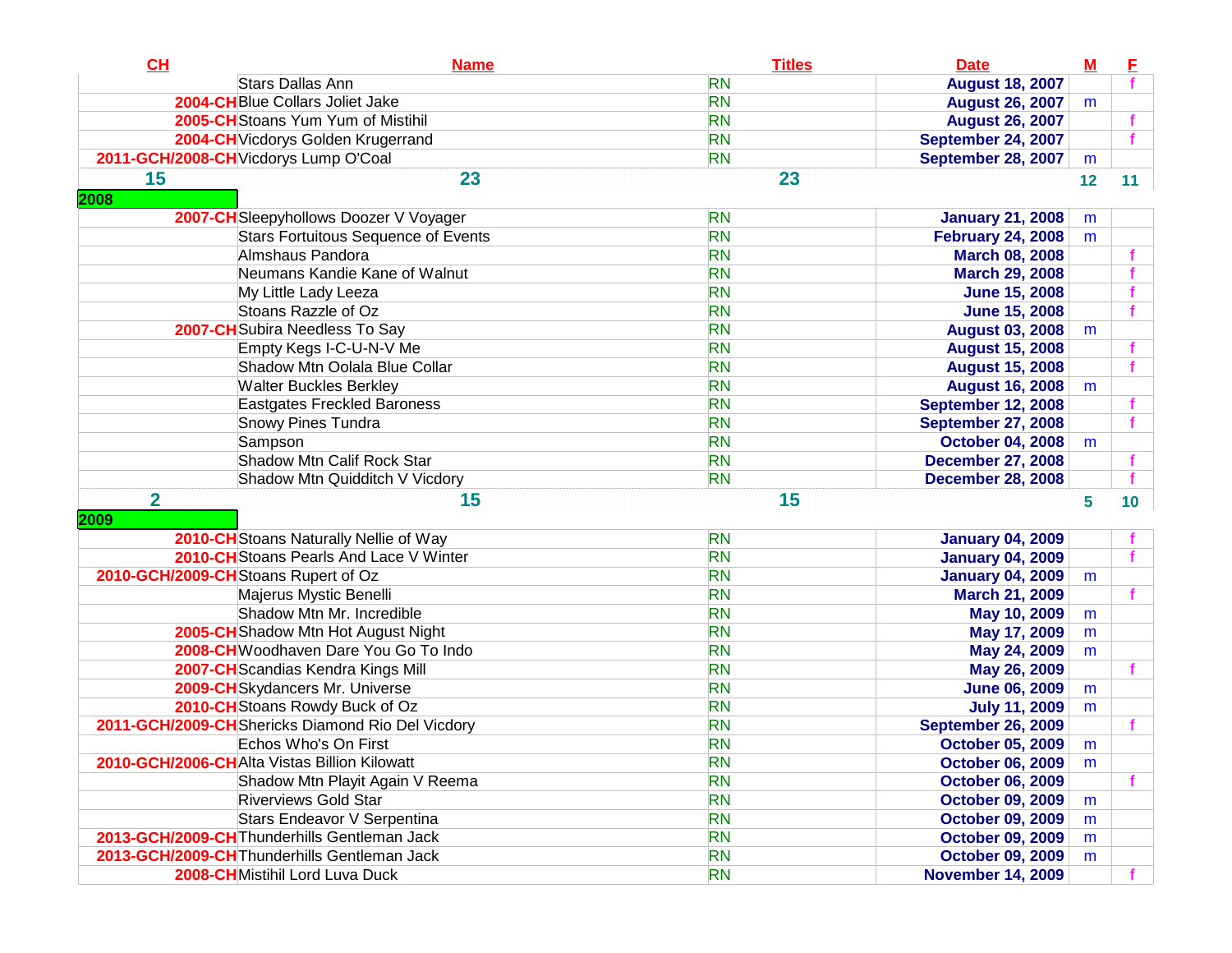| CH | Name | Titles | Date | M | F |
|---|---|---|---|---|---|
| | Stars Dallas Ann | RN | August 18, 2007 | | f |
| 2004-CH | Blue Collars Joliet Jake | RN | August 26, 2007 | m | |
| 2005-CH | Stoans Yum Yum of Mistihil | RN | August 26, 2007 | | f |
| 2004-CH | Vicdorys Golden Krugerrand | RN | September 24, 2007 | | f |
| 2011-GCH/2008-CH | Vicdorys Lump O'Coal | RN | September 28, 2007 | m | |
| 15 | 23 | 23 | | 12 | 11 |
| 2008 | | | | | |
| 2007-CH | Sleepyhollows Doozer V Voyager | RN | January 21, 2008 | m | |
| | Stars Fortuitous Sequence of Events | RN | February 24, 2008 | m | |
| | Almshaus Pandora | RN | March 08, 2008 | | f |
| | Neumans Kandie Kane of Walnut | RN | March 29, 2008 | | f |
| | My Little Lady Leeza | RN | June 15, 2008 | | f |
| | Stoans Razzle of Oz | RN | June 15, 2008 | | f |
| 2007-CH | Subira Needless To Say | RN | August 03, 2008 | m | |
| | Empty Kegs I-C-U-N-V Me | RN | August 15, 2008 | | f |
| | Shadow Mtn Oolala Blue Collar | RN | August 15, 2008 | | f |
| | Walter Buckles Berkley | RN | August 16, 2008 | m | |
| | Eastgates Freckled Baroness | RN | September 12, 2008 | | f |
| | Snowy Pines Tundra | RN | September 27, 2008 | | f |
| | Sampson | RN | October 04, 2008 | m | |
| | Shadow Mtn Calif Rock Star | RN | December 27, 2008 | | f |
| | Shadow Mtn Quidditch V Vicdory | RN | December 28, 2008 | | f |
| 2 | 15 | 15 | | 5 | 10 |
| 2009 | | | | | |
| 2010-CH | Stoans Naturally Nellie of Way | RN | January 04, 2009 | | f |
| 2010-CH | Stoans Pearls And Lace V Winter | RN | January 04, 2009 | | f |
| 2010-GCH/2009-CH | Stoans Rupert of Oz | RN | January 04, 2009 | m | |
| | Majerus Mystic Benelli | RN | March 21, 2009 | | f |
| | Shadow Mtn Mr. Incredible | RN | May 10, 2009 | m | |
| 2005-CH | Shadow Mtn Hot August Night | RN | May 17, 2009 | m | |
| 2008-CH | Woodhaven Dare You Go To Indo | RN | May 24, 2009 | m | |
| 2007-CH | Scandias Kendra Kings Mill | RN | May 26, 2009 | | f |
| 2009-CH | Skydancers Mr. Universe | RN | June 06, 2009 | m | |
| 2010-CH | Stoans Rowdy Buck of Oz | RN | July 11, 2009 | m | |
| 2011-GCH/2009-CH | Shericks Diamond Rio Del Vicdory | RN | September 26, 2009 | | f |
| | Echos Who's On First | RN | October 05, 2009 | m | |
| 2010-GCH/2006-CH | Alta Vistas Billion Kilowatt | RN | October 06, 2009 | m | |
| | Shadow Mtn Playit Again V Reema | RN | October 06, 2009 | | f |
| | Riverviews Gold Star | RN | October 09, 2009 | m | |
| | Stars Endeavor V Serpentina | RN | October 09, 2009 | m | |
| 2013-GCH/2009-CH | Thunderhills Gentleman Jack | RN | October 09, 2009 | m | |
| 2013-GCH/2009-CH | Thunderhills Gentleman Jack | RN | October 09, 2009 | m | |
| 2008-CH | Mistihil Lord Luva Duck | RN | November 14, 2009 | | f |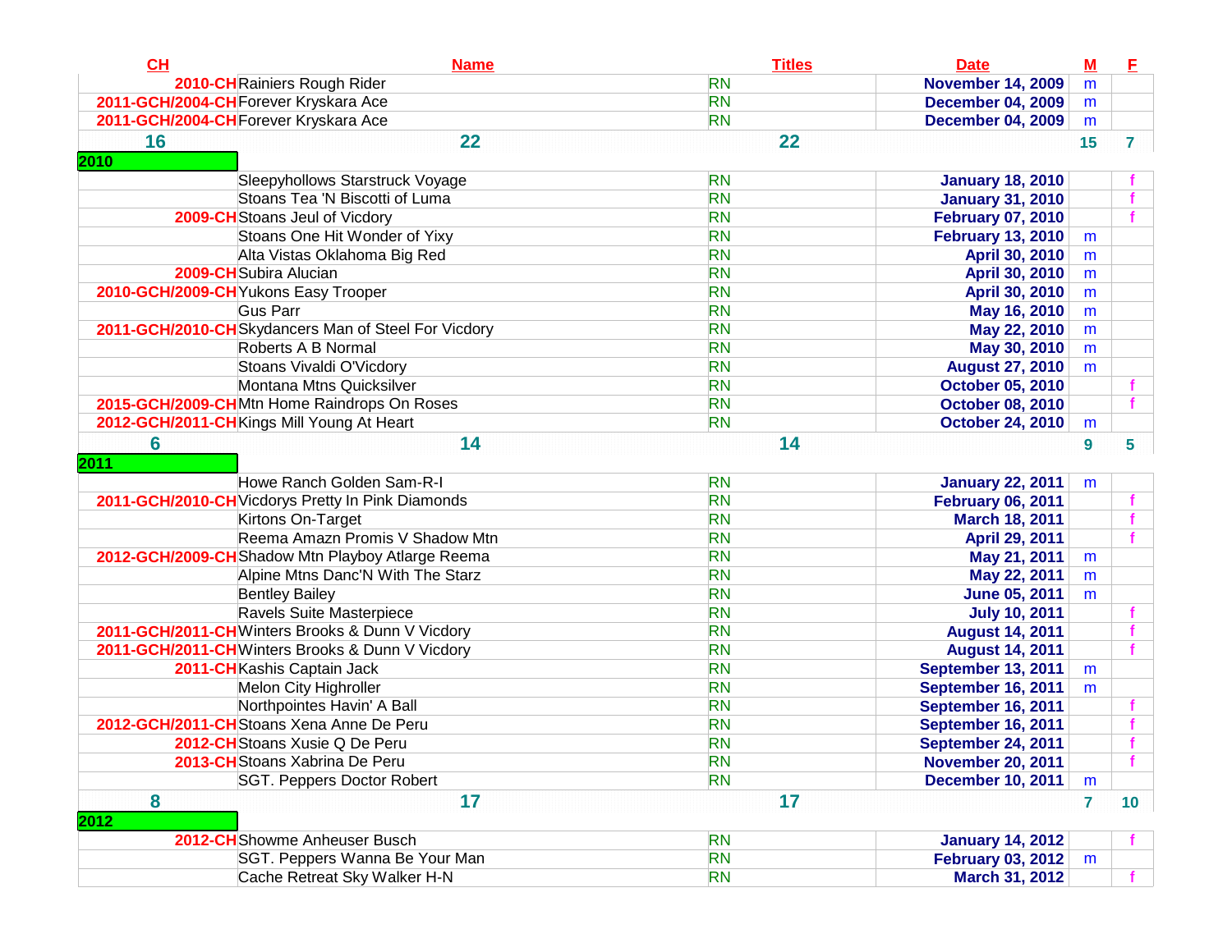| CH | Name | Titles | Date | M | F |
|---|---|---|---|---|---|
| 2010-CH | Rainiers Rough Rider | RN | November 14, 2009 | m | |
| 2011-GCH/2004-CH | Forever Kryskara Ace | RN | December 04, 2009 | m | |
| 2011-GCH/2004-CH | Forever Kryskara Ace | RN | December 04, 2009 | m | |
| 16 | 22 | 22 | | 15 | 7 |
| 2010 | | | | | |
| | Sleepyhollows Starstruck Voyage | RN | January 18, 2010 | | f |
| | Stoans Tea 'N Biscotti of Luma | RN | January 31, 2010 | | f |
| 2009-CH | Stoans Jeul of Vicdory | RN | February 07, 2010 | | f |
| | Stoans One Hit Wonder of Yixy | RN | February 13, 2010 | m | |
| | Alta Vistas Oklahoma Big Red | RN | April 30, 2010 | m | |
| 2009-CH | Subira Alucian | RN | April 30, 2010 | m | |
| 2010-GCH/2009-CH | Yukons Easy Trooper | RN | April 30, 2010 | m | |
| | Gus Parr | RN | May 16, 2010 | m | |
| 2011-GCH/2010-CH | Skydancers Man of Steel For Vicdory | RN | May 22, 2010 | m | |
| | Roberts A B Normal | RN | May 30, 2010 | m | |
| | Stoans Vivaldi O'Vicdory | RN | August 27, 2010 | m | |
| | Montana Mtns Quicksilver | RN | October 05, 2010 | | f |
| 2015-GCH/2009-CH | Mtn Home Raindrops On Roses | RN | October 08, 2010 | | f |
| 2012-GCH/2011-CH | Kings Mill Young At Heart | RN | October 24, 2010 | m | |
| 6 | 14 | 14 | | 9 | 5 |
| 2011 | | | | | |
| | Howe Ranch Golden Sam-R-I | RN | January 22, 2011 | m | |
| 2011-GCH/2010-CH | Vicdorys Pretty In Pink Diamonds | RN | February 06, 2011 | | f |
| | Kirtons On-Target | RN | March 18, 2011 | | f |
| | Reema Amazn Promis V Shadow Mtn | RN | April 29, 2011 | | f |
| 2012-GCH/2009-CH | Shadow Mtn Playboy Atlarge Reema | RN | May 21, 2011 | m | |
| | Alpine Mtns Danc'N With The Starz | RN | May 22, 2011 | m | |
| | Bentley Bailey | RN | June 05, 2011 | m | |
| | Ravels Suite Masterpiece | RN | July 10, 2011 | | f |
| 2011-GCH/2011-CH | Winters Brooks & Dunn V Vicdory | RN | August 14, 2011 | | f |
| 2011-GCH/2011-CH | Winters Brooks & Dunn V Vicdory | RN | August 14, 2011 | | f |
| 2011-CH | Kashis Captain Jack | RN | September 13, 2011 | m | |
| | Melon City Highroller | RN | September 16, 2011 | m | |
| | Northpointes Havin' A Ball | RN | September 16, 2011 | | f |
| 2012-GCH/2011-CH | Stoans Xena Anne De Peru | RN | September 16, 2011 | | f |
| 2012-CH | Stoans Xusie Q De Peru | RN | September 24, 2011 | | f |
| 2013-CH | Stoans Xabrina De Peru | RN | November 20, 2011 | | f |
| | SGT. Peppers Doctor Robert | RN | December 10, 2011 | m | |
| 8 | 17 | 17 | | 7 | 10 |
| 2012 | | | | | |
| 2012-CH | Showme Anheuser Busch | RN | January 14, 2012 | | f |
| | SGT. Peppers Wanna Be Your Man | RN | February 03, 2012 | m | |
| | Cache Retreat Sky Walker H-N | RN | March 31, 2012 | | f |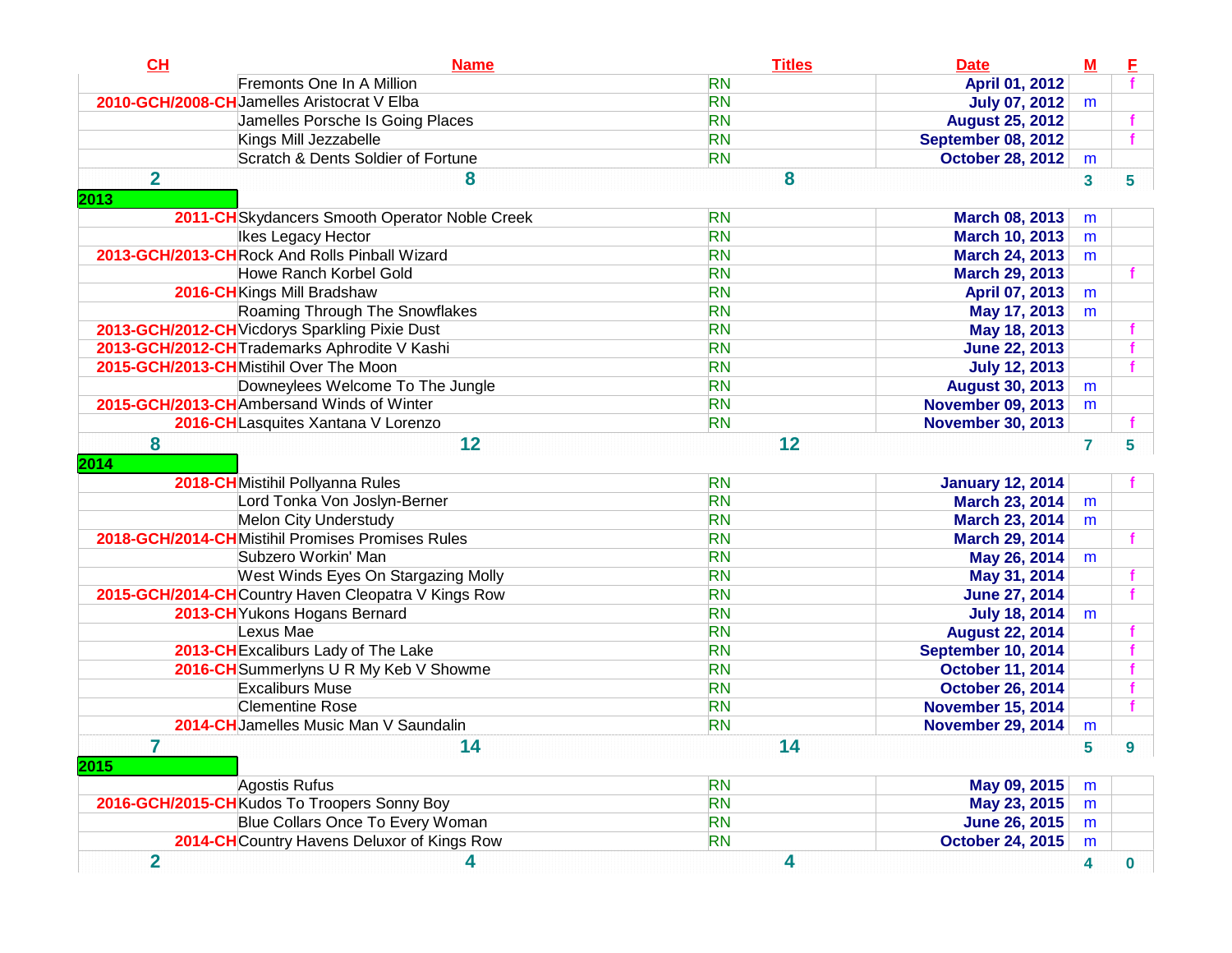| CH | Name | Titles | Date | M | F |
|---|---|---|---|---|---|
| | Fremonts One In A Million | RN | April 01, 2012 | | f |
| 2010-GCH/2008-CH | Jamelles Aristocrat V Elba | RN | July 07, 2012 | m | |
| | Jamelles Porsche Is Going Places | RN | August 25, 2012 | | f |
| | Kings Mill Jezzabelle | RN | September 08, 2012 | | f |
| | Scratch & Dents Soldier of Fortune | RN | October 28, 2012 | m | |
| 2 | 8 | 8 | | 3 | 5 |
| **2013** | | | | | |
| 2011-CH | Skydancers Smooth Operator Noble Creek | RN | March 08, 2013 | m | |
| | Ikes Legacy Hector | RN | March 10, 2013 | m | |
| 2013-GCH/2013-CH | Rock And Rolls Pinball Wizard | RN | March 24, 2013 | m | |
| | Howe Ranch Korbel Gold | RN | March 29, 2013 | | f |
| 2016-CH | Kings Mill Bradshaw | RN | April 07, 2013 | m | |
| | Roaming Through The Snowflakes | RN | May 17, 2013 | m | |
| 2013-GCH/2012-CH | Vicdorys Sparkling Pixie Dust | RN | May 18, 2013 | | f |
| 2013-GCH/2012-CH | Trademarks Aphrodite V Kashi | RN | June 22, 2013 | | f |
| 2015-GCH/2013-CH | Mistihil Over The Moon | RN | July 12, 2013 | | f |
| | Downeylees Welcome To The Jungle | RN | August 30, 2013 | m | |
| 2015-GCH/2013-CH | Ambersand Winds of Winter | RN | November 09, 2013 | m | |
| 2016-CH | Lasquites Xantana V Lorenzo | RN | November 30, 2013 | | f |
| 8 | 12 | 12 | | 7 | 5 |
| **2014** | | | | | |
| 2018-CH | Mistihil Pollyanna Rules | RN | January 12, 2014 | | f |
| | Lord Tonka Von Joslyn-Berner | RN | March 23, 2014 | m | |
| | Melon City Understudy | RN | March 23, 2014 | m | |
| 2018-GCH/2014-CH | Mistihil Promises Promises Rules | RN | March 29, 2014 | | f |
| | Subzero Workin' Man | RN | May 26, 2014 | m | |
| | West Winds Eyes On Stargazing Molly | RN | May 31, 2014 | | f |
| 2015-GCH/2014-CH | Country Haven Cleopatra V Kings Row | RN | June 27, 2014 | | f |
| 2013-CH | Yukons Hogans Bernard | RN | July 18, 2014 | m | |
| | Lexus Mae | RN | August 22, 2014 | | f |
| 2013-CH | Excaliburs Lady of The Lake | RN | September 10, 2014 | | f |
| 2016-CH | Summerlyns U R My Keb V Showme | RN | October 11, 2014 | | f |
| | Excaliburs Muse | RN | October 26, 2014 | | f |
| | Clementine Rose | RN | November 15, 2014 | | f |
| 2014-CH | Jamelles Music Man V Saundalin | RN | November 29, 2014 | m | |
| 7 | 14 | 14 | | 5 | 9 |
| **2015** | | | | | |
| | Agostis Rufus | RN | May 09, 2015 | m | |
| 2016-GCH/2015-CH | Kudos To Troopers Sonny Boy | RN | May 23, 2015 | m | |
| | Blue Collars Once To Every Woman | RN | June 26, 2015 | m | |
| 2014-CH | Country Havens Deluxor of Kings Row | RN | October 24, 2015 | m | |
| 2 | 4 | 4 | | 4 | 0 |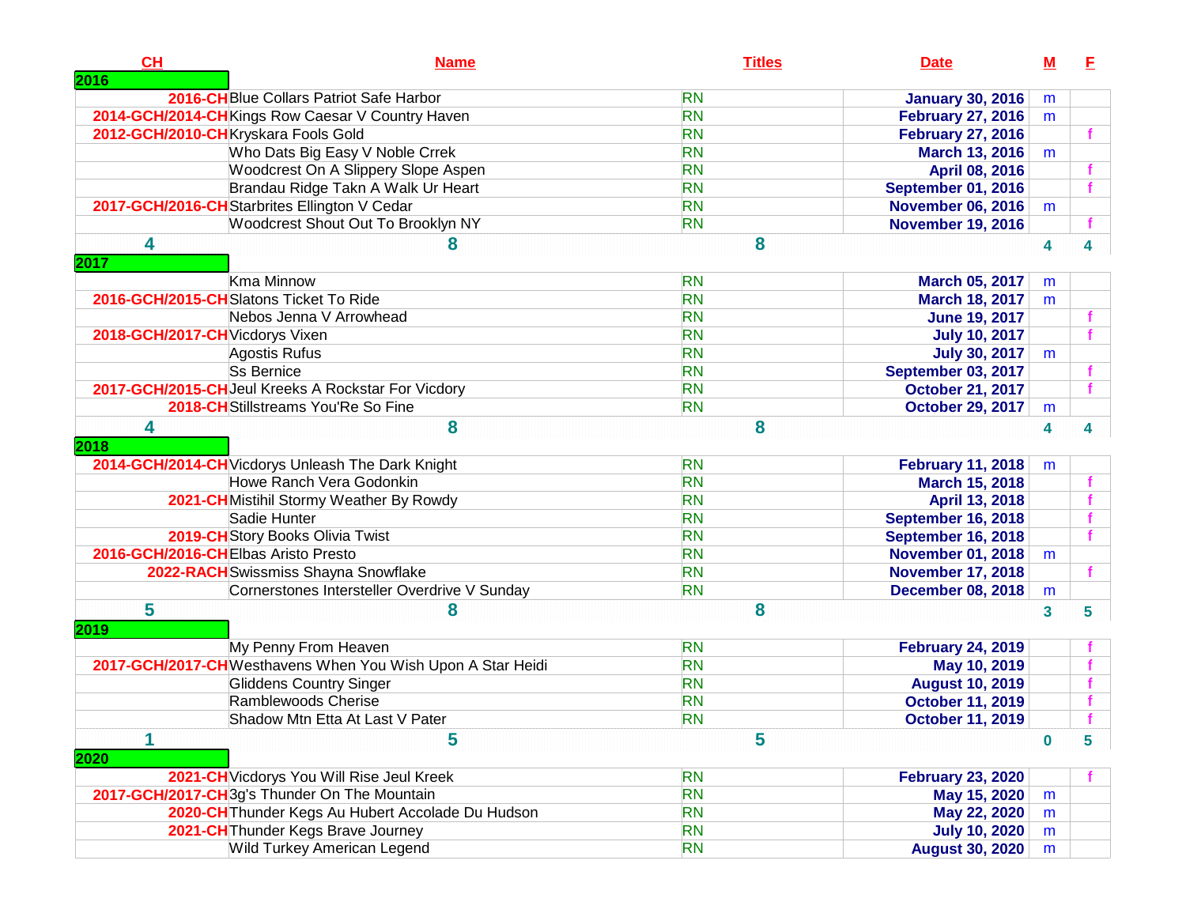| CH | Name | Titles | Date | M | F |
|---|---|---|---|---|---|
| **2016** | | | | | |
| 2016-CH | Blue Collars Patriot Safe Harbor | RN | January 30, 2016 | m | |
| 2014-GCH/2014-CH | Kings Row Caesar V Country Haven | RN | February 27, 2016 | m | |
| 2012-GCH/2010-CH | Kryskara Fools Gold | RN | February 27, 2016 | | f |
| | Who Dats Big Easy V Noble Crrek | RN | March 13, 2016 | m | |
| | Woodcrest On A Slippery Slope Aspen | RN | April 08, 2016 | | f |
| | Brandau Ridge Takn A Walk Ur Heart | RN | September 01, 2016 | | f |
| 2017-GCH/2016-CH | Starbrites Ellington V Cedar | RN | November 06, 2016 | m | |
| | Woodcrest Shout Out To Brooklyn NY | RN | November 19, 2016 | | f |
| 4 | 8 | 8 | | 4 | 4 |
| **2017** | | | | | |
| | Kma Minnow | RN | March 05, 2017 | m | |
| 2016-GCH/2015-CH | Slatons Ticket To Ride | RN | March 18, 2017 | m | |
| | Nebos Jenna V Arrowhead | RN | June 19, 2017 | | f |
| 2018-GCH/2017-CH | Vicdorys Vixen | RN | July 10, 2017 | | f |
| | Agostis Rufus | RN | July 30, 2017 | m | |
| | Ss Bernice | RN | September 03, 2017 | | f |
| 2017-GCH/2015-CH | Jeul Kreeks A Rockstar For Vicdory | RN | October 21, 2017 | | f |
| 2018-CH | Stillstreams You'Re So Fine | RN | October 29, 2017 | m | |
| 4 | 8 | 8 | | 4 | 4 |
| **2018** | | | | | |
| 2014-GCH/2014-CH | Vicdorys Unleash The Dark Knight | RN | February 11, 2018 | m | |
| | Howe Ranch Vera Godonkin | RN | March 15, 2018 | | f |
| 2021-CH | Mistihil Stormy Weather By Rowdy | RN | April 13, 2018 | | f |
| | Sadie Hunter | RN | September 16, 2018 | | f |
| 2019-CH | Story Books Olivia Twist | RN | September 16, 2018 | | f |
| 2016-GCH/2016-CH | Elbas Aristo Presto | RN | November 01, 2018 | m | |
| 2022-RACH | Swissmiss Shayna Snowflake | RN | November 17, 2018 | | f |
| | Cornerstones Intersteller Overdrive V Sunday | RN | December 08, 2018 | m | |
| 5 | 8 | 8 | | 3 | 5 |
| **2019** | | | | | |
| | My Penny From Heaven | RN | February 24, 2019 | | f |
| 2017-GCH/2017-CH | Westhavens When You Wish Upon A Star Heidi | RN | May 10, 2019 | | f |
| | Gliddens Country Singer | RN | August 10, 2019 | | f |
| | Ramblewoods Cherise | RN | October 11, 2019 | | f |
| | Shadow Mtn Etta At Last V Pater | RN | October 11, 2019 | | f |
| 1 | 5 | 5 | | 0 | 5 |
| **2020** | | | | | |
| 2021-CH | Vicdorys You Will Rise Jeul Kreek | RN | February 23, 2020 | | f |
| 2017-GCH/2017-CH | 3g's Thunder On The Mountain | RN | May 15, 2020 | m | |
| 2020-CH | Thunder Kegs Au Hubert Accolade Du Hudson | RN | May 22, 2020 | m | |
| 2021-CH | Thunder Kegs Brave Journey | RN | July 10, 2020 | m | |
| | Wild Turkey American Legend | RN | August 30, 2020 | m | |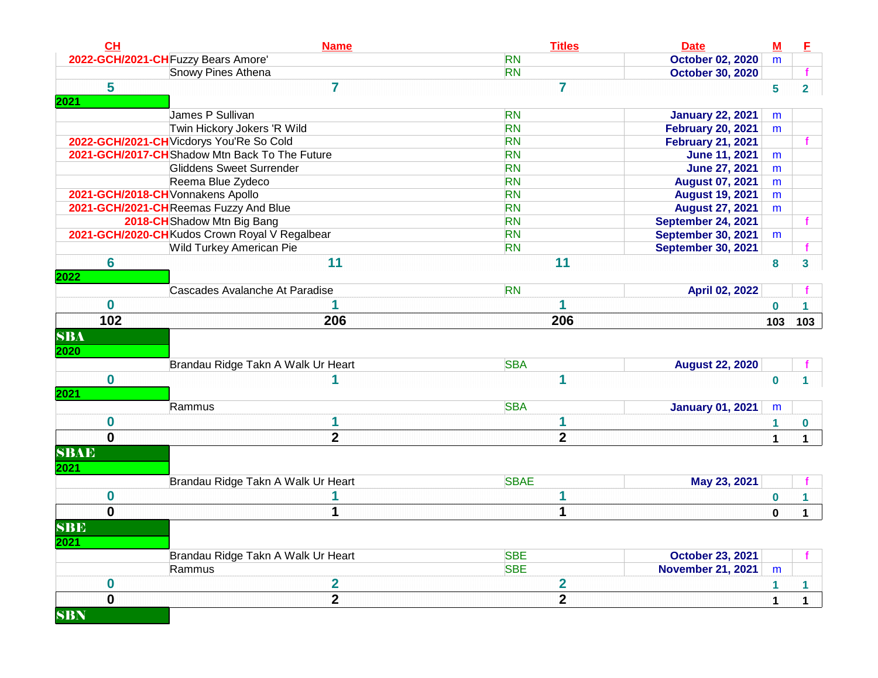| CH | Name | Titles | Date | M | F |
|---|---|---|---|---|---|
| 2022-GCH/2021-CH | Fuzzy Bears Amore' | RN | October 02, 2020 | m | |
| | Snowy Pines Athena | RN | October 30, 2020 | | f |
| 5 | 7 | 7 | | 5 | 2 |
| **2021** | | | | | |
| | James P Sullivan | RN | January 22, 2021 | m | |
| | Twin Hickory Jokers 'R Wild | RN | February 20, 2021 | m | |
| 2022-GCH/2021-CH | Vicdorys You'Re So Cold | RN | February 21, 2021 | | f |
| 2021-GCH/2017-CH | Shadow Mtn Back To The Future | RN | June 11, 2021 | m | |
| | Gliddens Sweet Surrender | RN | June 27, 2021 | m | |
| | Reema Blue Zydeco | RN | August 07, 2021 | m | |
| 2021-GCH/2018-CH | Vonnakens Apollo | RN | August 19, 2021 | m | |
| 2021-GCH/2021-CH | Reemas Fuzzy And Blue | RN | August 27, 2021 | m | |
| 2018-CH | Shadow Mtn Big Bang | RN | September 24, 2021 | | f |
| 2021-GCH/2020-CH | Kudos Crown Royal V Regalbear | RN | September 30, 2021 | m | |
| | Wild Turkey American Pie | RN | September 30, 2021 | | f |
| 6 | 11 | 11 | | 8 | 3 |
| **2022** | | | | | |
| | Cascades Avalanche At Paradise | RN | April 02, 2022 | | f |
| 0 | 1 | 1 | | 0 | 1 |
| **102** | **206** | **206** | | **103** | **103** |
| **SBA** | | | | | |
| **2020** | | | | | |
| | Brandau Ridge Takn A Walk Ur Heart | SBA | August 22, 2020 | | f |
| 0 | 1 | 1 | | 0 | 1 |
| **2021** | | | | | |
| | Rammus | SBA | January 01, 2021 | m | |
| 0 | 1 | 1 | | 1 | 0 |
| **0** | **2** | **2** | | **1** | **1** |
| **SBAE** | | | | | |
| **2021** | | | | | |
| | Brandau Ridge Takn A Walk Ur Heart | SBAE | May 23, 2021 | | f |
| 0 | 1 | 1 | | 0 | 1 |
| **0** | **1** | **1** | | **0** | **1** |
| **SBE** | | | | | |
| **2021** | | | | | |
| | Brandau Ridge Takn A Walk Ur Heart | SBE | October 23, 2021 | | f |
| | Rammus | SBE | November 21, 2021 | m | |
| 0 | 2 | 2 | | 1 | 1 |
| **0** | **2** | **2** | | **1** | **1** |
| **SBN** | | | | | |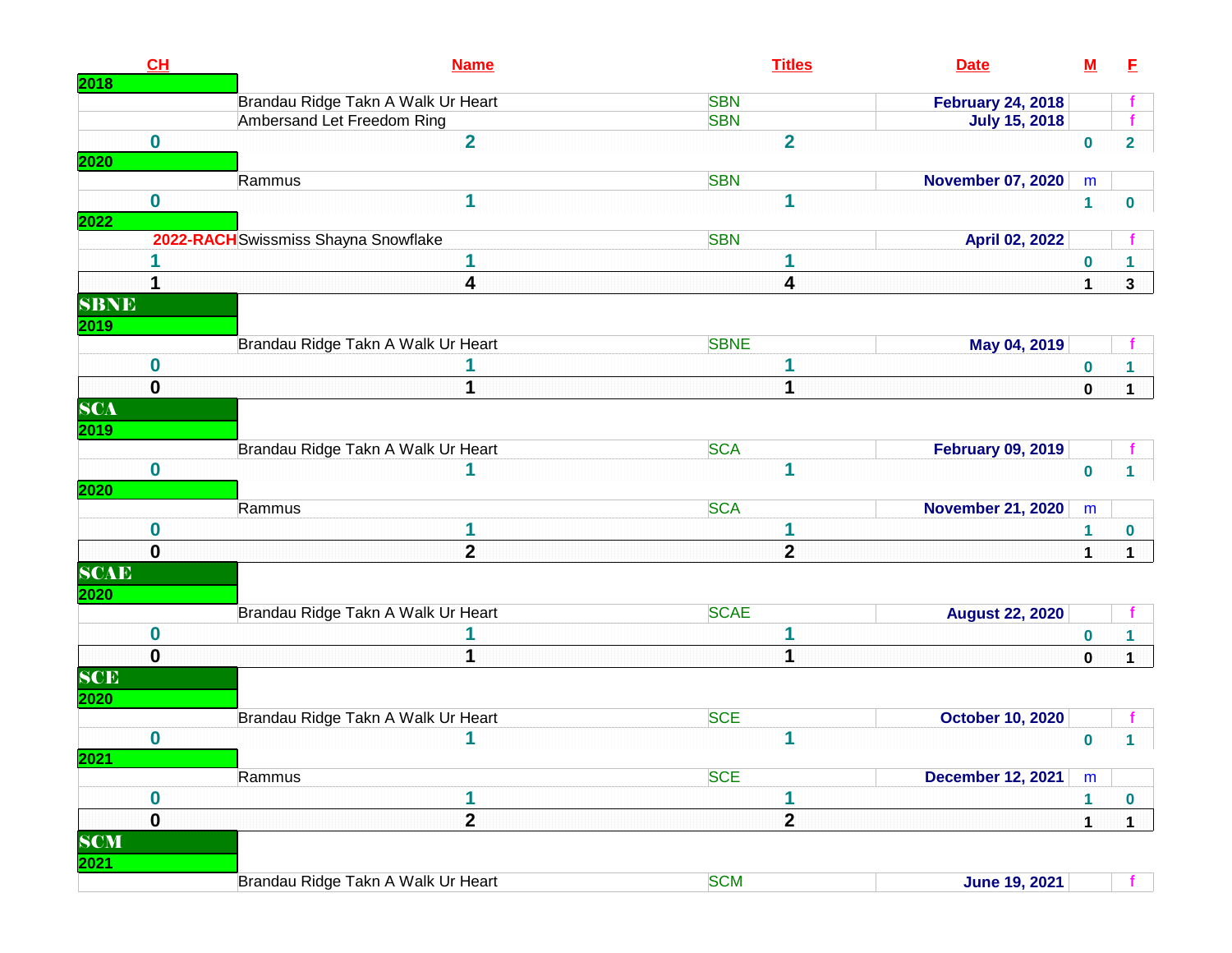| CH | Name | Titles | Date | M | F |
|---|---|---|---|---|---|
| **2018** | | | | | |
| | Brandau Ridge Takn A Walk Ur Heart | SBN | **February 24, 2018** | | f |
| | Ambersand Let Freedom Ring | SBN | **July 15, 2018** | | f |
| **0** | **2** | **2** | | **0** | **2** |
| **2020** | | | | | |
| | Rammus | SBN | **November 07, 2020** | m | |
| **0** | **1** | **1** | | **1** | **0** |
| **2022** | | | | | |
| **2022-RACH** | Swissmiss Shayna Snowflake | SBN | **April 02, 2022** | | f |
| **1** | **1** | **1** | | **0** | **1** |
| **1** | **4** | **4** | | **1** | **3** |
| **SBNE** | | | | | |
| **2019** | | | | | |
| | Brandau Ridge Takn A Walk Ur Heart | SBNE | **May 04, 2019** | | f |
| **0** | **1** | **1** | | **0** | **1** |
| **0** | **1** | **1** | | **0** | **1** |
| **SCA** | | | | | |
| **2019** | | | | | |
| | Brandau Ridge Takn A Walk Ur Heart | SCA | **February 09, 2019** | | f |
| **0** | **1** | **1** | | **0** | **1** |
| **2020** | | | | | |
| | Rammus | SCA | **November 21, 2020** | m | |
| **0** | **1** | **1** | | **1** | **0** |
| **0** | **2** | **2** | | **1** | **1** |
| **SCAE** | | | | | |
| **2020** | | | | | |
| | Brandau Ridge Takn A Walk Ur Heart | SCAE | **August 22, 2020** | | f |
| **0** | **1** | **1** | | **0** | **1** |
| **0** | **1** | **1** | | **0** | **1** |
| **SCE** | | | | | |
| **2020** | | | | | |
| | Brandau Ridge Takn A Walk Ur Heart | SCE | **October 10, 2020** | | f |
| **0** | **1** | **1** | | **0** | **1** |
| **2021** | | | | | |
| | Rammus | SCE | **December 12, 2021** | m | |
| **0** | **1** | **1** | | **1** | **0** |
| **0** | **2** | **2** | | **1** | **1** |
| **SCM** | | | | | |
| **2021** | | | | | |
| | Brandau Ridge Takn A Walk Ur Heart | SCM | **June 19, 2021** | | f |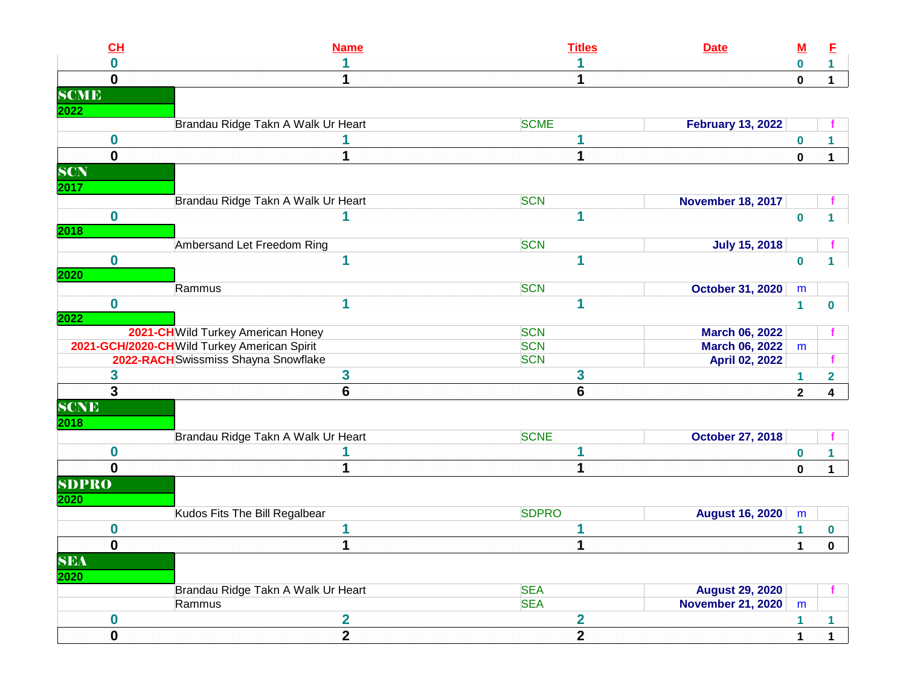| CH | Name | Titles | Date | M | F |
|---|---|---|---|---|---|
| 0 | 1 | 1 | | 0 | 1 |
| 0 | 1 | 1 | | 0 | 1 |
| **SCME** | | | | | |
| 2022 | | | | | |
| | Brandau Ridge Takn A Walk Ur Heart | SCME | February 13, 2022 | | f |
| 0 | 1 | 1 | | 0 | 1 |
| 0 | 1 | 1 | | 0 | 1 |
| **SCN** | | | | | |
| 2017 | | | | | |
| | Brandau Ridge Takn A Walk Ur Heart | SCN | November 18, 2017 | | f |
| 0 | 1 | 1 | | 0 | 1 |
| 2018 | | | | | |
| | Ambersand Let Freedom Ring | SCN | July 15, 2018 | | f |
| 0 | 1 | 1 | | 0 | 1 |
| 2020 | | | | | |
| | Rammus | SCN | October 31, 2020 | m | |
| 0 | 1 | 1 | | 1 | 0 |
| 2022 | | | | | |
| 2021-CH | Wild Turkey American Honey | SCN | March 06, 2022 | | f |
| 2021-GCH/2020-CH | Wild Turkey American Spirit | SCN | March 06, 2022 | m | |
| 2022-RACH | Swissmiss Shayna Snowflake | SCN | April 02, 2022 | | f |
| 3 | 3 | 3 | | 1 | 2 |
| 3 | 6 | 6 | | 2 | 4 |
| **SCNE** | | | | | |
| 2018 | | | | | |
| | Brandau Ridge Takn A Walk Ur Heart | SCNE | October 27, 2018 | | f |
| 0 | 1 | 1 | | 0 | 1 |
| 0 | 1 | 1 | | 0 | 1 |
| **SDPRO** | | | | | |
| 2020 | | | | | |
| | Kudos Fits The Bill Regalbear | SDPRO | August 16, 2020 | m | |
| 0 | 1 | 1 | | 1 | 0 |
| 0 | 1 | 1 | | 1 | 0 |
| **SEA** | | | | | |
| 2020 | | | | | |
| | Brandau Ridge Takn A Walk Ur Heart | SEA | August 29, 2020 | | f |
| | Rammus | SEA | November 21, 2020 | m | |
| 0 | 2 | 2 | | 1 | 1 |
| 0 | 2 | 2 | | 1 | 1 |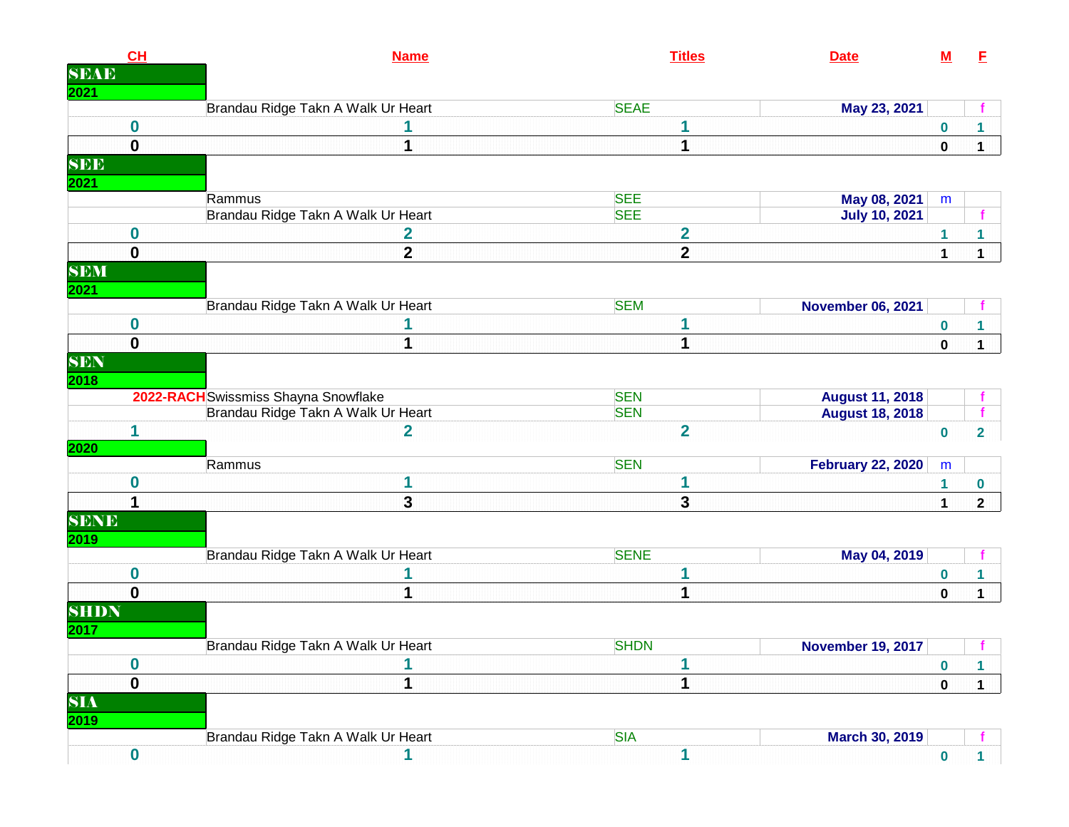| CH | Name | Titles | Date | M | F |
|---|---|---|---|---|---|
| **SEAE** | | | | | |
| **2021** | | | | | |
| | Brandau Ridge Takn A Walk Ur Heart | SEAE | May 23, 2021 | | f |
| 0 | 1 | 1 | | 0 | 1 |
| **0** | **1** | **1** | | **0** | **1** |
| **SEE** | | | | | |
| **2021** | | | | | |
| | Rammus | SEE | May 08, 2021 | m | |
| | Brandau Ridge Takn A Walk Ur Heart | SEE | July 10, 2021 | | f |
| 0 | 2 | 2 | | 1 | 1 |
| **0** | **2** | **2** | | **1** | **1** |
| **SEM** | | | | | |
| **2021** | | | | | |
| | Brandau Ridge Takn A Walk Ur Heart | SEM | November 06, 2021 | | f |
| 0 | 1 | 1 | | 0 | 1 |
| **0** | **1** | **1** | | **0** | **1** |
| **SEN** | | | | | |
| **2018** | | | | | |
| 2022-RACH | Swissmiss Shayna Snowflake | SEN | August 11, 2018 | | f |
| | Brandau Ridge Takn A Walk Ur Heart | SEN | August 18, 2018 | | f |
| 1 | 2 | 2 | | 0 | 2 |
| **2020** | | | | | |
| | Rammus | SEN | February 22, 2020 | m | |
| 0 | 1 | 1 | | 1 | 0 |
| **1** | **3** | **3** | | **1** | **2** |
| **SENE** | | | | | |
| **2019** | | | | | |
| | Brandau Ridge Takn A Walk Ur Heart | SENE | May 04, 2019 | | f |
| 0 | 1 | 1 | | 0 | 1 |
| **0** | **1** | **1** | | **0** | **1** |
| **SHDN** | | | | | |
| **2017** | | | | | |
| | Brandau Ridge Takn A Walk Ur Heart | SHDN | November 19, 2017 | | f |
| 0 | 1 | 1 | | 0 | 1 |
| **0** | **1** | **1** | | **0** | **1** |
| **SIA** | | | | | |
| **2019** | | | | | |
| | Brandau Ridge Takn A Walk Ur Heart | SIA | March 30, 2019 | | f |
| 0 | 1 | 1 | | 0 | 1 |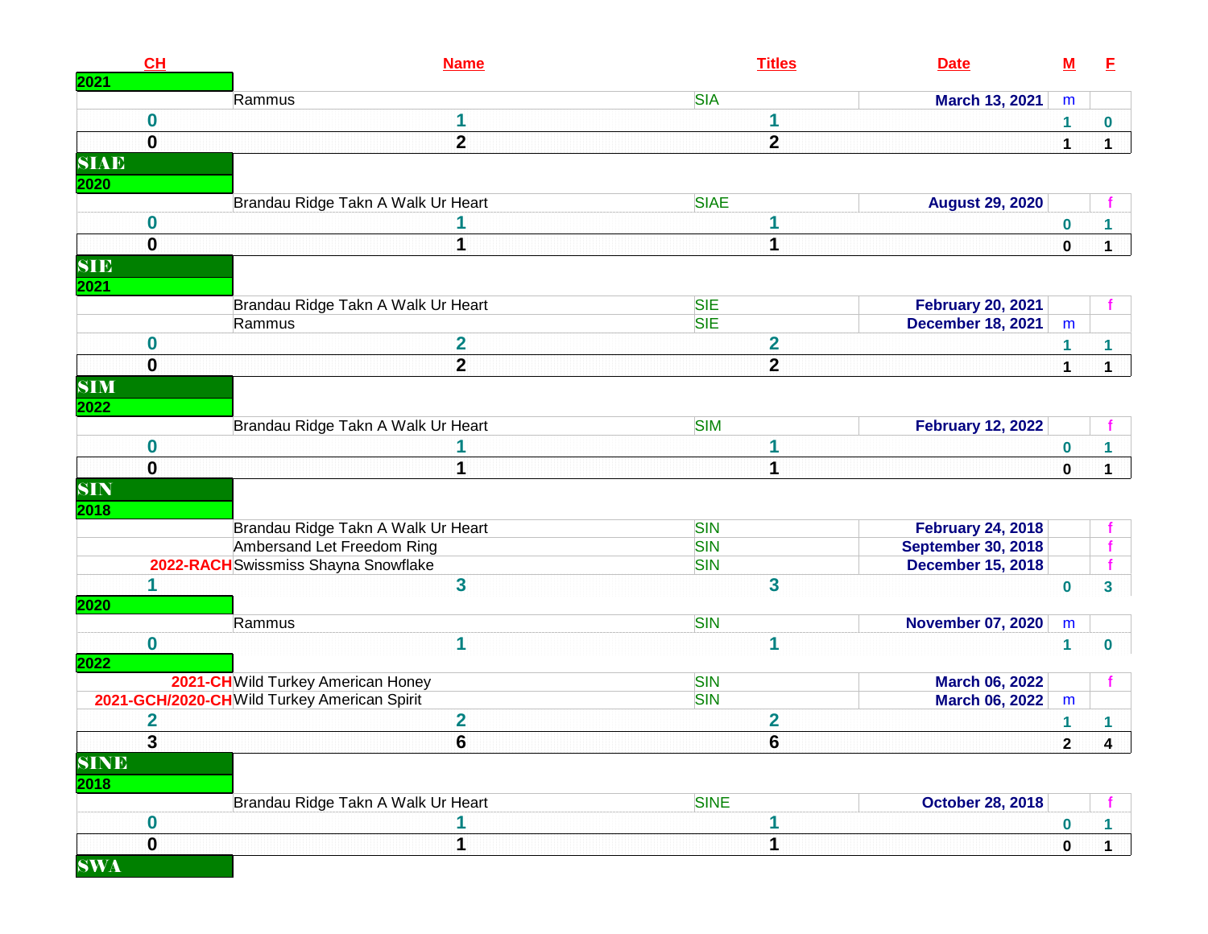| CH | Name | Titles | Date | M | F |
|---|---|---|---|---|---|
| 2021 | | | | | |
| | Rammus | SIA | March 13, 2021 | m | |
| 0 | 1 | 1 | | 1 | 0 |
| 0 | 2 | 2 | | 1 | 1 |
| SIAE | | | | | |
| 2020 | | | | | |
| | Brandau Ridge Takn A Walk Ur Heart | SIAE | August 29, 2020 | | f |
| 0 | 1 | 1 | | 0 | 1 |
| 0 | 1 | 1 | | 0 | 1 |
| SIE | | | | | |
| 2021 | | | | | |
| | Brandau Ridge Takn A Walk Ur Heart | SIE | February 20, 2021 | | f |
| | Rammus | SIE | December 18, 2021 | m | |
| 0 | 2 | 2 | | 1 | 1 |
| 0 | 2 | 2 | | 1 | 1 |
| SIM | | | | | |
| 2022 | | | | | |
| | Brandau Ridge Takn A Walk Ur Heart | SIM | February 12, 2022 | | f |
| 0 | 1 | 1 | | 0 | 1 |
| 0 | 1 | 1 | | 0 | 1 |
| SIN | | | | | |
| 2018 | | | | | |
| | Brandau Ridge Takn A Walk Ur Heart | SIN | February 24, 2018 | | f |
| | Ambersand Let Freedom Ring | SIN | September 30, 2018 | | f |
| 2022-RACH | Swissmiss Shayna Snowflake | SIN | December 15, 2018 | | f |
| 1 | 3 | 3 | | 0 | 3 |
| 2020 | | | | | |
| | Rammus | SIN | November 07, 2020 | m | |
| 0 | 1 | 1 | | 1 | 0 |
| 2022 | | | | | |
| 2021-CH | Wild Turkey American Honey | SIN | March 06, 2022 | | f |
| 2021-GCH/2020-CH | Wild Turkey American Spirit | SIN | March 06, 2022 | m | |
| 2 | 2 | 2 | | 1 | 1 |
| 3 | 6 | 6 | | 2 | 4 |
| SINE | | | | | |
| 2018 | | | | | |
| | Brandau Ridge Takn A Walk Ur Heart | SINE | October 28, 2018 | | f |
| 0 | 1 | 1 | | 0 | 1 |
| 0 | 1 | 1 | | 0 | 1 |
| SWA | | | | | |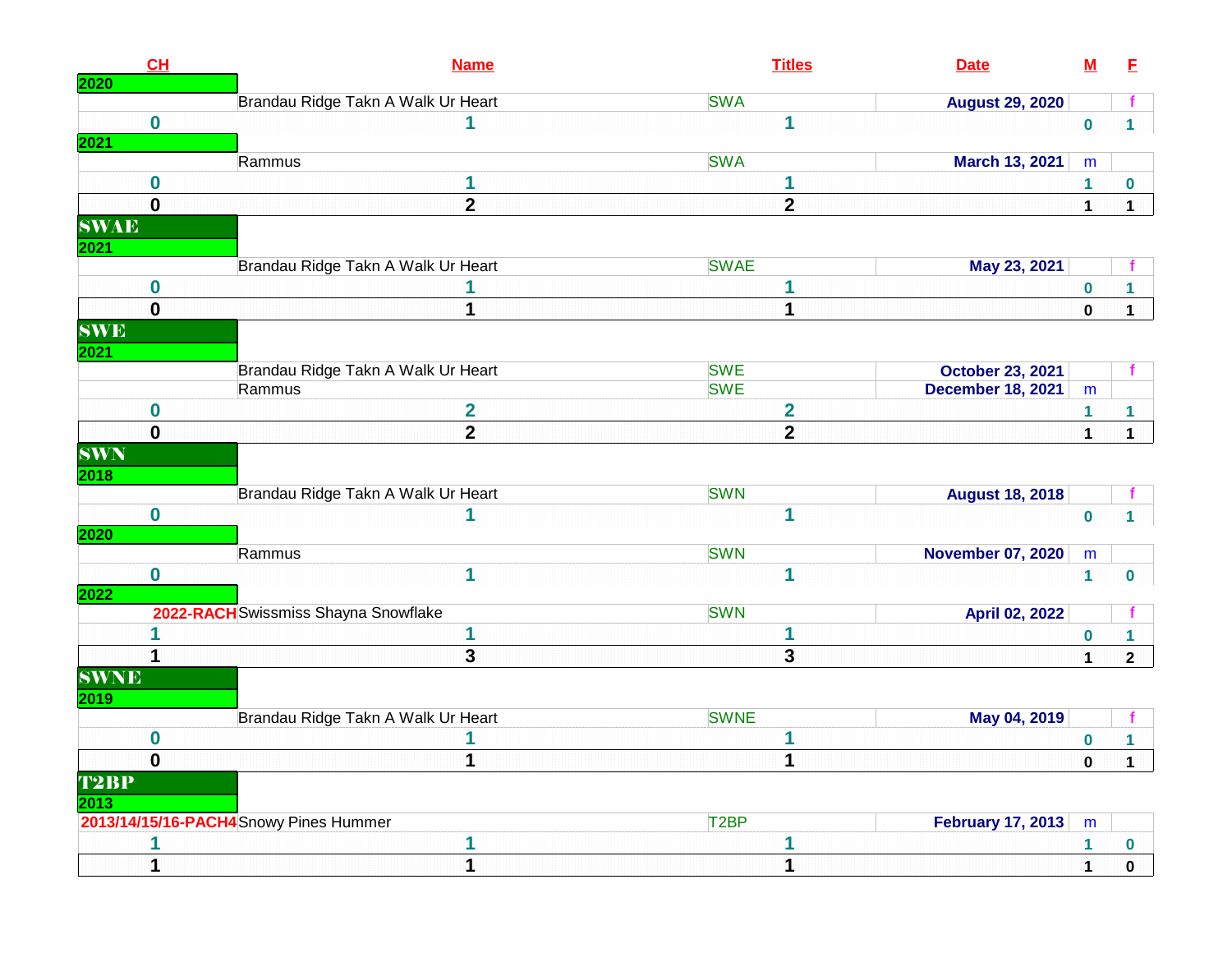| CH | Name | Titles | Date | M | F |
|---|---|---|---|---|---|
| 2020 | | | | | |
| | Brandau Ridge Takn A Walk Ur Heart | SWA | August 29, 2020 | | f |
| 0 | 1 | 1 | | 0 | 1 |
| 2021 | | | | | |
| | Rammus | SWA | March 13, 2021 | m | |
| 0 | 1 | 1 | | 1 | 0 |
| **0** | **2** | **2** | | **1** | **1** |
| **SWAE** | | | | | |
| 2021 | | | | | |
| | Brandau Ridge Takn A Walk Ur Heart | SWAE | May 23, 2021 | | f |
| 0 | 1 | 1 | | 0 | 1 |
| **0** | **1** | **1** | | **0** | **1** |
| **SWE** | | | | | |
| 2021 | | | | | |
| | Brandau Ridge Takn A Walk Ur Heart | SWE | October 23, 2021 | | f |
| | Rammus | SWE | December 18, 2021 | m | |
| 0 | 2 | 2 | | 1 | 1 |
| **0** | **2** | **2** | | **1** | **1** |
| **SWN** | | | | | |
| 2018 | | | | | |
| | Brandau Ridge Takn A Walk Ur Heart | SWN | August 18, 2018 | | f |
| 0 | 1 | 1 | | 0 | 1 |
| 2020 | | | | | |
| | Rammus | SWN | November 07, 2020 | m | |
| 0 | 1 | 1 | | 1 | 0 |
| 2022 | | | | | |
| 2022-RACH | Swissmiss Shayna Snowflake | SWN | April 02, 2022 | | f |
| 1 | 1 | 1 | | 0 | 1 |
| **1** | **3** | **3** | | **1** | **2** |
| **SWNE** | | | | | |
| 2019 | | | | | |
| | Brandau Ridge Takn A Walk Ur Heart | SWNE | May 04, 2019 | | f |
| 0 | 1 | 1 | | 0 | 1 |
| **0** | **1** | **1** | | **0** | **1** |
| **T2BP** | | | | | |
| 2013 | | | | | |
| 2013/14/15/16-PACH4 | Snowy Pines Hummer | T2BP | February 17, 2013 | m | |
| 1 | 1 | 1 | | 1 | 0 |
| **1** | **1** | **1** | | **1** | **0** |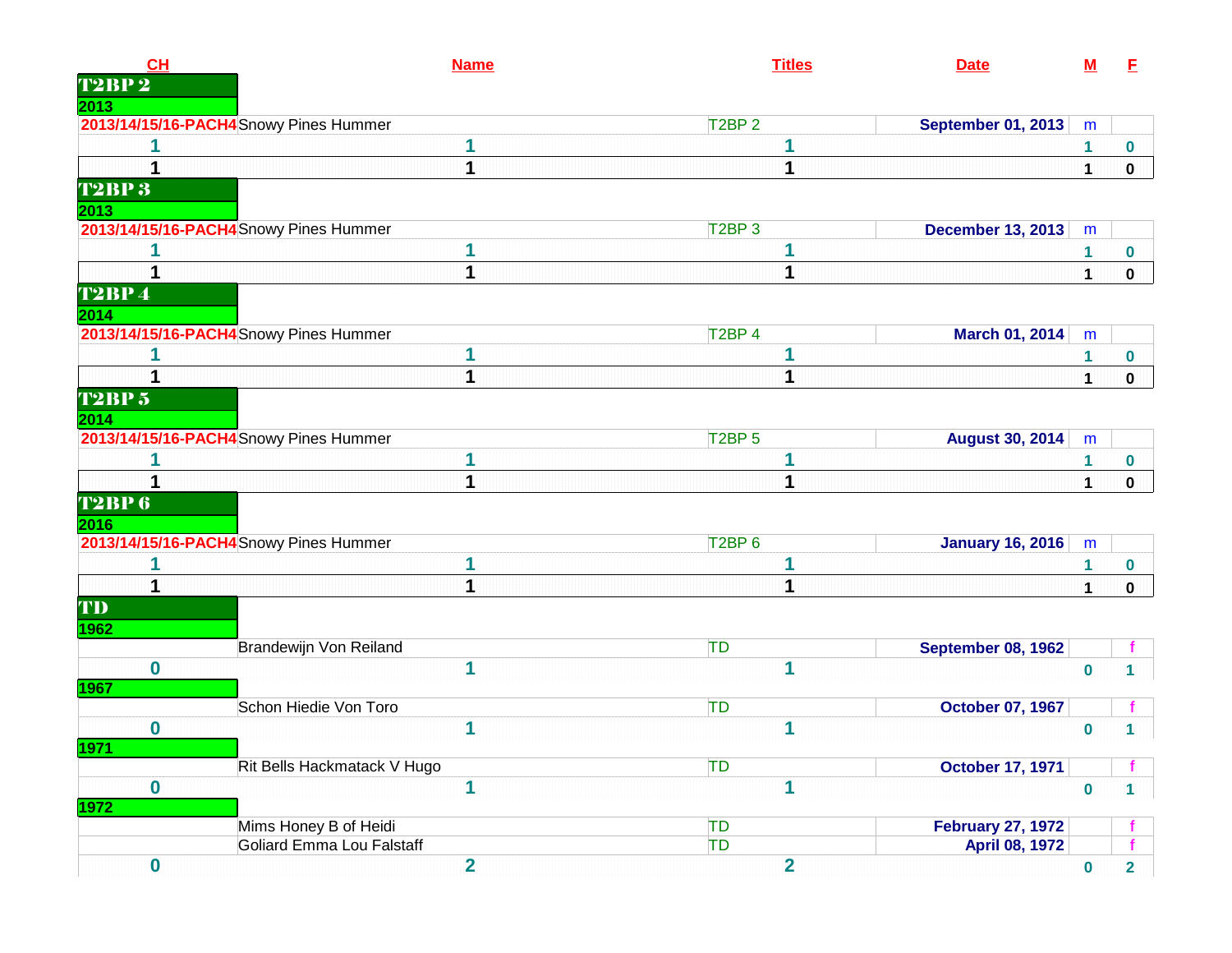| CH | Name | Titles | Date | M | F |
|---|---|---|---|---|---|
| **T2BP 2** | | | | | |
| **2013** | | | | | |
| 2013/14/15/16-PACH4 | Snowy Pines Hummer | T2BP 2 | September 01, 2013 | m | |
| 1 | 1 | 1 | | 1 | 0 |
| 1 | 1 | 1 | | 1 | 0 |
| **T2BP 3** | | | | | |
| **2013** | | | | | |
| 2013/14/15/16-PACH4 | Snowy Pines Hummer | T2BP 3 | December 13, 2013 | m | |
| 1 | 1 | 1 | | 1 | 0 |
| 1 | 1 | 1 | | 1 | 0 |
| **T2BP 4** | | | | | |
| **2014** | | | | | |
| 2013/14/15/16-PACH4 | Snowy Pines Hummer | T2BP 4 | March 01, 2014 | m | |
| 1 | 1 | 1 | | 1 | 0 |
| 1 | 1 | 1 | | 1 | 0 |
| **T2BP 5** | | | | | |
| **2014** | | | | | |
| 2013/14/15/16-PACH4 | Snowy Pines Hummer | T2BP 5 | August 30, 2014 | m | |
| 1 | 1 | 1 | | 1 | 0 |
| 1 | 1 | 1 | | 1 | 0 |
| **T2BP 6** | | | | | |
| **2016** | | | | | |
| 2013/14/15/16-PACH4 | Snowy Pines Hummer | T2BP 6 | January 16, 2016 | m | |
| 1 | 1 | 1 | | 1 | 0 |
| 1 | 1 | 1 | | 1 | 0 |
| **TD** | | | | | |
| **1962** | | | | | |
| | Brandewijn Von Reiland | TD | September 08, 1962 | | f |
| 0 | 1 | 1 | | 0 | 1 |
| **1967** | | | | | |
| | Schon Hiedie Von Toro | TD | October 07, 1967 | | f |
| 0 | 1 | 1 | | 0 | 1 |
| **1971** | | | | | |
| | Rit Bells Hackmatack V Hugo | TD | October 17, 1971 | | f |
| 0 | 1 | 1 | | 0 | 1 |
| **1972** | | | | | |
| | Mims Honey B of Heidi | TD | February 27, 1972 | | f |
| | Goliard Emma Lou Falstaff | TD | April 08, 1972 | | f |
| 0 | 2 | 2 | | 0 | 2 |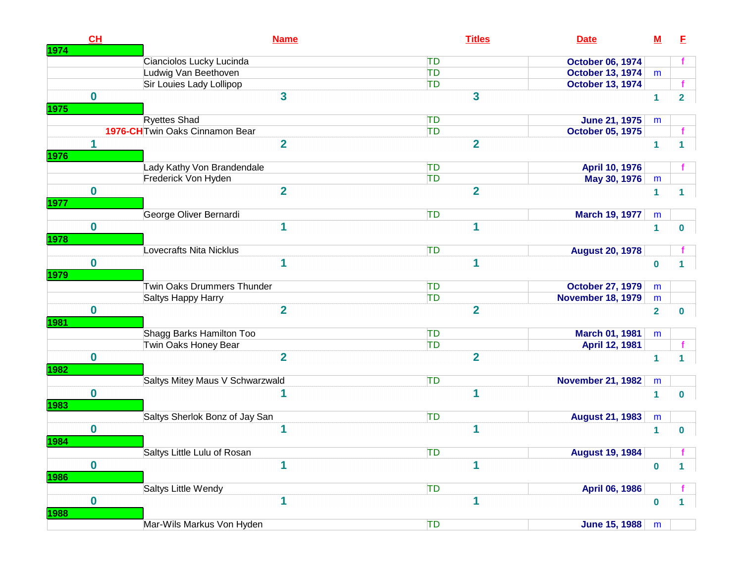| CH | Name | Titles | Date | M | F |
|---|---|---|---|---|---|
| 1974 | | | | | |
| | Cianciolos Lucky Lucinda | TD | October 06, 1974 | | f |
| | Ludwig Van Beethoven | TD | October 13, 1974 | m | |
| | Sir Louies Lady Lollipop | TD | October 13, 1974 | | f |
| 0 | 3 | 3 | | 1 | 2 |
| 1975 | | | | | |
| | Ryettes Shad | TD | June 21, 1975 | m | |
| 1976-CH | Twin Oaks Cinnamon Bear | TD | October 05, 1975 | | f |
| 1 | 2 | 2 | | 1 | 1 |
| 1976 | | | | | |
| | Lady Kathy Von Brandendale | TD | April 10, 1976 | | f |
| | Frederick Von Hyden | TD | May 30, 1976 | m | |
| 0 | 2 | 2 | | 1 | 1 |
| 1977 | | | | | |
| | George Oliver Bernardi | TD | March 19, 1977 | m | |
| 0 | 1 | 1 | | 1 | 0 |
| 1978 | | | | | |
| | Lovecrafts Nita Nicklus | TD | August 20, 1978 | | f |
| 0 | 1 | 1 | | 0 | 1 |
| 1979 | | | | | |
| | Twin Oaks Drummers Thunder | TD | October 27, 1979 | m | |
| | Saltys Happy Harry | TD | November 18, 1979 | m | |
| 0 | 2 | 2 | | 2 | 0 |
| 1981 | | | | | |
| | Shagg Barks Hamilton Too | TD | March 01, 1981 | m | |
| | Twin Oaks Honey Bear | TD | April 12, 1981 | | f |
| 0 | 2 | 2 | | 1 | 1 |
| 1982 | | | | | |
| | Saltys Mitey Maus V Schwarzwald | TD | November 21, 1982 | m | |
| 0 | 1 | 1 | | 1 | 0 |
| 1983 | | | | | |
| | Saltys Sherlok Bonz of Jay San | TD | August 21, 1983 | m | |
| 0 | 1 | 1 | | 1 | 0 |
| 1984 | | | | | |
| | Saltys Little Lulu of Rosan | TD | August 19, 1984 | | f |
| 0 | 1 | 1 | | 0 | 1 |
| 1986 | | | | | |
| | Saltys Little Wendy | TD | April 06, 1986 | | f |
| 0 | 1 | 1 | | 0 | 1 |
| 1988 | | | | | |
| | Mar-Wils Markus Von Hyden | TD | June 15, 1988 | m | |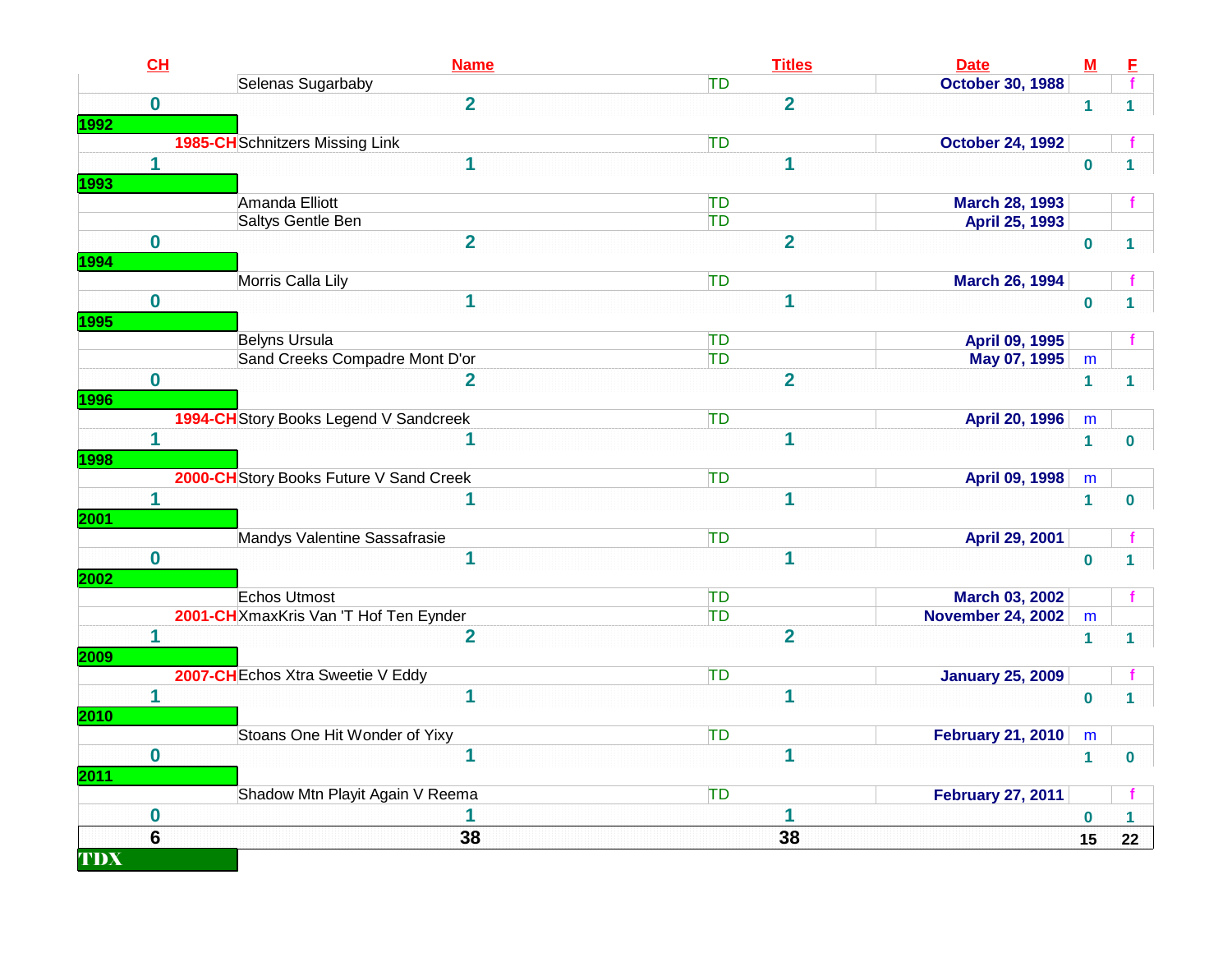| CH | Name | Titles | Date | M | F |
|---|---|---|---|---|---|
| | Selenas Sugarbaby | TD | October 30, 1988 | | f |
| 0 | 2 | 2 | | 1 | 1 |
| 1992 | | | | | |
| 1985-CH | Schnitzers Missing Link | TD | October 24, 1992 | | f |
| 1 | 1 | 1 | | 0 | 1 |
| 1993 | | | | | |
| | Amanda Elliott | TD | March 28, 1993 | | f |
| | Saltys Gentle Ben | TD | April 25, 1993 | | |
| 0 | 2 | 2 | | 0 | 1 |
| 1994 | | | | | |
| | Morris Calla Lily | TD | March 26, 1994 | | f |
| 0 | 1 | 1 | | 0 | 1 |
| 1995 | | | | | |
| | Belyns Ursula | TD | April 09, 1995 | | f |
| | Sand Creeks Compadre Mont D'or | TD | May 07, 1995 | m | |
| 0 | 2 | 2 | | 1 | 1 |
| 1996 | | | | | |
| 1994-CH | Story Books Legend V Sandcreek | TD | April 20, 1996 | m | |
| 1 | 1 | 1 | | 1 | 0 |
| 1998 | | | | | |
| 2000-CH | Story Books Future V Sand Creek | TD | April 09, 1998 | m | |
| 1 | 1 | 1 | | 1 | 0 |
| 2001 | | | | | |
| | Mandys Valentine Sassafrasie | TD | April 29, 2001 | | f |
| 0 | 1 | 1 | | 0 | 1 |
| 2002 | | | | | |
| | Echos Utmost | TD | March 03, 2002 | | f |
| 2001-CH | XmaxKris Van 'T Hof Ten Eynder | TD | November 24, 2002 | m | |
| 1 | 2 | 2 | | 1 | 1 |
| 2009 | | | | | |
| 2007-CH | Echos Xtra Sweetie V Eddy | TD | January 25, 2009 | | f |
| 1 | 1 | 1 | | 0 | 1 |
| 2010 | | | | | |
| | Stoans One Hit Wonder of Yixy | TD | February 21, 2010 | m | |
| 0 | 1 | 1 | | 1 | 0 |
| 2011 | | | | | |
| | Shadow Mtn Playit Again V Reema | TD | February 27, 2011 | | f |
| 0 | 1 | 1 | | 0 | 1 |
| 6 | 38 | 38 | | 15 | 22 |

**TDX**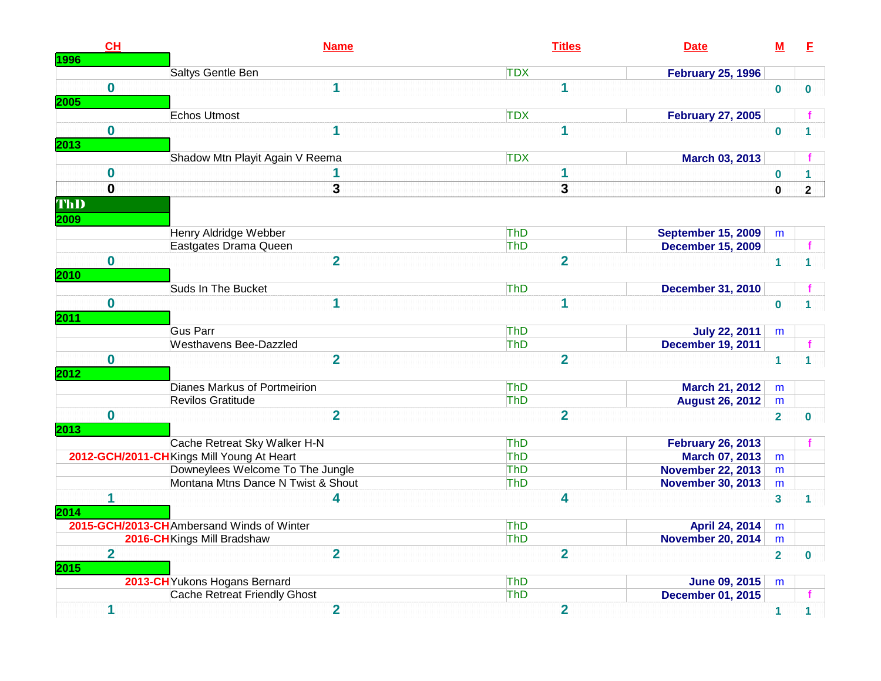| CH | Name | Titles | Date | M | F |
|---|---|---|---|---|---|
| **1996** | | | | | |
| | Saltys Gentle Ben | TDX | February 25, 1996 | | |
| 0 | 1 | 1 | | 0 | 0 |
| **2005** | | | | | |
| | Echos Utmost | TDX | February 27, 2005 | | f |
| 0 | 1 | 1 | | 0 | 1 |
| **2013** | | | | | |
| | Shadow Mtn Playit Again V Reema | TDX | March 03, 2013 | | f |
| 0 | 1 | 1 | | 0 | 1 |
| **0** | **3** | **3** | | **0** | **2** |
| **ThD** | | | | | |
| **2009** | | | | | |
| | Henry Aldridge Webber | ThD | September 15, 2009 | m | |
| | Eastgates Drama Queen | ThD | December 15, 2009 | | f |
| 0 | 2 | 2 | | 1 | 1 |
| **2010** | | | | | |
| | Suds In The Bucket | ThD | December 31, 2010 | | f |
| 0 | 1 | 1 | | 0 | 1 |
| **2011** | | | | | |
| | Gus Parr | ThD | July 22, 2011 | m | |
| | Westhavens Bee-Dazzled | ThD | December 19, 2011 | | f |
| 0 | 2 | 2 | | 1 | 1 |
| **2012** | | | | | |
| | Dianes Markus of Portmeirion | ThD | March 21, 2012 | m | |
| | Revilos Gratitude | ThD | August 26, 2012 | m | |
| 0 | 2 | 2 | | 2 | 0 |
| **2013** | | | | | |
| | Cache Retreat Sky Walker H-N | ThD | February 26, 2013 | | f |
| 2012-GCH/2011-CH | Kings Mill Young At Heart | ThD | March 07, 2013 | m | |
| | Downeylees Welcome To The Jungle | ThD | November 22, 2013 | m | |
| | Montana Mtns Dance N Twist & Shout | ThD | November 30, 2013 | m | |
| 1 | 4 | 4 | | 3 | 1 |
| **2014** | | | | | |
| 2015-GCH/2013-CH | Ambersand Winds of Winter | ThD | April 24, 2014 | m | |
| 2016-CH | Kings Mill Bradshaw | ThD | November 20, 2014 | m | |
| 2 | 2 | 2 | | 2 | 0 |
| **2015** | | | | | |
| 2013-CH | Yukons Hogans Bernard | ThD | June 09, 2015 | m | |
| | Cache Retreat Friendly Ghost | ThD | December 01, 2015 | | f |
| 1 | 2 | 2 | | 1 | 1 |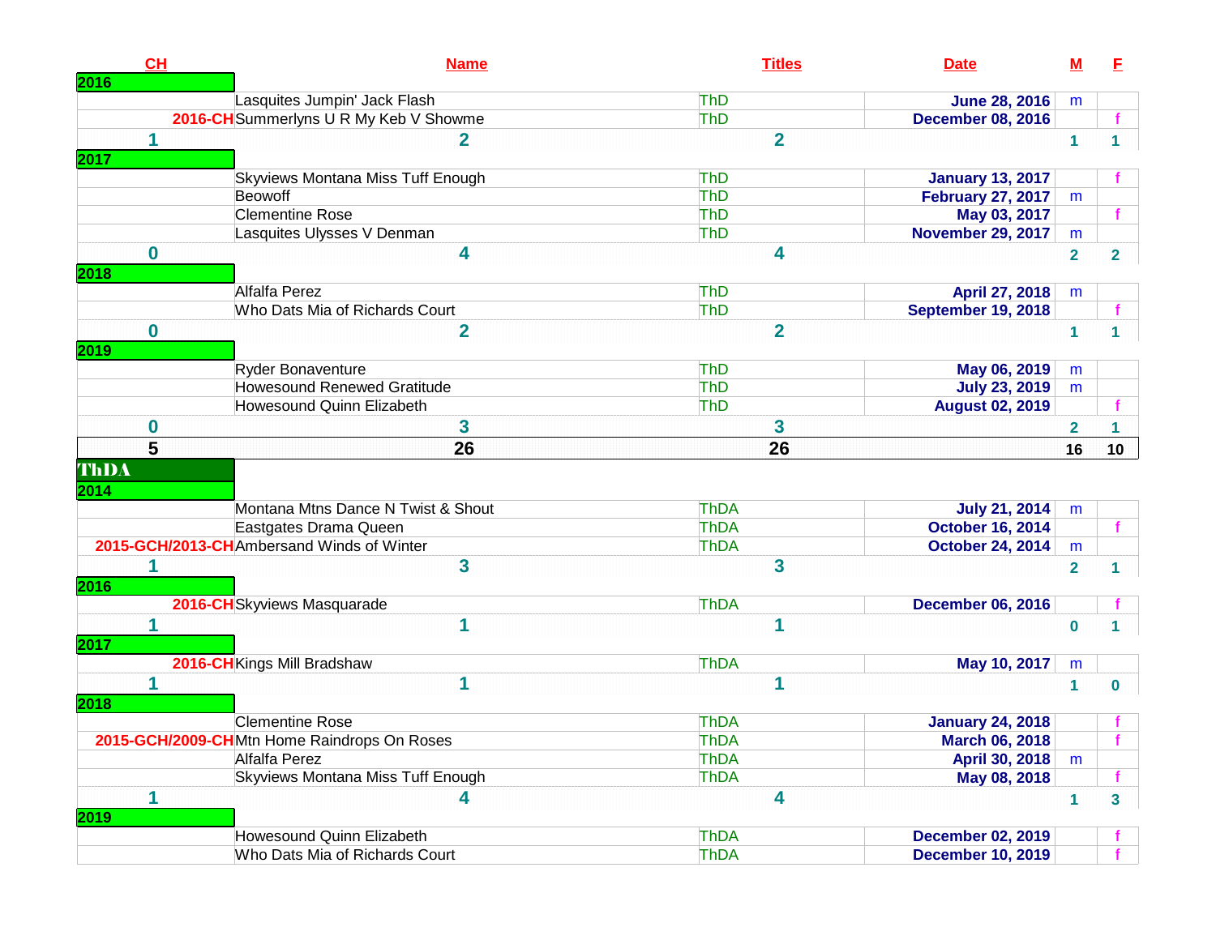| CH | Name | Titles | Date | M | F |
|---|---|---|---|---|---|
| **2016** | | | | | |
| | Lasquites Jumpin' Jack Flash | ThD | June 28, 2016 | m | |
| 2016-CH | Summerlyns U R My Keb V Showme | ThD | December 08, 2016 | | f |
| 1 | 2 | 2 | | 1 | 1 |
| **2017** | | | | | |
| | Skyviews Montana Miss Tuff Enough | ThD | January 13, 2017 | | f |
| | Beowoff | ThD | February 27, 2017 | m | |
| | Clementine Rose | ThD | May 03, 2017 | | f |
| | Lasquites Ulysses V Denman | ThD | November 29, 2017 | m | |
| 0 | 4 | 4 | | 2 | 2 |
| **2018** | | | | | |
| | Alfalfa Perez | ThD | April 27, 2018 | m | |
| | Who Dats Mia of Richards Court | ThD | September 19, 2018 | | f |
| 0 | 2 | 2 | | 1 | 1 |
| **2019** | | | | | |
| | Ryder Bonaventure | ThD | May 06, 2019 | m | |
| | Howesound Renewed Gratitude | ThD | July 23, 2019 | m | |
| | Howesound Quinn Elizabeth | ThD | August 02, 2019 | | f |
| 0 | 3 | 3 | | 2 | 1 |
| **5** | **26** | **26** | | **16** | **10** |
| **ThDA** | | | | | |
| **2014** | | | | | |
| | Montana Mtns Dance N Twist & Shout | ThDA | July 21, 2014 | m | |
| | Eastgates Drama Queen | ThDA | October 16, 2014 | | f |
| 2015-GCH/2013-CH | Ambersand Winds of Winter | ThDA | October 24, 2014 | m | |
| 1 | 3 | 3 | | 2 | 1 |
| **2016** | | | | | |
| 2016-CH | Skyviews Masquarade | ThDA | December 06, 2016 | | f |
| 1 | 1 | 1 | | 0 | 1 |
| **2017** | | | | | |
| 2016-CH | Kings Mill Bradshaw | ThDA | May 10, 2017 | m | |
| 1 | 1 | 1 | | 1 | 0 |
| **2018** | | | | | |
| | Clementine Rose | ThDA | January 24, 2018 | | f |
| 2015-GCH/2009-CH | Mtn Home Raindrops On Roses | ThDA | March 06, 2018 | | f |
| | Alfalfa Perez | ThDA | April 30, 2018 | m | |
| | Skyviews Montana Miss Tuff Enough | ThDA | May 08, 2018 | | f |
| 1 | 4 | 4 | | 1 | 3 |
| **2019** | | | | | |
| | Howesound Quinn Elizabeth | ThDA | December 02, 2019 | | f |
| | Who Dats Mia of Richards Court | ThDA | December 10, 2019 | | f |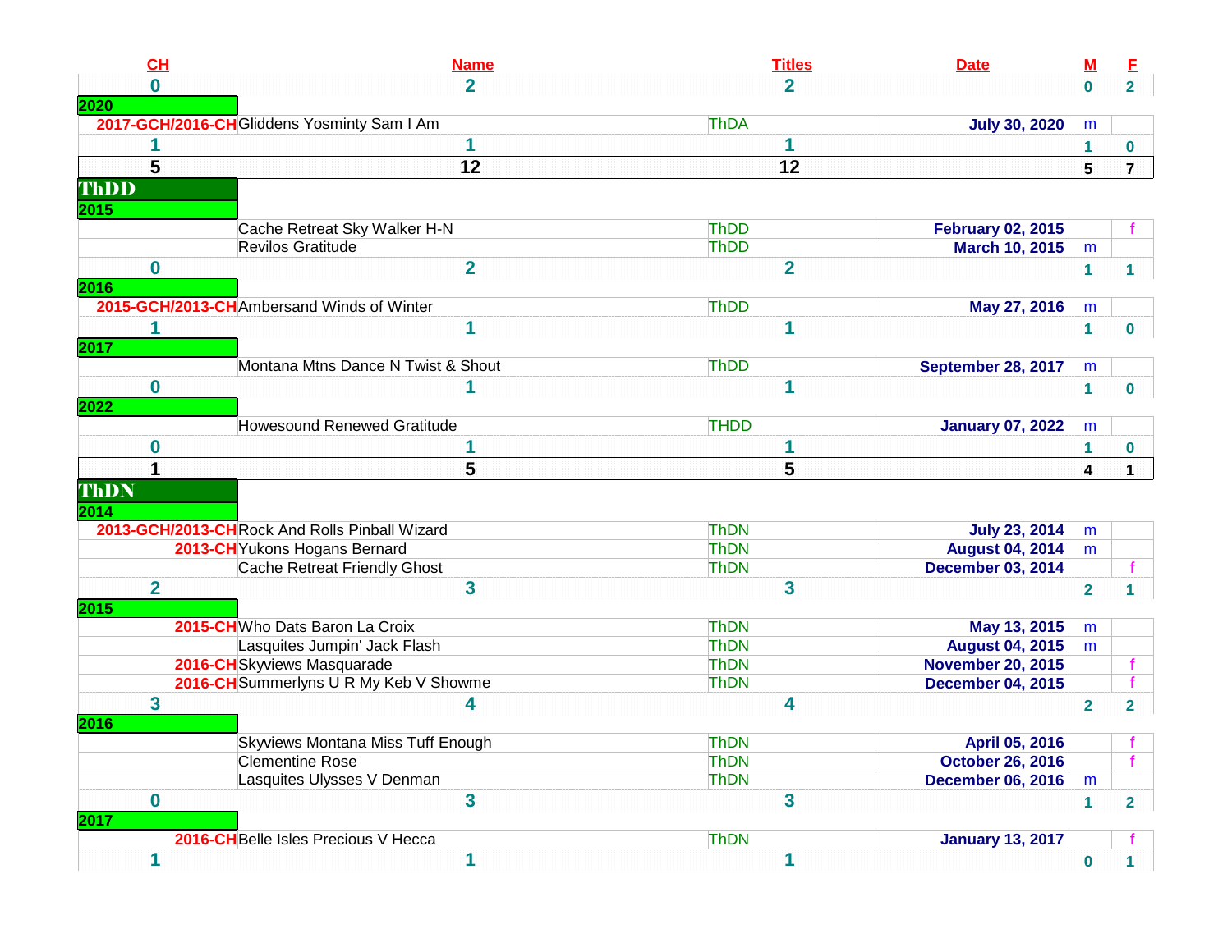| CH | Name | Titles | Date | M | F |
|---|---|---|---|---|---|
| 0 | 2 | 2 | | 0 | 2 |
| **2020** | | | | | |
| 2017-GCH/2016-CH | Gliddens Yosminty Sam I Am | ThDA | July 30, 2020 | m | |
| 1 | 1 | 1 | | 1 | 0 |
| **5** | **12** | **12** | | **5** | **7** |
| **ThDD** | | | | | |
| **2015** | | | | | |
| | Cache Retreat Sky Walker H-N | ThDD | February 02, 2015 | | f |
| | Revilos Gratitude | ThDD | March 10, 2015 | m | |
| 0 | 2 | 2 | | 1 | 1 |
| **2016** | | | | | |
| 2015-GCH/2013-CH | Ambersand Winds of Winter | ThDD | May 27, 2016 | m | |
| 1 | 1 | 1 | | 1 | 0 |
| **2017** | | | | | |
| | Montana Mtns Dance N Twist & Shout | ThDD | September 28, 2017 | m | |
| 0 | 1 | 1 | | 1 | 0 |
| **2022** | | | | | |
| | Howesound Renewed Gratitude | THDD | January 07, 2022 | m | |
| 0 | 1 | 1 | | 1 | 0 |
| **1** | **5** | **5** | | **4** | **1** |
| **ThDN** | | | | | |
| **2014** | | | | | |
| 2013-GCH/2013-CH | Rock And Rolls Pinball Wizard | ThDN | July 23, 2014 | m | |
| 2013-CH | Yukons Hogans Bernard | ThDN | August 04, 2014 | m | |
| | Cache Retreat Friendly Ghost | ThDN | December 03, 2014 | | f |
| 2 | 3 | 3 | | 2 | 1 |
| **2015** | | | | | |
| 2015-CH | Who Dats Baron La Croix | ThDN | May 13, 2015 | m | |
| | Lasquites Jumpin' Jack Flash | ThDN | August 04, 2015 | m | |
| 2016-CH | Skyviews Masquarade | ThDN | November 20, 2015 | | f |
| 2016-CH | Summerlyns U R My Keb V Showme | ThDN | December 04, 2015 | | f |
| 3 | 4 | 4 | | 2 | 2 |
| **2016** | | | | | |
| | Skyviews Montana Miss Tuff Enough | ThDN | April 05, 2016 | | f |
| | Clementine Rose | ThDN | October 26, 2016 | | f |
| | Lasquites Ulysses V Denman | ThDN | December 06, 2016 | m | |
| 0 | 3 | 3 | | 1 | 2 |
| **2017** | | | | | |
| 2016-CH | Belle Isles Precious V Hecca | ThDN | January 13, 2017 | | f |
| 1 | 1 | 1 | | 0 | 1 |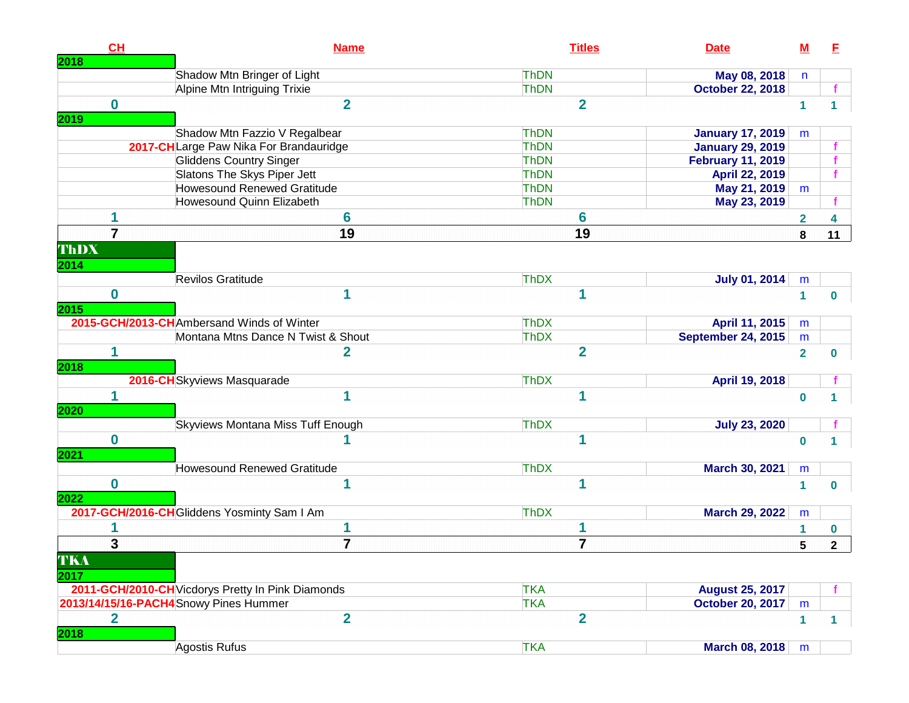| CH | Name | Titles | Date | M | F |
|---|---|---|---|---|---|
| **2018** | | | | | |
| | Shadow Mtn Bringer of Light | ThDN | May 08, 2018 | n | |
| | Alpine Mtn Intriguing Trixie | ThDN | October 22, 2018 | | f |
| 0 | 2 | 2 | | 1 | 1 |
| **2019** | | | | | |
| | Shadow Mtn Fazzio V Regalbear | ThDN | January 17, 2019 | m | |
| 2017-CH | Large Paw Nika For Brandauridge | ThDN | January 29, 2019 | | f |
| | Gliddens Country Singer | ThDN | February 11, 2019 | | f |
| | Slatons The Skys Piper Jett | ThDN | April 22, 2019 | | f |
| | Howesound Renewed Gratitude | ThDN | May 21, 2019 | m | |
| | Howesound Quinn Elizabeth | ThDN | May 23, 2019 | | f |
| 1 | 6 | 6 | | 2 | 4 |
| **7** | **19** | **19** | | **8** | **11** |
| **ThDX** | | | | | |
| **2014** | | | | | |
| | Revilos Gratitude | ThDX | July 01, 2014 | m | |
| 0 | 1 | 1 | | 1 | 0 |
| **2015** | | | | | |
| 2015-GCH/2013-CH | Ambersand Winds of Winter | ThDX | April 11, 2015 | m | |
| | Montana Mtns Dance N Twist & Shout | ThDX | September 24, 2015 | m | |
| 1 | 2 | 2 | | 2 | 0 |
| **2018** | | | | | |
| 2016-CH | Skyviews Masquarade | ThDX | April 19, 2018 | | f |
| 1 | 1 | 1 | | 0 | 1 |
| **2020** | | | | | |
| | Skyviews Montana Miss Tuff Enough | ThDX | July 23, 2020 | | f |
| 0 | 1 | 1 | | 0 | 1 |
| **2021** | | | | | |
| | Howesound Renewed Gratitude | ThDX | March 30, 2021 | m | |
| 0 | 1 | 1 | | 1 | 0 |
| **2022** | | | | | |
| 2017-GCH/2016-CH | Gliddens Yosminty Sam I Am | ThDX | March 29, 2022 | m | |
| 1 | 1 | 1 | | 1 | 0 |
| **3** | **7** | **7** | | **5** | **2** |
| **TKA** | | | | | |
| **2017** | | | | | |
| 2011-GCH/2010-CH | Vicdorys Pretty In Pink Diamonds | TKA | August 25, 2017 | | f |
| 2013/14/15/16-PACH4 | Snowy Pines Hummer | TKA | October 20, 2017 | m | |
| 2 | 2 | 2 | | 1 | 1 |
| **2018** | | | | | |
| | Agostis Rufus | TKA | March 08, 2018 | m | |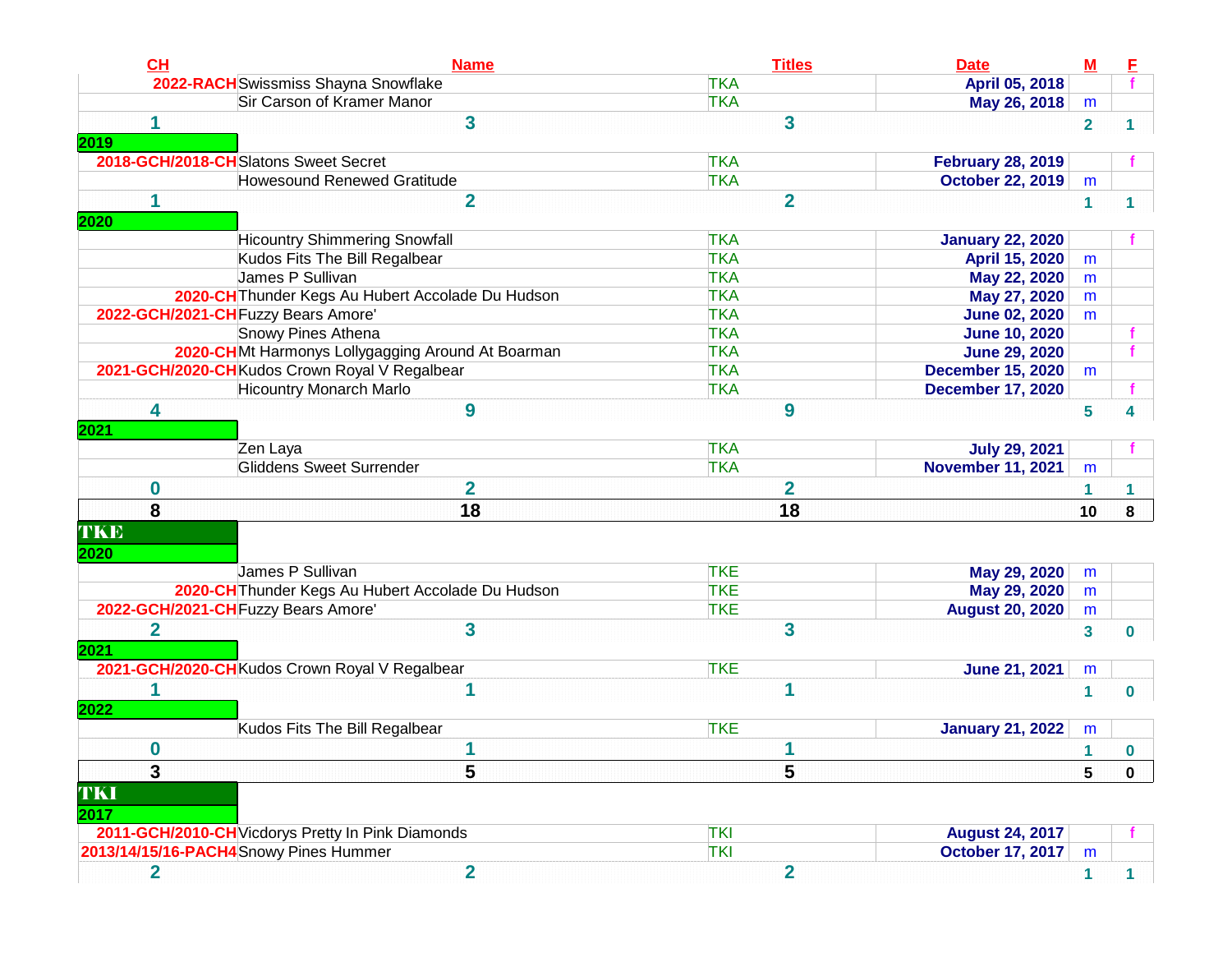| CH | Name | Titles | Date | M | F |
|---|---|---|---|---|---|
| 2022-RACH | Swissmiss Shayna Snowflake | TKA | April 05, 2018 | | f |
| | Sir Carson of Kramer Manor | TKA | May 26, 2018 | m | |
| 1 | 3 | 3 | | 2 | 1 |
| **2019** | | | | | |
| 2018-GCH/2018-CH | Slatons Sweet Secret | TKA | February 28, 2019 | | f |
| | Howesound Renewed Gratitude | TKA | October 22, 2019 | m | |
| 1 | 2 | 2 | | 1 | 1 |
| **2020** | | | | | |
| | Hicountry Shimmering Snowfall | TKA | January 22, 2020 | | f |
| | Kudos Fits The Bill Regalbear | TKA | April 15, 2020 | m | |
| | James P Sullivan | TKA | May 22, 2020 | m | |
| 2020-CH | Thunder Kegs Au Hubert Accolade Du Hudson | TKA | May 27, 2020 | m | |
| 2022-GCH/2021-CH | Fuzzy Bears Amore' | TKA | June 02, 2020 | m | |
| | Snowy Pines Athena | TKA | June 10, 2020 | | f |
| 2020-CH | Mt Harmonys Lollygagging Around At Boarman | TKA | June 29, 2020 | | f |
| 2021-GCH/2020-CH | Kudos Crown Royal V Regalbear | TKA | December 15, 2020 | m | |
| | Hicountry Monarch Marlo | TKA | December 17, 2020 | | f |
| 4 | 9 | 9 | | 5 | 4 |
| **2021** | | | | | |
| | Zen Laya | TKA | July 29, 2021 | | f |
| | Gliddens Sweet Surrender | TKA | November 11, 2021 | m | |
| 0 | 2 | 2 | | 1 | 1 |
| **8** | **18** | **18** | | **10** | **8** |
| **TKE** | | | | | |
| **2020** | | | | | |
| | James P Sullivan | TKE | May 29, 2020 | m | |
| 2020-CH | Thunder Kegs Au Hubert Accolade Du Hudson | TKE | May 29, 2020 | m | |
| 2022-GCH/2021-CH | Fuzzy Bears Amore' | TKE | August 20, 2020 | m | |
| 2 | 3 | 3 | | 3 | 0 |
| **2021** | | | | | |
| 2021-GCH/2020-CH | Kudos Crown Royal V Regalbear | TKE | June 21, 2021 | m | |
| 1 | 1 | 1 | | 1 | 0 |
| **2022** | | | | | |
| | Kudos Fits The Bill Regalbear | TKE | January 21, 2022 | m | |
| 0 | 1 | 1 | | 1 | 0 |
| **3** | **5** | **5** | | **5** | **0** |
| **TKI** | | | | | |
| **2017** | | | | | |
| 2011-GCH/2010-CH | Vicdorys Pretty In Pink Diamonds | TKI | August 24, 2017 | | f |
| 2013/14/15/16-PACH4 | Snowy Pines Hummer | TKI | October 17, 2017 | m | |
| 2 | 2 | 2 | | 1 | 1 |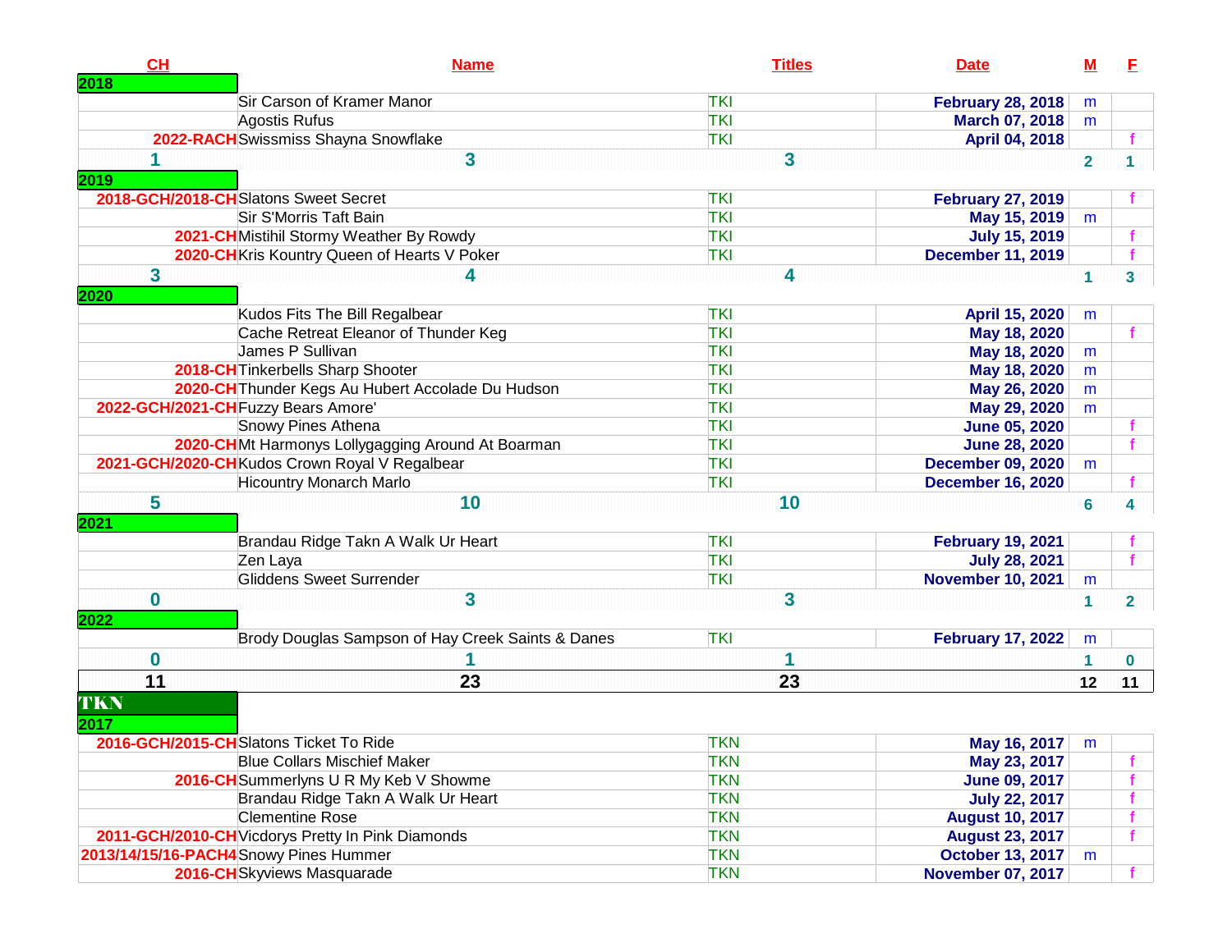| CH | Name | Titles | Date | M | F |
|---|---|---|---|---|---|
| **2018** | | | | | |
| | Sir Carson of Kramer Manor | TKI | February 28, 2018 | m | |
| | Agostis Rufus | TKI | March 07, 2018 | m | |
| 2022-RACH | Swissmiss Shayna Snowflake | TKI | April 04, 2018 | | f |
| 1 | 3 | 3 | | 2 | 1 |
| **2019** | | | | | |
| 2018-GCH/2018-CH | Slatons Sweet Secret | TKI | February 27, 2019 | | f |
| | Sir S'Morris Taft Bain | TKI | May 15, 2019 | m | |
| 2021-CH | Mistihil Stormy Weather By Rowdy | TKI | July 15, 2019 | | f |
| 2020-CH | Kris Kountry Queen of Hearts V Poker | TKI | December 11, 2019 | | f |
| 3 | 4 | 4 | | 1 | 3 |
| **2020** | | | | | |
| | Kudos Fits The Bill Regalbear | TKI | April 15, 2020 | m | |
| | Cache Retreat Eleanor of Thunder Keg | TKI | May 18, 2020 | | f |
| | James P Sullivan | TKI | May 18, 2020 | m | |
| 2018-CH | Tinkerbells Sharp Shooter | TKI | May 18, 2020 | m | |
| 2020-CH | Thunder Kegs Au Hubert Accolade Du Hudson | TKI | May 26, 2020 | m | |
| 2022-GCH/2021-CH | Fuzzy Bears Amore' | TKI | May 29, 2020 | m | |
| | Snowy Pines Athena | TKI | June 05, 2020 | | f |
| 2020-CH | Mt Harmonys Lollygagging Around At Boarman | TKI | June 28, 2020 | | f |
| 2021-GCH/2020-CH | Kudos Crown Royal V Regalbear | TKI | December 09, 2020 | m | |
| | Hicountry Monarch Marlo | TKI | December 16, 2020 | | f |
| 5 | 10 | 10 | | 6 | 4 |
| **2021** | | | | | |
| | Brandau Ridge Takn A Walk Ur Heart | TKI | February 19, 2021 | | f |
| | Zen Laya | TKI | July 28, 2021 | | f |
| | Gliddens Sweet Surrender | TKI | November 10, 2021 | m | |
| 0 | 3 | 3 | | 1 | 2 |
| **2022** | | | | | |
| | Brody Douglas Sampson of Hay Creek Saints & Danes | TKI | February 17, 2022 | m | |
| 0 | 1 | 1 | | 1 | 0 |
| 11 | 23 | 23 | | 12 | 11 |

## TKN

| CH | Name | Titles | Date | M | F |
|---|---|---|---|---|---|
| **2017** | | | | | |
| 2016-GCH/2015-CH | Slatons Ticket To Ride | TKN | May 16, 2017 | m | |
| | Blue Collars Mischief Maker | TKN | May 23, 2017 | | f |
| 2016-CH | Summerlyns U R My Keb V Showme | TKN | June 09, 2017 | | f |
| | Brandau Ridge Takn A Walk Ur Heart | TKN | July 22, 2017 | | f |
| | Clementine Rose | TKN | August 10, 2017 | | f |
| 2011-GCH/2010-CH | Vicdorys Pretty In Pink Diamonds | TKN | August 23, 2017 | | f |
| 2013/14/15/16-PACH4 | Snowy Pines Hummer | TKN | October 13, 2017 | m | |
| 2016-CH | Skyviews Masquarade | TKN | November 07, 2017 | | f |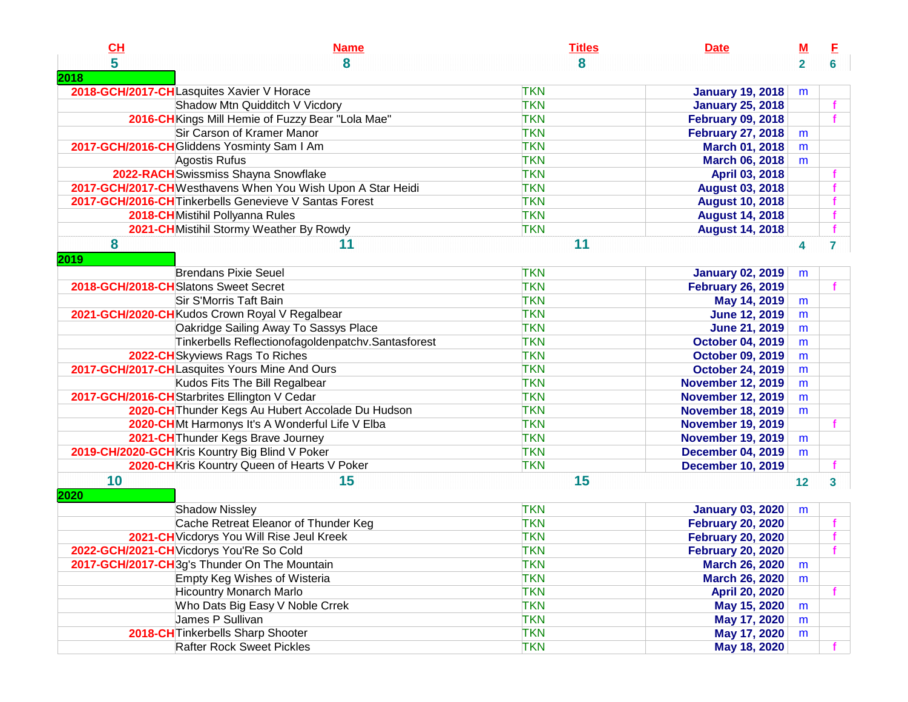| CH | Name | Titles | Date | M | F |
|---|---|---|---|---|---|
| 5 | 8 | 8 | | 2 | 6 |
| 2018 | | | | | |
| 2018-GCH/2017-CH | Lasquites Xavier V Horace | TKN | January 19, 2018 | m | |
| | Shadow Mtn Quidditch V Vicdory | TKN | January 25, 2018 | | f |
| 2016-CH | Kings Mill Hemie of Fuzzy Bear "Lola Mae" | TKN | February 09, 2018 | | f |
| | Sir Carson of Kramer Manor | TKN | February 27, 2018 | m | |
| 2017-GCH/2016-CH | Gliddens Yosminty Sam I Am | TKN | March 01, 2018 | m | |
| | Agostis Rufus | TKN | March 06, 2018 | m | |
| 2022-RACH | Swissmiss Shayna Snowflake | TKN | April 03, 2018 | | f |
| 2017-GCH/2017-CH | Westhavens When You Wish Upon A Star Heidi | TKN | August 03, 2018 | | f |
| 2017-GCH/2016-CH | Tinkerbells Genevieve V Santas Forest | TKN | August 10, 2018 | | f |
| 2018-CH | Mistihil Pollyanna Rules | TKN | August 14, 2018 | | f |
| 2021-CH | Mistihil Stormy Weather By Rowdy | TKN | August 14, 2018 | | f |
| 8 | 11 | 11 | | 4 | 7 |
| 2019 | | | | | |
| | Brendans Pixie Seuel | TKN | January 02, 2019 | m | |
| 2018-GCH/2018-CH | Slatons Sweet Secret | TKN | February 26, 2019 | | f |
| | Sir S'Morris Taft Bain | TKN | May 14, 2019 | m | |
| 2021-GCH/2020-CH | Kudos Crown Royal V Regalbear | TKN | June 12, 2019 | m | |
| | Oakridge Sailing Away To Sassys Place | TKN | June 21, 2019 | m | |
| | Tinkerbells Reflectionofagoldenpatchv.Santasforest | TKN | October 04, 2019 | m | |
| 2022-CH | Skyviews Rags To Riches | TKN | October 09, 2019 | m | |
| 2017-GCH/2017-CH | Lasquites Yours Mine And Ours | TKN | October 24, 2019 | m | |
| | Kudos Fits The Bill Regalbear | TKN | November 12, 2019 | m | |
| 2017-GCH/2016-CH | Starbrites Ellington V Cedar | TKN | November 12, 2019 | m | |
| 2020-CH | Thunder Kegs Au Hubert Accolade Du Hudson | TKN | November 18, 2019 | m | |
| 2020-CH | Mt Harmonys It's A Wonderful Life V Elba | TKN | November 19, 2019 | | f |
| 2021-CH | Thunder Kegs Brave Journey | TKN | November 19, 2019 | m | |
| 2019-CH/2020-GCH | Kris Kountry Big Blind V Poker | TKN | December 04, 2019 | m | |
| 2020-CH | Kris Kountry Queen of Hearts V Poker | TKN | December 10, 2019 | | f |
| 10 | 15 | 15 | | 12 | 3 |
| 2020 | | | | | |
| | Shadow Nissley | TKN | January 03, 2020 | m | |
| | Cache Retreat Eleanor of Thunder Keg | TKN | February 20, 2020 | | f |
| 2021-CH | Vicdorys You Will Rise Jeul Kreek | TKN | February 20, 2020 | | f |
| 2022-GCH/2021-CH | Vicdorys You'Re So Cold | TKN | February 20, 2020 | | f |
| 2017-GCH/2017-CH | 3g's Thunder On The Mountain | TKN | March 26, 2020 | m | |
| | Empty Keg Wishes of Wisteria | TKN | March 26, 2020 | m | |
| | Hicountry Monarch Marlo | TKN | April 20, 2020 | | f |
| | Who Dats Big Easy V Noble Crrek | TKN | May 15, 2020 | m | |
| | James P Sullivan | TKN | May 17, 2020 | m | |
| 2018-CH | Tinkerbells Sharp Shooter | TKN | May 17, 2020 | m | |
| | Rafter Rock Sweet Pickles | TKN | May 18, 2020 | | f |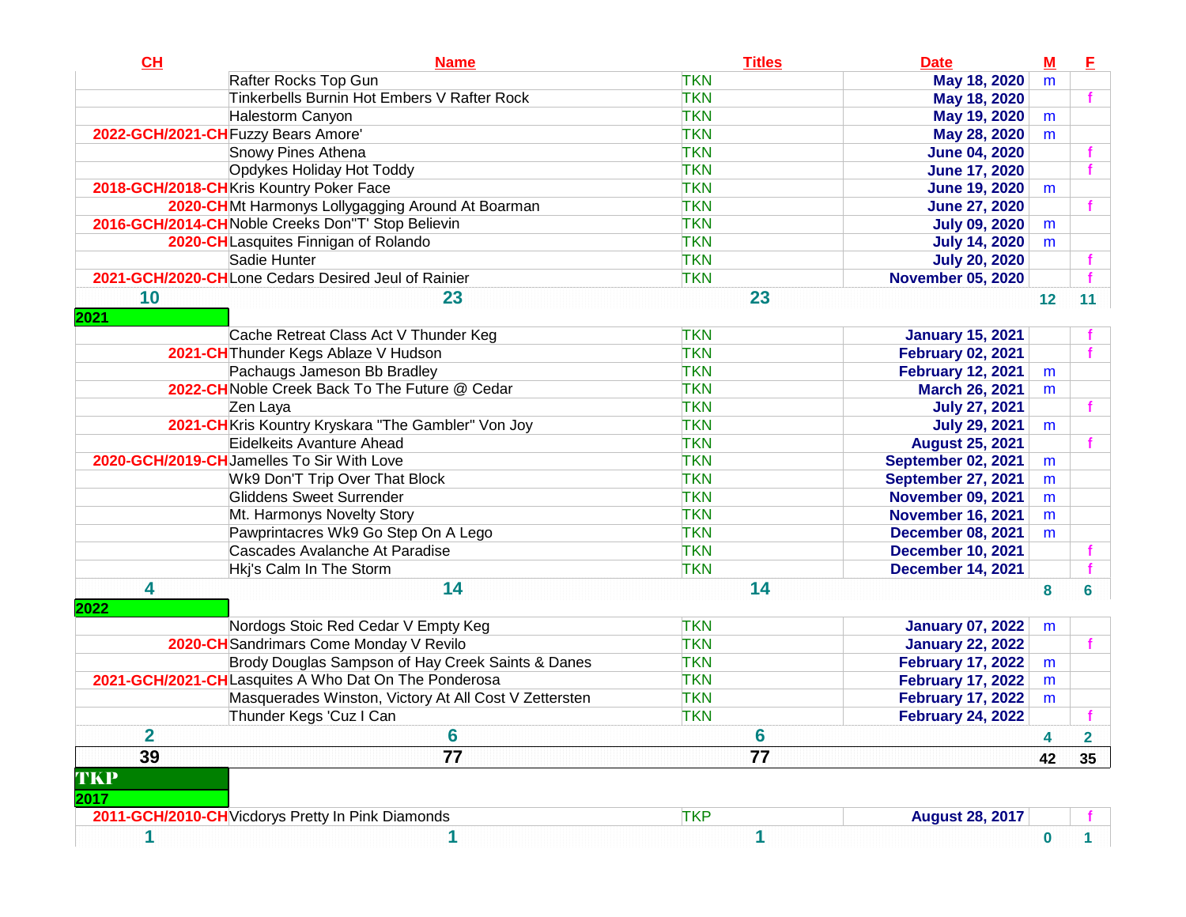| CH | Name | Titles | Date | M | F |
|---|---|---|---|---|---|
| | Rafter Rocks Top Gun | TKN | May 18, 2020 | m | |
| | Tinkerbells Burnin Hot Embers V Rafter Rock | TKN | May 18, 2020 | | f |
| | Halestorm Canyon | TKN | May 19, 2020 | m | |
| 2022-GCH/2021-CH | Fuzzy Bears Amore' | TKN | May 28, 2020 | m | |
| | Snowy Pines Athena | TKN | June 04, 2020 | | f |
| | Opdykes Holiday Hot Toddy | TKN | June 17, 2020 | | f |
| 2018-GCH/2018-CH | Kris Kountry Poker Face | TKN | June 19, 2020 | m | |
| 2020-CH | Mt Harmonys Lollygagging Around At Boarman | TKN | June 27, 2020 | | f |
| 2016-GCH/2014-CH | Noble Creeks Don"T' Stop Believin | TKN | July 09, 2020 | m | |
| 2020-CH | Lasquites Finnigan of Rolando | TKN | July 14, 2020 | m | |
| | Sadie Hunter | TKN | July 20, 2020 | | f |
| 2021-GCH/2020-CH | Lone Cedars Desired Jeul of Rainier | TKN | November 05, 2020 | | f |
| **10** | **23** | **23** | | **12** | **11** |
| **2021** | | | | | |
| | Cache Retreat Class Act V Thunder Keg | TKN | January 15, 2021 | | f |
| 2021-CH | Thunder Kegs Ablaze V Hudson | TKN | February 02, 2021 | | f |
| | Pachaugs Jameson Bb Bradley | TKN | February 12, 2021 | m | |
| 2022-CH | Noble Creek Back To The Future @ Cedar | TKN | March 26, 2021 | m | |
| | Zen Laya | TKN | July 27, 2021 | | f |
| 2021-CH | Kris Kountry Kryskara "The Gambler" Von Joy | TKN | July 29, 2021 | m | |
| | Eidelkeits Avanture Ahead | TKN | August 25, 2021 | | f |
| 2020-GCH/2019-CH | Jamelles To Sir With Love | TKN | September 02, 2021 | m | |
| | Wk9 Don'T Trip Over That Block | TKN | September 27, 2021 | m | |
| | Gliddens Sweet Surrender | TKN | November 09, 2021 | m | |
| | Mt. Harmonys Novelty Story | TKN | November 16, 2021 | m | |
| | Pawprintacres Wk9 Go Step On A Lego | TKN | December 08, 2021 | m | |
| | Cascades Avalanche At Paradise | TKN | December 10, 2021 | | f |
| | Hkj's Calm In The Storm | TKN | December 14, 2021 | | f |
| **4** | **14** | **14** | | **8** | **6** |
| **2022** | | | | | |
| | Nordogs Stoic Red Cedar V Empty Keg | TKN | January 07, 2022 | m | |
| 2020-CH | Sandrimars Come Monday V Revilo | TKN | January 22, 2022 | | f |
| | Brody Douglas Sampson of Hay Creek Saints & Danes | TKN | February 17, 2022 | m | |
| 2021-GCH/2021-CH | Lasquites A Who Dat On The Ponderosa | TKN | February 17, 2022 | m | |
| | Masquerades Winston, Victory At All Cost V Zettersten | TKN | February 17, 2022 | m | |
| | Thunder Kegs 'Cuz I Can | TKN | February 24, 2022 | | f |
| **2** | **6** | **6** | | **4** | **2** |
| **39** | **77** | **77** | | **42** | **35** |
| **TKP** | | | | | |
| **2017** | | | | | |
| 2011-GCH/2010-CH | Vicdorys Pretty In Pink Diamonds | TKP | August 28, 2017 | | f |
| **1** | **1** | **1** | | **0** | **1** |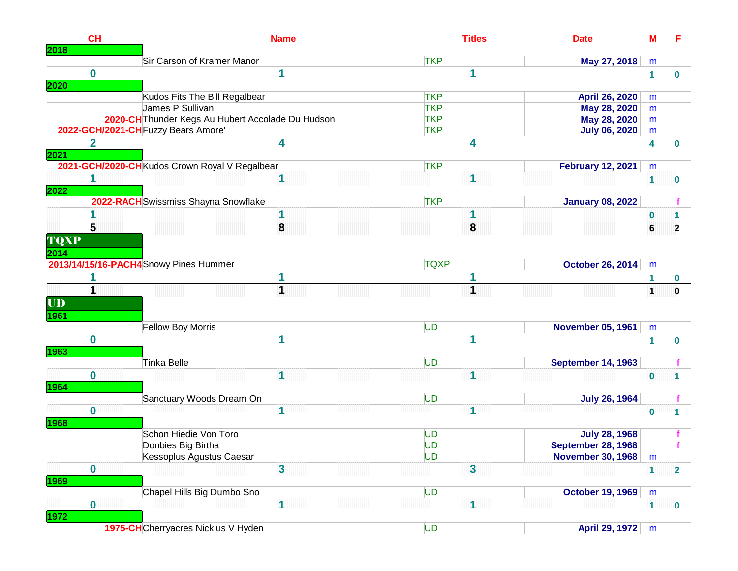| CH | Name | Titles | Date | M | F |
|---|---|---|---|---|---|
| **2018** | | | | | |
| | Sir Carson of Kramer Manor | TKP | May 27, 2018 | m | |
| **0** | **1** | **1** | | **1** | **0** |
| **2020** | | | | | |
| | Kudos Fits The Bill Regalbear | TKP | April 26, 2020 | m | |
| | James P Sullivan | TKP | May 28, 2020 | m | |
| 2020-CH | Thunder Kegs Au Hubert Accolade Du Hudson | TKP | May 28, 2020 | m | |
| 2022-GCH/2021-CH | Fuzzy Bears Amore' | TKP | July 06, 2020 | m | |
| **2** | **4** | **4** | | **4** | **0** |
| **2021** | | | | | |
| 2021-GCH/2020-CH | Kudos Crown Royal V Regalbear | TKP | February 12, 2021 | m | |
| **1** | **1** | **1** | | **1** | **0** |
| **2022** | | | | | |
| 2022-RACH | Swissmiss Shayna Snowflake | TKP | January 08, 2022 | | f |
| **1** | **1** | **1** | | **0** | **1** |
| **5** | **8** | **8** | | **6** | **2** |
| **TQXP** | | | | | |
| **2014** | | | | | |
| 2013/14/15/16-PACH4 | Snowy Pines Hummer | TQXP | October 26, 2014 | m | |
| **1** | **1** | **1** | | **1** | **0** |
| **1** | **1** | **1** | | **1** | **0** |
| **UD** | | | | | |
| **1961** | | | | | |
| | Fellow Boy Morris | UD | November 05, 1961 | m | |
| **0** | **1** | **1** | | **1** | **0** |
| **1963** | | | | | |
| | Tinka Belle | UD | September 14, 1963 | | f |
| **0** | **1** | **1** | | **0** | **1** |
| **1964** | | | | | |
| | Sanctuary Woods Dream On | UD | July 26, 1964 | | f |
| **0** | **1** | **1** | | **0** | **1** |
| **1968** | | | | | |
| | Schon Hiedie Von Toro | UD | July 28, 1968 | | f |
| | Donbies Big Birtha | UD | September 28, 1968 | | f |
| | Kessoplus Agustus Caesar | UD | November 30, 1968 | m | |
| **0** | **3** | **3** | | **1** | **2** |
| **1969** | | | | | |
| | Chapel Hills Big Dumbo Sno | UD | October 19, 1969 | m | |
| **0** | **1** | **1** | | **1** | **0** |
| **1972** | | | | | |
| 1975-CH | Cherryacres Nicklus V Hyden | UD | April 29, 1972 | m | |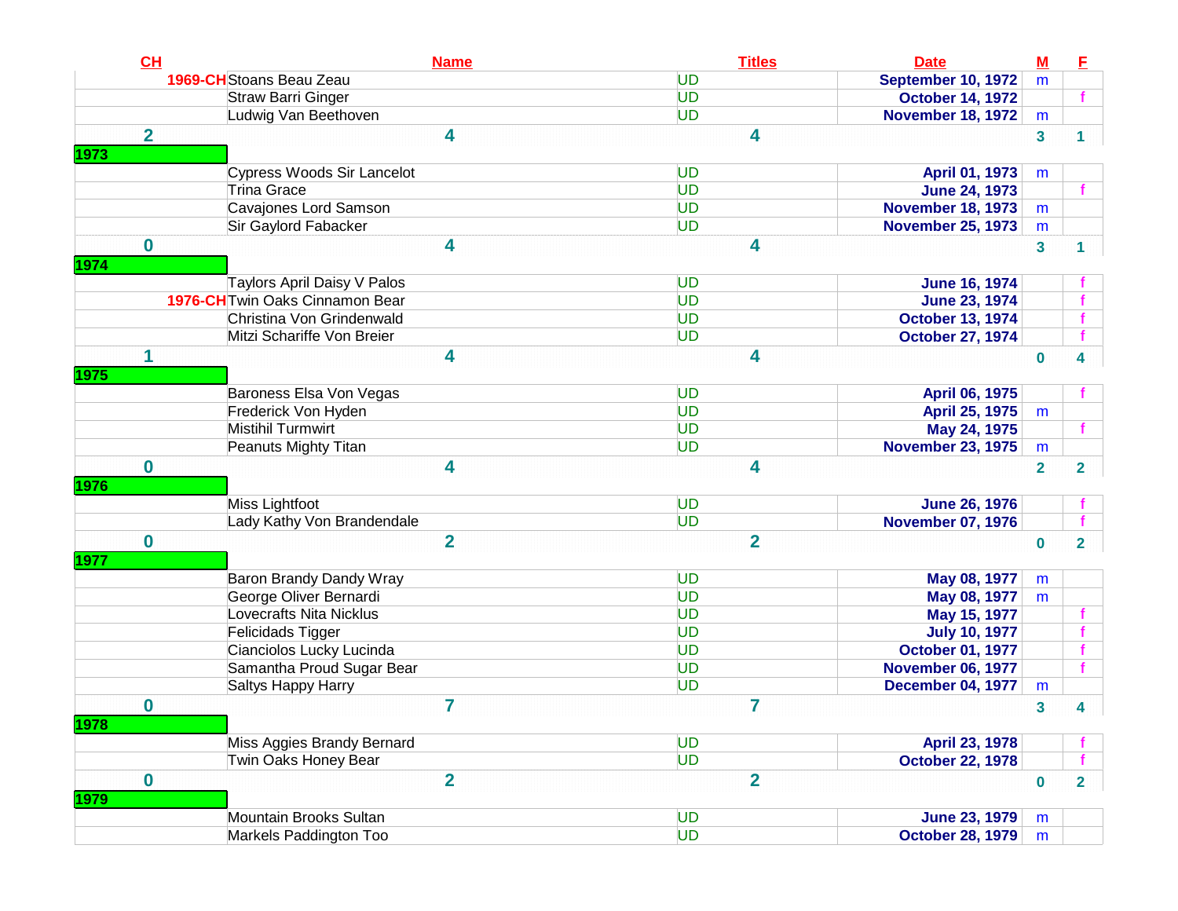| CH | Name | Titles | Date | M | F |
|---|---|---|---|---|---|
| 1969-CH | Stoans Beau Zeau | UD | September 10, 1972 | m | |
| | Straw Barri Ginger | UD | October 14, 1972 | | f |
| | Ludwig Van Beethoven | UD | November 18, 1972 | m | |
| 2 | 4 | 4 | | 3 | 1 |
| 1973 | | | | | |
| | Cypress Woods Sir Lancelot | UD | April 01, 1973 | m | |
| | Trina Grace | UD | June 24, 1973 | | f |
| | Cavajones Lord Samson | UD | November 18, 1973 | m | |
| | Sir Gaylord Fabacker | UD | November 25, 1973 | m | |
| 0 | 4 | 4 | | 3 | 1 |
| 1974 | | | | | |
| | Taylors April Daisy V Palos | UD | June 16, 1974 | | f |
| 1976-CH | Twin Oaks Cinnamon Bear | UD | June 23, 1974 | | f |
| | Christina Von Grindenwald | UD | October 13, 1974 | | f |
| | Mitzi Schariffe Von Breier | UD | October 27, 1974 | | f |
| 1 | 4 | 4 | | 0 | 4 |
| 1975 | | | | | |
| | Baroness Elsa Von Vegas | UD | April 06, 1975 | | f |
| | Frederick Von Hyden | UD | April 25, 1975 | m | |
| | Mistihil Turmwirt | UD | May 24, 1975 | | f |
| | Peanuts Mighty Titan | UD | November 23, 1975 | m | |
| 0 | 4 | 4 | | 2 | 2 |
| 1976 | | | | | |
| | Miss Lightfoot | UD | June 26, 1976 | | f |
| | Lady Kathy Von Brandendale | UD | November 07, 1976 | | f |
| 0 | 2 | 2 | | 0 | 2 |
| 1977 | | | | | |
| | Baron Brandy Dandy Wray | UD | May 08, 1977 | m | |
| | George Oliver Bernardi | UD | May 08, 1977 | m | |
| | Lovecrafts Nita Nicklus | UD | May 15, 1977 | | f |
| | Felicidads Tigger | UD | July 10, 1977 | | f |
| | Cianciolos Lucky Lucinda | UD | October 01, 1977 | | f |
| | Samantha Proud Sugar Bear | UD | November 06, 1977 | | f |
| | Saltys Happy Harry | UD | December 04, 1977 | m | |
| 0 | 7 | 7 | | 3 | 4 |
| 1978 | | | | | |
| | Miss Aggies Brandy Bernard | UD | April 23, 1978 | | f |
| | Twin Oaks Honey Bear | UD | October 22, 1978 | | f |
| 0 | 2 | 2 | | 0 | 2 |
| 1979 | | | | | |
| | Mountain Brooks Sultan | UD | June 23, 1979 | m | |
| | Markels Paddington Too | UD | October 28, 1979 | m | |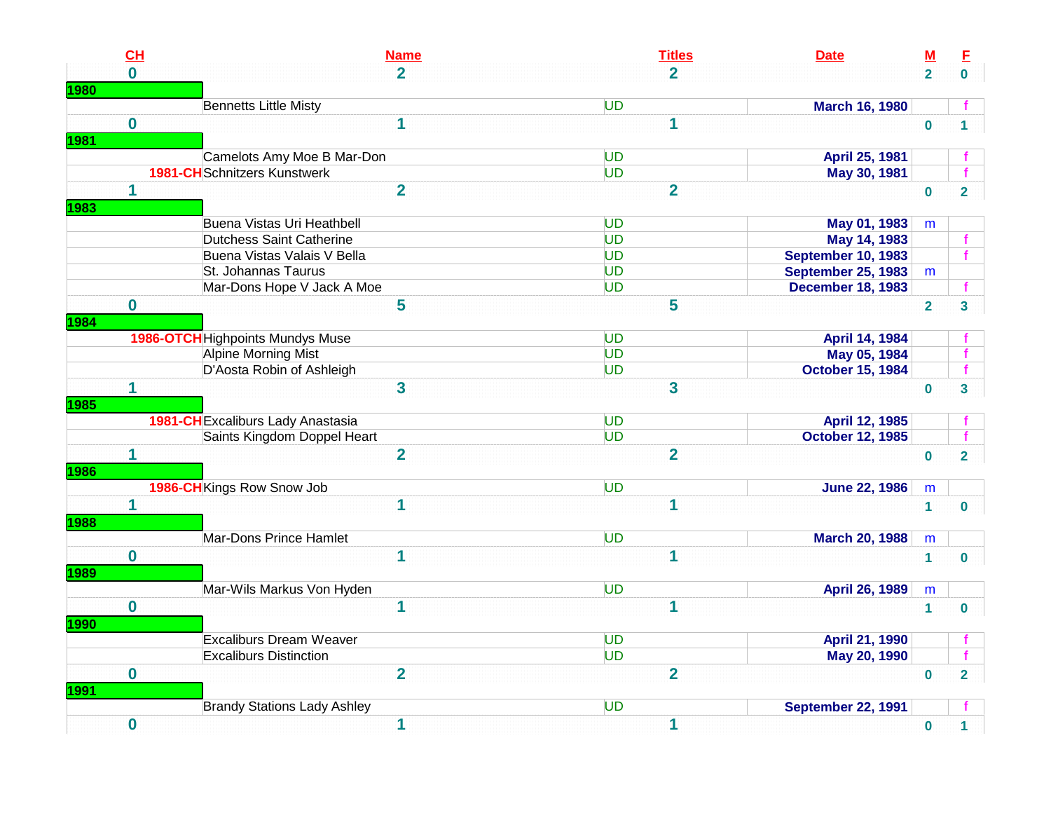| CH | Name | Titles | Date | M | F |
|---|---|---|---|---|---|
| 0 | 2 | 2 | | 2 | 0 |
| 1980 | | | | | |
| | Bennetts Little Misty | UD | March 16, 1980 | | f |
| 0 | 1 | 1 | | 0 | 1 |
| 1981 | | | | | |
| | Camelots Amy Moe B Mar-Don | UD | April 25, 1981 | | f |
| 1981-CH | Schnitzers Kunstwerk | UD | May 30, 1981 | | f |
| 1 | 2 | 2 | | 0 | 2 |
| 1983 | | | | | |
| | Buena Vistas Uri Heathbell | UD | May 01, 1983 | m | |
| | Dutchess Saint Catherine | UD | May 14, 1983 | | f |
| | Buena Vistas Valais V Bella | UD | September 10, 1983 | | f |
| | St. Johannas Taurus | UD | September 25, 1983 | m | |
| | Mar-Dons Hope V Jack A Moe | UD | December 18, 1983 | | f |
| 0 | 5 | 5 | | 2 | 3 |
| 1984 | | | | | |
| 1986-OTCH | Highpoints Mundys Muse | UD | April 14, 1984 | | f |
| | Alpine Morning Mist | UD | May 05, 1984 | | f |
| | D'Aosta Robin of Ashleigh | UD | October 15, 1984 | | f |
| 1 | 3 | 3 | | 0 | 3 |
| 1985 | | | | | |
| 1981-CH | Excaliburs Lady Anastasia | UD | April 12, 1985 | | f |
| | Saints Kingdom Doppel Heart | UD | October 12, 1985 | | f |
| 1 | 2 | 2 | | 0 | 2 |
| 1986 | | | | | |
| 1986-CH | Kings Row Snow Job | UD | June 22, 1986 | m | |
| 1 | 1 | 1 | | 1 | 0 |
| 1988 | | | | | |
| | Mar-Dons Prince Hamlet | UD | March 20, 1988 | m | |
| 0 | 1 | 1 | | 1 | 0 |
| 1989 | | | | | |
| | Mar-Wils Markus Von Hyden | UD | April 26, 1989 | m | |
| 0 | 1 | 1 | | 1 | 0 |
| 1990 | | | | | |
| | Excaliburs Dream Weaver | UD | April 21, 1990 | | f |
| | Excaliburs Distinction | UD | May 20, 1990 | | f |
| 0 | 2 | 2 | | 0 | 2 |
| 1991 | | | | | |
| | Brandy Stations Lady Ashley | UD | September 22, 1991 | | f |
| 0 | 1 | 1 | | 0 | 1 |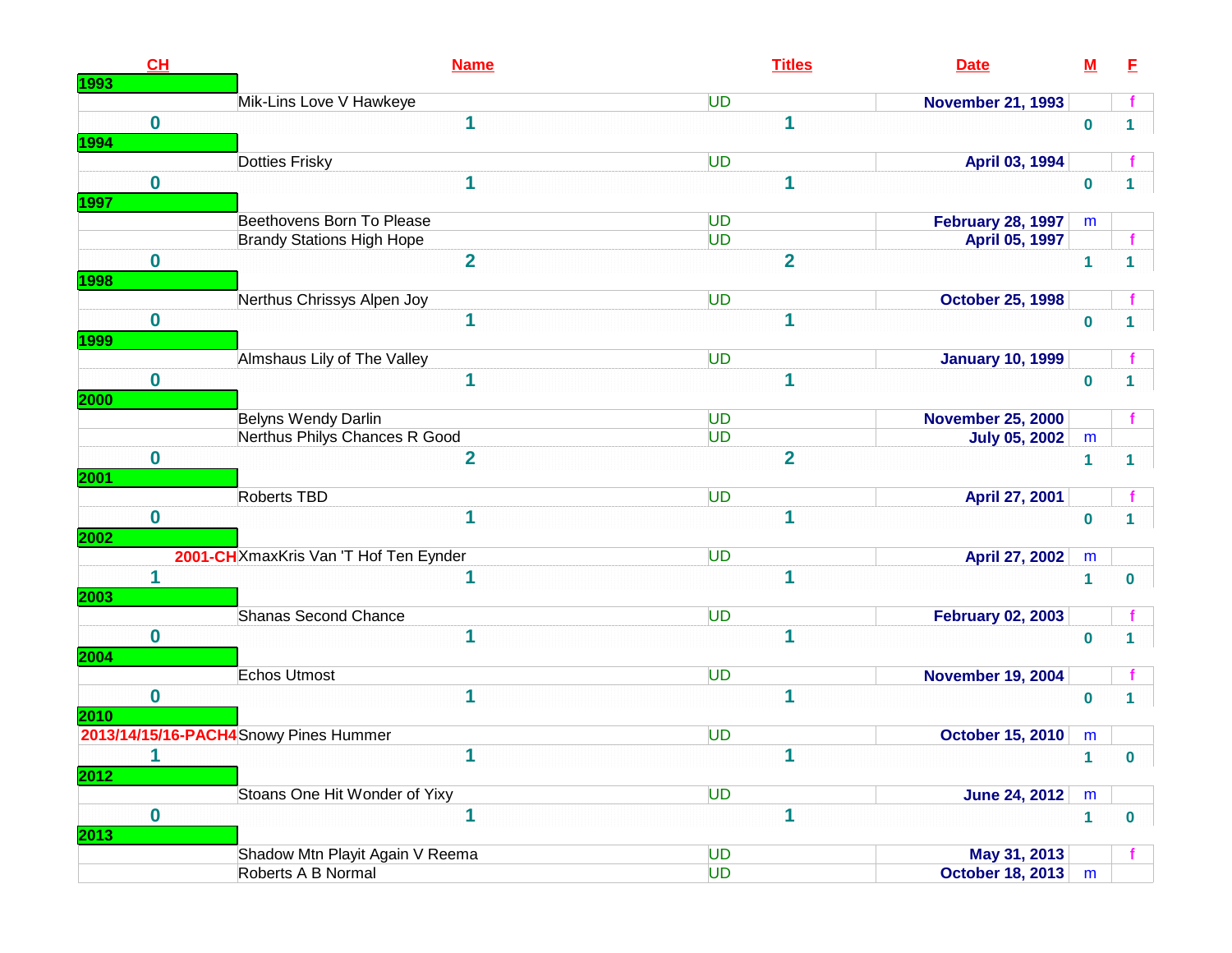| CH | Name | Titles | Date | M | F |
|---|---|---|---|---|---|
| **1993** | | | | | |
| | Mik-Lins Love V Hawkeye | UD | November 21, 1993 | | f |
| 0 | 1 | 1 | | 0 | 1 |
| **1994** | | | | | |
| | Dotties Frisky | UD | April 03, 1994 | | f |
| 0 | 1 | 1 | | 0 | 1 |
| **1997** | | | | | |
| | Beethovens Born To Please | UD | February 28, 1997 | m | |
| | Brandy Stations High Hope | UD | April 05, 1997 | | f |
| 0 | 2 | 2 | | 1 | 1 |
| **1998** | | | | | |
| | Nerthus Chrissys Alpen Joy | UD | October 25, 1998 | | f |
| 0 | 1 | 1 | | 0 | 1 |
| **1999** | | | | | |
| | Almshaus Lily of The Valley | UD | January 10, 1999 | | f |
| 0 | 1 | 1 | | 0 | 1 |
| **2000** | | | | | |
| | Belyns Wendy Darlin | UD | November 25, 2000 | | f |
| | Nerthus Philys Chances R Good | UD | July 05, 2002 | m | |
| 0 | 2 | 2 | | 1 | 1 |
| **2001** | | | | | |
| | Roberts TBD | UD | April 27, 2001 | | f |
| 0 | 1 | 1 | | 0 | 1 |
| **2002** | | | | | |
| 2001-CH | XmaxKris Van 'T Hof Ten Eynder | UD | April 27, 2002 | m | |
| 1 | 1 | 1 | | 1 | 0 |
| **2003** | | | | | |
| | Shanas Second Chance | UD | February 02, 2003 | | f |
| 0 | 1 | 1 | | 0 | 1 |
| **2004** | | | | | |
| | Echos Utmost | UD | November 19, 2004 | | f |
| 0 | 1 | 1 | | 0 | 1 |
| **2010** | | | | | |
| 2013/14/15/16-PACH4 | Snowy Pines Hummer | UD | October 15, 2010 | m | |
| 1 | 1 | 1 | | 1 | 0 |
| **2012** | | | | | |
| | Stoans One Hit Wonder of Yixy | UD | June 24, 2012 | m | |
| 0 | 1 | 1 | | 1 | 0 |
| **2013** | | | | | |
| | Shadow Mtn Playit Again V Reema | UD | May 31, 2013 | | f |
| | Roberts A B Normal | UD | October 18, 2013 | m | |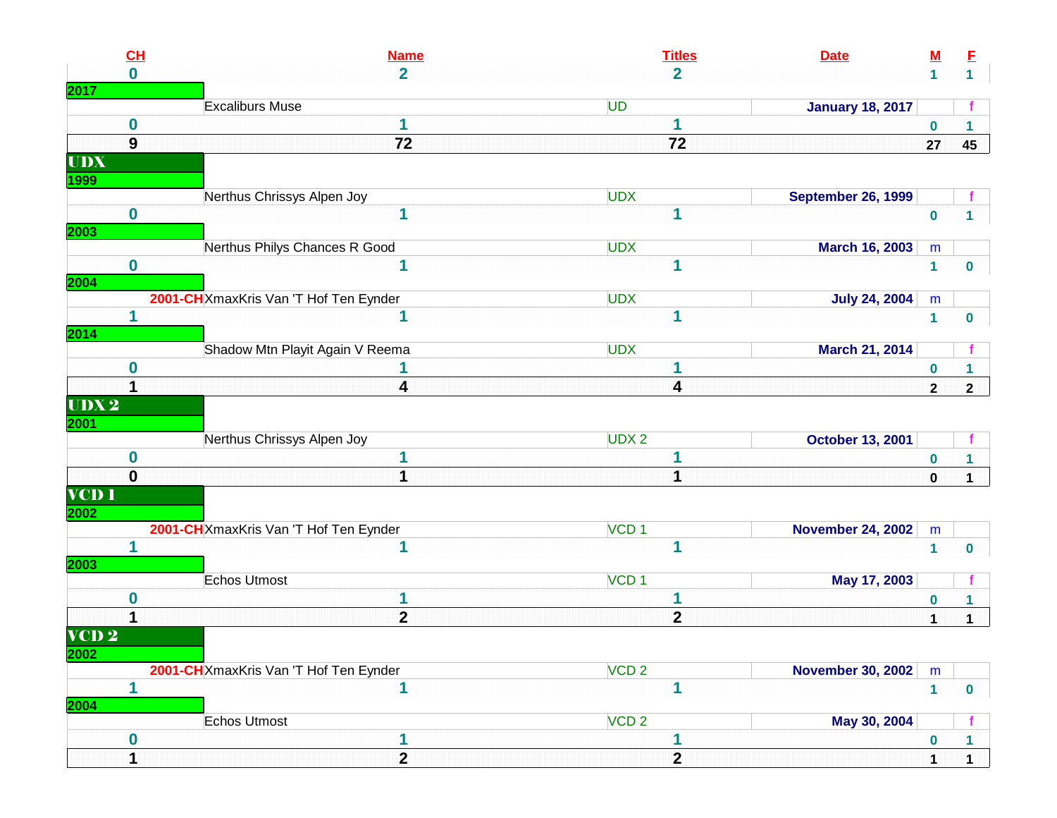| CH | Name | Titles | Date | M | F |
|---|---|---|---|---|---|
| 0 | 2 | 2 | | 1 | 1 |
| **2017** | | | | | |
| | Excaliburs Muse | UD | January 18, 2017 | | f |
| 0 | 1 | 1 | | 0 | 1 |
| **9** | **72** | **72** | | **27** | **45** |
| **UDX** | | | | | |
| **1999** | | | | | |
| | Nerthus Chrissys Alpen Joy | UDX | September 26, 1999 | | f |
| 0 | 1 | 1 | | 0 | 1 |
| **2003** | | | | | |
| | Nerthus Philys Chances R Good | UDX | March 16, 2003 | m | |
| 0 | 1 | 1 | | 1 | 0 |
| **2004** | | | | | |
| 2001-CH | XmaxKris Van 'T Hof Ten Eynder | UDX | July 24, 2004 | m | |
| 1 | 1 | 1 | | 1 | 0 |
| **2014** | | | | | |
| | Shadow Mtn Playit Again V Reema | UDX | March 21, 2014 | | f |
| 0 | 1 | 1 | | 0 | 1 |
| **1** | **4** | **4** | | **2** | **2** |
| **UDX 2** | | | | | |
| **2001** | | | | | |
| | Nerthus Chrissys Alpen Joy | UDX 2 | October 13, 2001 | | f |
| 0 | 1 | 1 | | 0 | 1 |
| **0** | **1** | **1** | | **0** | **1** |
| **VCD 1** | | | | | |
| **2002** | | | | | |
| 2001-CH | XmaxKris Van 'T Hof Ten Eynder | VCD 1 | November 24, 2002 | m | |
| 1 | 1 | 1 | | 1 | 0 |
| **2003** | | | | | |
| | Echos Utmost | VCD 1 | May 17, 2003 | | f |
| 0 | 1 | 1 | | 0 | 1 |
| **1** | **2** | **2** | | **1** | **1** |
| **VCD 2** | | | | | |
| **2002** | | | | | |
| 2001-CH | XmaxKris Van 'T Hof Ten Eynder | VCD 2 | November 30, 2002 | m | |
| 1 | 1 | 1 | | 1 | 0 |
| **2004** | | | | | |
| | Echos Utmost | VCD 2 | May 30, 2004 | | f |
| 0 | 1 | 1 | | 0 | 1 |
| **1** | **2** | **2** | | **1** | **1** |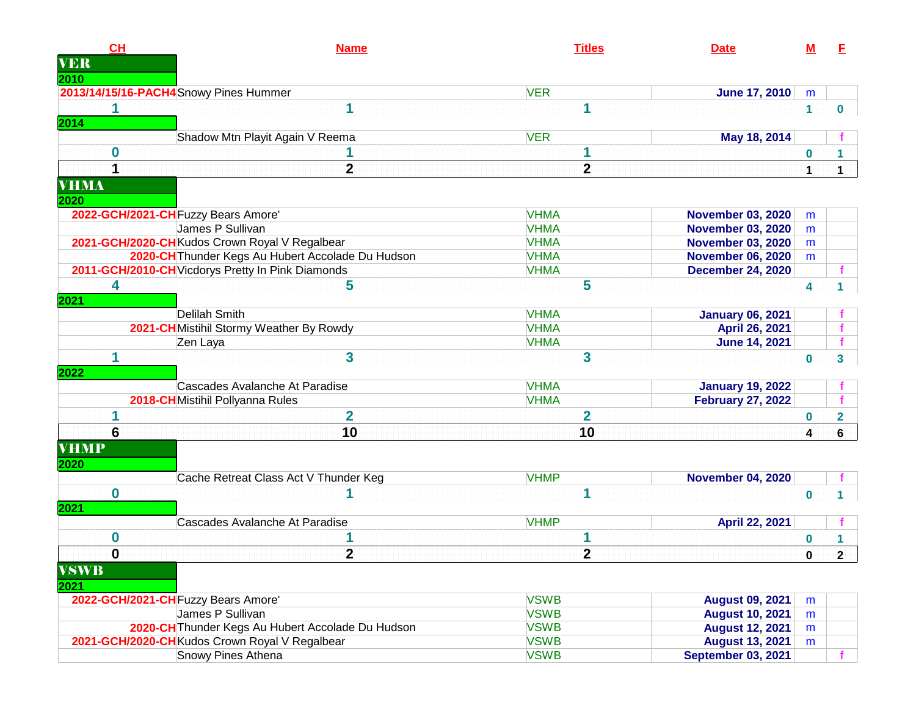| CH | Name | Titles | Date | M | F |
|---|---|---|---|---|---|
| **VER** | | | | | |
| **2010** | | | | | |
| 2013/14/15/16-PACH4 | Snowy Pines Hummer | VER | June 17, 2010 | m | |
| 1 | 1 | 1 | | 1 | 0 |
| **2014** | | | | | |
| | Shadow Mtn Playit Again V Reema | VER | May 18, 2014 | | f |
| 0 | 1 | 1 | | 0 | 1 |
| **1** | **2** | **2** | | **1** | **1** |
| **VHMA** | | | | | |
| **2020** | | | | | |
| 2022-GCH/2021-CH | Fuzzy Bears Amore' | VHMA | November 03, 2020 | m | |
| | James P Sullivan | VHMA | November 03, 2020 | m | |
| 2021-GCH/2020-CH | Kudos Crown Royal V Regalbear | VHMA | November 03, 2020 | m | |
| 2020-CH | Thunder Kegs Au Hubert Accolade Du Hudson | VHMA | November 06, 2020 | m | |
| 2011-GCH/2010-CH | Vicdorys Pretty In Pink Diamonds | VHMA | December 24, 2020 | | f |
| 4 | 5 | 5 | | 4 | 1 |
| **2021** | | | | | |
| | Delilah Smith | VHMA | January 06, 2021 | | f |
| 2021-CH | Mistihil Stormy Weather By Rowdy | VHMA | April 26, 2021 | | f |
| | Zen Laya | VHMA | June 14, 2021 | | f |
| 1 | 3 | 3 | | 0 | 3 |
| **2022** | | | | | |
| | Cascades Avalanche At Paradise | VHMA | January 19, 2022 | | f |
| 2018-CH | Mistihil Pollyanna Rules | VHMA | February 27, 2022 | | f |
| 1 | 2 | 2 | | 0 | 2 |
| **6** | **10** | **10** | | **4** | **6** |
| **VHMP** | | | | | |
| **2020** | | | | | |
| | Cache Retreat Class Act V Thunder Keg | VHMP | November 04, 2020 | | f |
| 0 | 1 | 1 | | 0 | 1 |
| **2021** | | | | | |
| | Cascades Avalanche At Paradise | VHMP | April 22, 2021 | | f |
| 0 | 1 | 1 | | 0 | 1 |
| **0** | **2** | **2** | | **0** | **2** |
| **VSWB** | | | | | |
| **2021** | | | | | |
| 2022-GCH/2021-CH | Fuzzy Bears Amore' | VSWB | August 09, 2021 | m | |
| | James P Sullivan | VSWB | August 10, 2021 | m | |
| 2020-CH | Thunder Kegs Au Hubert Accolade Du Hudson | VSWB | August 12, 2021 | m | |
| 2021-GCH/2020-CH | Kudos Crown Royal V Regalbear | VSWB | August 13, 2021 | m | |
| | Snowy Pines Athena | VSWB | September 03, 2021 | | f |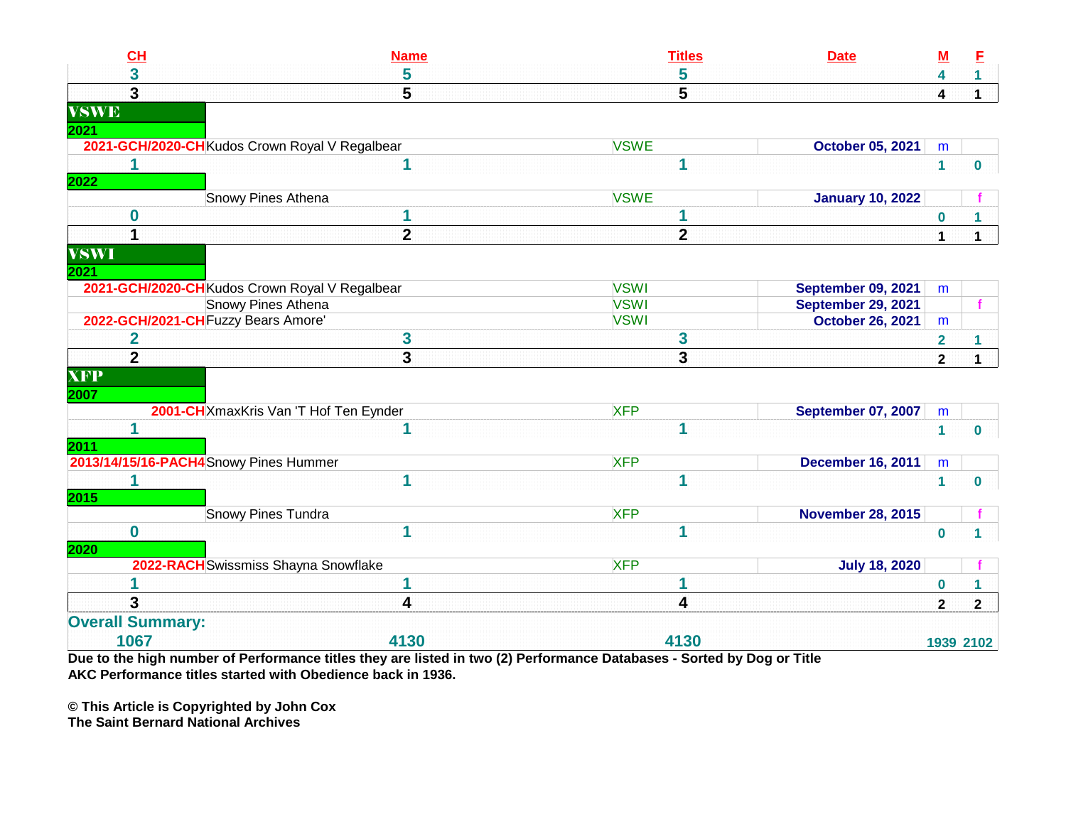| CH | Name | Titles | Date | M | F |
|---|---|---|---|---|---|
| 3 | 5 | 5 | | 4 | 1 |
| 3 | 5 | 5 | | 4 | 1 |
| **VSWE** | | | | | |
| **2021** | | | | | |
| 2021-GCH/2020-CH | Kudos Crown Royal V Regalbear | VSWE | October 05, 2021 | m | |
| 1 | 1 | 1 | | 1 | 0 |
| **2022** | | | | | |
| | Snowy Pines Athena | VSWE | January 10, 2022 | | f |
| 0 | 1 | 1 | | 0 | 1 |
| 1 | 2 | 2 | | 1 | 1 |
| **VSWI** | | | | | |
| **2021** | | | | | |
| 2021-GCH/2020-CH | Kudos Crown Royal V Regalbear | VSWI | September 09, 2021 | m | |
| | Snowy Pines Athena | VSWI | September 29, 2021 | | f |
| 2022-GCH/2021-CH | Fuzzy Bears Amore' | VSWI | October 26, 2021 | m | |
| 2 | 3 | 3 | | 2 | 1 |
| 2 | 3 | 3 | | 2 | 1 |
| **XFP** | | | | | |
| **2007** | | | | | |
| 2001-CH | XmaxKris Van 'T Hof Ten Eynder | XFP | September 07, 2007 | m | |
| 1 | 1 | 1 | | 1 | 0 |
| **2011** | | | | | |
| 2013/14/15/16-PACH4 | Snowy Pines Hummer | XFP | December 16, 2011 | m | |
| 1 | 1 | 1 | | 1 | 0 |
| **2015** | | | | | |
| | Snowy Pines Tundra | XFP | November 28, 2015 | | f |
| 0 | 1 | 1 | | 0 | 1 |
| **2020** | | | | | |
| 2022-RACH | Swissmiss Shayna Snowflake | XFP | July 18, 2020 | | f |
| 1 | 1 | 1 | | 0 | 1 |
| 3 | 4 | 4 | | 2 | 2 |
| **Overall Summary:** | | | | | |
| 1067 | 4130 | 4130 | | 1939 | 2102 |

**Due to the high number of Performance titles they are listed in two (2) Performance Databases - Sorted by Dog or Title**
**AKC Performance titles started with Obedience back in 1936.**

**© This Article is Copyrighted by John Cox**
**The Saint Bernard National Archives**